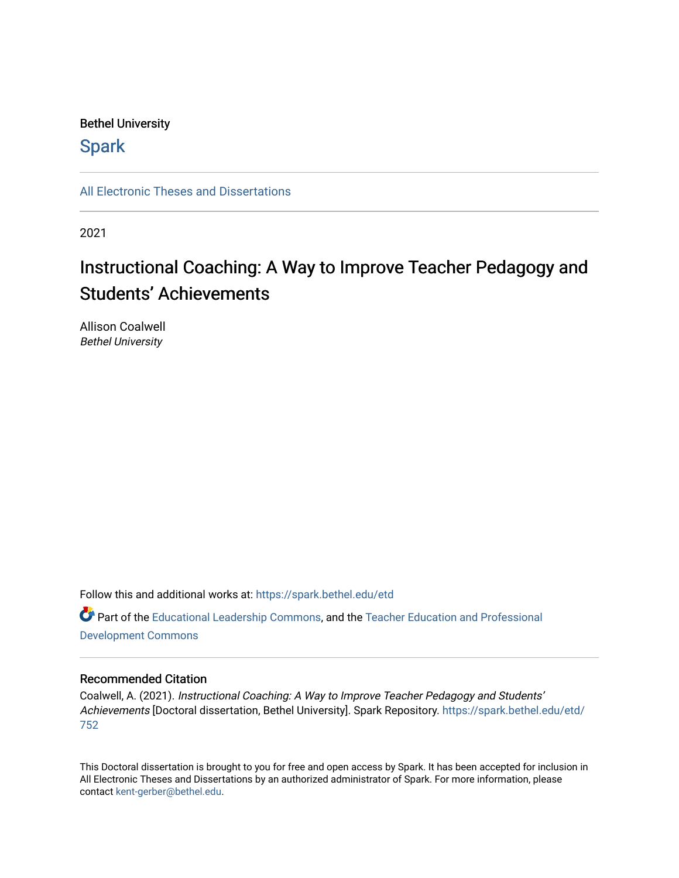Bethel University

Spark

All Electronic Theses and Dissertations

2021

# Instructional Coaching: A Way to Improve Teacher Pedagogy and Students' Achievements

Allison Coalwell
*Bethel University*

Follow this and additional works at: https://spark.bethel.edu/etd

Part of the Educational Leadership Commons, and the Teacher Education and Professional Development Commons

## Recommended Citation

Coalwell, A. (2021). *Instructional Coaching: A Way to Improve Teacher Pedagogy and Students' Achievements* [Doctoral dissertation, Bethel University]. Spark Repository. https://spark.bethel.edu/etd/752

This Doctoral dissertation is brought to you for free and open access by Spark. It has been accepted for inclusion in All Electronic Theses and Dissertations by an authorized administrator of Spark. For more information, please contact kent-gerber@bethel.edu.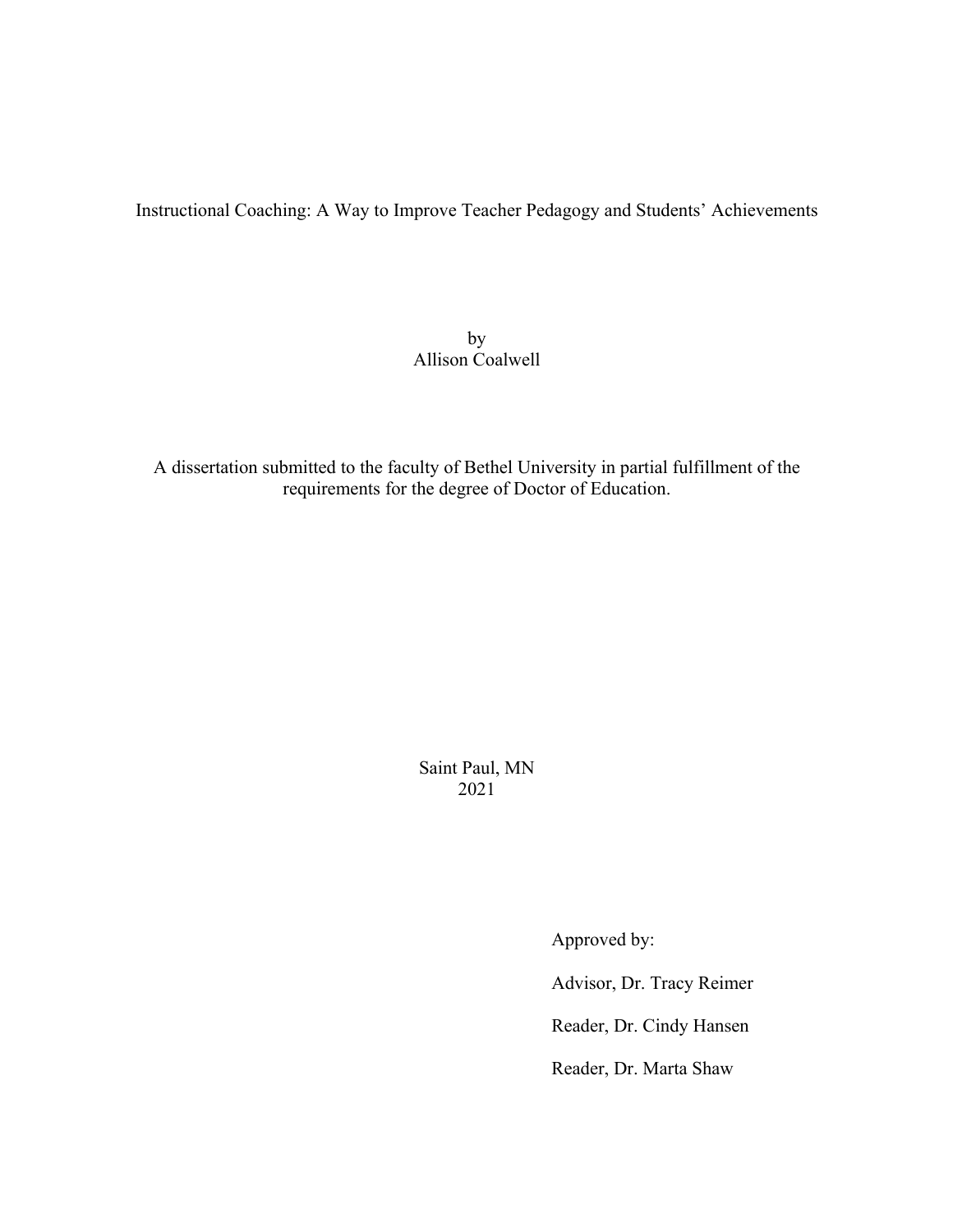Instructional Coaching: A Way to Improve Teacher Pedagogy and Students' Achievements

by
Allison Coalwell

A dissertation submitted to the faculty of Bethel University in partial fulfillment of the requirements for the degree of Doctor of Education.

Saint Paul, MN
2021

Approved by:

Advisor, Dr. Tracy Reimer

Reader, Dr. Cindy Hansen

Reader, Dr. Marta Shaw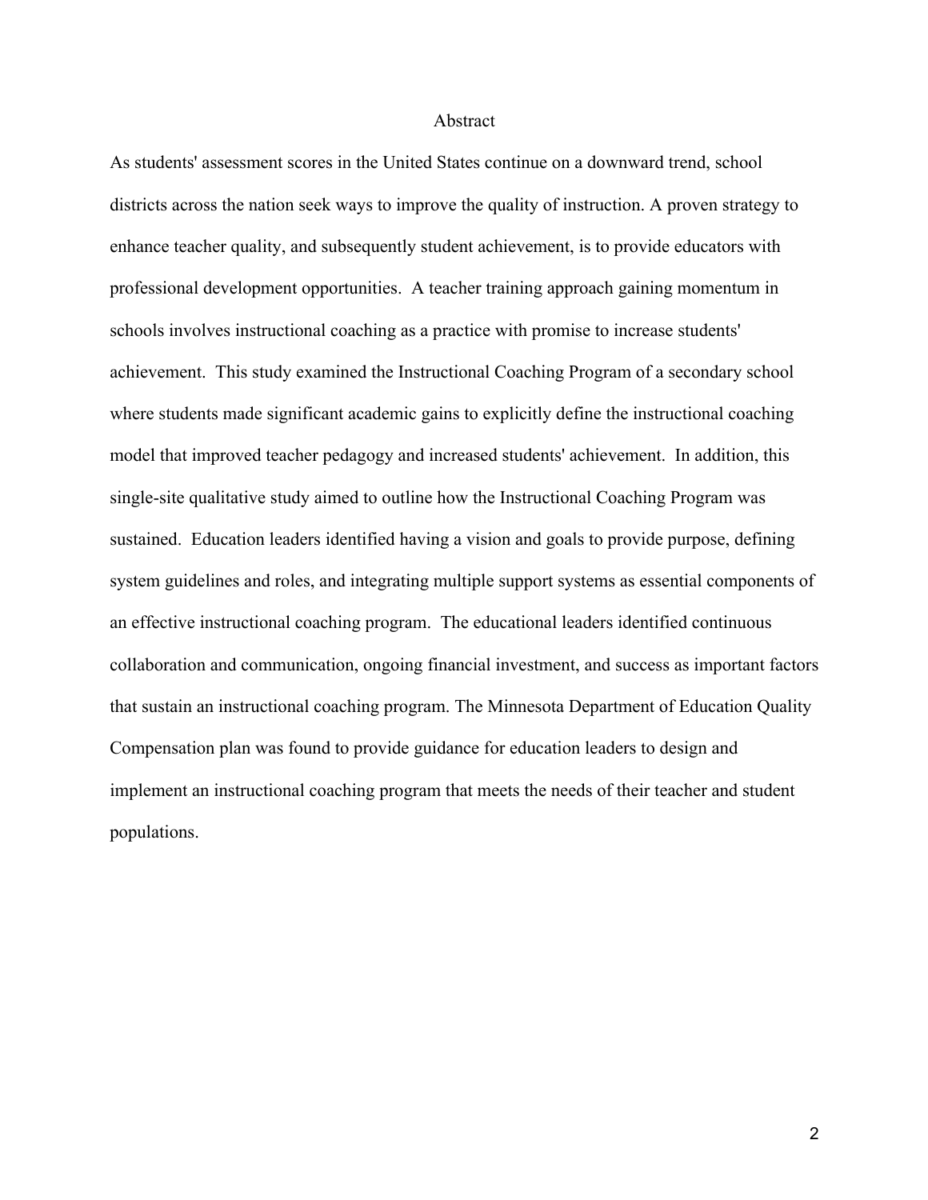# Abstract

As students' assessment scores in the United States continue on a downward trend, school districts across the nation seek ways to improve the quality of instruction. A proven strategy to enhance teacher quality, and subsequently student achievement, is to provide educators with professional development opportunities. A teacher training approach gaining momentum in schools involves instructional coaching as a practice with promise to increase students' achievement. This study examined the Instructional Coaching Program of a secondary school where students made significant academic gains to explicitly define the instructional coaching model that improved teacher pedagogy and increased students' achievement. In addition, this single-site qualitative study aimed to outline how the Instructional Coaching Program was sustained. Education leaders identified having a vision and goals to provide purpose, defining system guidelines and roles, and integrating multiple support systems as essential components of an effective instructional coaching program. The educational leaders identified continuous collaboration and communication, ongoing financial investment, and success as important factors that sustain an instructional coaching program. The Minnesota Department of Education Quality Compensation plan was found to provide guidance for education leaders to design and implement an instructional coaching program that meets the needs of their teacher and student populations.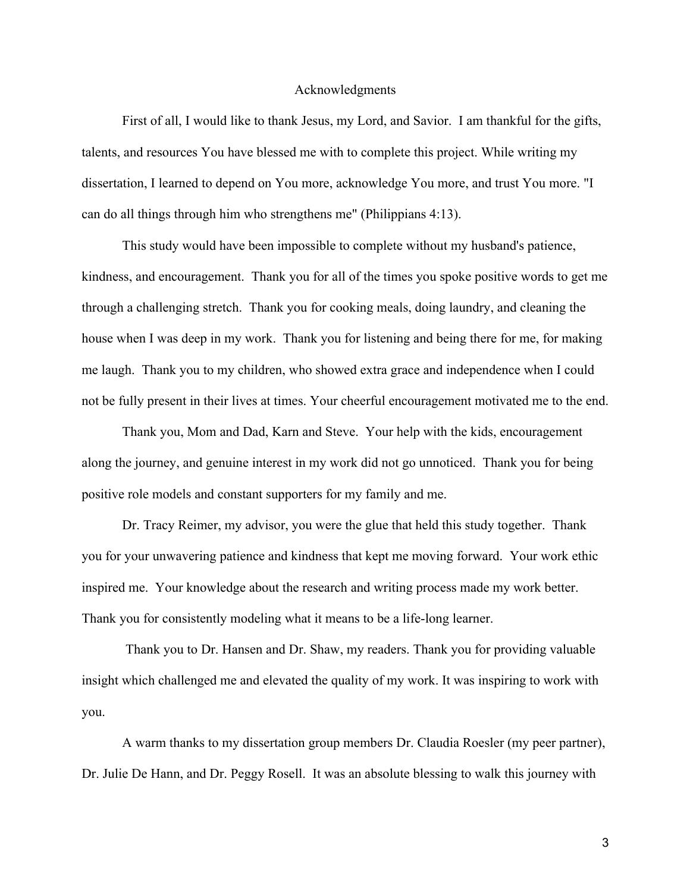# Acknowledgments

First of all, I would like to thank Jesus, my Lord, and Savior. I am thankful for the gifts, talents, and resources You have blessed me with to complete this project. While writing my dissertation, I learned to depend on You more, acknowledge You more, and trust You more. "I can do all things through him who strengthens me" (Philippians 4:13).

This study would have been impossible to complete without my husband's patience, kindness, and encouragement. Thank you for all of the times you spoke positive words to get me through a challenging stretch. Thank you for cooking meals, doing laundry, and cleaning the house when I was deep in my work. Thank you for listening and being there for me, for making me laugh. Thank you to my children, who showed extra grace and independence when I could not be fully present in their lives at times. Your cheerful encouragement motivated me to the end.

Thank you, Mom and Dad, Karn and Steve. Your help with the kids, encouragement along the journey, and genuine interest in my work did not go unnoticed. Thank you for being positive role models and constant supporters for my family and me.

Dr. Tracy Reimer, my advisor, you were the glue that held this study together. Thank you for your unwavering patience and kindness that kept me moving forward. Your work ethic inspired me. Your knowledge about the research and writing process made my work better. Thank you for consistently modeling what it means to be a life-long learner.

Thank you to Dr. Hansen and Dr. Shaw, my readers. Thank you for providing valuable insight which challenged me and elevated the quality of my work. It was inspiring to work with you.

A warm thanks to my dissertation group members Dr. Claudia Roesler (my peer partner), Dr. Julie De Hann, and Dr. Peggy Rosell. It was an absolute blessing to walk this journey with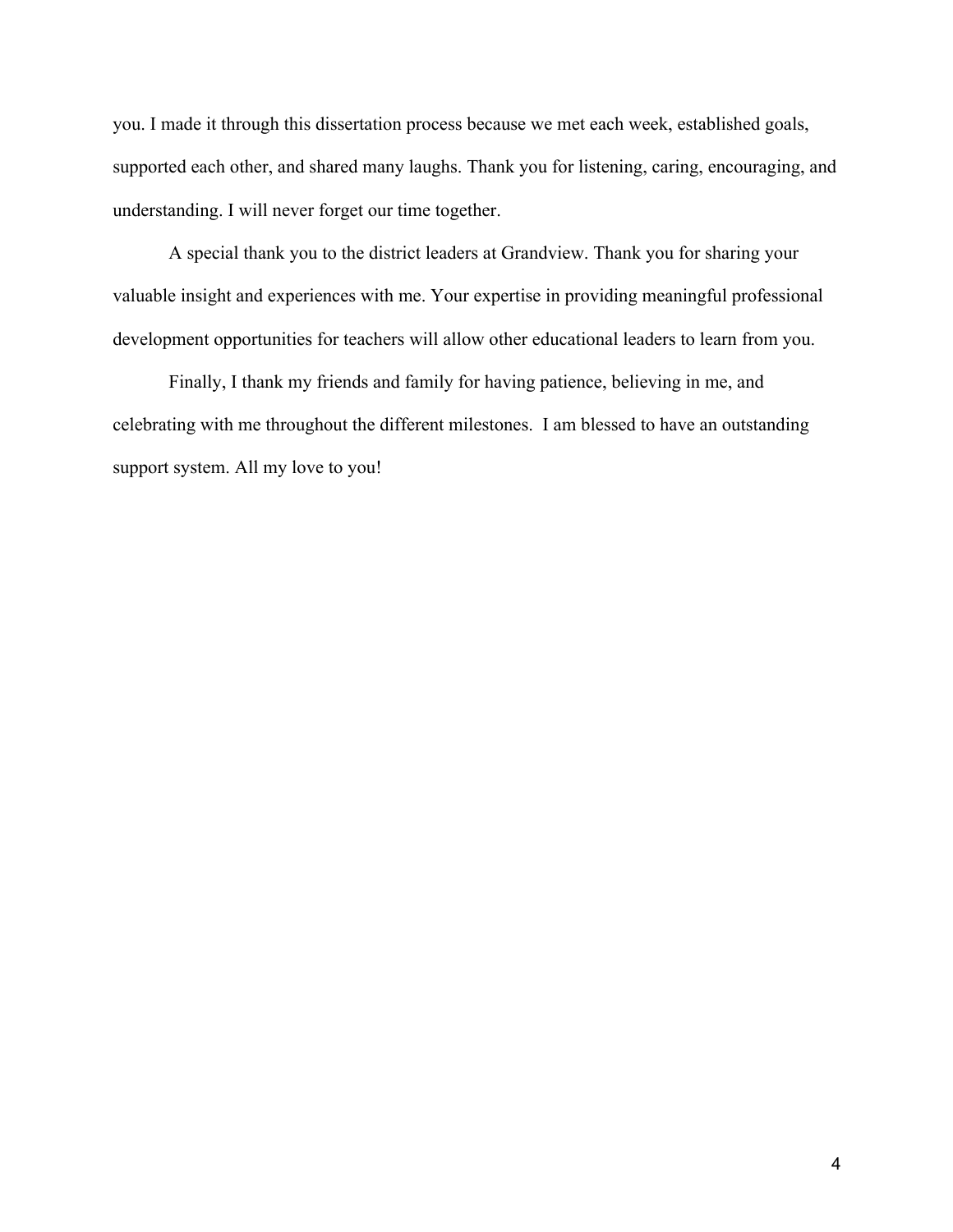you. I made it through this dissertation process because we met each week, established goals, supported each other, and shared many laughs. Thank you for listening, caring, encouraging, and understanding. I will never forget our time together.

A special thank you to the district leaders at Grandview. Thank you for sharing your valuable insight and experiences with me. Your expertise in providing meaningful professional development opportunities for teachers will allow other educational leaders to learn from you.

Finally, I thank my friends and family for having patience, believing in me, and celebrating with me throughout the different milestones. I am blessed to have an outstanding support system. All my love to you!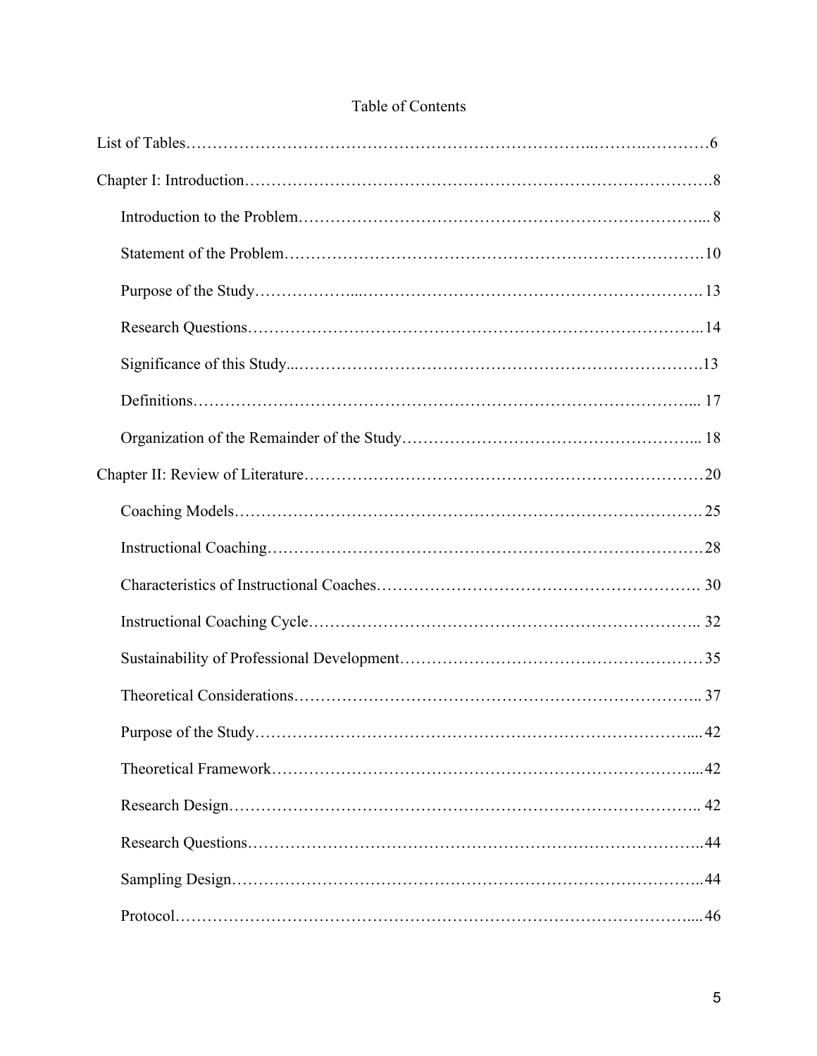# Table of Contents

List of Tables……………………………………………………………..……….…………6

Chapter I: Introduction………………………………………………………………………….8

  Introduction to the Problem………………………………………………………………... 8

  Statement of the Problem……………………………………………………………………10

  Purpose of the Study………………...………………………………………………………. 13

  Research Questions………………………………………………………………………….. 14

  Significance of this Study...…………………………………………………………………….13

  Definitions……………………………………………………………………………………... 17

  Organization of the Remainder of the Study………………………………………………... 18

Chapter II: Review of Literature………………………………………………………………20

  Coaching Models………………………………………………………………………….. 25

  Instructional Coaching………………………………………………………………………28

  Characteristics of Instructional Coaches…………………………………………………… 30

  Instructional Coaching Cycle……………………………………………………………….. 32

  Sustainability of Professional Development…………………………………………………35

  Theoretical Considerations………………………………………………………………….. 37

  Purpose of the Study…………………………………………………………………….... 42

  Theoretical Framework………………………………………………………………….....42

  Research Design………………………………………………………………………….. 42

  Research Questions………………………………………………………………………..44

  Sampling Design…………………………………………………………………………..44

  Protocol…………………………………………………………………………………....46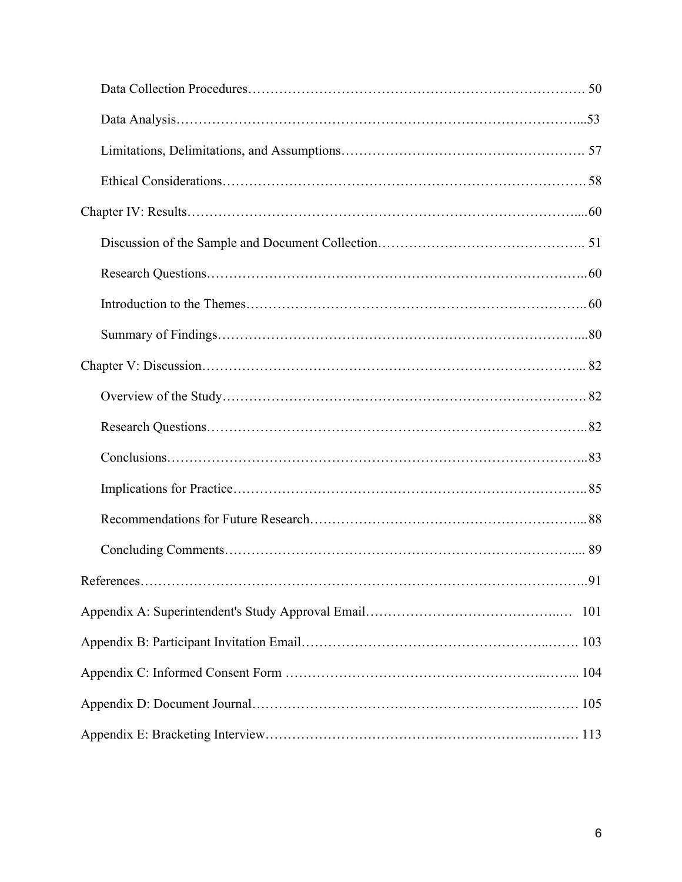Data Collection Procedures………………………………………………………………. 50

Data Analysis……………………………………………………………………………...53

Limitations, Delimitations, and Assumptions……………………………………………. 57

Ethical Considerations……………………………………………………………………. 58

Chapter IV: Results……………………………………………………………………….....60

Discussion of the Sample and Document Collection…………………………………….. 51

Research Questions………………………………………………………………………..60

Introduction to the Themes……………………………………………………………….. 60

Summary of Findings……………………………………………………………………...80

Chapter V: Discussion………………………………………………………………………... 82

Overview of the Study……………………………………………………………………. 82

Research Questions………………………………………………………………………..82

Conclusions………………………………………………………………………………..83

Implications for Practice…………………………………………………………………..85

Recommendations for Future Research…………………………………………………... 88

Concluding Comments…………………………………………………………………..... 89

References……………………………………………………………………………………..91

Appendix A: Superintendent's Study Approval Email……………………………………..… 101

Appendix B: Participant Invitation Email……………………………………………..……. 103

Appendix C: Informed Consent Form ………………………………………………..…….. 104

Appendix D: Document Journal……………………………………………………..……… 105

Appendix E: Bracketing Interview…………………………………………………..……… 113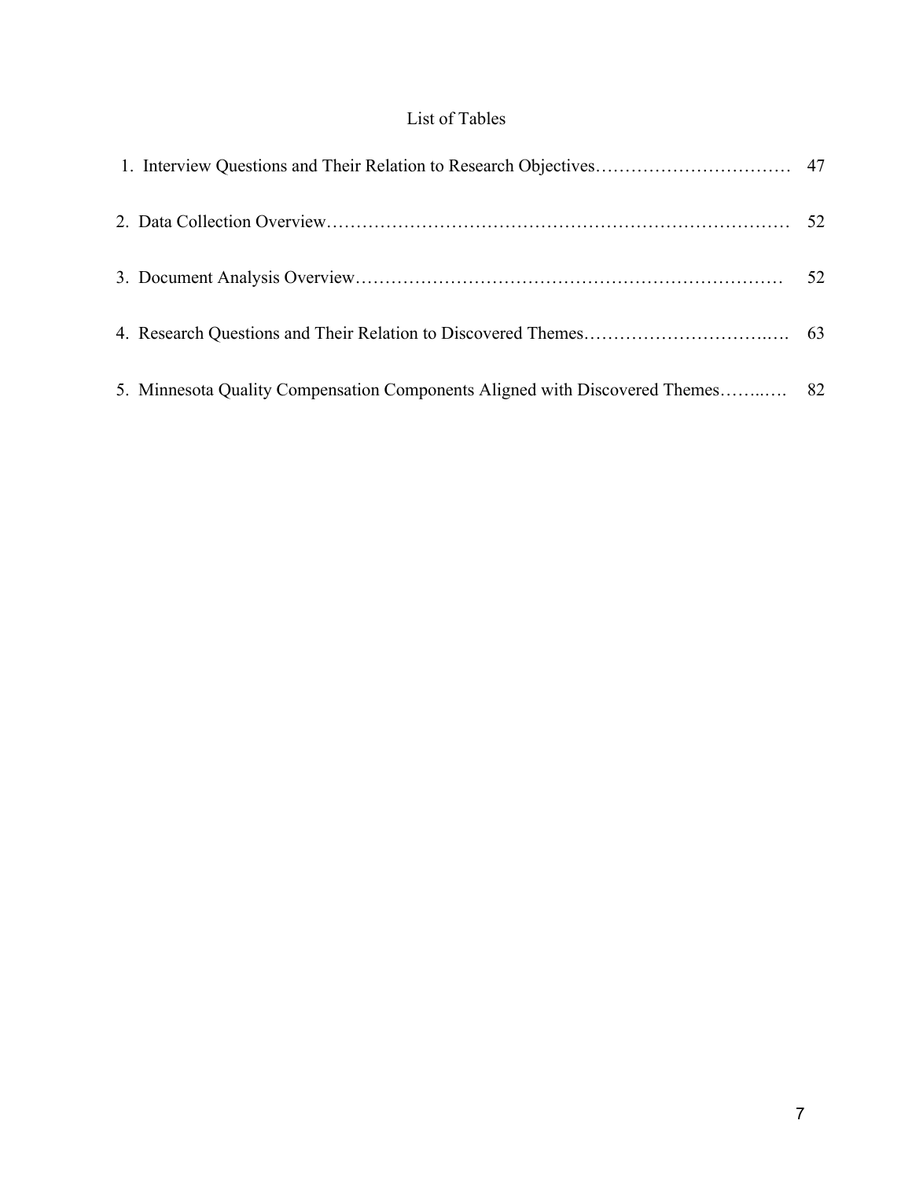# List of Tables

1. Interview Questions and Their Relation to Research Objectives……………………………. 47
2. Data Collection Overview………………………………………………………………… 52
3. Document Analysis Overview…………………………………………………………… 52
4. Research Questions and Their Relation to Discovered Themes……………………………. 63
5. Minnesota Quality Compensation Components Aligned with Discovered Themes……..…. 82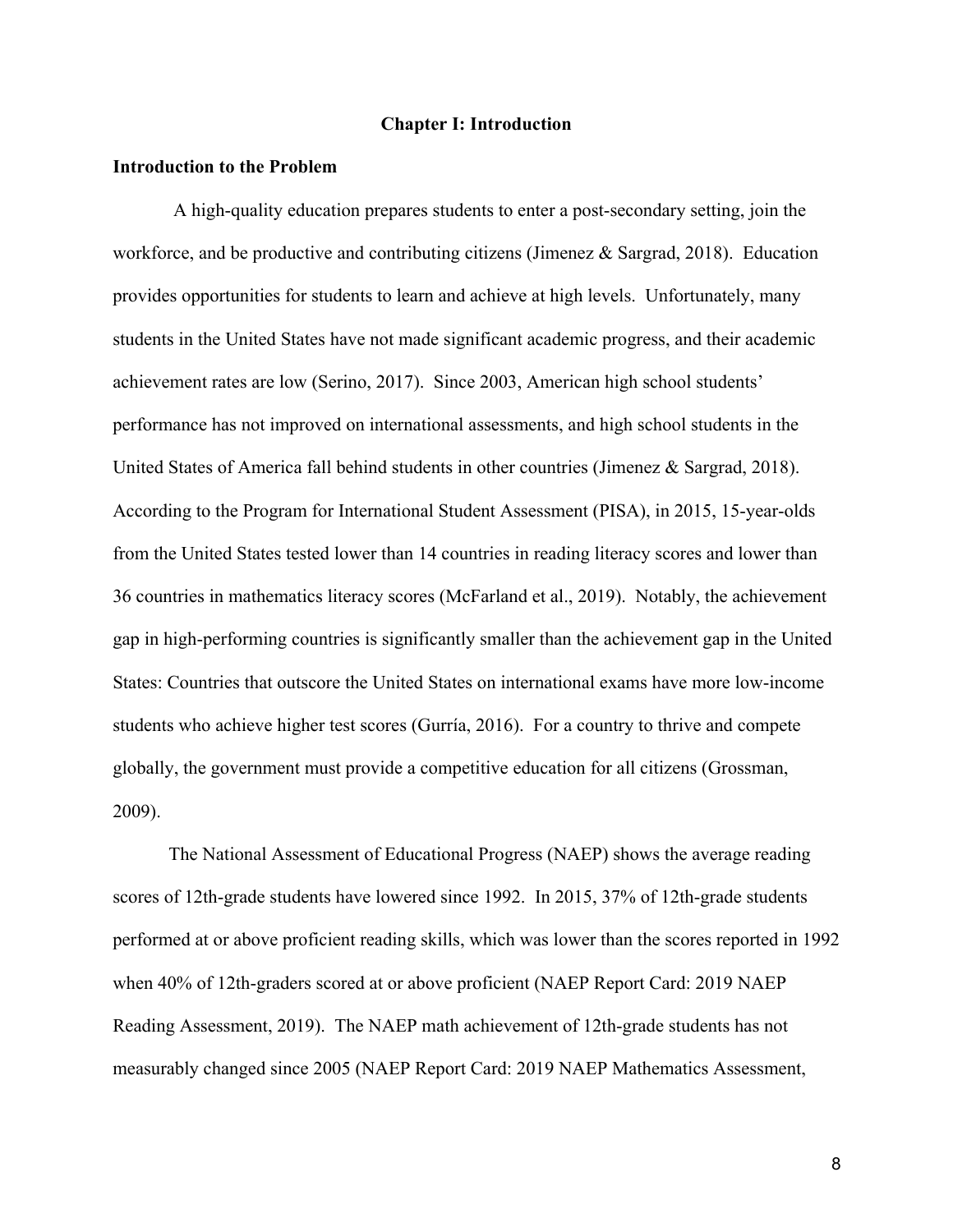# Chapter I: Introduction

## Introduction to the Problem

A high-quality education prepares students to enter a post-secondary setting, join the workforce, and be productive and contributing citizens (Jimenez & Sargrad, 2018). Education provides opportunities for students to learn and achieve at high levels. Unfortunately, many students in the United States have not made significant academic progress, and their academic achievement rates are low (Serino, 2017). Since 2003, American high school students' performance has not improved on international assessments, and high school students in the United States of America fall behind students in other countries (Jimenez & Sargrad, 2018). According to the Program for International Student Assessment (PISA), in 2015, 15-year-olds from the United States tested lower than 14 countries in reading literacy scores and lower than 36 countries in mathematics literacy scores (McFarland et al., 2019). Notably, the achievement gap in high-performing countries is significantly smaller than the achievement gap in the United States: Countries that outscore the United States on international exams have more low-income students who achieve higher test scores (Gurría, 2016). For a country to thrive and compete globally, the government must provide a competitive education for all citizens (Grossman, 2009).

The National Assessment of Educational Progress (NAEP) shows the average reading scores of 12th-grade students have lowered since 1992. In 2015, 37% of 12th-grade students performed at or above proficient reading skills, which was lower than the scores reported in 1992 when 40% of 12th-graders scored at or above proficient (NAEP Report Card: 2019 NAEP Reading Assessment, 2019). The NAEP math achievement of 12th-grade students has not measurably changed since 2005 (NAEP Report Card: 2019 NAEP Mathematics Assessment,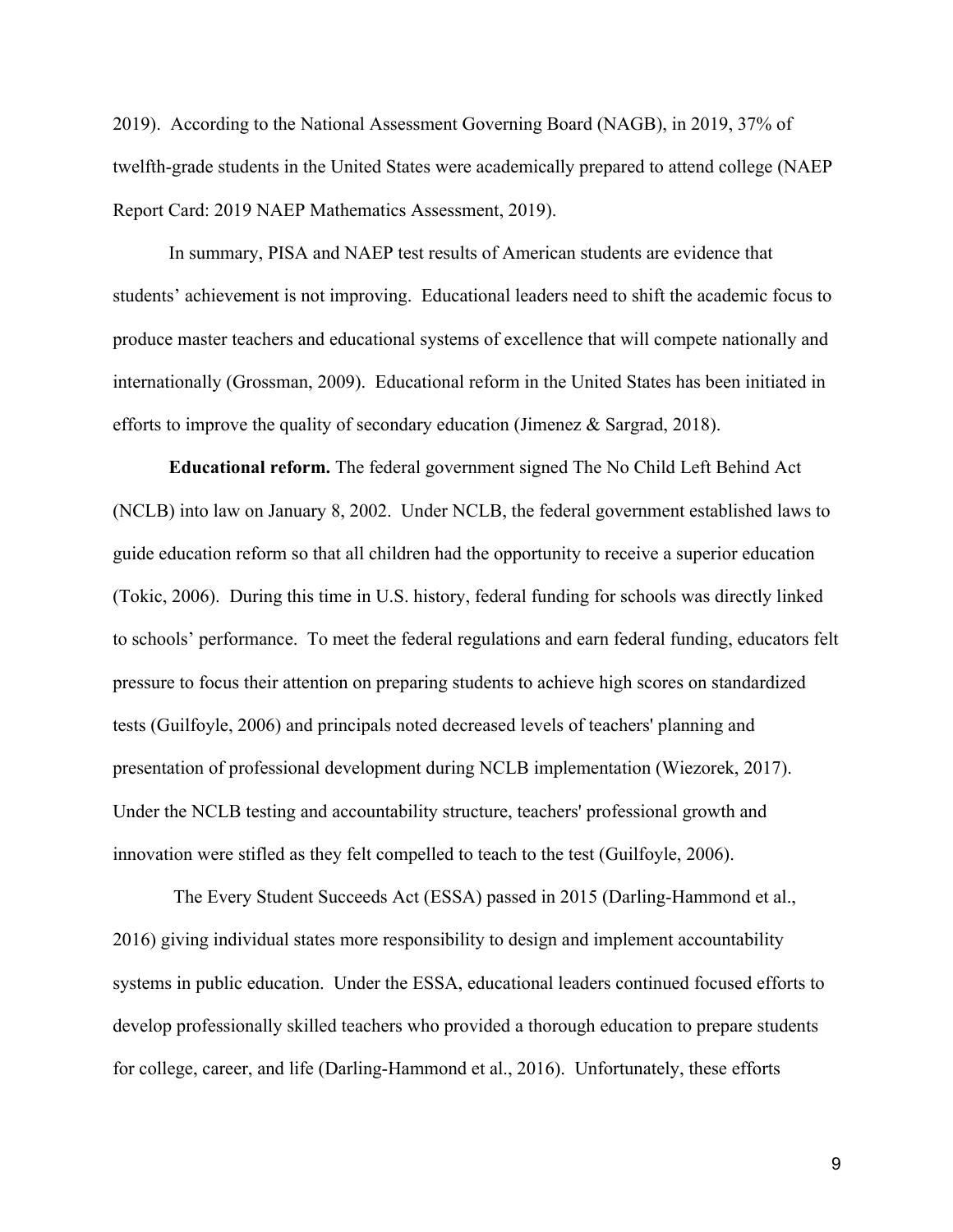2019). According to the National Assessment Governing Board (NAGB), in 2019, 37% of twelfth-grade students in the United States were academically prepared to attend college (NAEP Report Card: 2019 NAEP Mathematics Assessment, 2019).

In summary, PISA and NAEP test results of American students are evidence that students' achievement is not improving. Educational leaders need to shift the academic focus to produce master teachers and educational systems of excellence that will compete nationally and internationally (Grossman, 2009). Educational reform in the United States has been initiated in efforts to improve the quality of secondary education (Jimenez & Sargrad, 2018).

**Educational reform.** The federal government signed The No Child Left Behind Act (NCLB) into law on January 8, 2002. Under NCLB, the federal government established laws to guide education reform so that all children had the opportunity to receive a superior education (Tokic, 2006). During this time in U.S. history, federal funding for schools was directly linked to schools' performance. To meet the federal regulations and earn federal funding, educators felt pressure to focus their attention on preparing students to achieve high scores on standardized tests (Guilfoyle, 2006) and principals noted decreased levels of teachers' planning and presentation of professional development during NCLB implementation (Wiezorek, 2017). Under the NCLB testing and accountability structure, teachers' professional growth and innovation were stifled as they felt compelled to teach to the test (Guilfoyle, 2006).

The Every Student Succeeds Act (ESSA) passed in 2015 (Darling-Hammond et al., 2016) giving individual states more responsibility to design and implement accountability systems in public education. Under the ESSA, educational leaders continued focused efforts to develop professionally skilled teachers who provided a thorough education to prepare students for college, career, and life (Darling-Hammond et al., 2016). Unfortunately, these efforts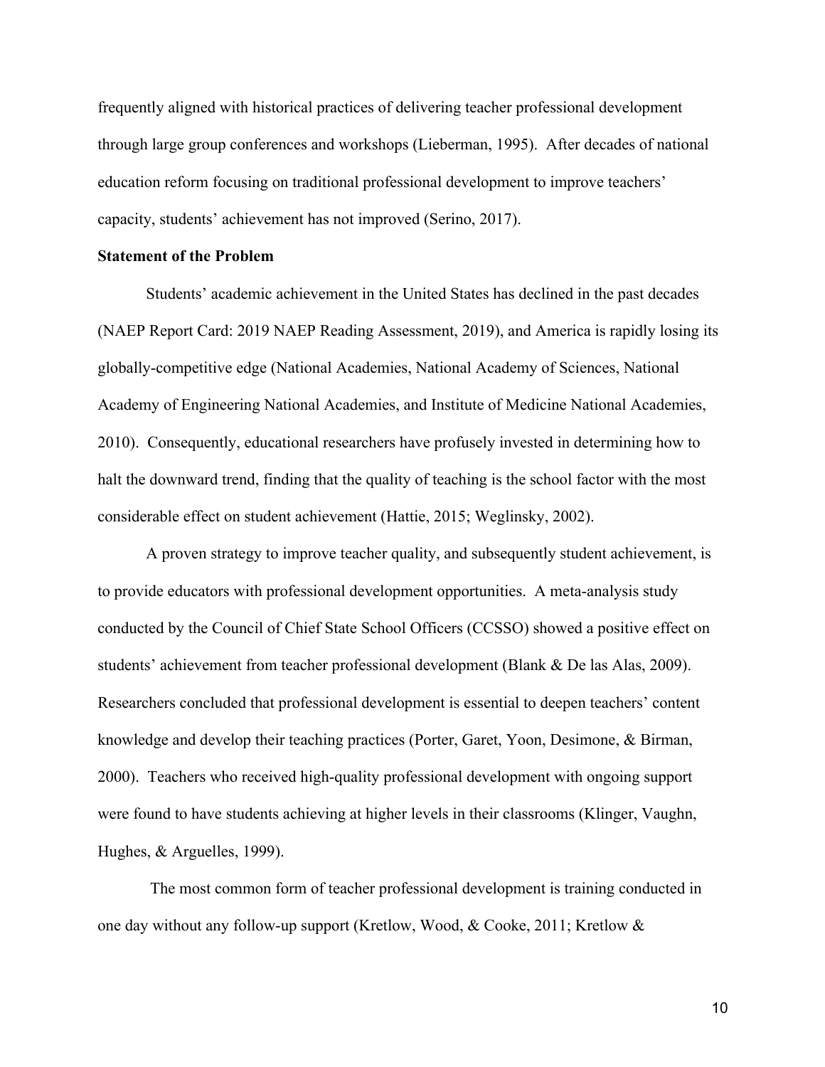frequently aligned with historical practices of delivering teacher professional development through large group conferences and workshops (Lieberman, 1995). After decades of national education reform focusing on traditional professional development to improve teachers' capacity, students' achievement has not improved (Serino, 2017).

**Statement of the Problem**

Students' academic achievement in the United States has declined in the past decades (NAEP Report Card: 2019 NAEP Reading Assessment, 2019), and America is rapidly losing its globally-competitive edge (National Academies, National Academy of Sciences, National Academy of Engineering National Academies, and Institute of Medicine National Academies, 2010). Consequently, educational researchers have profusely invested in determining how to halt the downward trend, finding that the quality of teaching is the school factor with the most considerable effect on student achievement (Hattie, 2015; Weglinsky, 2002).

A proven strategy to improve teacher quality, and subsequently student achievement, is to provide educators with professional development opportunities. A meta-analysis study conducted by the Council of Chief State School Officers (CCSSO) showed a positive effect on students' achievement from teacher professional development (Blank & De las Alas, 2009). Researchers concluded that professional development is essential to deepen teachers' content knowledge and develop their teaching practices (Porter, Garet, Yoon, Desimone, & Birman, 2000). Teachers who received high-quality professional development with ongoing support were found to have students achieving at higher levels in their classrooms (Klinger, Vaughn, Hughes, & Arguelles, 1999).

The most common form of teacher professional development is training conducted in one day without any follow-up support (Kretlow, Wood, & Cooke, 2011; Kretlow &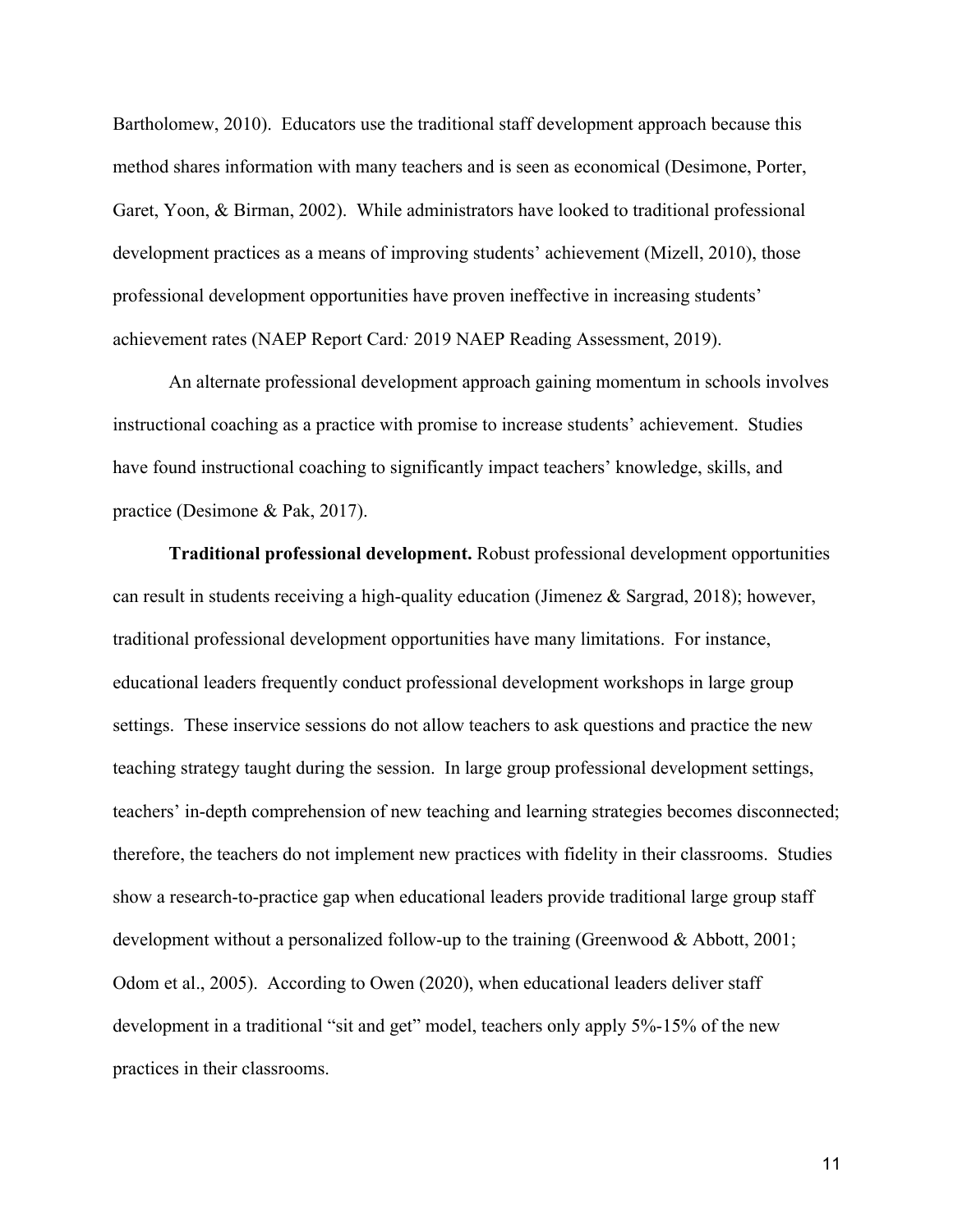Bartholomew, 2010). Educators use the traditional staff development approach because this method shares information with many teachers and is seen as economical (Desimone, Porter, Garet, Yoon, & Birman, 2002). While administrators have looked to traditional professional development practices as a means of improving students' achievement (Mizell, 2010), those professional development opportunities have proven ineffective in increasing students' achievement rates (NAEP Report Card*:* 2019 NAEP Reading Assessment, 2019).

An alternate professional development approach gaining momentum in schools involves instructional coaching as a practice with promise to increase students' achievement. Studies have found instructional coaching to significantly impact teachers' knowledge, skills, and practice (Desimone & Pak, 2017).

**Traditional professional development.** Robust professional development opportunities can result in students receiving a high-quality education (Jimenez & Sargrad, 2018); however, traditional professional development opportunities have many limitations. For instance, educational leaders frequently conduct professional development workshops in large group settings. These inservice sessions do not allow teachers to ask questions and practice the new teaching strategy taught during the session. In large group professional development settings, teachers' in-depth comprehension of new teaching and learning strategies becomes disconnected; therefore, the teachers do not implement new practices with fidelity in their classrooms. Studies show a research-to-practice gap when educational leaders provide traditional large group staff development without a personalized follow-up to the training (Greenwood & Abbott, 2001; Odom et al., 2005). According to Owen (2020), when educational leaders deliver staff development in a traditional "sit and get" model, teachers only apply 5%-15% of the new practices in their classrooms.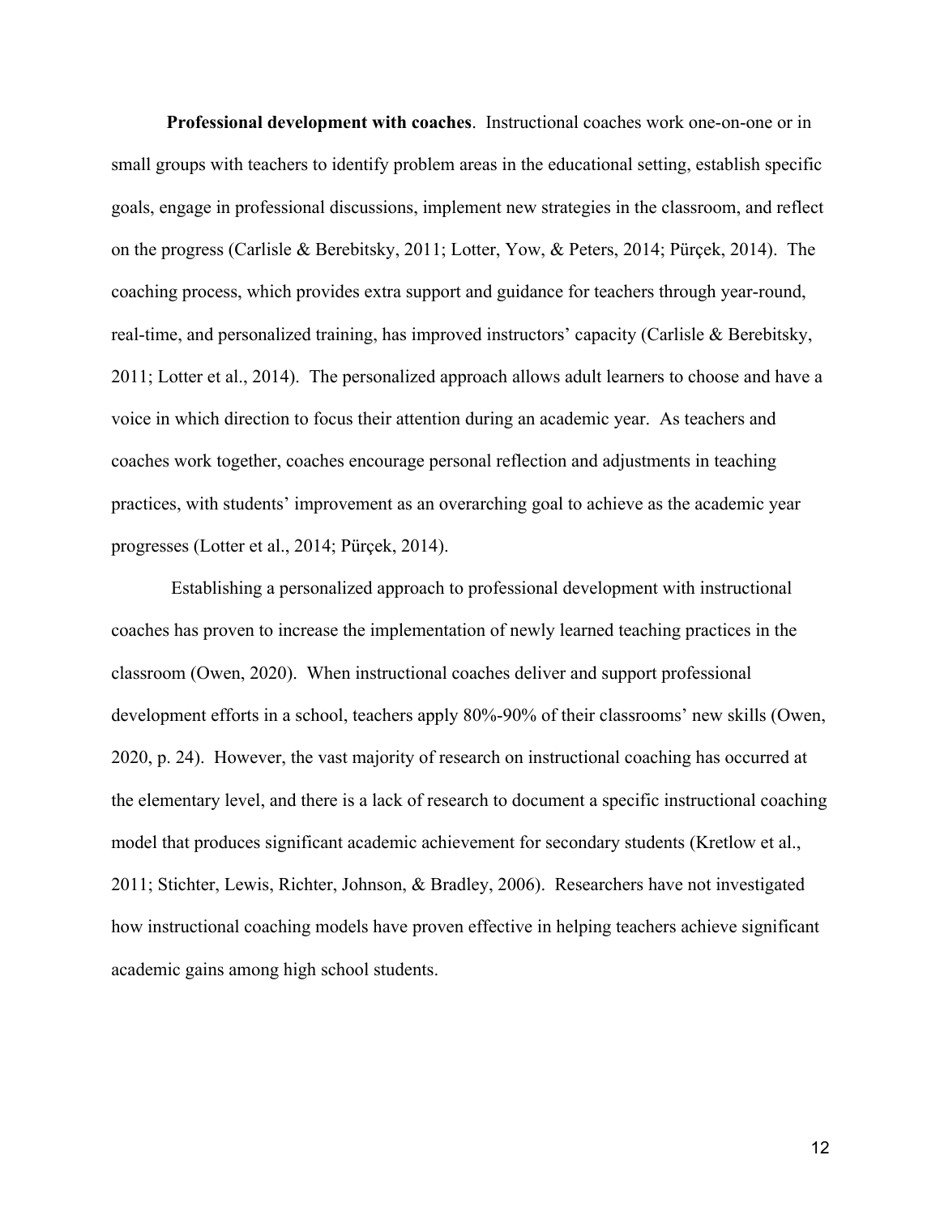**Professional development with coaches**. Instructional coaches work one-on-one or in small groups with teachers to identify problem areas in the educational setting, establish specific goals, engage in professional discussions, implement new strategies in the classroom, and reflect on the progress (Carlisle & Berebitsky, 2011; Lotter, Yow, & Peters, 2014; Pürçek, 2014). The coaching process, which provides extra support and guidance for teachers through year-round, real-time, and personalized training, has improved instructors' capacity (Carlisle & Berebitsky, 2011; Lotter et al., 2014). The personalized approach allows adult learners to choose and have a voice in which direction to focus their attention during an academic year. As teachers and coaches work together, coaches encourage personal reflection and adjustments in teaching practices, with students' improvement as an overarching goal to achieve as the academic year progresses (Lotter et al., 2014; Pürçek, 2014).

Establishing a personalized approach to professional development with instructional coaches has proven to increase the implementation of newly learned teaching practices in the classroom (Owen, 2020). When instructional coaches deliver and support professional development efforts in a school, teachers apply 80%-90% of their classrooms' new skills (Owen, 2020, p. 24). However, the vast majority of research on instructional coaching has occurred at the elementary level, and there is a lack of research to document a specific instructional coaching model that produces significant academic achievement for secondary students (Kretlow et al., 2011; Stichter, Lewis, Richter, Johnson, & Bradley, 2006). Researchers have not investigated how instructional coaching models have proven effective in helping teachers achieve significant academic gains among high school students.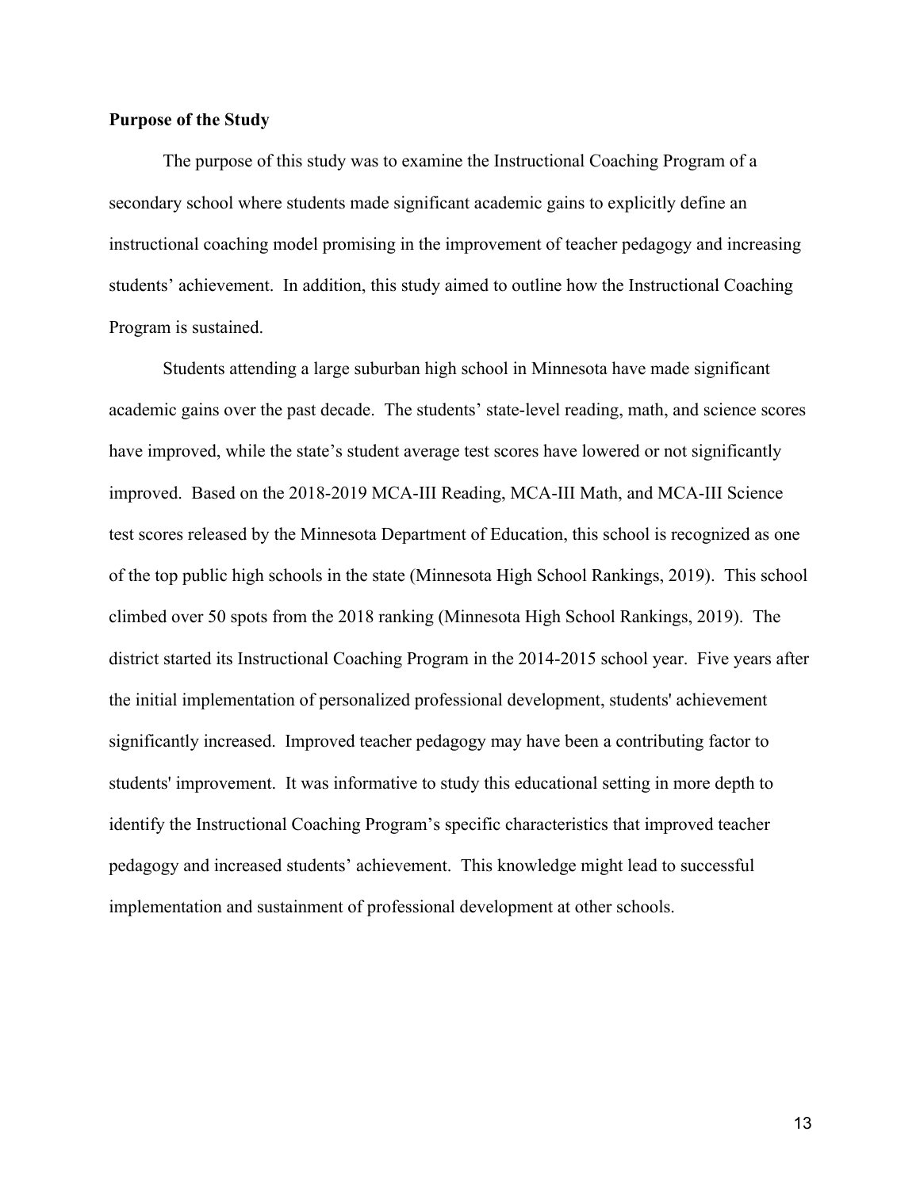**Purpose of the Study**

The purpose of this study was to examine the Instructional Coaching Program of a secondary school where students made significant academic gains to explicitly define an instructional coaching model promising in the improvement of teacher pedagogy and increasing students' achievement. In addition, this study aimed to outline how the Instructional Coaching Program is sustained.

Students attending a large suburban high school in Minnesota have made significant academic gains over the past decade. The students' state-level reading, math, and science scores have improved, while the state's student average test scores have lowered or not significantly improved. Based on the 2018-2019 MCA-III Reading, MCA-III Math, and MCA-III Science test scores released by the Minnesota Department of Education, this school is recognized as one of the top public high schools in the state (Minnesota High School Rankings, 2019). This school climbed over 50 spots from the 2018 ranking (Minnesota High School Rankings, 2019). The district started its Instructional Coaching Program in the 2014-2015 school year. Five years after the initial implementation of personalized professional development, students' achievement significantly increased. Improved teacher pedagogy may have been a contributing factor to students' improvement. It was informative to study this educational setting in more depth to identify the Instructional Coaching Program's specific characteristics that improved teacher pedagogy and increased students' achievement. This knowledge might lead to successful implementation and sustainment of professional development at other schools.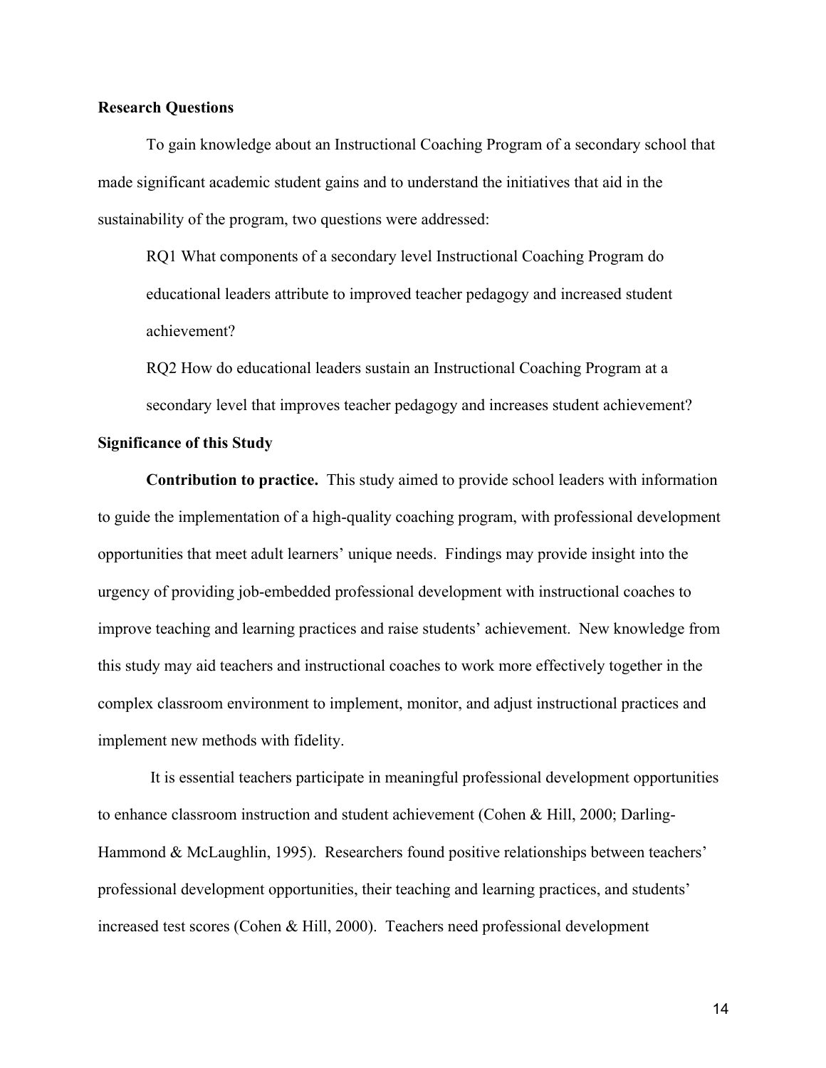### Research Questions

To gain knowledge about an Instructional Coaching Program of a secondary school that made significant academic student gains and to understand the initiatives that aid in the sustainability of the program, two questions were addressed:

RQ1 What components of a secondary level Instructional Coaching Program do educational leaders attribute to improved teacher pedagogy and increased student achievement?

RQ2 How do educational leaders sustain an Instructional Coaching Program at a secondary level that improves teacher pedagogy and increases student achievement?

### Significance of this Study

**Contribution to practice.** This study aimed to provide school leaders with information to guide the implementation of a high-quality coaching program, with professional development opportunities that meet adult learners' unique needs. Findings may provide insight into the urgency of providing job-embedded professional development with instructional coaches to improve teaching and learning practices and raise students' achievement. New knowledge from this study may aid teachers and instructional coaches to work more effectively together in the complex classroom environment to implement, monitor, and adjust instructional practices and implement new methods with fidelity.

It is essential teachers participate in meaningful professional development opportunities to enhance classroom instruction and student achievement (Cohen & Hill, 2000; Darling-Hammond & McLaughlin, 1995). Researchers found positive relationships between teachers' professional development opportunities, their teaching and learning practices, and students' increased test scores (Cohen & Hill, 2000). Teachers need professional development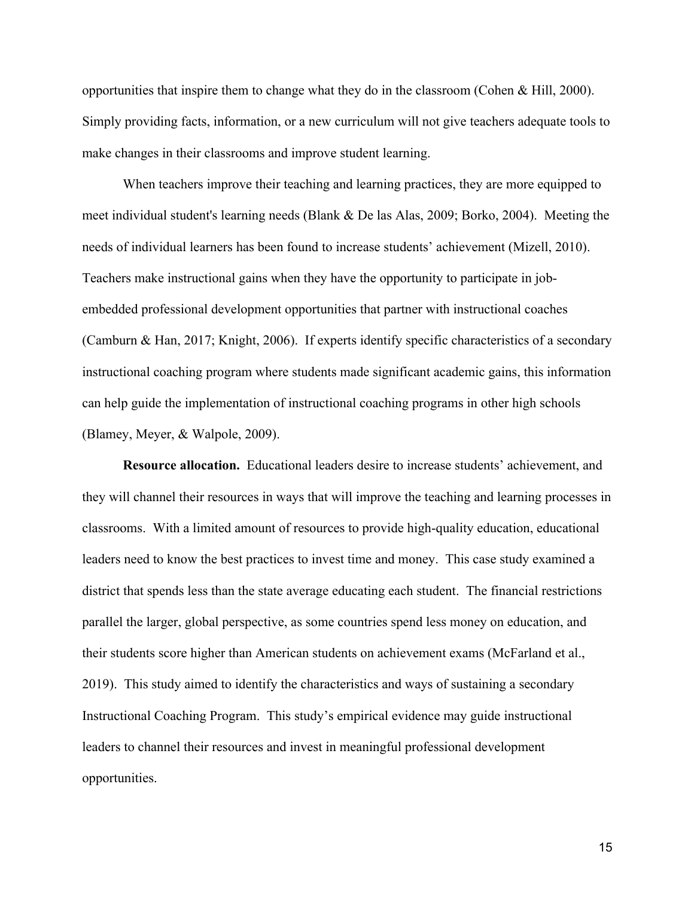opportunities that inspire them to change what they do in the classroom (Cohen & Hill, 2000). Simply providing facts, information, or a new curriculum will not give teachers adequate tools to make changes in their classrooms and improve student learning.

When teachers improve their teaching and learning practices, they are more equipped to meet individual student's learning needs (Blank & De las Alas, 2009; Borko, 2004). Meeting the needs of individual learners has been found to increase students' achievement (Mizell, 2010). Teachers make instructional gains when they have the opportunity to participate in job-embedded professional development opportunities that partner with instructional coaches (Camburn & Han, 2017; Knight, 2006). If experts identify specific characteristics of a secondary instructional coaching program where students made significant academic gains, this information can help guide the implementation of instructional coaching programs in other high schools (Blamey, Meyer, & Walpole, 2009).

**Resource allocation.** Educational leaders desire to increase students' achievement, and they will channel their resources in ways that will improve the teaching and learning processes in classrooms. With a limited amount of resources to provide high-quality education, educational leaders need to know the best practices to invest time and money. This case study examined a district that spends less than the state average educating each student. The financial restrictions parallel the larger, global perspective, as some countries spend less money on education, and their students score higher than American students on achievement exams (McFarland et al., 2019). This study aimed to identify the characteristics and ways of sustaining a secondary Instructional Coaching Program. This study's empirical evidence may guide instructional leaders to channel their resources and invest in meaningful professional development opportunities.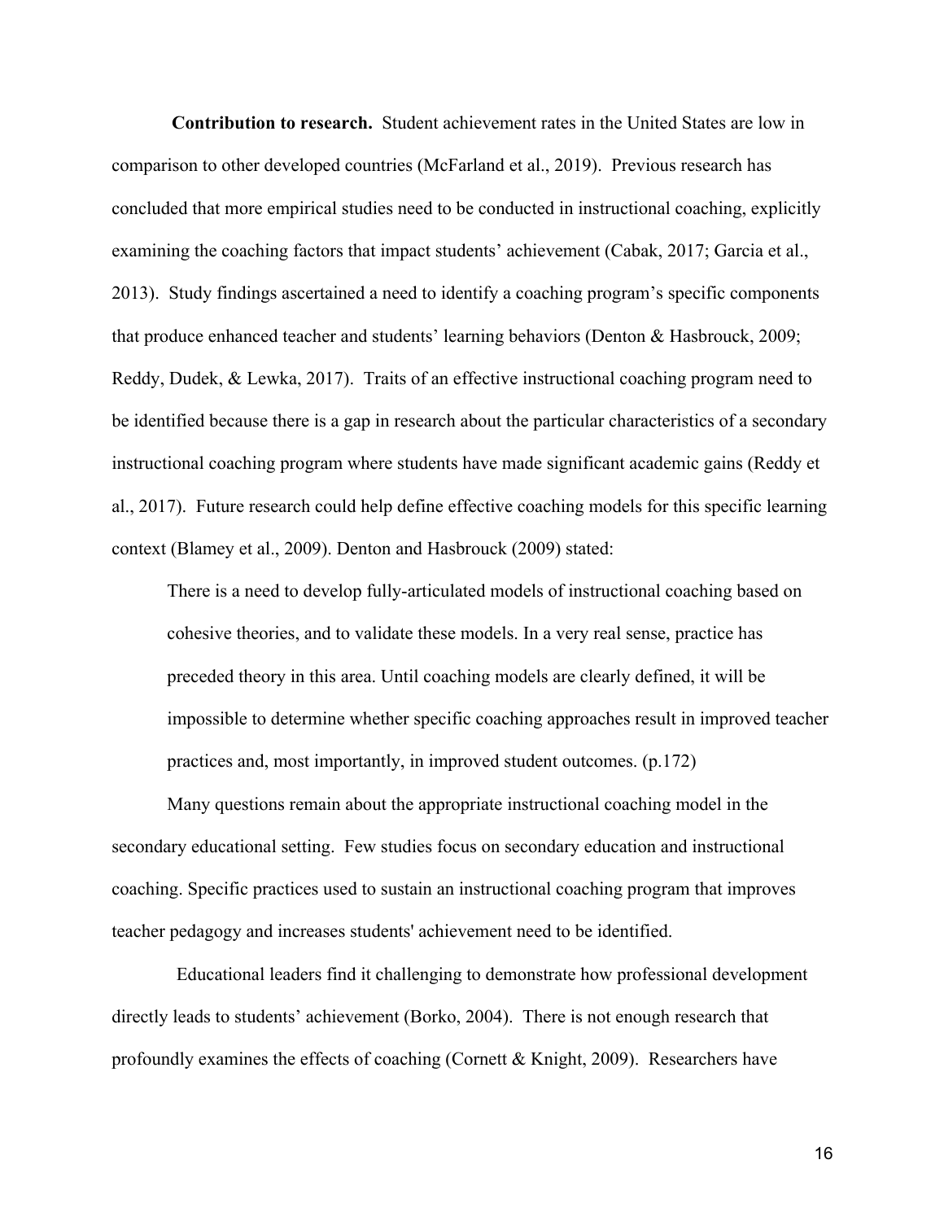**Contribution to research.** Student achievement rates in the United States are low in comparison to other developed countries (McFarland et al., 2019). Previous research has concluded that more empirical studies need to be conducted in instructional coaching, explicitly examining the coaching factors that impact students' achievement (Cabak, 2017; Garcia et al., 2013). Study findings ascertained a need to identify a coaching program's specific components that produce enhanced teacher and students' learning behaviors (Denton & Hasbrouck, 2009; Reddy, Dudek, & Lewka, 2017). Traits of an effective instructional coaching program need to be identified because there is a gap in research about the particular characteristics of a secondary instructional coaching program where students have made significant academic gains (Reddy et al., 2017). Future research could help define effective coaching models for this specific learning context (Blamey et al., 2009). Denton and Hasbrouck (2009) stated:

> There is a need to develop fully-articulated models of instructional coaching based on cohesive theories, and to validate these models. In a very real sense, practice has preceded theory in this area. Until coaching models are clearly defined, it will be impossible to determine whether specific coaching approaches result in improved teacher practices and, most importantly, in improved student outcomes. (p.172)

Many questions remain about the appropriate instructional coaching model in the secondary educational setting. Few studies focus on secondary education and instructional coaching. Specific practices used to sustain an instructional coaching program that improves teacher pedagogy and increases students' achievement need to be identified.

Educational leaders find it challenging to demonstrate how professional development directly leads to students' achievement (Borko, 2004). There is not enough research that profoundly examines the effects of coaching (Cornett & Knight, 2009). Researchers have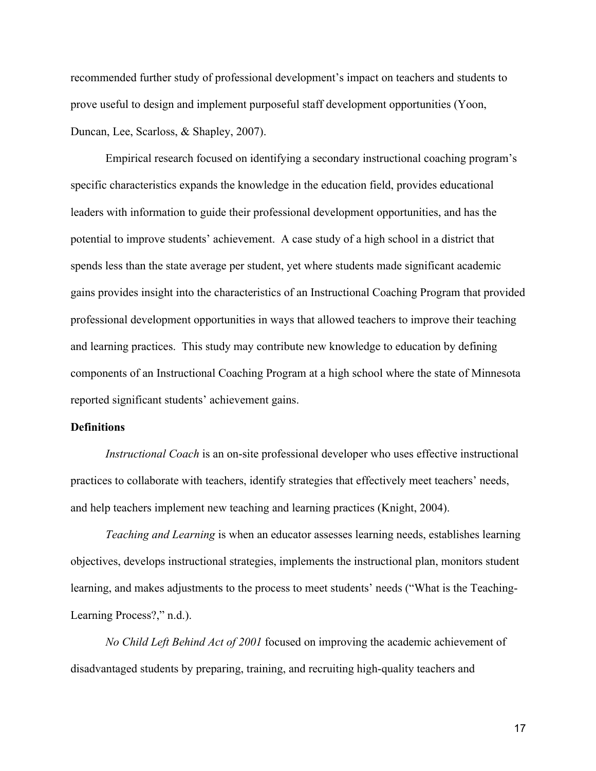recommended further study of professional development's impact on teachers and students to prove useful to design and implement purposeful staff development opportunities (Yoon, Duncan, Lee, Scarloss, & Shapley, 2007).

Empirical research focused on identifying a secondary instructional coaching program's specific characteristics expands the knowledge in the education field, provides educational leaders with information to guide their professional development opportunities, and has the potential to improve students' achievement. A case study of a high school in a district that spends less than the state average per student, yet where students made significant academic gains provides insight into the characteristics of an Instructional Coaching Program that provided professional development opportunities in ways that allowed teachers to improve their teaching and learning practices. This study may contribute new knowledge to education by defining components of an Instructional Coaching Program at a high school where the state of Minnesota reported significant students' achievement gains.

**Definitions**

*Instructional Coach* is an on-site professional developer who uses effective instructional practices to collaborate with teachers, identify strategies that effectively meet teachers' needs, and help teachers implement new teaching and learning practices (Knight, 2004).

*Teaching and Learning* is when an educator assesses learning needs, establishes learning objectives, develops instructional strategies, implements the instructional plan, monitors student learning, and makes adjustments to the process to meet students' needs ("What is the Teaching-Learning Process?," n.d.).

*No Child Left Behind Act of 2001* focused on improving the academic achievement of disadvantaged students by preparing, training, and recruiting high-quality teachers and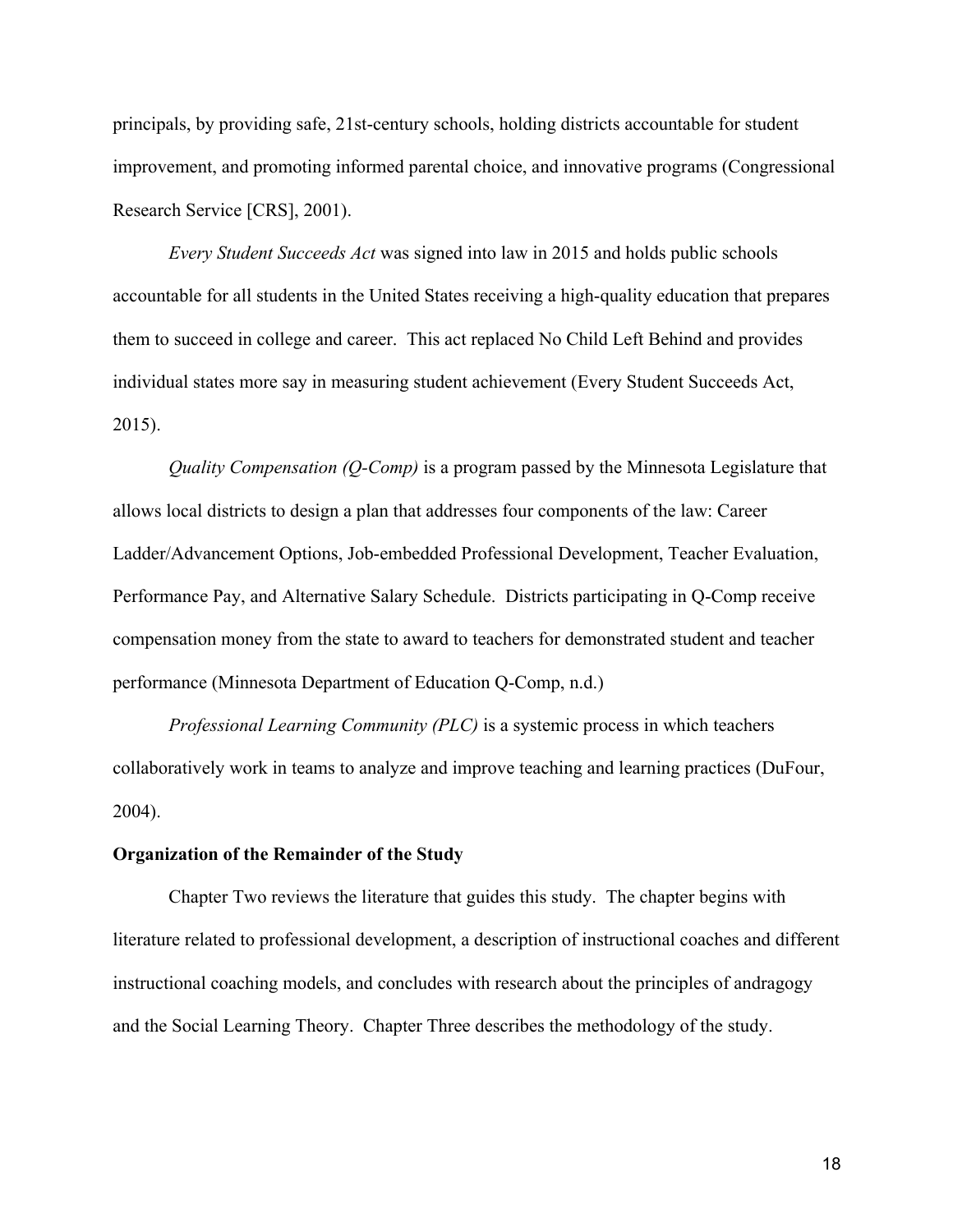principals, by providing safe, 21st-century schools, holding districts accountable for student improvement, and promoting informed parental choice, and innovative programs (Congressional Research Service [CRS], 2001).

*Every Student Succeeds Act* was signed into law in 2015 and holds public schools accountable for all students in the United States receiving a high-quality education that prepares them to succeed in college and career. This act replaced No Child Left Behind and provides individual states more say in measuring student achievement (Every Student Succeeds Act, 2015).

*Quality Compensation (Q-Comp)* is a program passed by the Minnesota Legislature that allows local districts to design a plan that addresses four components of the law: Career Ladder/Advancement Options, Job-embedded Professional Development, Teacher Evaluation, Performance Pay, and Alternative Salary Schedule. Districts participating in Q-Comp receive compensation money from the state to award to teachers for demonstrated student and teacher performance (Minnesota Department of Education Q-Comp, n.d.)

*Professional Learning Community (PLC)* is a systemic process in which teachers collaboratively work in teams to analyze and improve teaching and learning practices (DuFour, 2004).

**Organization of the Remainder of the Study**

Chapter Two reviews the literature that guides this study. The chapter begins with literature related to professional development, a description of instructional coaches and different instructional coaching models, and concludes with research about the principles of andragogy and the Social Learning Theory. Chapter Three describes the methodology of the study.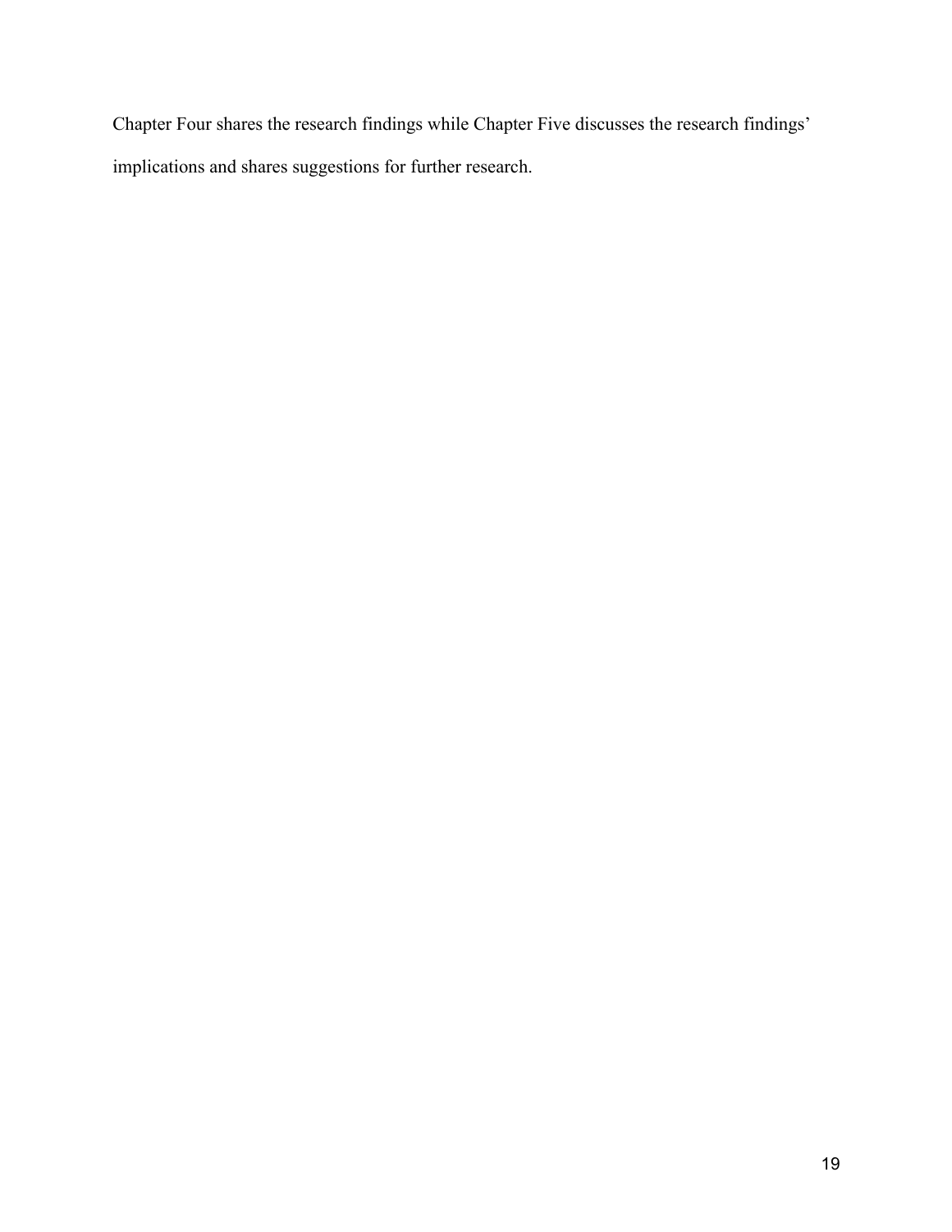Chapter Four shares the research findings while Chapter Five discusses the research findings' implications and shares suggestions for further research.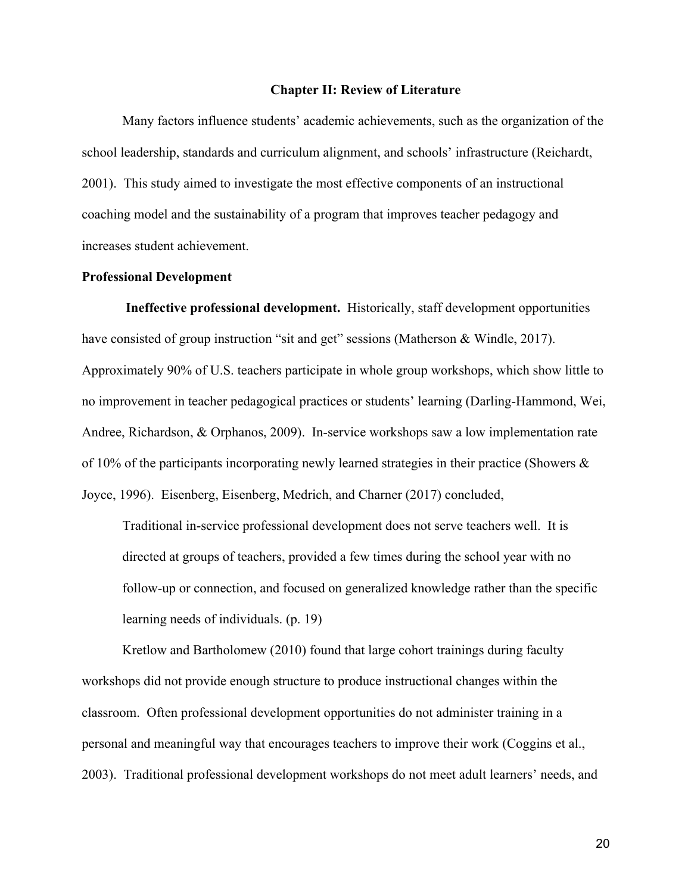# Chapter II: Review of Literature

Many factors influence students' academic achievements, such as the organization of the school leadership, standards and curriculum alignment, and schools' infrastructure (Reichardt, 2001). This study aimed to investigate the most effective components of an instructional coaching model and the sustainability of a program that improves teacher pedagogy and increases student achievement.

## Professional Development

**Ineffective professional development.** Historically, staff development opportunities have consisted of group instruction "sit and get" sessions (Matherson & Windle, 2017). Approximately 90% of U.S. teachers participate in whole group workshops, which show little to no improvement in teacher pedagogical practices or students' learning (Darling-Hammond, Wei, Andree, Richardson, & Orphanos, 2009). In-service workshops saw a low implementation rate of 10% of the participants incorporating newly learned strategies in their practice (Showers & Joyce, 1996). Eisenberg, Eisenberg, Medrich, and Charner (2017) concluded,

> Traditional in-service professional development does not serve teachers well. It is directed at groups of teachers, provided a few times during the school year with no follow-up or connection, and focused on generalized knowledge rather than the specific learning needs of individuals. (p. 19)

Kretlow and Bartholomew (2010) found that large cohort trainings during faculty workshops did not provide enough structure to produce instructional changes within the classroom. Often professional development opportunities do not administer training in a personal and meaningful way that encourages teachers to improve their work (Coggins et al., 2003). Traditional professional development workshops do not meet adult learners' needs, and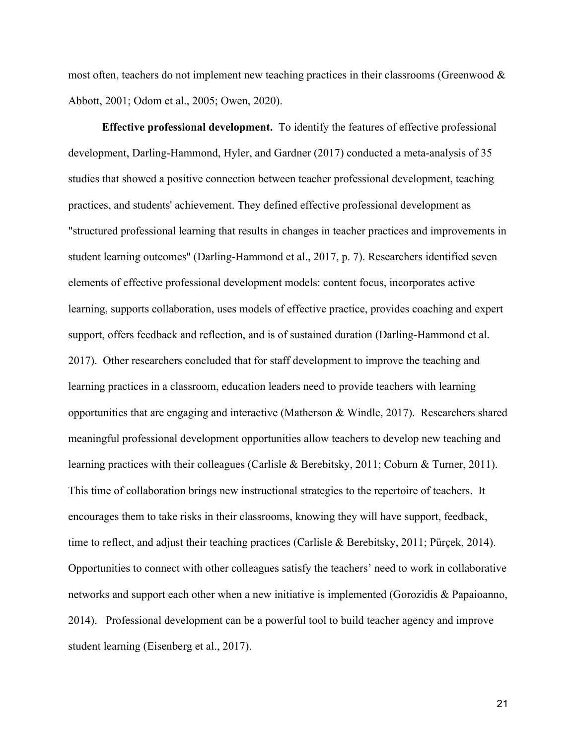most often, teachers do not implement new teaching practices in their classrooms (Greenwood & Abbott, 2001; Odom et al., 2005; Owen, 2020).

**Effective professional development.** To identify the features of effective professional development, Darling-Hammond, Hyler, and Gardner (2017) conducted a meta-analysis of 35 studies that showed a positive connection between teacher professional development, teaching practices, and students' achievement. They defined effective professional development as "structured professional learning that results in changes in teacher practices and improvements in student learning outcomes" (Darling-Hammond et al., 2017, p. 7). Researchers identified seven elements of effective professional development models: content focus, incorporates active learning, supports collaboration, uses models of effective practice, provides coaching and expert support, offers feedback and reflection, and is of sustained duration (Darling-Hammond et al. 2017). Other researchers concluded that for staff development to improve the teaching and learning practices in a classroom, education leaders need to provide teachers with learning opportunities that are engaging and interactive (Matherson & Windle, 2017). Researchers shared meaningful professional development opportunities allow teachers to develop new teaching and learning practices with their colleagues (Carlisle & Berebitsky, 2011; Coburn & Turner, 2011). This time of collaboration brings new instructional strategies to the repertoire of teachers. It encourages them to take risks in their classrooms, knowing they will have support, feedback, time to reflect, and adjust their teaching practices (Carlisle & Berebitsky, 2011; Pürçek, 2014). Opportunities to connect with other colleagues satisfy the teachers' need to work in collaborative networks and support each other when a new initiative is implemented (Gorozidis & Papaioanno, 2014). Professional development can be a powerful tool to build teacher agency and improve student learning (Eisenberg et al., 2017).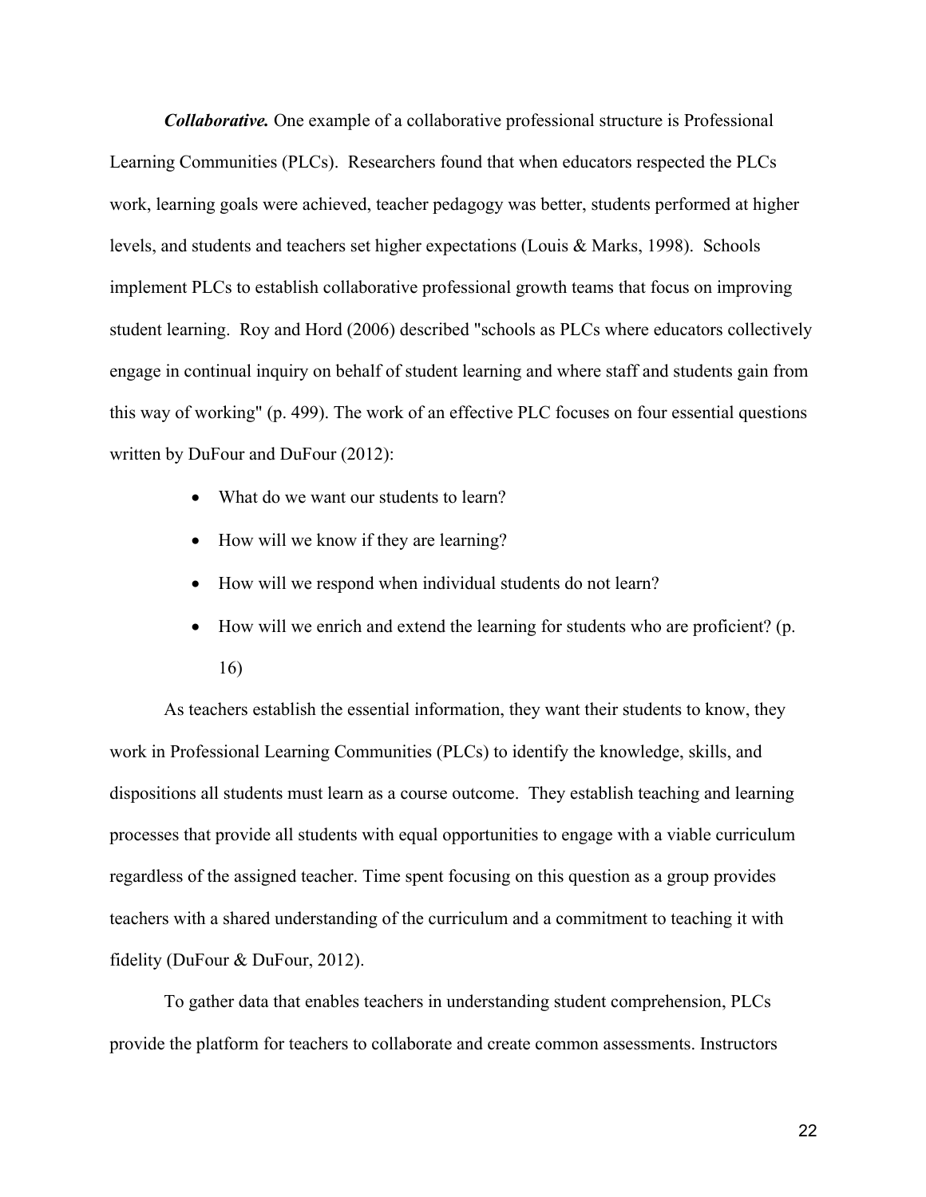***Collaborative.*** One example of a collaborative professional structure is Professional Learning Communities (PLCs). Researchers found that when educators respected the PLCs work, learning goals were achieved, teacher pedagogy was better, students performed at higher levels, and students and teachers set higher expectations (Louis & Marks, 1998). Schools implement PLCs to establish collaborative professional growth teams that focus on improving student learning. Roy and Hord (2006) described "schools as PLCs where educators collectively engage in continual inquiry on behalf of student learning and where staff and students gain from this way of working" (p. 499). The work of an effective PLC focuses on four essential questions written by DuFour and DuFour (2012):

- What do we want our students to learn?
- How will we know if they are learning?
- How will we respond when individual students do not learn?
- How will we enrich and extend the learning for students who are proficient? (p. 16)

As teachers establish the essential information, they want their students to know, they work in Professional Learning Communities (PLCs) to identify the knowledge, skills, and dispositions all students must learn as a course outcome. They establish teaching and learning processes that provide all students with equal opportunities to engage with a viable curriculum regardless of the assigned teacher. Time spent focusing on this question as a group provides teachers with a shared understanding of the curriculum and a commitment to teaching it with fidelity (DuFour & DuFour, 2012).

To gather data that enables teachers in understanding student comprehension, PLCs provide the platform for teachers to collaborate and create common assessments. Instructors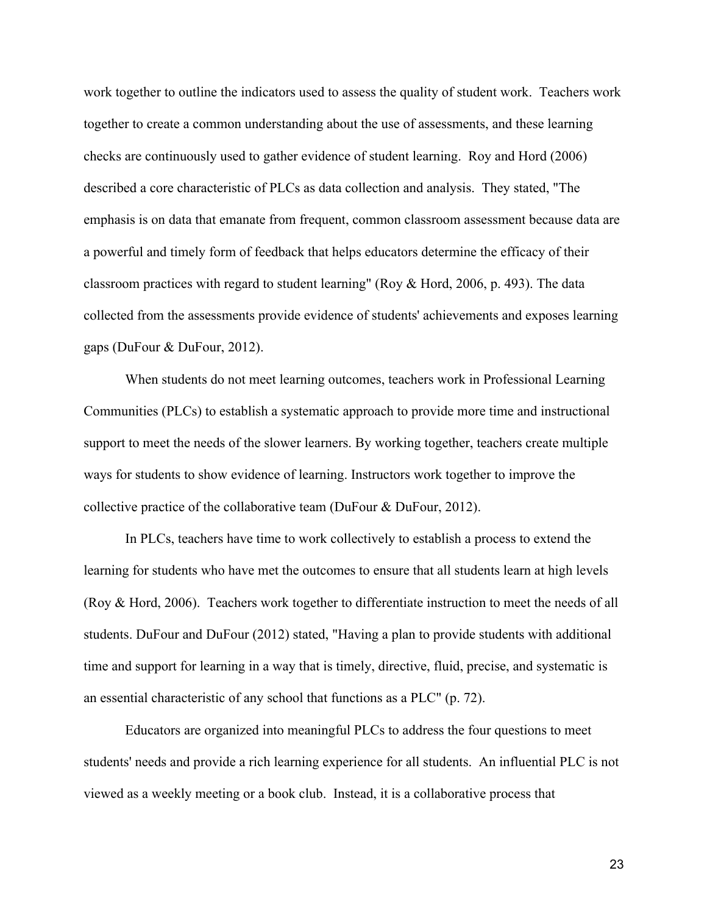work together to outline the indicators used to assess the quality of student work. Teachers work together to create a common understanding about the use of assessments, and these learning checks are continuously used to gather evidence of student learning. Roy and Hord (2006) described a core characteristic of PLCs as data collection and analysis. They stated, "The emphasis is on data that emanate from frequent, common classroom assessment because data are a powerful and timely form of feedback that helps educators determine the efficacy of their classroom practices with regard to student learning" (Roy & Hord, 2006, p. 493). The data collected from the assessments provide evidence of students' achievements and exposes learning gaps (DuFour & DuFour, 2012).

When students do not meet learning outcomes, teachers work in Professional Learning Communities (PLCs) to establish a systematic approach to provide more time and instructional support to meet the needs of the slower learners. By working together, teachers create multiple ways for students to show evidence of learning. Instructors work together to improve the collective practice of the collaborative team (DuFour & DuFour, 2012).

In PLCs, teachers have time to work collectively to establish a process to extend the learning for students who have met the outcomes to ensure that all students learn at high levels (Roy & Hord, 2006). Teachers work together to differentiate instruction to meet the needs of all students. DuFour and DuFour (2012) stated, "Having a plan to provide students with additional time and support for learning in a way that is timely, directive, fluid, precise, and systematic is an essential characteristic of any school that functions as a PLC" (p. 72).

Educators are organized into meaningful PLCs to address the four questions to meet students' needs and provide a rich learning experience for all students. An influential PLC is not viewed as a weekly meeting or a book club. Instead, it is a collaborative process that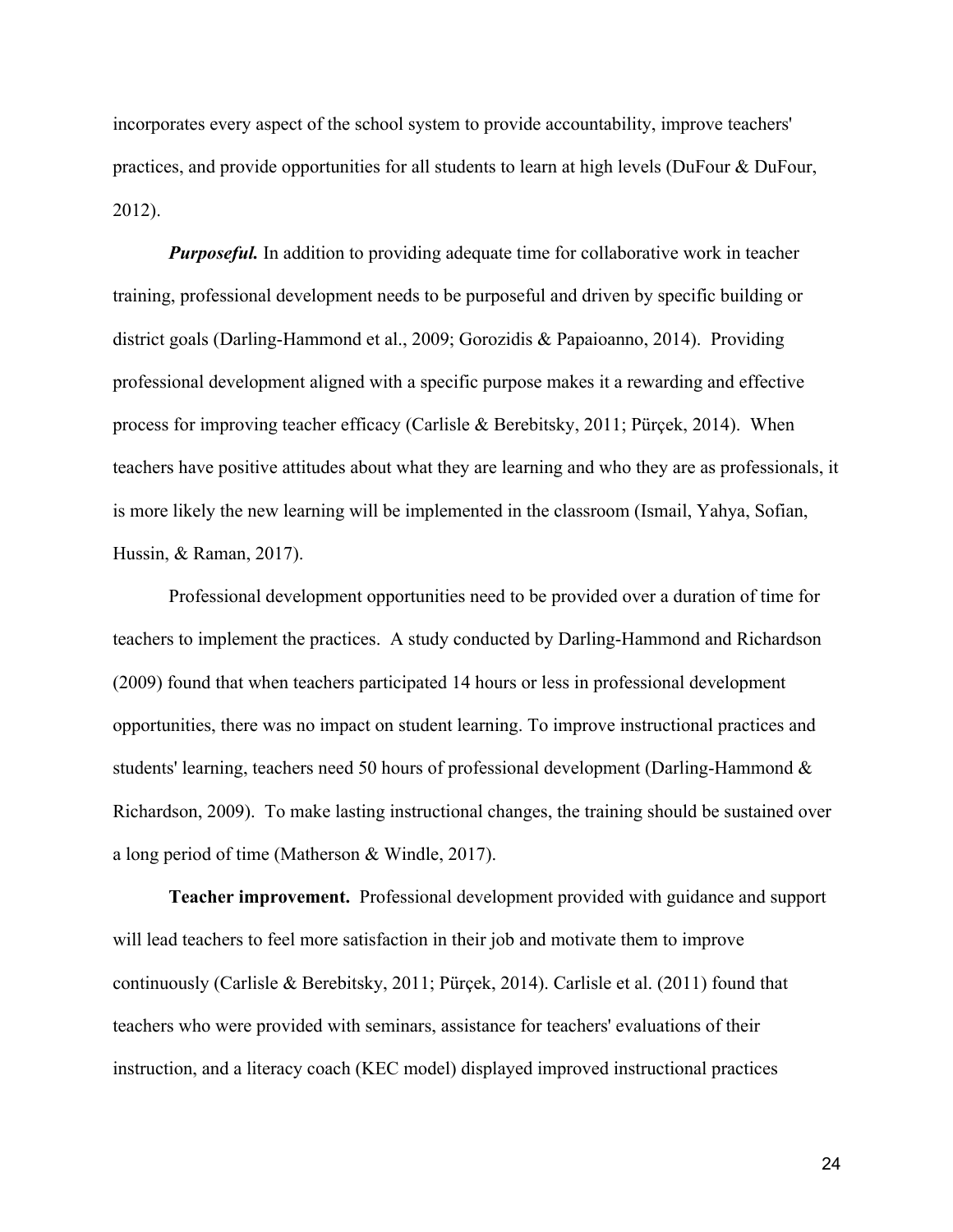incorporates every aspect of the school system to provide accountability, improve teachers' practices, and provide opportunities for all students to learn at high levels (DuFour & DuFour, 2012).

***Purposeful.*** In addition to providing adequate time for collaborative work in teacher training, professional development needs to be purposeful and driven by specific building or district goals (Darling-Hammond et al., 2009; Gorozidis & Papaioanno, 2014). Providing professional development aligned with a specific purpose makes it a rewarding and effective process for improving teacher efficacy (Carlisle & Berebitsky, 2011; Pürçek, 2014). When teachers have positive attitudes about what they are learning and who they are as professionals, it is more likely the new learning will be implemented in the classroom (Ismail, Yahya, Sofian, Hussin, & Raman, 2017).

Professional development opportunities need to be provided over a duration of time for teachers to implement the practices. A study conducted by Darling-Hammond and Richardson (2009) found that when teachers participated 14 hours or less in professional development opportunities, there was no impact on student learning. To improve instructional practices and students' learning, teachers need 50 hours of professional development (Darling-Hammond & Richardson, 2009). To make lasting instructional changes, the training should be sustained over a long period of time (Matherson & Windle, 2017).

**Teacher improvement.** Professional development provided with guidance and support will lead teachers to feel more satisfaction in their job and motivate them to improve continuously (Carlisle & Berebitsky, 2011; Pürçek, 2014). Carlisle et al. (2011) found that teachers who were provided with seminars, assistance for teachers' evaluations of their instruction, and a literacy coach (KEC model) displayed improved instructional practices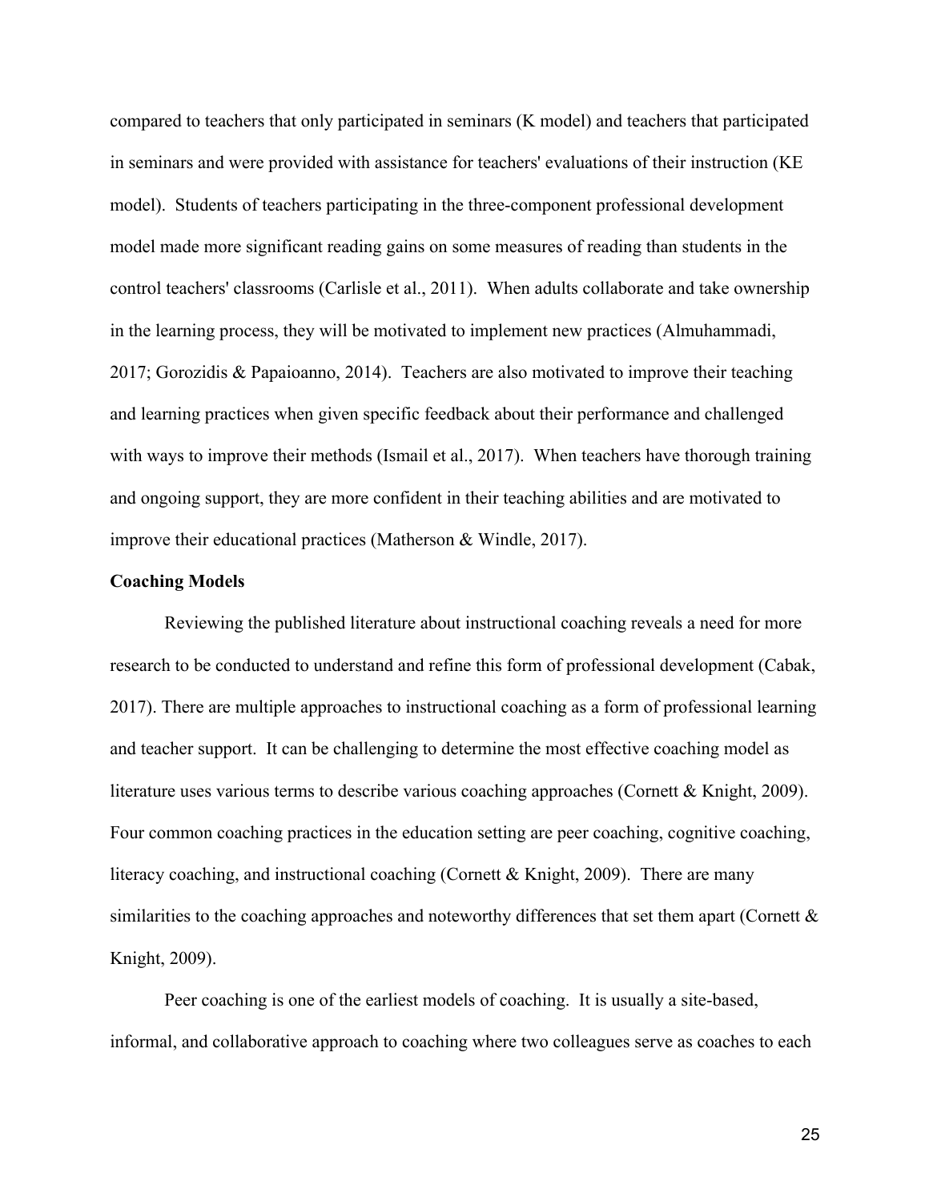compared to teachers that only participated in seminars (K model) and teachers that participated in seminars and were provided with assistance for teachers' evaluations of their instruction (KE model). Students of teachers participating in the three-component professional development model made more significant reading gains on some measures of reading than students in the control teachers' classrooms (Carlisle et al., 2011). When adults collaborate and take ownership in the learning process, they will be motivated to implement new practices (Almuhammadi, 2017; Gorozidis & Papaioanno, 2014). Teachers are also motivated to improve their teaching and learning practices when given specific feedback about their performance and challenged with ways to improve their methods (Ismail et al., 2017). When teachers have thorough training and ongoing support, they are more confident in their teaching abilities and are motivated to improve their educational practices (Matherson & Windle, 2017).

**Coaching Models**

Reviewing the published literature about instructional coaching reveals a need for more research to be conducted to understand and refine this form of professional development (Cabak, 2017). There are multiple approaches to instructional coaching as a form of professional learning and teacher support. It can be challenging to determine the most effective coaching model as literature uses various terms to describe various coaching approaches (Cornett & Knight, 2009). Four common coaching practices in the education setting are peer coaching, cognitive coaching, literacy coaching, and instructional coaching (Cornett & Knight, 2009). There are many similarities to the coaching approaches and noteworthy differences that set them apart (Cornett & Knight, 2009).

Peer coaching is one of the earliest models of coaching. It is usually a site-based, informal, and collaborative approach to coaching where two colleagues serve as coaches to each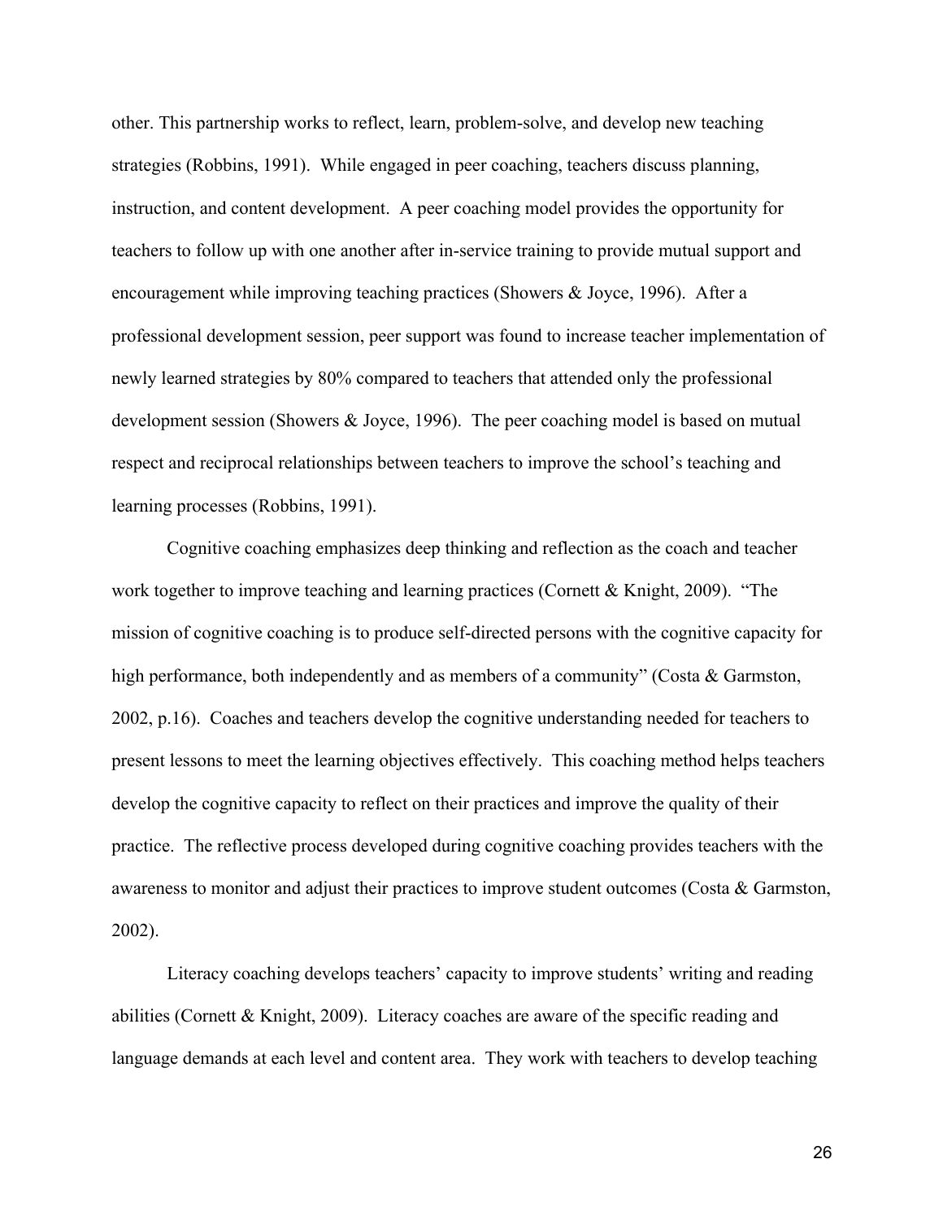other. This partnership works to reflect, learn, problem-solve, and develop new teaching strategies (Robbins, 1991). While engaged in peer coaching, teachers discuss planning, instruction, and content development. A peer coaching model provides the opportunity for teachers to follow up with one another after in-service training to provide mutual support and encouragement while improving teaching practices (Showers & Joyce, 1996). After a professional development session, peer support was found to increase teacher implementation of newly learned strategies by 80% compared to teachers that attended only the professional development session (Showers & Joyce, 1996). The peer coaching model is based on mutual respect and reciprocal relationships between teachers to improve the school's teaching and learning processes (Robbins, 1991).

Cognitive coaching emphasizes deep thinking and reflection as the coach and teacher work together to improve teaching and learning practices (Cornett & Knight, 2009). "The mission of cognitive coaching is to produce self-directed persons with the cognitive capacity for high performance, both independently and as members of a community" (Costa & Garmston, 2002, p.16). Coaches and teachers develop the cognitive understanding needed for teachers to present lessons to meet the learning objectives effectively. This coaching method helps teachers develop the cognitive capacity to reflect on their practices and improve the quality of their practice. The reflective process developed during cognitive coaching provides teachers with the awareness to monitor and adjust their practices to improve student outcomes (Costa & Garmston, 2002).

Literacy coaching develops teachers' capacity to improve students' writing and reading abilities (Cornett & Knight, 2009). Literacy coaches are aware of the specific reading and language demands at each level and content area. They work with teachers to develop teaching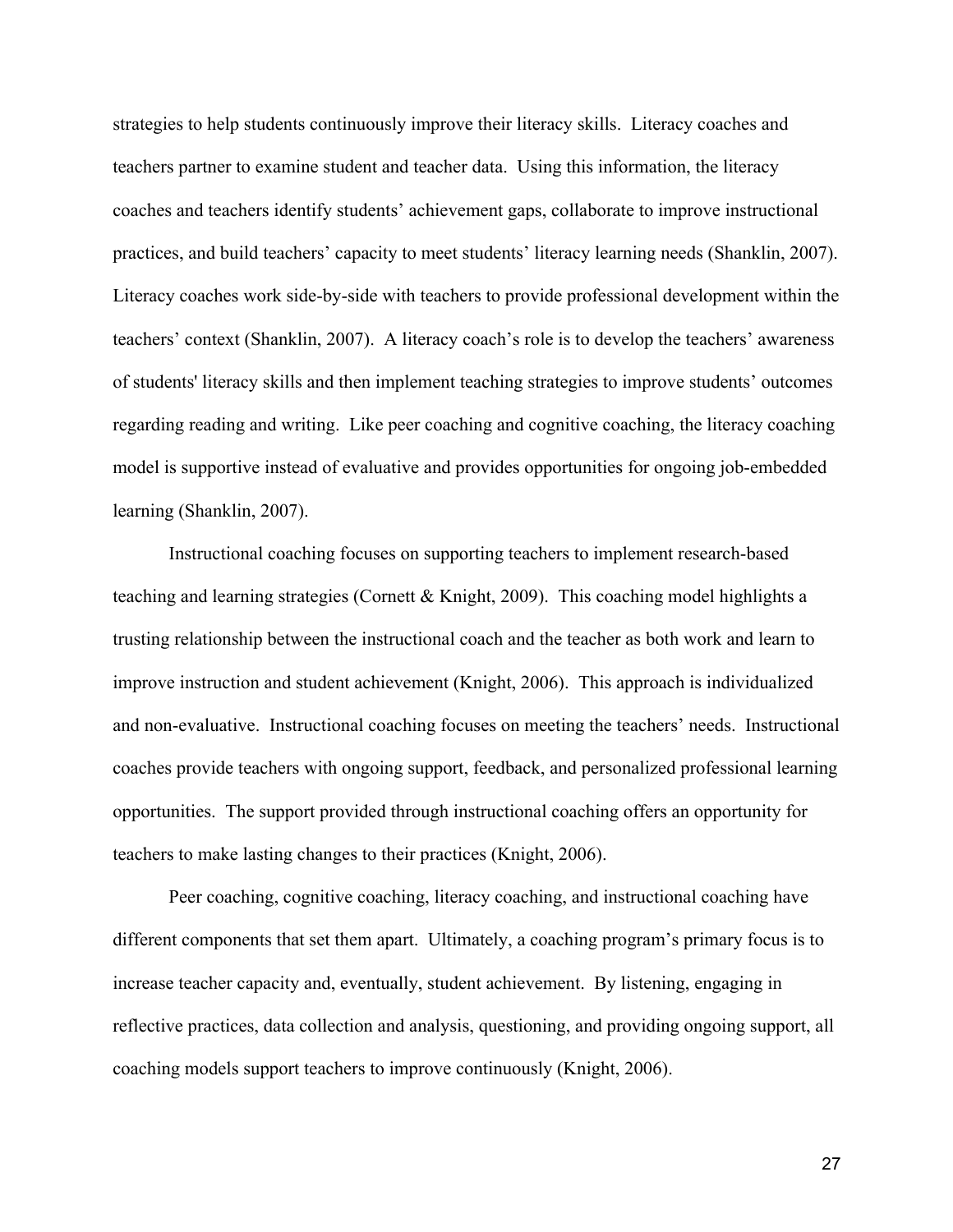strategies to help students continuously improve their literacy skills. Literacy coaches and teachers partner to examine student and teacher data. Using this information, the literacy coaches and teachers identify students' achievement gaps, collaborate to improve instructional practices, and build teachers' capacity to meet students' literacy learning needs (Shanklin, 2007). Literacy coaches work side-by-side with teachers to provide professional development within the teachers' context (Shanklin, 2007). A literacy coach's role is to develop the teachers' awareness of students' literacy skills and then implement teaching strategies to improve students' outcomes regarding reading and writing. Like peer coaching and cognitive coaching, the literacy coaching model is supportive instead of evaluative and provides opportunities for ongoing job-embedded learning (Shanklin, 2007).

Instructional coaching focuses on supporting teachers to implement research-based teaching and learning strategies (Cornett & Knight, 2009). This coaching model highlights a trusting relationship between the instructional coach and the teacher as both work and learn to improve instruction and student achievement (Knight, 2006). This approach is individualized and non-evaluative. Instructional coaching focuses on meeting the teachers' needs. Instructional coaches provide teachers with ongoing support, feedback, and personalized professional learning opportunities. The support provided through instructional coaching offers an opportunity for teachers to make lasting changes to their practices (Knight, 2006).

Peer coaching, cognitive coaching, literacy coaching, and instructional coaching have different components that set them apart. Ultimately, a coaching program's primary focus is to increase teacher capacity and, eventually, student achievement. By listening, engaging in reflective practices, data collection and analysis, questioning, and providing ongoing support, all coaching models support teachers to improve continuously (Knight, 2006).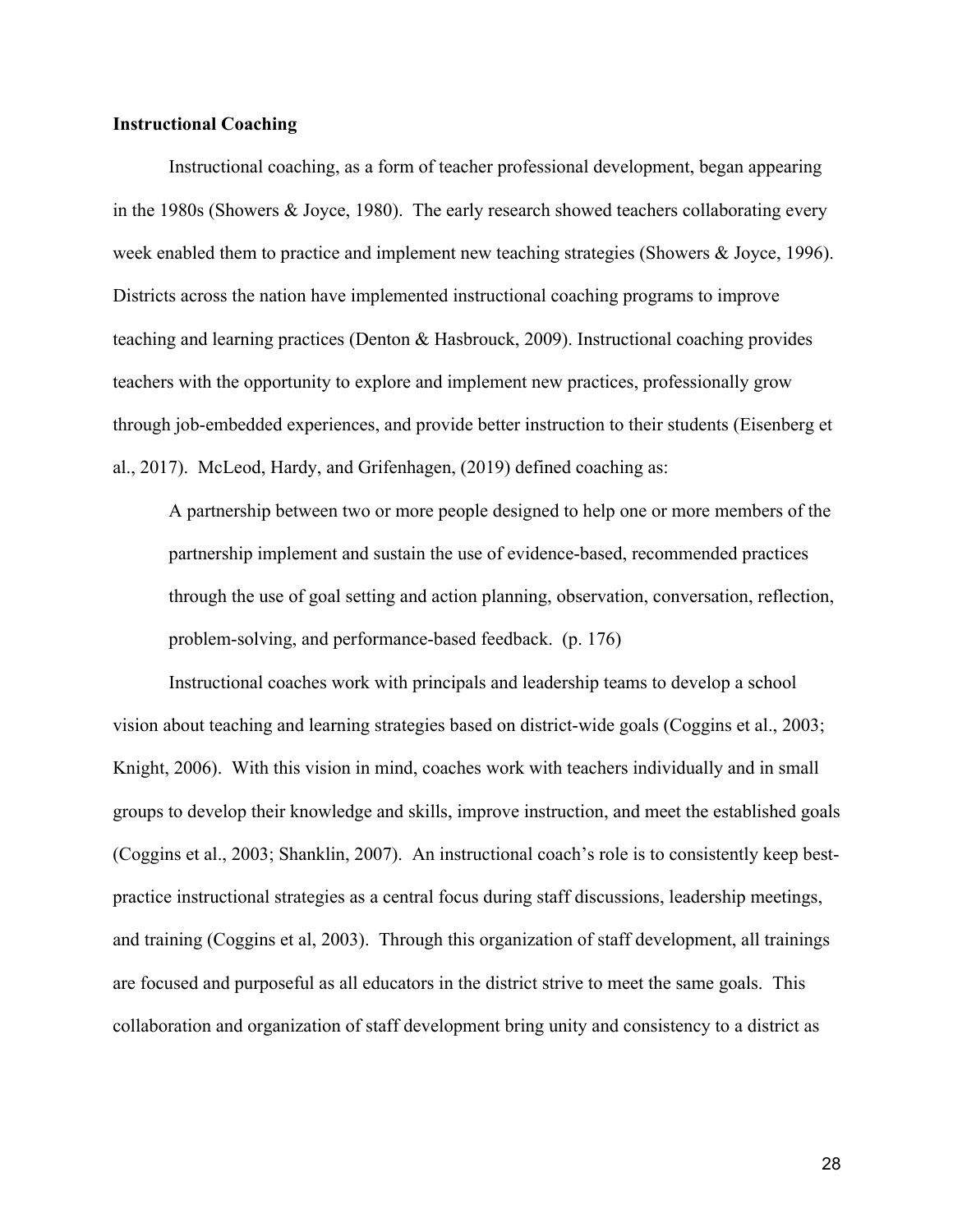**Instructional Coaching**

Instructional coaching, as a form of teacher professional development, began appearing in the 1980s (Showers & Joyce, 1980). The early research showed teachers collaborating every week enabled them to practice and implement new teaching strategies (Showers & Joyce, 1996). Districts across the nation have implemented instructional coaching programs to improve teaching and learning practices (Denton & Hasbrouck, 2009). Instructional coaching provides teachers with the opportunity to explore and implement new practices, professionally grow through job-embedded experiences, and provide better instruction to their students (Eisenberg et al., 2017). McLeod, Hardy, and Grifenhagen, (2019) defined coaching as:

> A partnership between two or more people designed to help one or more members of the partnership implement and sustain the use of evidence-based, recommended practices through the use of goal setting and action planning, observation, conversation, reflection, problem-solving, and performance-based feedback. (p. 176)

Instructional coaches work with principals and leadership teams to develop a school vision about teaching and learning strategies based on district-wide goals (Coggins et al., 2003; Knight, 2006). With this vision in mind, coaches work with teachers individually and in small groups to develop their knowledge and skills, improve instruction, and meet the established goals (Coggins et al., 2003; Shanklin, 2007). An instructional coach's role is to consistently keep best-practice instructional strategies as a central focus during staff discussions, leadership meetings, and training (Coggins et al, 2003). Through this organization of staff development, all trainings are focused and purposeful as all educators in the district strive to meet the same goals. This collaboration and organization of staff development bring unity and consistency to a district as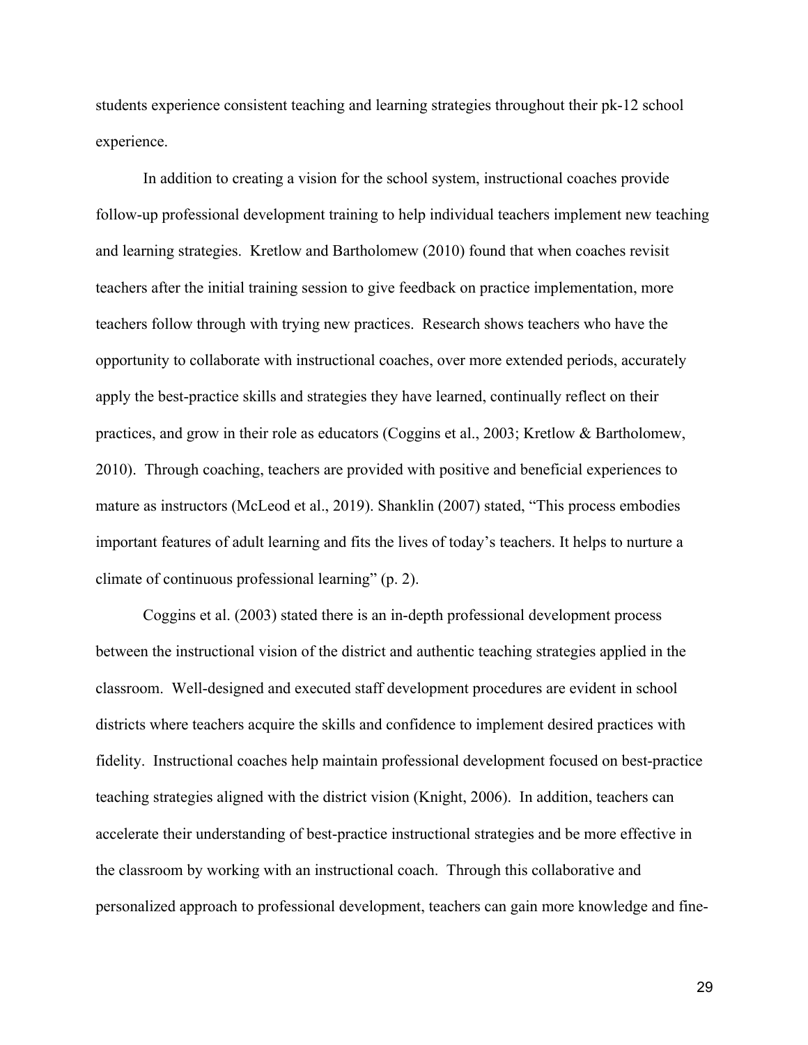students experience consistent teaching and learning strategies throughout their pk-12 school experience.

In addition to creating a vision for the school system, instructional coaches provide follow-up professional development training to help individual teachers implement new teaching and learning strategies. Kretlow and Bartholomew (2010) found that when coaches revisit teachers after the initial training session to give feedback on practice implementation, more teachers follow through with trying new practices. Research shows teachers who have the opportunity to collaborate with instructional coaches, over more extended periods, accurately apply the best-practice skills and strategies they have learned, continually reflect on their practices, and grow in their role as educators (Coggins et al., 2003; Kretlow & Bartholomew, 2010). Through coaching, teachers are provided with positive and beneficial experiences to mature as instructors (McLeod et al., 2019). Shanklin (2007) stated, "This process embodies important features of adult learning and fits the lives of today's teachers. It helps to nurture a climate of continuous professional learning" (p. 2).

Coggins et al. (2003) stated there is an in-depth professional development process between the instructional vision of the district and authentic teaching strategies applied in the classroom. Well-designed and executed staff development procedures are evident in school districts where teachers acquire the skills and confidence to implement desired practices with fidelity. Instructional coaches help maintain professional development focused on best-practice teaching strategies aligned with the district vision (Knight, 2006). In addition, teachers can accelerate their understanding of best-practice instructional strategies and be more effective in the classroom by working with an instructional coach. Through this collaborative and personalized approach to professional development, teachers can gain more knowledge and fine-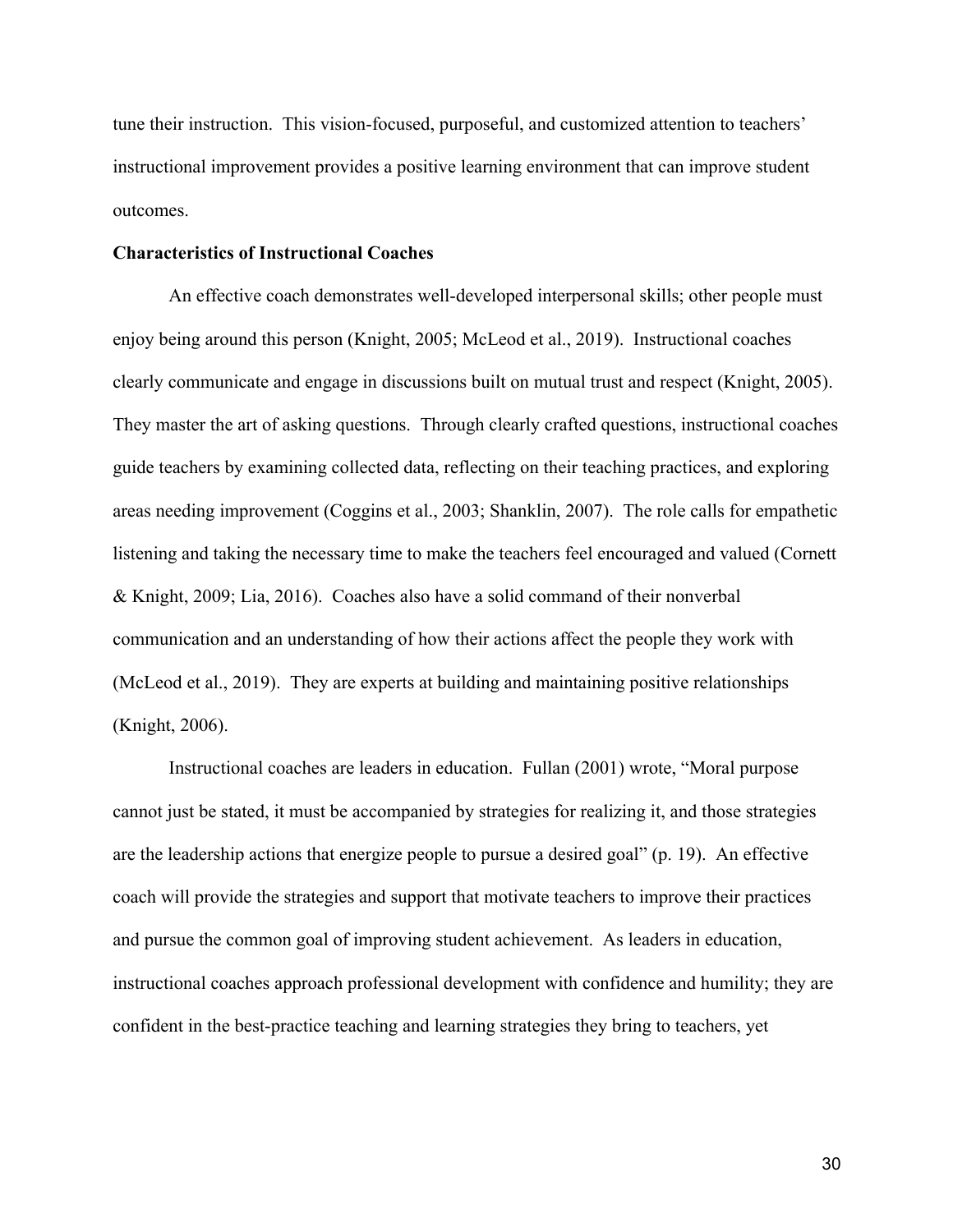tune their instruction. This vision-focused, purposeful, and customized attention to teachers' instructional improvement provides a positive learning environment that can improve student outcomes.

**Characteristics of Instructional Coaches**

An effective coach demonstrates well-developed interpersonal skills; other people must enjoy being around this person (Knight, 2005; McLeod et al., 2019). Instructional coaches clearly communicate and engage in discussions built on mutual trust and respect (Knight, 2005). They master the art of asking questions. Through clearly crafted questions, instructional coaches guide teachers by examining collected data, reflecting on their teaching practices, and exploring areas needing improvement (Coggins et al., 2003; Shanklin, 2007). The role calls for empathetic listening and taking the necessary time to make the teachers feel encouraged and valued (Cornett & Knight, 2009; Lia, 2016). Coaches also have a solid command of their nonverbal communication and an understanding of how their actions affect the people they work with (McLeod et al., 2019). They are experts at building and maintaining positive relationships (Knight, 2006).

Instructional coaches are leaders in education. Fullan (2001) wrote, "Moral purpose cannot just be stated, it must be accompanied by strategies for realizing it, and those strategies are the leadership actions that energize people to pursue a desired goal" (p. 19). An effective coach will provide the strategies and support that motivate teachers to improve their practices and pursue the common goal of improving student achievement. As leaders in education, instructional coaches approach professional development with confidence and humility; they are confident in the best-practice teaching and learning strategies they bring to teachers, yet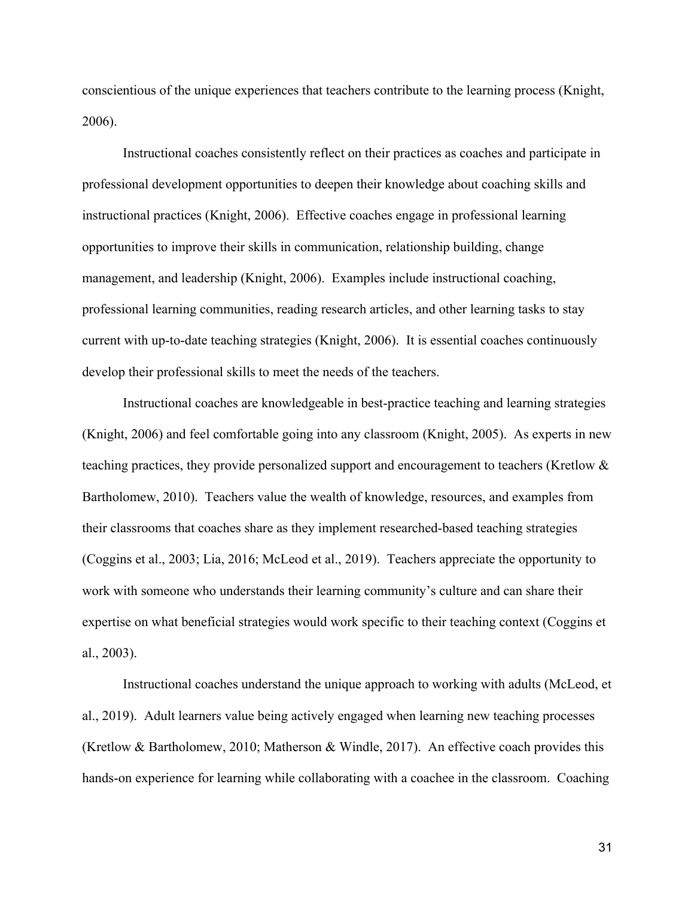conscientious of the unique experiences that teachers contribute to the learning process (Knight, 2006).

Instructional coaches consistently reflect on their practices as coaches and participate in professional development opportunities to deepen their knowledge about coaching skills and instructional practices (Knight, 2006). Effective coaches engage in professional learning opportunities to improve their skills in communication, relationship building, change management, and leadership (Knight, 2006). Examples include instructional coaching, professional learning communities, reading research articles, and other learning tasks to stay current with up-to-date teaching strategies (Knight, 2006). It is essential coaches continuously develop their professional skills to meet the needs of the teachers.

Instructional coaches are knowledgeable in best-practice teaching and learning strategies (Knight, 2006) and feel comfortable going into any classroom (Knight, 2005). As experts in new teaching practices, they provide personalized support and encouragement to teachers (Kretlow & Bartholomew, 2010). Teachers value the wealth of knowledge, resources, and examples from their classrooms that coaches share as they implement researched-based teaching strategies (Coggins et al., 2003; Lia, 2016; McLeod et al., 2019). Teachers appreciate the opportunity to work with someone who understands their learning community's culture and can share their expertise on what beneficial strategies would work specific to their teaching context (Coggins et al., 2003).

Instructional coaches understand the unique approach to working with adults (McLeod, et al., 2019). Adult learners value being actively engaged when learning new teaching processes (Kretlow & Bartholomew, 2010; Matherson & Windle, 2017). An effective coach provides this hands-on experience for learning while collaborating with a coachee in the classroom. Coaching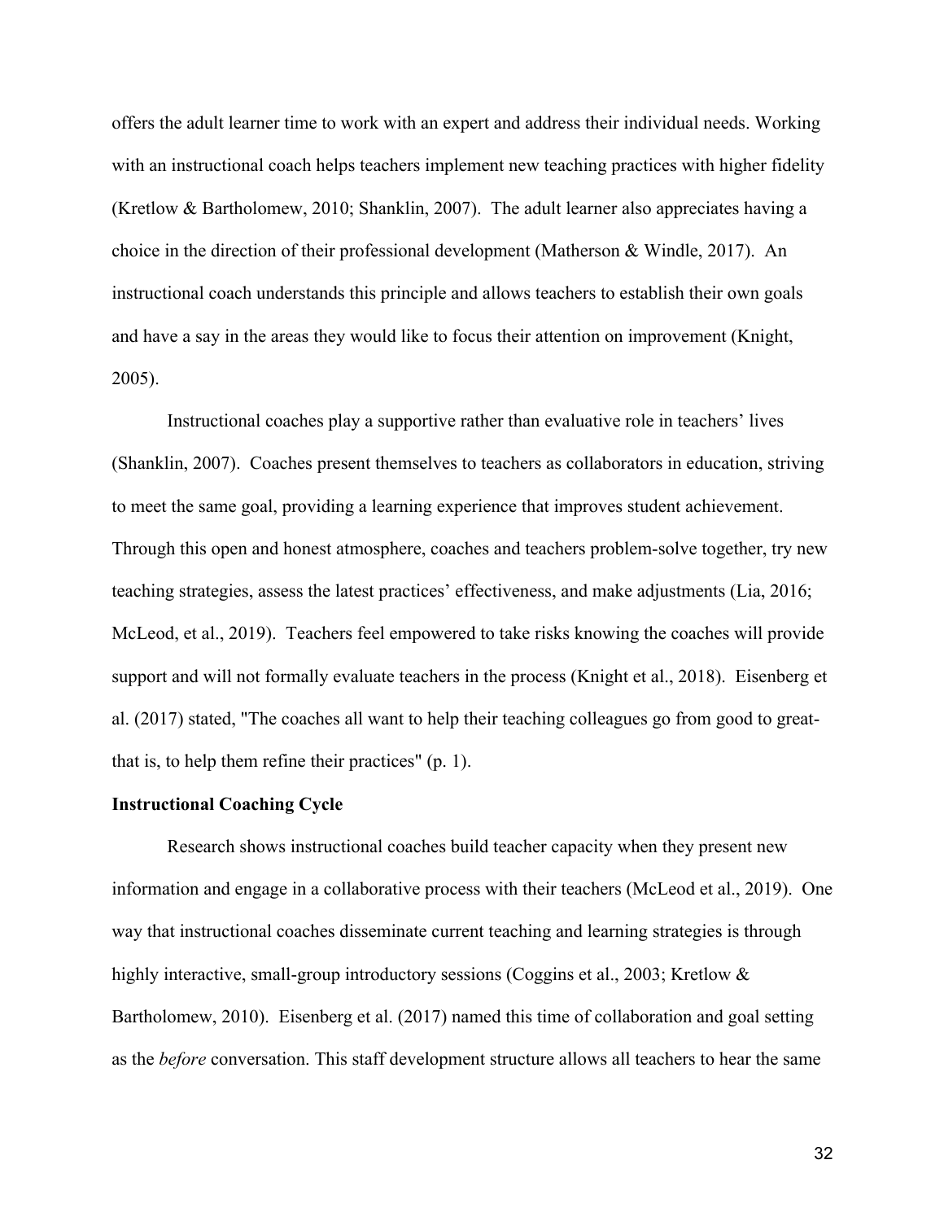offers the adult learner time to work with an expert and address their individual needs. Working with an instructional coach helps teachers implement new teaching practices with higher fidelity (Kretlow & Bartholomew, 2010; Shanklin, 2007). The adult learner also appreciates having a choice in the direction of their professional development (Matherson & Windle, 2017). An instructional coach understands this principle and allows teachers to establish their own goals and have a say in the areas they would like to focus their attention on improvement (Knight, 2005).

Instructional coaches play a supportive rather than evaluative role in teachers' lives (Shanklin, 2007). Coaches present themselves to teachers as collaborators in education, striving to meet the same goal, providing a learning experience that improves student achievement. Through this open and honest atmosphere, coaches and teachers problem-solve together, try new teaching strategies, assess the latest practices' effectiveness, and make adjustments (Lia, 2016; McLeod, et al., 2019). Teachers feel empowered to take risks knowing the coaches will provide support and will not formally evaluate teachers in the process (Knight et al., 2018). Eisenberg et al. (2017) stated, "The coaches all want to help their teaching colleagues go from good to great-that is, to help them refine their practices" (p. 1).

**Instructional Coaching Cycle**

Research shows instructional coaches build teacher capacity when they present new information and engage in a collaborative process with their teachers (McLeod et al., 2019). One way that instructional coaches disseminate current teaching and learning strategies is through highly interactive, small-group introductory sessions (Coggins et al., 2003; Kretlow & Bartholomew, 2010). Eisenberg et al. (2017) named this time of collaboration and goal setting as the *before* conversation. This staff development structure allows all teachers to hear the same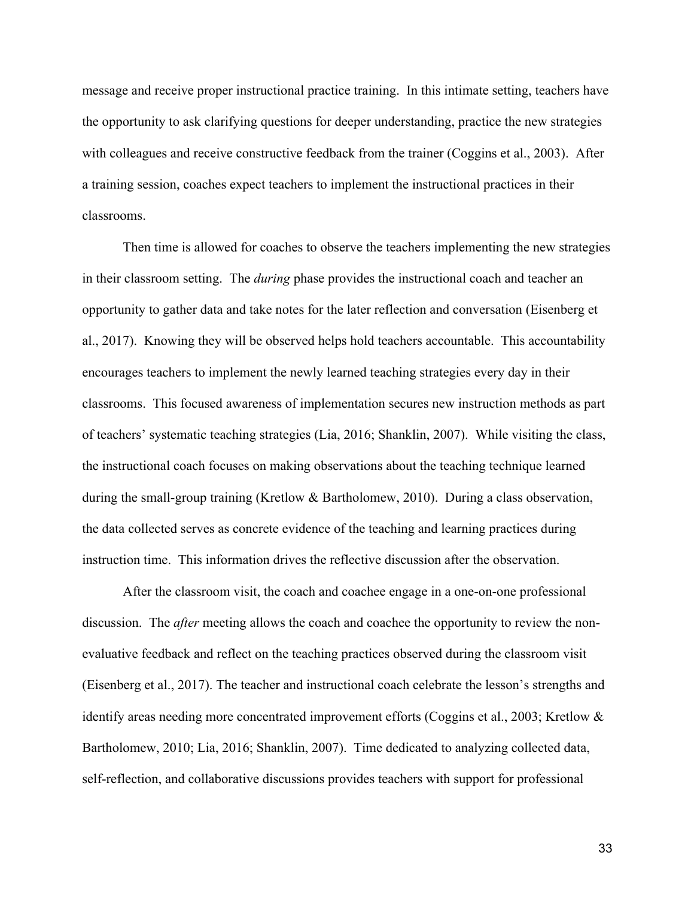message and receive proper instructional practice training. In this intimate setting, teachers have the opportunity to ask clarifying questions for deeper understanding, practice the new strategies with colleagues and receive constructive feedback from the trainer (Coggins et al., 2003). After a training session, coaches expect teachers to implement the instructional practices in their classrooms.

Then time is allowed for coaches to observe the teachers implementing the new strategies in their classroom setting. The *during* phase provides the instructional coach and teacher an opportunity to gather data and take notes for the later reflection and conversation (Eisenberg et al., 2017). Knowing they will be observed helps hold teachers accountable. This accountability encourages teachers to implement the newly learned teaching strategies every day in their classrooms. This focused awareness of implementation secures new instruction methods as part of teachers' systematic teaching strategies (Lia, 2016; Shanklin, 2007). While visiting the class, the instructional coach focuses on making observations about the teaching technique learned during the small-group training (Kretlow & Bartholomew, 2010). During a class observation, the data collected serves as concrete evidence of the teaching and learning practices during instruction time. This information drives the reflective discussion after the observation.

After the classroom visit, the coach and coachee engage in a one-on-one professional discussion. The *after* meeting allows the coach and coachee the opportunity to review the non-evaluative feedback and reflect on the teaching practices observed during the classroom visit (Eisenberg et al., 2017). The teacher and instructional coach celebrate the lesson's strengths and identify areas needing more concentrated improvement efforts (Coggins et al., 2003; Kretlow & Bartholomew, 2010; Lia, 2016; Shanklin, 2007). Time dedicated to analyzing collected data, self-reflection, and collaborative discussions provides teachers with support for professional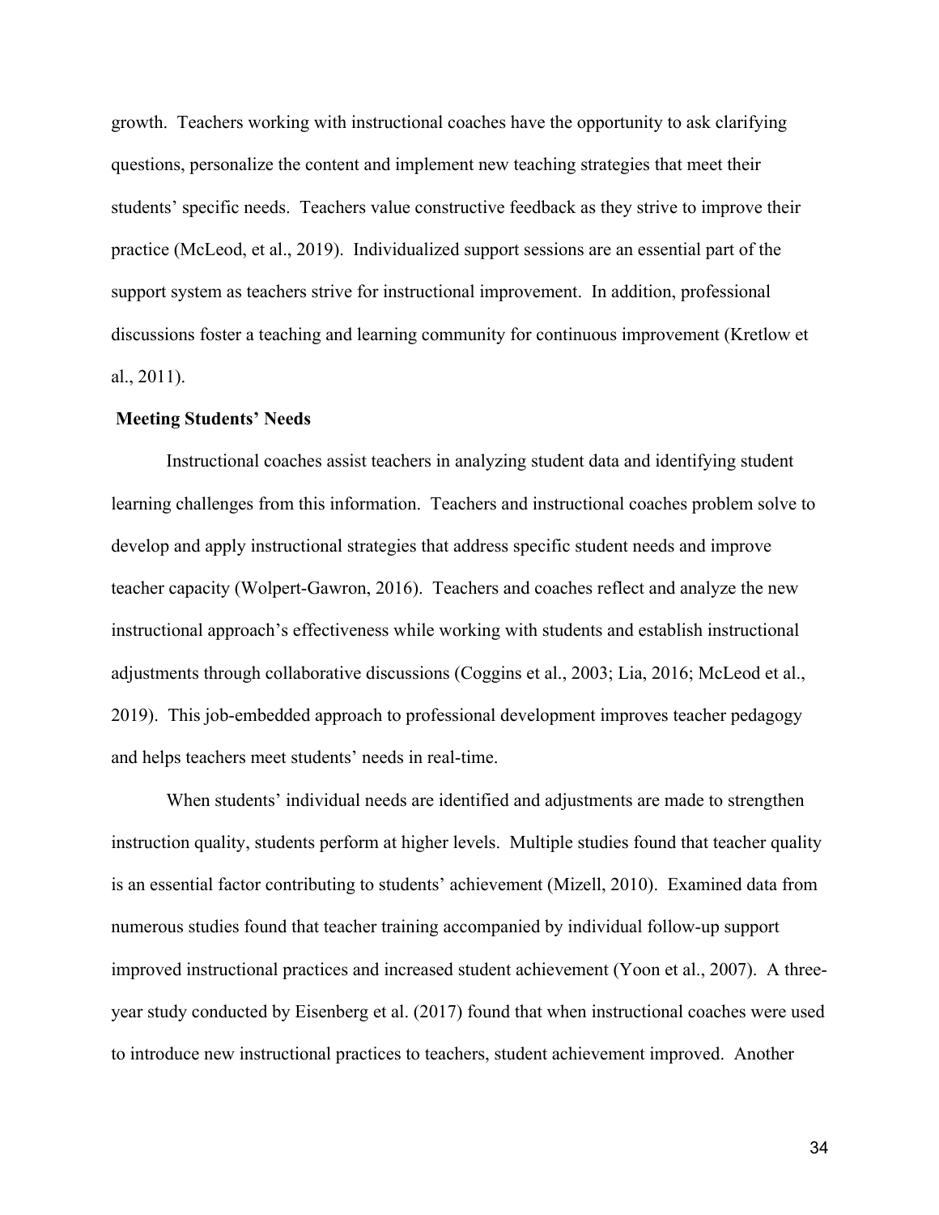growth. Teachers working with instructional coaches have the opportunity to ask clarifying questions, personalize the content and implement new teaching strategies that meet their students' specific needs. Teachers value constructive feedback as they strive to improve their practice (McLeod, et al., 2019). Individualized support sessions are an essential part of the support system as teachers strive for instructional improvement. In addition, professional discussions foster a teaching and learning community for continuous improvement (Kretlow et al., 2011).

**Meeting Students' Needs**

Instructional coaches assist teachers in analyzing student data and identifying student learning challenges from this information. Teachers and instructional coaches problem solve to develop and apply instructional strategies that address specific student needs and improve teacher capacity (Wolpert-Gawron, 2016). Teachers and coaches reflect and analyze the new instructional approach's effectiveness while working with students and establish instructional adjustments through collaborative discussions (Coggins et al., 2003; Lia, 2016; McLeod et al., 2019). This job-embedded approach to professional development improves teacher pedagogy and helps teachers meet students' needs in real-time.

When students' individual needs are identified and adjustments are made to strengthen instruction quality, students perform at higher levels. Multiple studies found that teacher quality is an essential factor contributing to students' achievement (Mizell, 2010). Examined data from numerous studies found that teacher training accompanied by individual follow-up support improved instructional practices and increased student achievement (Yoon et al., 2007). A three-year study conducted by Eisenberg et al. (2017) found that when instructional coaches were used to introduce new instructional practices to teachers, student achievement improved. Another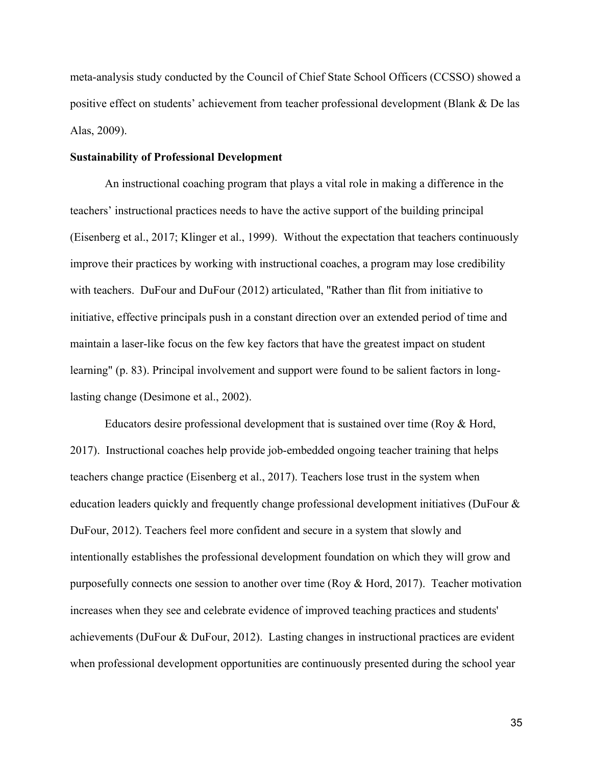meta-analysis study conducted by the Council of Chief State School Officers (CCSSO) showed a positive effect on students' achievement from teacher professional development (Blank & De las Alas, 2009).

**Sustainability of Professional Development**

An instructional coaching program that plays a vital role in making a difference in the teachers' instructional practices needs to have the active support of the building principal (Eisenberg et al., 2017; Klinger et al., 1999). Without the expectation that teachers continuously improve their practices by working with instructional coaches, a program may lose credibility with teachers. DuFour and DuFour (2012) articulated, "Rather than flit from initiative to initiative, effective principals push in a constant direction over an extended period of time and maintain a laser-like focus on the few key factors that have the greatest impact on student learning" (p. 83). Principal involvement and support were found to be salient factors in long-lasting change (Desimone et al., 2002).

Educators desire professional development that is sustained over time (Roy & Hord, 2017). Instructional coaches help provide job-embedded ongoing teacher training that helps teachers change practice (Eisenberg et al., 2017). Teachers lose trust in the system when education leaders quickly and frequently change professional development initiatives (DuFour & DuFour, 2012). Teachers feel more confident and secure in a system that slowly and intentionally establishes the professional development foundation on which they will grow and purposefully connects one session to another over time (Roy & Hord, 2017). Teacher motivation increases when they see and celebrate evidence of improved teaching practices and students' achievements (DuFour & DuFour, 2012). Lasting changes in instructional practices are evident when professional development opportunities are continuously presented during the school year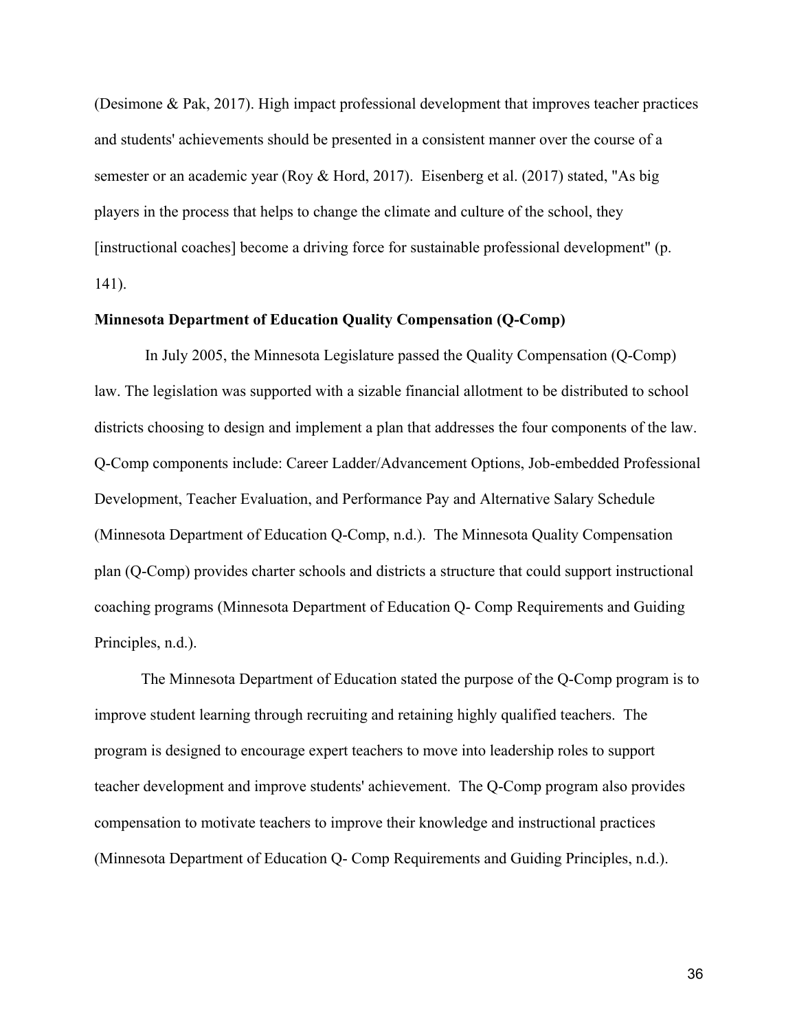(Desimone & Pak, 2017). High impact professional development that improves teacher practices and students' achievements should be presented in a consistent manner over the course of a semester or an academic year (Roy & Hord, 2017). Eisenberg et al. (2017) stated, "As big players in the process that helps to change the climate and culture of the school, they [instructional coaches] become a driving force for sustainable professional development" (p. 141).

**Minnesota Department of Education Quality Compensation (Q-Comp)**

In July 2005, the Minnesota Legislature passed the Quality Compensation (Q-Comp) law. The legislation was supported with a sizable financial allotment to be distributed to school districts choosing to design and implement a plan that addresses the four components of the law. Q-Comp components include: Career Ladder/Advancement Options, Job-embedded Professional Development, Teacher Evaluation, and Performance Pay and Alternative Salary Schedule (Minnesota Department of Education Q-Comp, n.d.). The Minnesota Quality Compensation plan (Q-Comp) provides charter schools and districts a structure that could support instructional coaching programs (Minnesota Department of Education Q- Comp Requirements and Guiding Principles, n.d.).

The Minnesota Department of Education stated the purpose of the Q-Comp program is to improve student learning through recruiting and retaining highly qualified teachers. The program is designed to encourage expert teachers to move into leadership roles to support teacher development and improve students' achievement. The Q-Comp program also provides compensation to motivate teachers to improve their knowledge and instructional practices (Minnesota Department of Education Q- Comp Requirements and Guiding Principles, n.d.).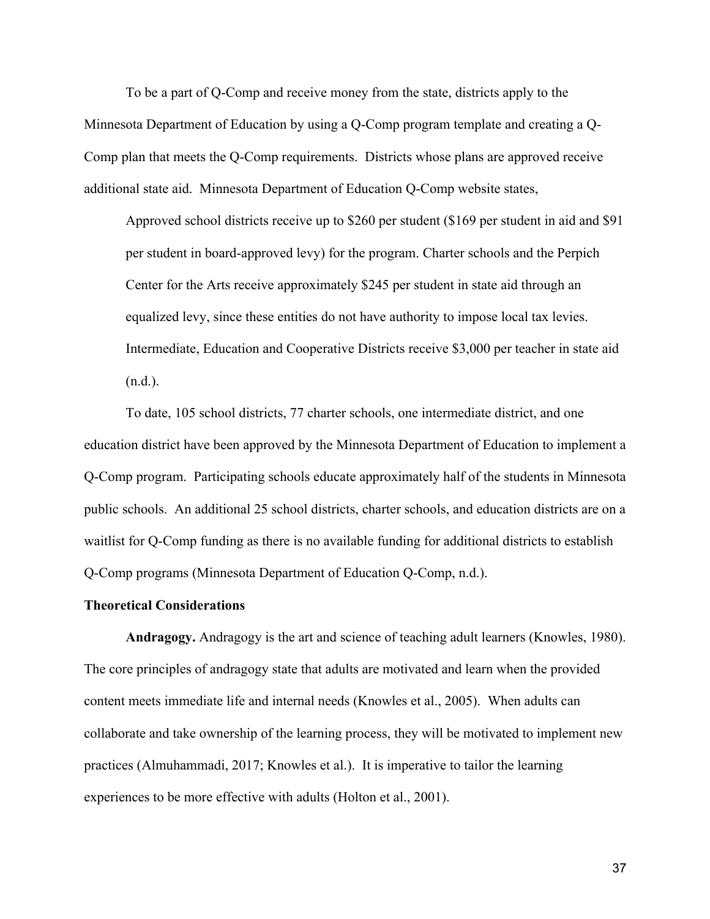To be a part of Q-Comp and receive money from the state, districts apply to the Minnesota Department of Education by using a Q-Comp program template and creating a Q-Comp plan that meets the Q-Comp requirements. Districts whose plans are approved receive additional state aid. Minnesota Department of Education Q-Comp website states,

> Approved school districts receive up to $260 per student ($169 per student in aid and $91 per student in board-approved levy) for the program. Charter schools and the Perpich Center for the Arts receive approximately $245 per student in state aid through an equalized levy, since these entities do not have authority to impose local tax levies. Intermediate, Education and Cooperative Districts receive $3,000 per teacher in state aid (n.d.).

To date, 105 school districts, 77 charter schools, one intermediate district, and one education district have been approved by the Minnesota Department of Education to implement a Q-Comp program. Participating schools educate approximately half of the students in Minnesota public schools. An additional 25 school districts, charter schools, and education districts are on a waitlist for Q-Comp funding as there is no available funding for additional districts to establish Q-Comp programs (Minnesota Department of Education Q-Comp, n.d.).

## Theoretical Considerations

**Andragogy.** Andragogy is the art and science of teaching adult learners (Knowles, 1980). The core principles of andragogy state that adults are motivated and learn when the provided content meets immediate life and internal needs (Knowles et al., 2005). When adults can collaborate and take ownership of the learning process, they will be motivated to implement new practices (Almuhammadi, 2017; Knowles et al.). It is imperative to tailor the learning experiences to be more effective with adults (Holton et al., 2001).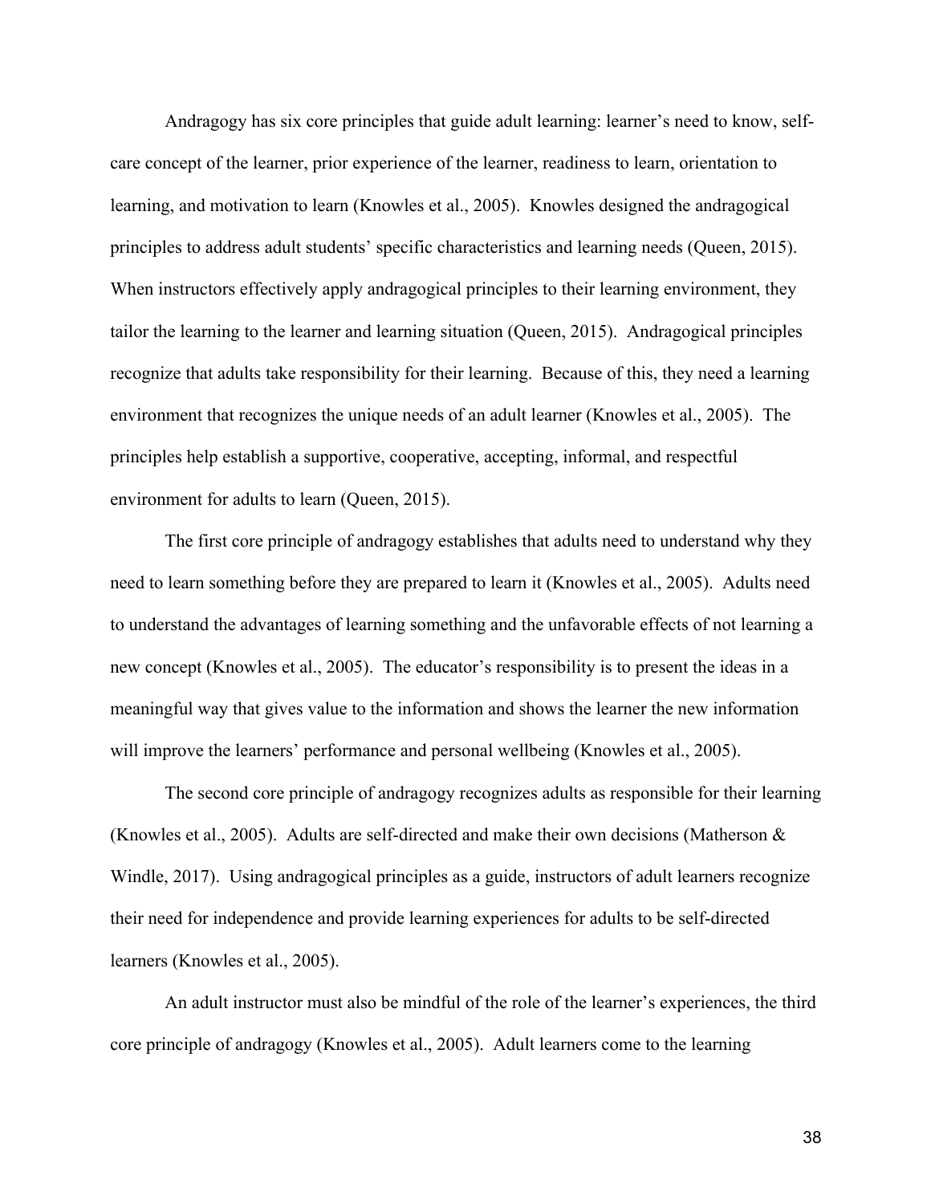Andragogy has six core principles that guide adult learning: learner's need to know, self-care concept of the learner, prior experience of the learner, readiness to learn, orientation to learning, and motivation to learn (Knowles et al., 2005). Knowles designed the andragogical principles to address adult students' specific characteristics and learning needs (Queen, 2015). When instructors effectively apply andragogical principles to their learning environment, they tailor the learning to the learner and learning situation (Queen, 2015). Andragogical principles recognize that adults take responsibility for their learning. Because of this, they need a learning environment that recognizes the unique needs of an adult learner (Knowles et al., 2005). The principles help establish a supportive, cooperative, accepting, informal, and respectful environment for adults to learn (Queen, 2015).

The first core principle of andragogy establishes that adults need to understand why they need to learn something before they are prepared to learn it (Knowles et al., 2005). Adults need to understand the advantages of learning something and the unfavorable effects of not learning a new concept (Knowles et al., 2005). The educator's responsibility is to present the ideas in a meaningful way that gives value to the information and shows the learner the new information will improve the learners' performance and personal wellbeing (Knowles et al., 2005).

The second core principle of andragogy recognizes adults as responsible for their learning (Knowles et al., 2005). Adults are self-directed and make their own decisions (Matherson & Windle, 2017). Using andragogical principles as a guide, instructors of adult learners recognize their need for independence and provide learning experiences for adults to be self-directed learners (Knowles et al., 2005).

An adult instructor must also be mindful of the role of the learner's experiences, the third core principle of andragogy (Knowles et al., 2005). Adult learners come to the learning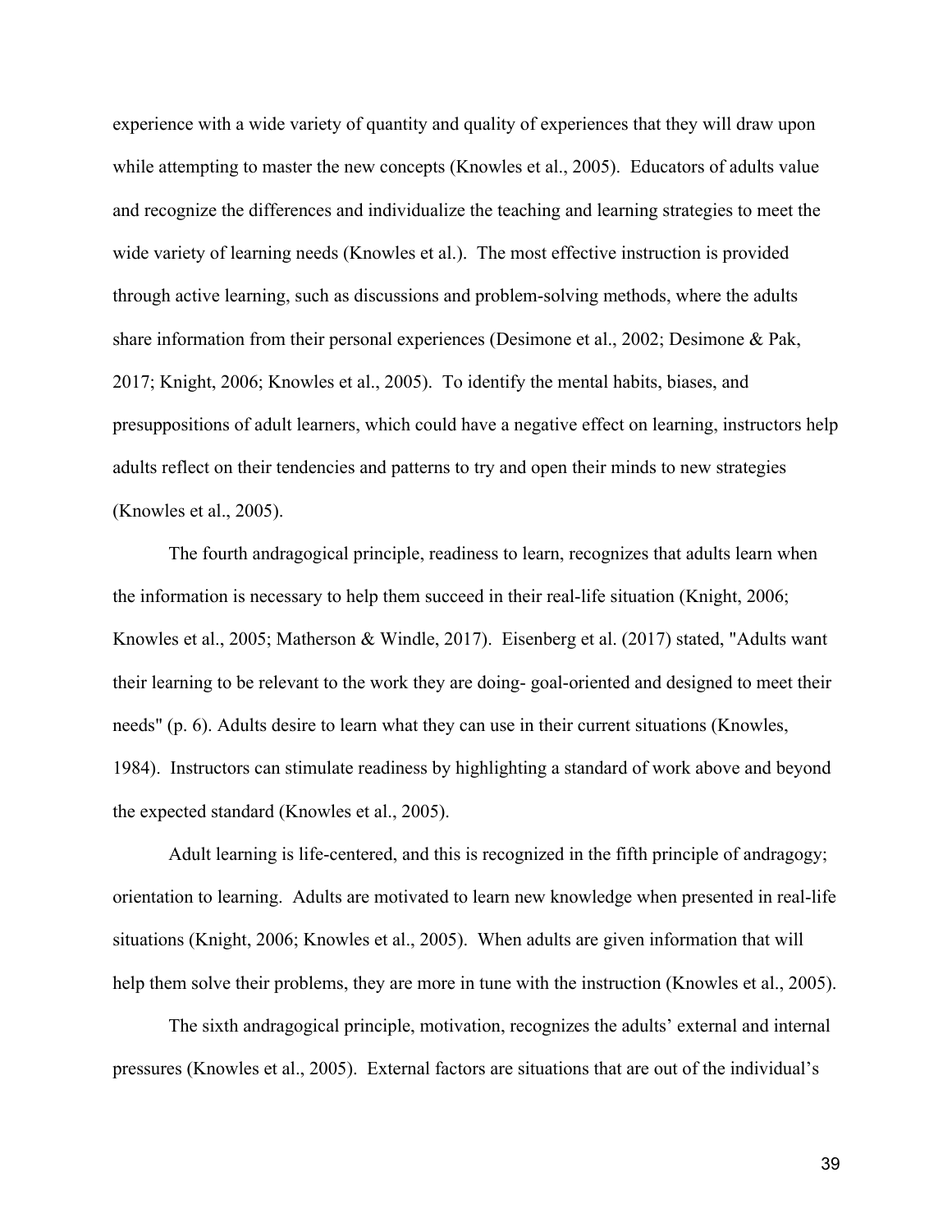experience with a wide variety of quantity and quality of experiences that they will draw upon while attempting to master the new concepts (Knowles et al., 2005). Educators of adults value and recognize the differences and individualize the teaching and learning strategies to meet the wide variety of learning needs (Knowles et al.). The most effective instruction is provided through active learning, such as discussions and problem-solving methods, where the adults share information from their personal experiences (Desimone et al., 2002; Desimone & Pak, 2017; Knight, 2006; Knowles et al., 2005). To identify the mental habits, biases, and presuppositions of adult learners, which could have a negative effect on learning, instructors help adults reflect on their tendencies and patterns to try and open their minds to new strategies (Knowles et al., 2005).

The fourth andragogical principle, readiness to learn, recognizes that adults learn when the information is necessary to help them succeed in their real-life situation (Knight, 2006; Knowles et al., 2005; Matherson & Windle, 2017). Eisenberg et al. (2017) stated, "Adults want their learning to be relevant to the work they are doing- goal-oriented and designed to meet their needs" (p. 6). Adults desire to learn what they can use in their current situations (Knowles, 1984). Instructors can stimulate readiness by highlighting a standard of work above and beyond the expected standard (Knowles et al., 2005).

Adult learning is life-centered, and this is recognized in the fifth principle of andragogy; orientation to learning. Adults are motivated to learn new knowledge when presented in real-life situations (Knight, 2006; Knowles et al., 2005). When adults are given information that will help them solve their problems, they are more in tune with the instruction (Knowles et al., 2005).

The sixth andragogical principle, motivation, recognizes the adults' external and internal pressures (Knowles et al., 2005). External factors are situations that are out of the individual's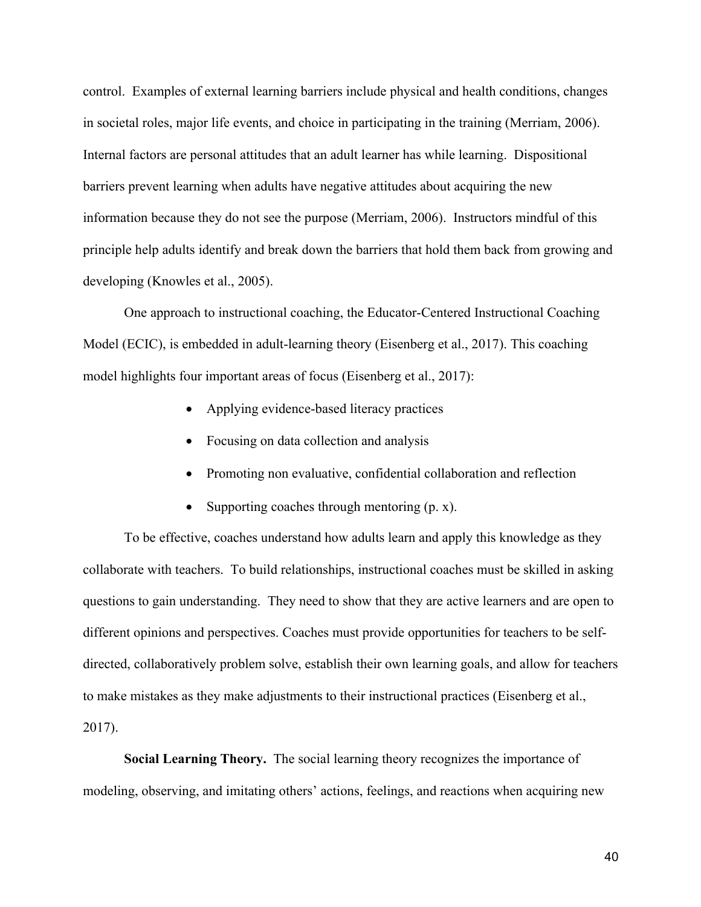control. Examples of external learning barriers include physical and health conditions, changes in societal roles, major life events, and choice in participating in the training (Merriam, 2006). Internal factors are personal attitudes that an adult learner has while learning. Dispositional barriers prevent learning when adults have negative attitudes about acquiring the new information because they do not see the purpose (Merriam, 2006). Instructors mindful of this principle help adults identify and break down the barriers that hold them back from growing and developing (Knowles et al., 2005).

One approach to instructional coaching, the Educator-Centered Instructional Coaching Model (ECIC), is embedded in adult-learning theory (Eisenberg et al., 2017). This coaching model highlights four important areas of focus (Eisenberg et al., 2017):

- Applying evidence-based literacy practices
- Focusing on data collection and analysis
- Promoting non evaluative, confidential collaboration and reflection
- Supporting coaches through mentoring (p. x).

To be effective, coaches understand how adults learn and apply this knowledge as they collaborate with teachers. To build relationships, instructional coaches must be skilled in asking questions to gain understanding. They need to show that they are active learners and are open to different opinions and perspectives. Coaches must provide opportunities for teachers to be self-directed, collaboratively problem solve, establish their own learning goals, and allow for teachers to make mistakes as they make adjustments to their instructional practices (Eisenberg et al., 2017).

**Social Learning Theory.** The social learning theory recognizes the importance of modeling, observing, and imitating others' actions, feelings, and reactions when acquiring new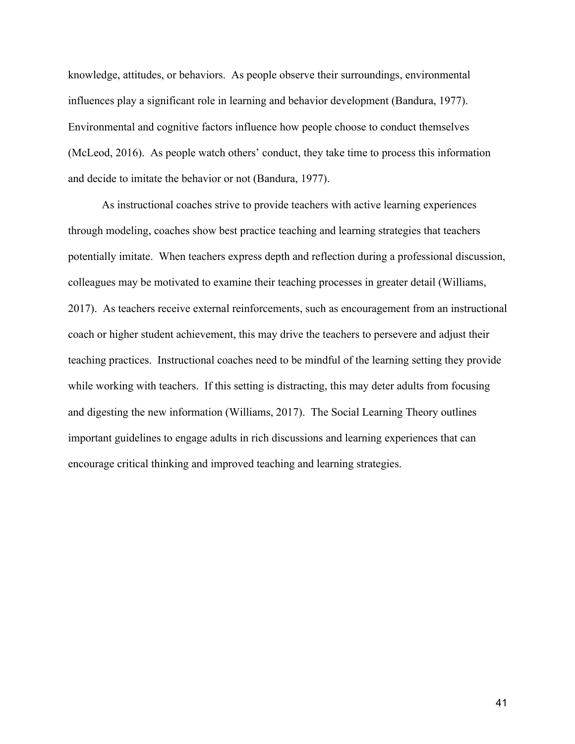knowledge, attitudes, or behaviors. As people observe their surroundings, environmental influences play a significant role in learning and behavior development (Bandura, 1977). Environmental and cognitive factors influence how people choose to conduct themselves (McLeod, 2016). As people watch others' conduct, they take time to process this information and decide to imitate the behavior or not (Bandura, 1977).

As instructional coaches strive to provide teachers with active learning experiences through modeling, coaches show best practice teaching and learning strategies that teachers potentially imitate. When teachers express depth and reflection during a professional discussion, colleagues may be motivated to examine their teaching processes in greater detail (Williams, 2017). As teachers receive external reinforcements, such as encouragement from an instructional coach or higher student achievement, this may drive the teachers to persevere and adjust their teaching practices. Instructional coaches need to be mindful of the learning setting they provide while working with teachers. If this setting is distracting, this may deter adults from focusing and digesting the new information (Williams, 2017). The Social Learning Theory outlines important guidelines to engage adults in rich discussions and learning experiences that can encourage critical thinking and improved teaching and learning strategies.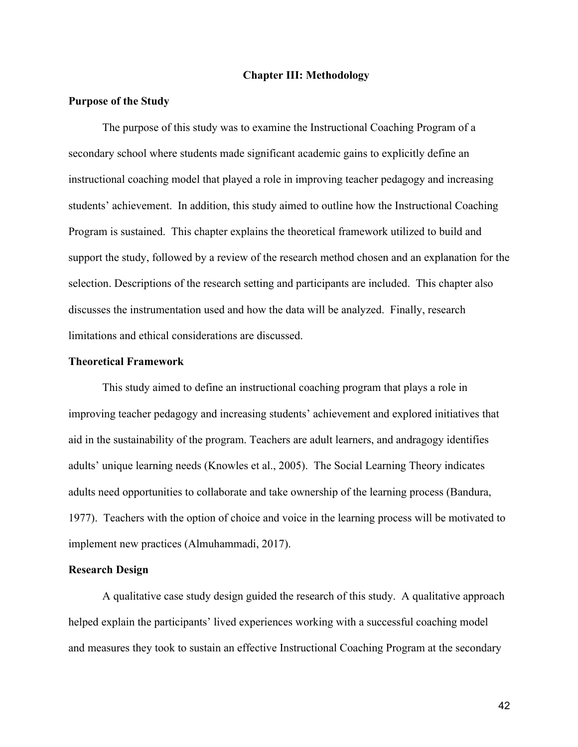# Chapter III: Methodology

## Purpose of the Study

The purpose of this study was to examine the Instructional Coaching Program of a secondary school where students made significant academic gains to explicitly define an instructional coaching model that played a role in improving teacher pedagogy and increasing students' achievement. In addition, this study aimed to outline how the Instructional Coaching Program is sustained. This chapter explains the theoretical framework utilized to build and support the study, followed by a review of the research method chosen and an explanation for the selection. Descriptions of the research setting and participants are included. This chapter also discusses the instrumentation used and how the data will be analyzed. Finally, research limitations and ethical considerations are discussed.

## Theoretical Framework

This study aimed to define an instructional coaching program that plays a role in improving teacher pedagogy and increasing students' achievement and explored initiatives that aid in the sustainability of the program. Teachers are adult learners, and andragogy identifies adults' unique learning needs (Knowles et al., 2005). The Social Learning Theory indicates adults need opportunities to collaborate and take ownership of the learning process (Bandura, 1977). Teachers with the option of choice and voice in the learning process will be motivated to implement new practices (Almuhammadi, 2017).

## Research Design

A qualitative case study design guided the research of this study. A qualitative approach helped explain the participants' lived experiences working with a successful coaching model and measures they took to sustain an effective Instructional Coaching Program at the secondary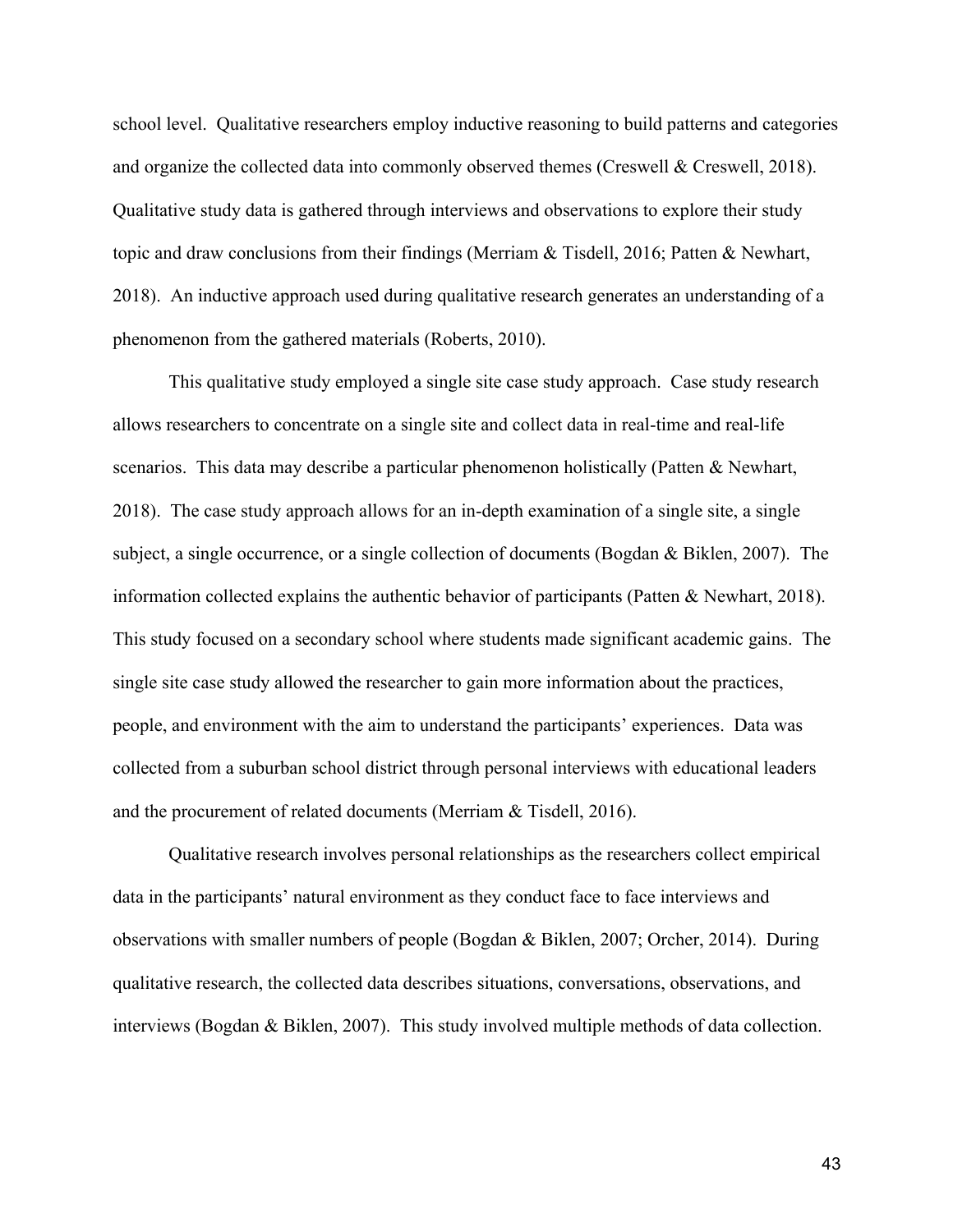school level. Qualitative researchers employ inductive reasoning to build patterns and categories and organize the collected data into commonly observed themes (Creswell & Creswell, 2018). Qualitative study data is gathered through interviews and observations to explore their study topic and draw conclusions from their findings (Merriam & Tisdell, 2016; Patten & Newhart, 2018). An inductive approach used during qualitative research generates an understanding of a phenomenon from the gathered materials (Roberts, 2010).

This qualitative study employed a single site case study approach. Case study research allows researchers to concentrate on a single site and collect data in real-time and real-life scenarios. This data may describe a particular phenomenon holistically (Patten & Newhart, 2018). The case study approach allows for an in-depth examination of a single site, a single subject, a single occurrence, or a single collection of documents (Bogdan & Biklen, 2007). The information collected explains the authentic behavior of participants (Patten & Newhart, 2018). This study focused on a secondary school where students made significant academic gains. The single site case study allowed the researcher to gain more information about the practices, people, and environment with the aim to understand the participants' experiences. Data was collected from a suburban school district through personal interviews with educational leaders and the procurement of related documents (Merriam & Tisdell, 2016).

Qualitative research involves personal relationships as the researchers collect empirical data in the participants' natural environment as they conduct face to face interviews and observations with smaller numbers of people (Bogdan & Biklen, 2007; Orcher, 2014). During qualitative research, the collected data describes situations, conversations, observations, and interviews (Bogdan & Biklen, 2007). This study involved multiple methods of data collection.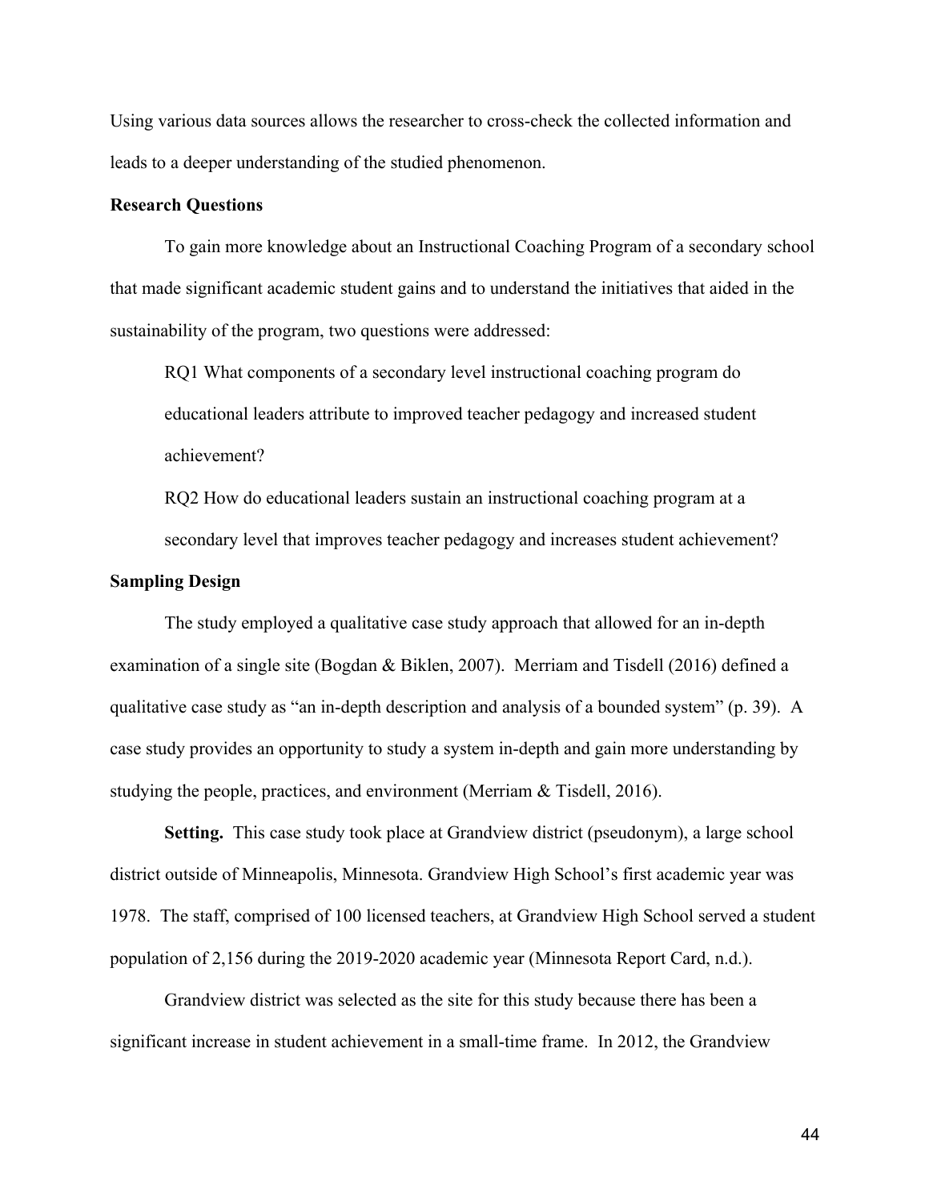Using various data sources allows the researcher to cross-check the collected information and leads to a deeper understanding of the studied phenomenon.

## Research Questions

To gain more knowledge about an Instructional Coaching Program of a secondary school that made significant academic student gains and to understand the initiatives that aided in the sustainability of the program, two questions were addressed:

RQ1 What components of a secondary level instructional coaching program do educational leaders attribute to improved teacher pedagogy and increased student achievement?

RQ2 How do educational leaders sustain an instructional coaching program at a secondary level that improves teacher pedagogy and increases student achievement?

## Sampling Design

The study employed a qualitative case study approach that allowed for an in-depth examination of a single site (Bogdan & Biklen, 2007). Merriam and Tisdell (2016) defined a qualitative case study as "an in-depth description and analysis of a bounded system" (p. 39). A case study provides an opportunity to study a system in-depth and gain more understanding by studying the people, practices, and environment (Merriam & Tisdell, 2016).

**Setting.** This case study took place at Grandview district (pseudonym), a large school district outside of Minneapolis, Minnesota. Grandview High School's first academic year was 1978. The staff, comprised of 100 licensed teachers, at Grandview High School served a student population of 2,156 during the 2019-2020 academic year (Minnesota Report Card, n.d.).

Grandview district was selected as the site for this study because there has been a significant increase in student achievement in a small-time frame. In 2012, the Grandview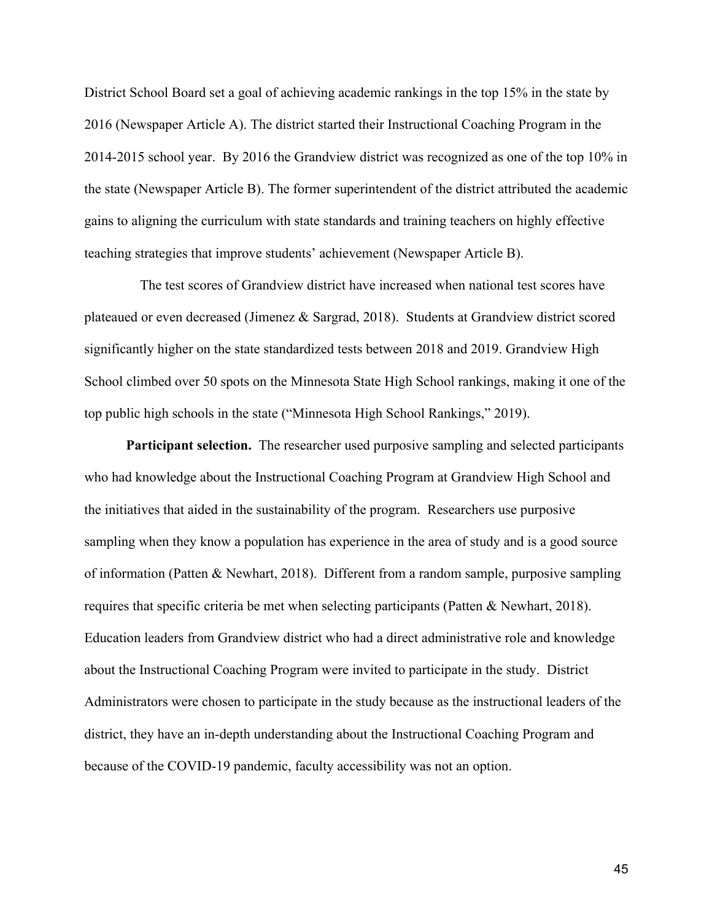District School Board set a goal of achieving academic rankings in the top 15% in the state by 2016 (Newspaper Article A). The district started their Instructional Coaching Program in the 2014-2015 school year. By 2016 the Grandview district was recognized as one of the top 10% in the state (Newspaper Article B). The former superintendent of the district attributed the academic gains to aligning the curriculum with state standards and training teachers on highly effective teaching strategies that improve students' achievement (Newspaper Article B).

The test scores of Grandview district have increased when national test scores have plateaued or even decreased (Jimenez & Sargrad, 2018). Students at Grandview district scored significantly higher on the state standardized tests between 2018 and 2019. Grandview High School climbed over 50 spots on the Minnesota State High School rankings, making it one of the top public high schools in the state ("Minnesota High School Rankings," 2019).

**Participant selection.** The researcher used purposive sampling and selected participants who had knowledge about the Instructional Coaching Program at Grandview High School and the initiatives that aided in the sustainability of the program. Researchers use purposive sampling when they know a population has experience in the area of study and is a good source of information (Patten & Newhart, 2018). Different from a random sample, purposive sampling requires that specific criteria be met when selecting participants (Patten & Newhart, 2018). Education leaders from Grandview district who had a direct administrative role and knowledge about the Instructional Coaching Program were invited to participate in the study. District Administrators were chosen to participate in the study because as the instructional leaders of the district, they have an in-depth understanding about the Instructional Coaching Program and because of the COVID-19 pandemic, faculty accessibility was not an option.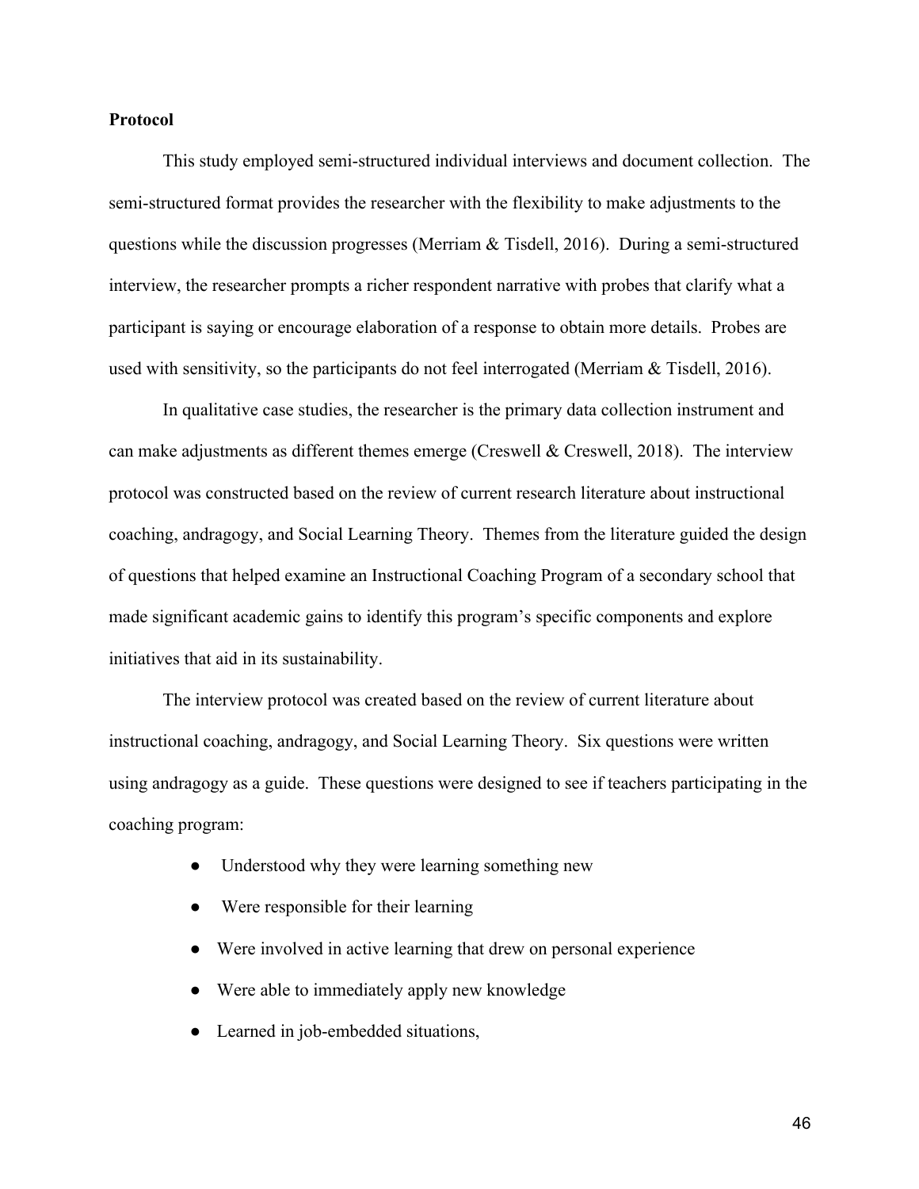**Protocol**

This study employed semi-structured individual interviews and document collection. The semi-structured format provides the researcher with the flexibility to make adjustments to the questions while the discussion progresses (Merriam & Tisdell, 2016). During a semi-structured interview, the researcher prompts a richer respondent narrative with probes that clarify what a participant is saying or encourage elaboration of a response to obtain more details. Probes are used with sensitivity, so the participants do not feel interrogated (Merriam & Tisdell, 2016).

In qualitative case studies, the researcher is the primary data collection instrument and can make adjustments as different themes emerge (Creswell & Creswell, 2018). The interview protocol was constructed based on the review of current research literature about instructional coaching, andragogy, and Social Learning Theory. Themes from the literature guided the design of questions that helped examine an Instructional Coaching Program of a secondary school that made significant academic gains to identify this program's specific components and explore initiatives that aid in its sustainability.

The interview protocol was created based on the review of current literature about instructional coaching, andragogy, and Social Learning Theory. Six questions were written using andragogy as a guide. These questions were designed to see if teachers participating in the coaching program:

- Understood why they were learning something new
- Were responsible for their learning
- Were involved in active learning that drew on personal experience
- Were able to immediately apply new knowledge
- Learned in job-embedded situations,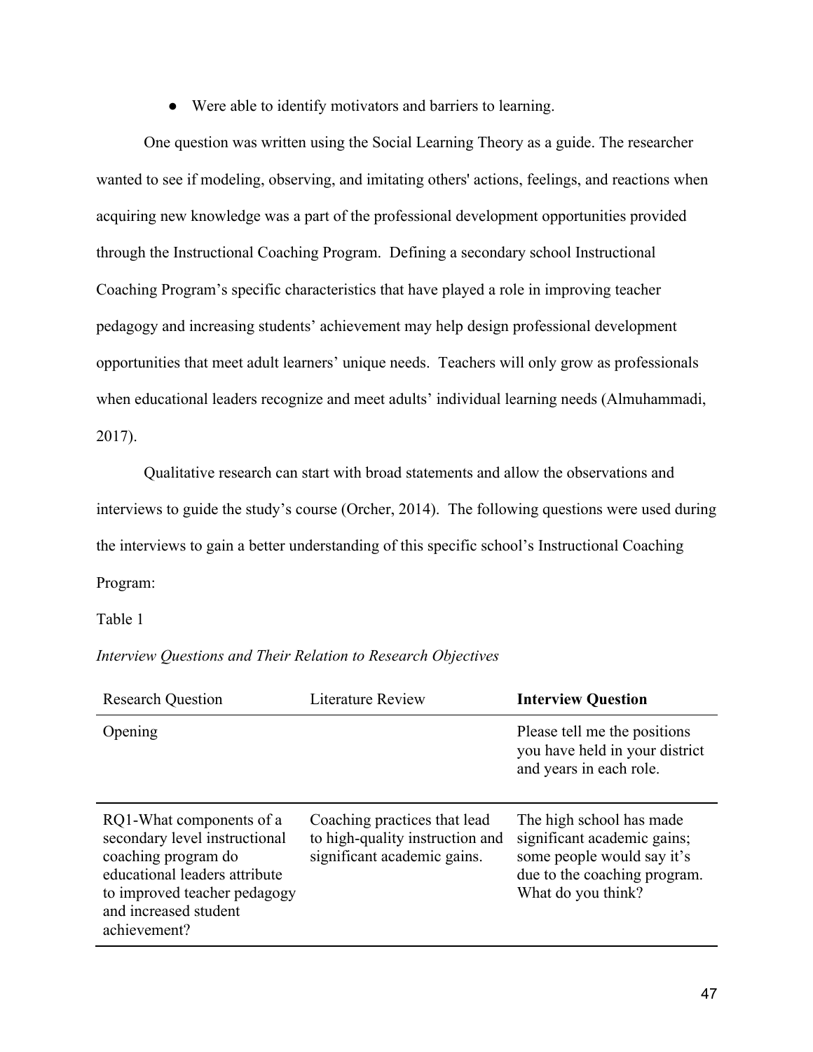- Were able to identify motivators and barriers to learning.

One question was written using the Social Learning Theory as a guide. The researcher wanted to see if modeling, observing, and imitating others' actions, feelings, and reactions when acquiring new knowledge was a part of the professional development opportunities provided through the Instructional Coaching Program. Defining a secondary school Instructional Coaching Program's specific characteristics that have played a role in improving teacher pedagogy and increasing students' achievement may help design professional development opportunities that meet adult learners' unique needs. Teachers will only grow as professionals when educational leaders recognize and meet adults' individual learning needs (Almuhammadi, 2017).

Qualitative research can start with broad statements and allow the observations and interviews to guide the study's course (Orcher, 2014). The following questions were used during the interviews to gain a better understanding of this specific school's Instructional Coaching Program:

Table 1

*Interview Questions and Their Relation to Research Objectives*

| Research Question | Literature Review | **Interview Question** |
|---|---|---|
| Opening | | Please tell me the positions you have held in your district and years in each role. |
| RQ1-What components of a secondary level instructional coaching program do educational leaders attribute to improved teacher pedagogy and increased student achievement? | Coaching practices that lead to high-quality instruction and significant academic gains. | The high school has made significant academic gains; some people would say it's due to the coaching program. What do you think? |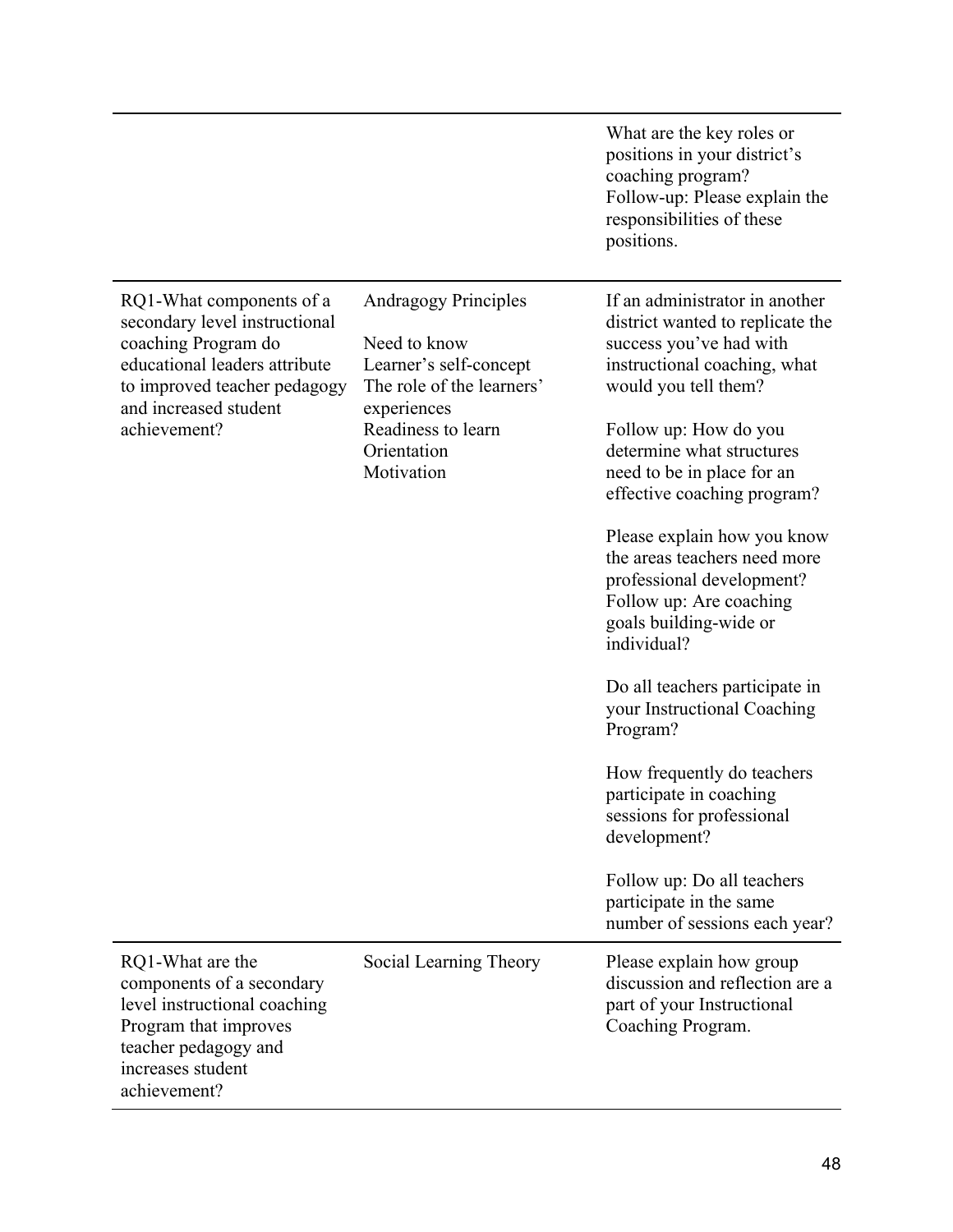| | | |
|---|---|---|
| | | What are the key roles or positions in your district's coaching program?<br>Follow-up: Please explain the responsibilities of these positions. |
| RQ1-What components of a secondary level instructional coaching Program do educational leaders attribute to improved teacher pedagogy and increased student achievement? | Andragogy Principles<br><br>Need to know<br>Learner's self-concept<br>The role of the learners' experiences<br>Readiness to learn<br>Orientation<br>Motivation | If an administrator in another district wanted to replicate the success you've had with instructional coaching, what would you tell them?<br><br>Follow up: How do you determine what structures need to be in place for an effective coaching program?<br><br>Please explain how you know the areas teachers need more professional development?<br>Follow up: Are coaching goals building-wide or individual?<br><br>Do all teachers participate in your Instructional Coaching Program?<br><br>How frequently do teachers participate in coaching sessions for professional development?<br><br>Follow up: Do all teachers participate in the same number of sessions each year? |
| RQ1-What are the components of a secondary level instructional coaching Program that improves teacher pedagogy and increases student achievement? | Social Learning Theory | Please explain how group discussion and reflection are a part of your Instructional Coaching Program. |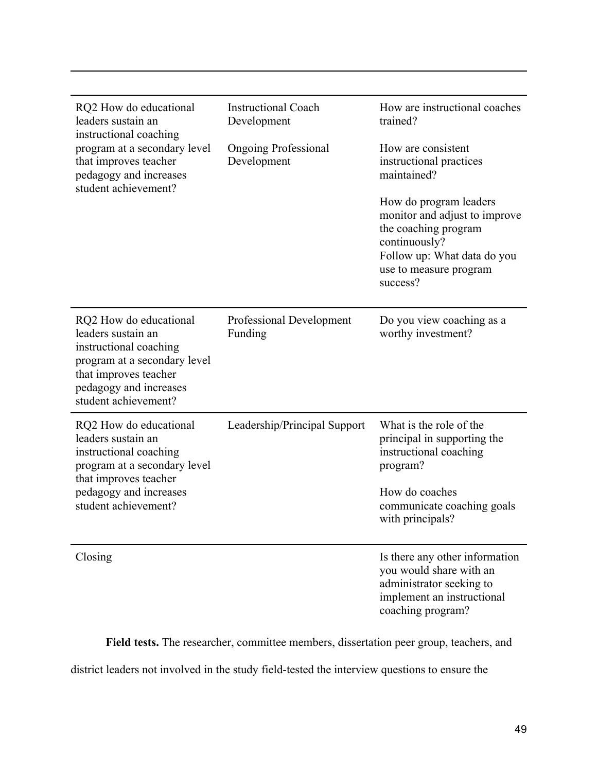| | | |
|---|---|---|
| RQ2 How do educational leaders sustain an instructional coaching program at a secondary level that improves teacher pedagogy and increases student achievement? | Instructional Coach Development<br><br>Ongoing Professional Development | How are instructional coaches trained?<br><br>How are consistent instructional practices maintained?<br><br>How do program leaders monitor and adjust to improve the coaching program continuously?<br>Follow up: What data do you use to measure program success? |
| RQ2 How do educational leaders sustain an instructional coaching program at a secondary level that improves teacher pedagogy and increases student achievement? | Professional Development Funding | Do you view coaching as a worthy investment? |
| RQ2 How do educational leaders sustain an instructional coaching program at a secondary level that improves teacher pedagogy and increases student achievement? | Leadership/Principal Support | What is the role of the principal in supporting the instructional coaching program?<br><br>How do coaches communicate coaching goals with principals? |
| Closing | | Is there any other information you would share with an administrator seeking to implement an instructional coaching program? |

**Field tests.** The researcher, committee members, dissertation peer group, teachers, and district leaders not involved in the study field-tested the interview questions to ensure the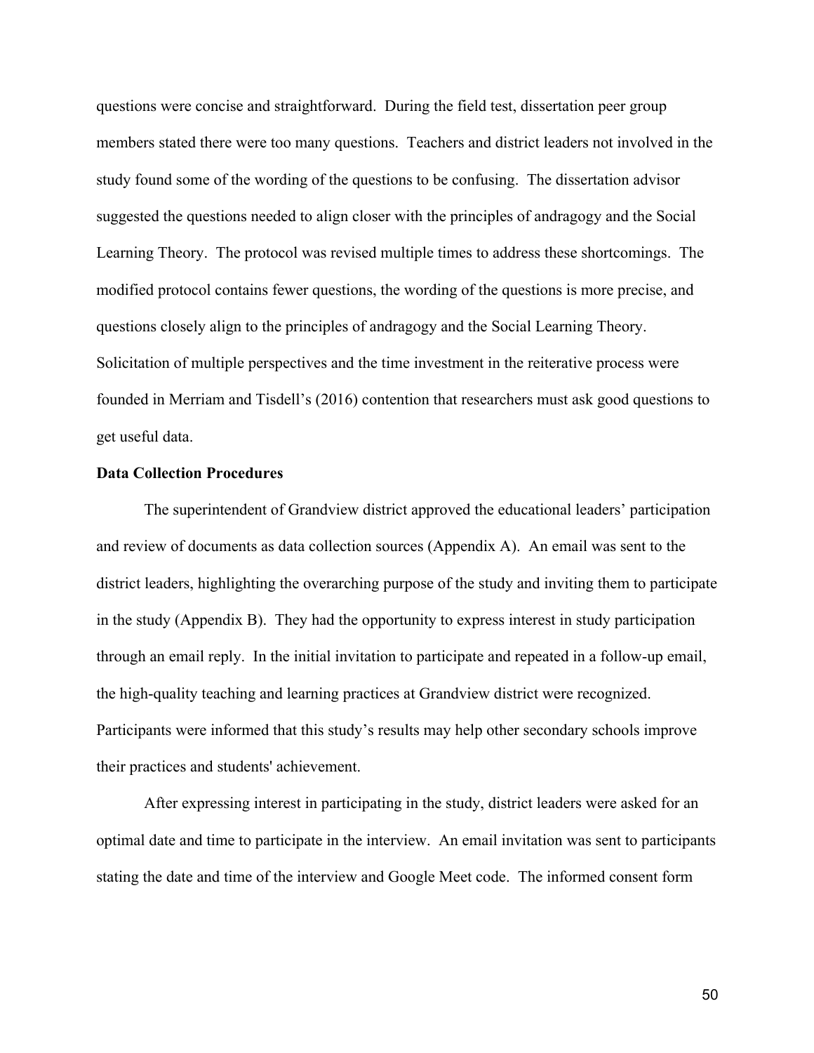questions were concise and straightforward. During the field test, dissertation peer group members stated there were too many questions. Teachers and district leaders not involved in the study found some of the wording of the questions to be confusing. The dissertation advisor suggested the questions needed to align closer with the principles of andragogy and the Social Learning Theory. The protocol was revised multiple times to address these shortcomings. The modified protocol contains fewer questions, the wording of the questions is more precise, and questions closely align to the principles of andragogy and the Social Learning Theory. Solicitation of multiple perspectives and the time investment in the reiterative process were founded in Merriam and Tisdell's (2016) contention that researchers must ask good questions to get useful data.

**Data Collection Procedures**

The superintendent of Grandview district approved the educational leaders' participation and review of documents as data collection sources (Appendix A). An email was sent to the district leaders, highlighting the overarching purpose of the study and inviting them to participate in the study (Appendix B). They had the opportunity to express interest in study participation through an email reply. In the initial invitation to participate and repeated in a follow-up email, the high-quality teaching and learning practices at Grandview district were recognized. Participants were informed that this study's results may help other secondary schools improve their practices and students' achievement.

After expressing interest in participating in the study, district leaders were asked for an optimal date and time to participate in the interview. An email invitation was sent to participants stating the date and time of the interview and Google Meet code. The informed consent form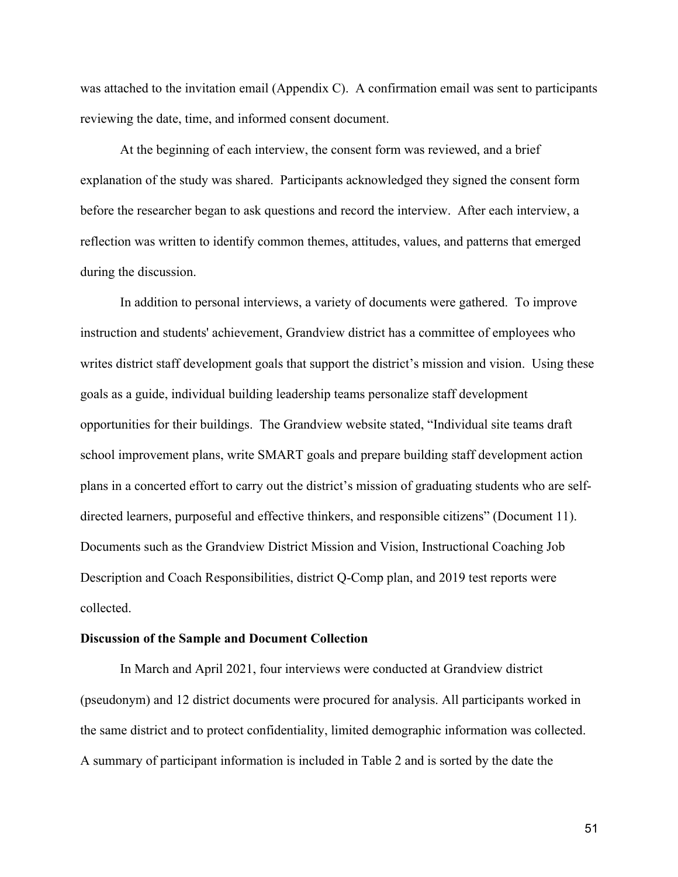was attached to the invitation email (Appendix C). A confirmation email was sent to participants reviewing the date, time, and informed consent document.

At the beginning of each interview, the consent form was reviewed, and a brief explanation of the study was shared. Participants acknowledged they signed the consent form before the researcher began to ask questions and record the interview. After each interview, a reflection was written to identify common themes, attitudes, values, and patterns that emerged during the discussion.

In addition to personal interviews, a variety of documents were gathered. To improve instruction and students' achievement, Grandview district has a committee of employees who writes district staff development goals that support the district's mission and vision. Using these goals as a guide, individual building leadership teams personalize staff development opportunities for their buildings. The Grandview website stated, "Individual site teams draft school improvement plans, write SMART goals and prepare building staff development action plans in a concerted effort to carry out the district's mission of graduating students who are self-directed learners, purposeful and effective thinkers, and responsible citizens" (Document 11). Documents such as the Grandview District Mission and Vision, Instructional Coaching Job Description and Coach Responsibilities, district Q-Comp plan, and 2019 test reports were collected.

**Discussion of the Sample and Document Collection**

In March and April 2021, four interviews were conducted at Grandview district (pseudonym) and 12 district documents were procured for analysis. All participants worked in the same district and to protect confidentiality, limited demographic information was collected. A summary of participant information is included in Table 2 and is sorted by the date the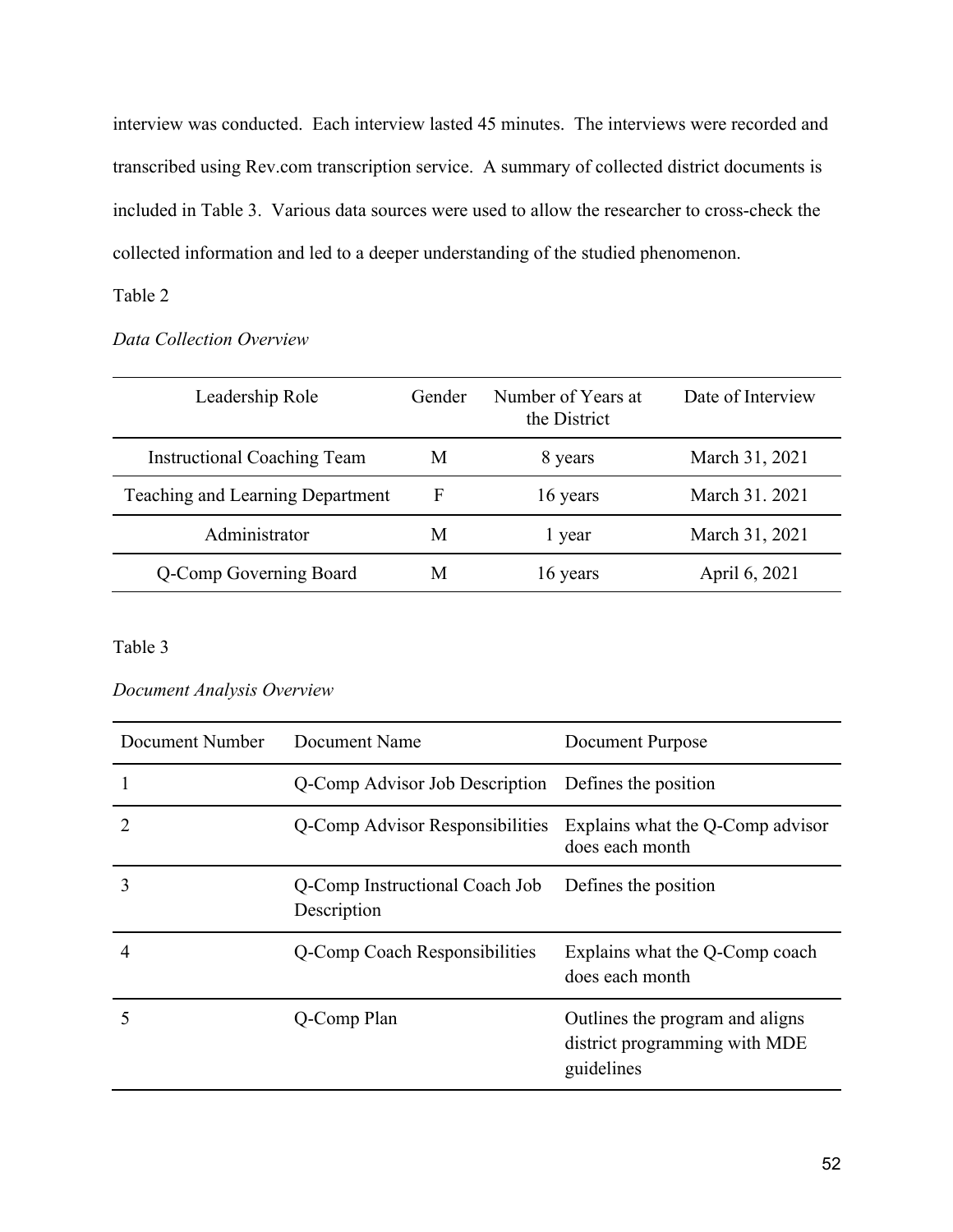interview was conducted. Each interview lasted 45 minutes. The interviews were recorded and transcribed using Rev.com transcription service. A summary of collected district documents is included in Table 3. Various data sources were used to allow the researcher to cross-check the collected information and led to a deeper understanding of the studied phenomenon.

Table 2

*Data Collection Overview*

| Leadership Role | Gender | Number of Years at the District | Date of Interview |
|---|---|---|---|
| Instructional Coaching Team | M | 8 years | March 31, 2021 |
| Teaching and Learning Department | F | 16 years | March 31. 2021 |
| Administrator | M | 1 year | March 31, 2021 |
| Q-Comp Governing Board | M | 16 years | April 6, 2021 |

Table 3

*Document Analysis Overview*

| Document Number | Document Name | Document Purpose |
|---|---|---|
| 1 | Q-Comp Advisor Job Description | Defines the position |
| 2 | Q-Comp Advisor Responsibilities | Explains what the Q-Comp advisor does each month |
| 3 | Q-Comp Instructional Coach Job Description | Defines the position |
| 4 | Q-Comp Coach Responsibilities | Explains what the Q-Comp coach does each month |
| 5 | Q-Comp Plan | Outlines the program and aligns district programming with MDE guidelines |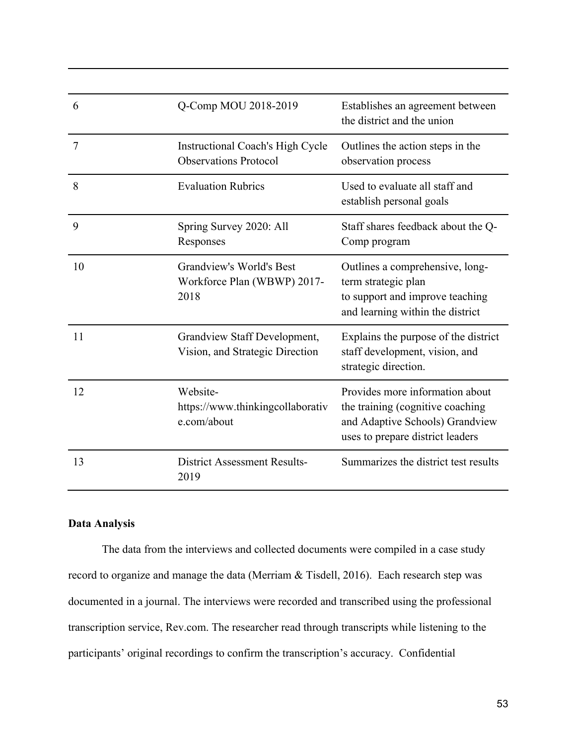| | | |
|---|---|---|
| 6 | Q-Comp MOU 2018-2019 | Establishes an agreement between the district and the union |
| 7 | Instructional Coach's High Cycle Observations Protocol | Outlines the action steps in the observation process |
| 8 | Evaluation Rubrics | Used to evaluate all staff and establish personal goals |
| 9 | Spring Survey 2020: All Responses | Staff shares feedback about the Q-Comp program |
| 10 | Grandview's World's Best Workforce Plan (WBWP) 2017-2018 | Outlines a comprehensive, long-term strategic plan to support and improve teaching and learning within the district |
| 11 | Grandview Staff Development, Vision, and Strategic Direction | Explains the purpose of the district staff development, vision, and strategic direction. |
| 12 | Website- https://www.thinkingcollaborative.com/about | Provides more information about the training (cognitive coaching and Adaptive Schools) Grandview uses to prepare district leaders |
| 13 | District Assessment Results-2019 | Summarizes the district test results |

**Data Analysis**

The data from the interviews and collected documents were compiled in a case study record to organize and manage the data (Merriam & Tisdell, 2016). Each research step was documented in a journal. The interviews were recorded and transcribed using the professional transcription service, Rev.com. The researcher read through transcripts while listening to the participants' original recordings to confirm the transcription's accuracy. Confidential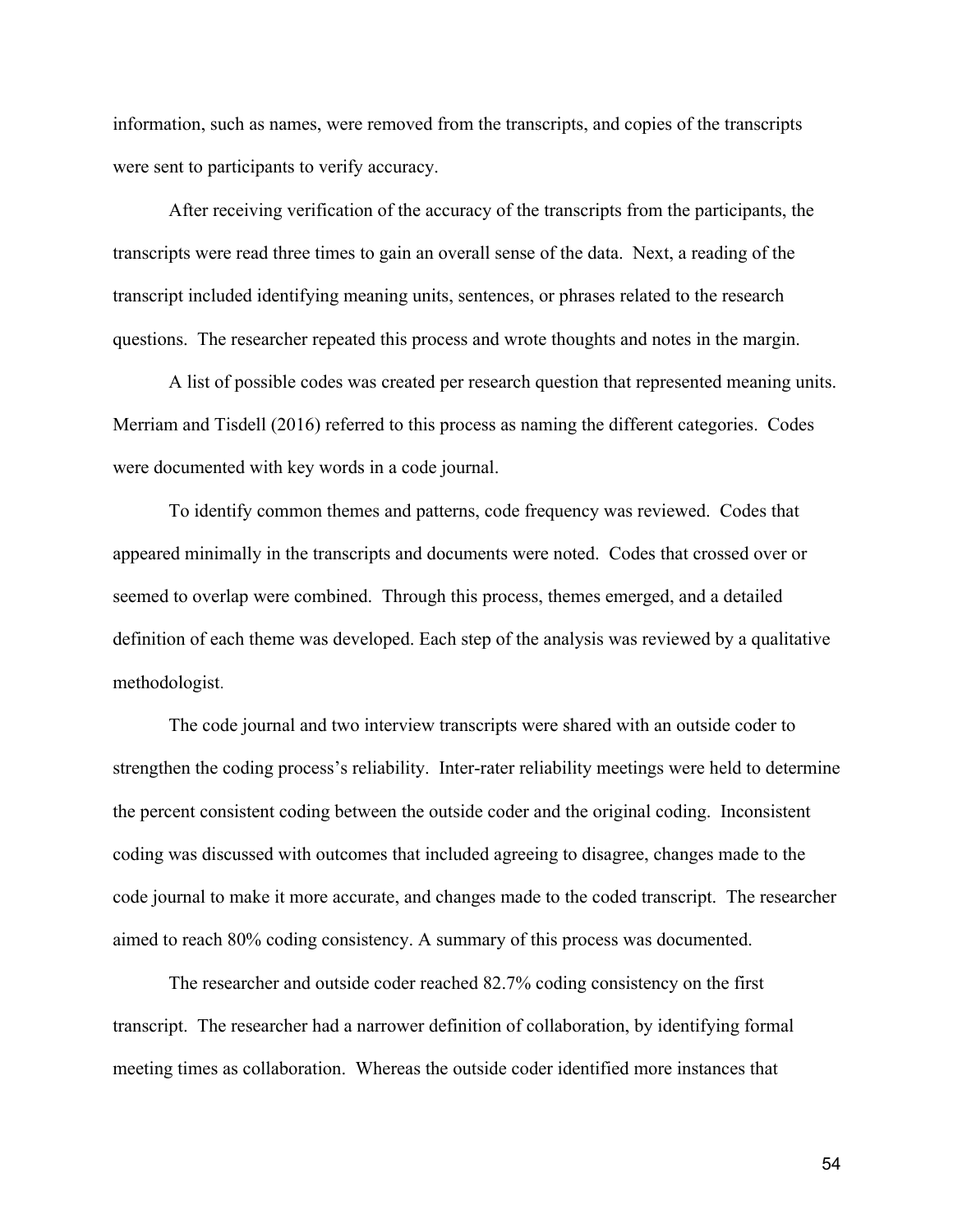information, such as names, were removed from the transcripts, and copies of the transcripts were sent to participants to verify accuracy.

After receiving verification of the accuracy of the transcripts from the participants, the transcripts were read three times to gain an overall sense of the data. Next, a reading of the transcript included identifying meaning units, sentences, or phrases related to the research questions. The researcher repeated this process and wrote thoughts and notes in the margin.

A list of possible codes was created per research question that represented meaning units. Merriam and Tisdell (2016) referred to this process as naming the different categories. Codes were documented with key words in a code journal.

To identify common themes and patterns, code frequency was reviewed. Codes that appeared minimally in the transcripts and documents were noted. Codes that crossed over or seemed to overlap were combined. Through this process, themes emerged, and a detailed definition of each theme was developed. Each step of the analysis was reviewed by a qualitative methodologist.

The code journal and two interview transcripts were shared with an outside coder to strengthen the coding process's reliability. Inter-rater reliability meetings were held to determine the percent consistent coding between the outside coder and the original coding. Inconsistent coding was discussed with outcomes that included agreeing to disagree, changes made to the code journal to make it more accurate, and changes made to the coded transcript. The researcher aimed to reach 80% coding consistency. A summary of this process was documented.

The researcher and outside coder reached 82.7% coding consistency on the first transcript. The researcher had a narrower definition of collaboration, by identifying formal meeting times as collaboration. Whereas the outside coder identified more instances that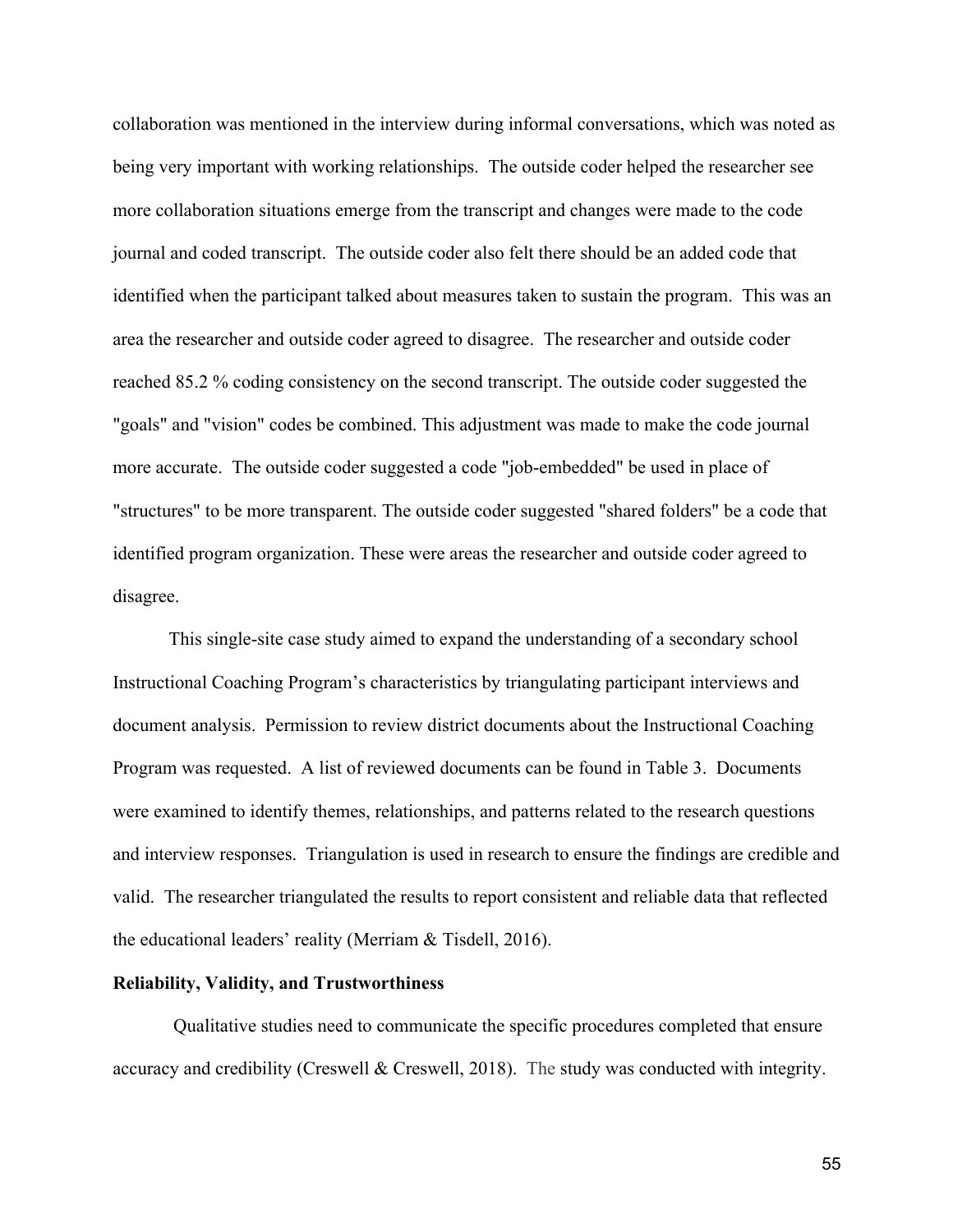collaboration was mentioned in the interview during informal conversations, which was noted as being very important with working relationships. The outside coder helped the researcher see more collaboration situations emerge from the transcript and changes were made to the code journal and coded transcript. The outside coder also felt there should be an added code that identified when the participant talked about measures taken to sustain the program. This was an area the researcher and outside coder agreed to disagree. The researcher and outside coder reached 85.2 % coding consistency on the second transcript. The outside coder suggested the "goals" and "vision" codes be combined. This adjustment was made to make the code journal more accurate. The outside coder suggested a code "job-embedded" be used in place of "structures" to be more transparent. The outside coder suggested "shared folders" be a code that identified program organization. These were areas the researcher and outside coder agreed to disagree.

This single-site case study aimed to expand the understanding of a secondary school Instructional Coaching Program's characteristics by triangulating participant interviews and document analysis. Permission to review district documents about the Instructional Coaching Program was requested. A list of reviewed documents can be found in Table 3. Documents were examined to identify themes, relationships, and patterns related to the research questions and interview responses. Triangulation is used in research to ensure the findings are credible and valid. The researcher triangulated the results to report consistent and reliable data that reflected the educational leaders' reality (Merriam & Tisdell, 2016).

**Reliability, Validity, and Trustworthiness**

Qualitative studies need to communicate the specific procedures completed that ensure accuracy and credibility (Creswell & Creswell, 2018). The study was conducted with integrity.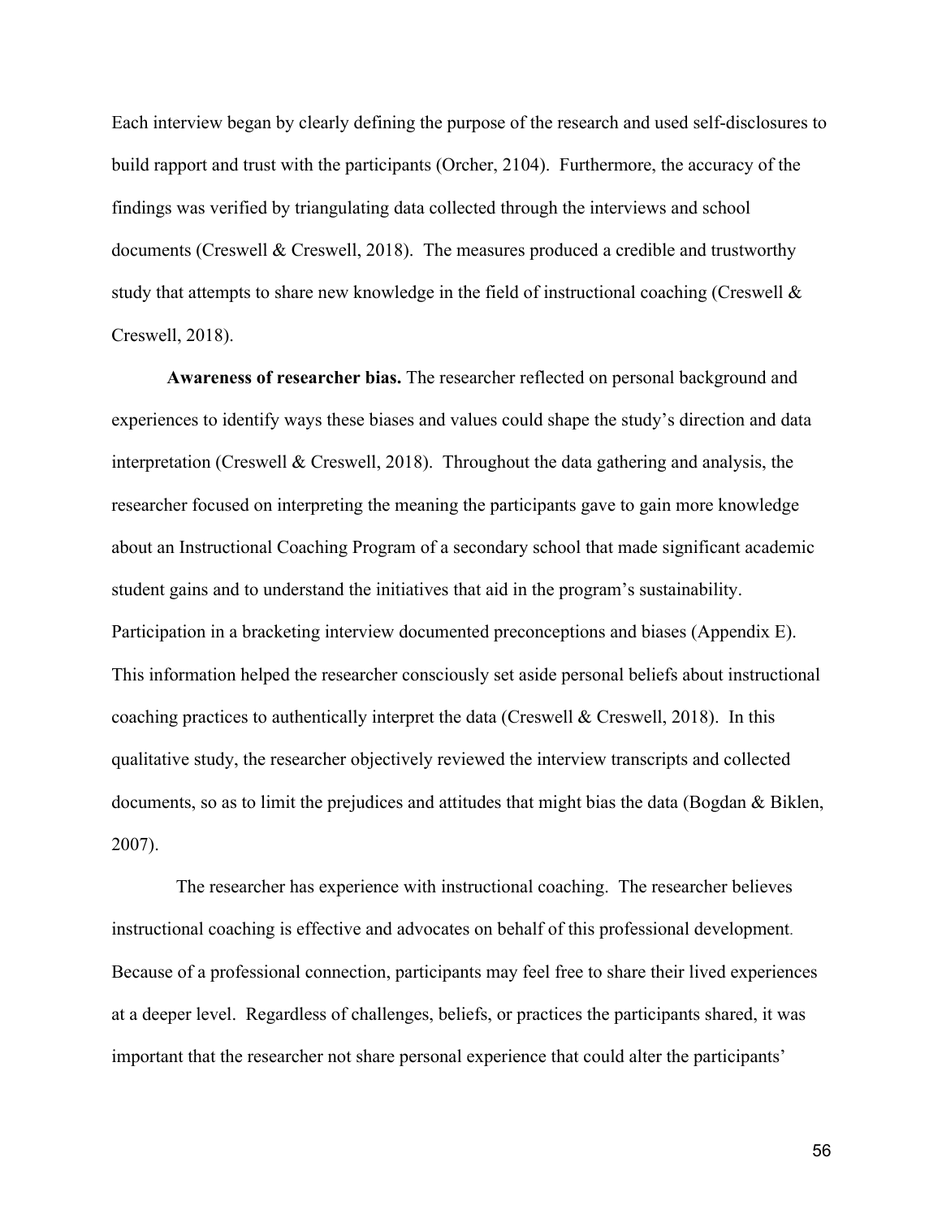Each interview began by clearly defining the purpose of the research and used self-disclosures to build rapport and trust with the participants (Orcher, 2104). Furthermore, the accuracy of the findings was verified by triangulating data collected through the interviews and school documents (Creswell & Creswell, 2018). The measures produced a credible and trustworthy study that attempts to share new knowledge in the field of instructional coaching (Creswell & Creswell, 2018).

**Awareness of researcher bias.** The researcher reflected on personal background and experiences to identify ways these biases and values could shape the study's direction and data interpretation (Creswell & Creswell, 2018). Throughout the data gathering and analysis, the researcher focused on interpreting the meaning the participants gave to gain more knowledge about an Instructional Coaching Program of a secondary school that made significant academic student gains and to understand the initiatives that aid in the program's sustainability. Participation in a bracketing interview documented preconceptions and biases (Appendix E). This information helped the researcher consciously set aside personal beliefs about instructional coaching practices to authentically interpret the data (Creswell & Creswell, 2018). In this qualitative study, the researcher objectively reviewed the interview transcripts and collected documents, so as to limit the prejudices and attitudes that might bias the data (Bogdan & Biklen, 2007).

The researcher has experience with instructional coaching. The researcher believes instructional coaching is effective and advocates on behalf of this professional development. Because of a professional connection, participants may feel free to share their lived experiences at a deeper level. Regardless of challenges, beliefs, or practices the participants shared, it was important that the researcher not share personal experience that could alter the participants'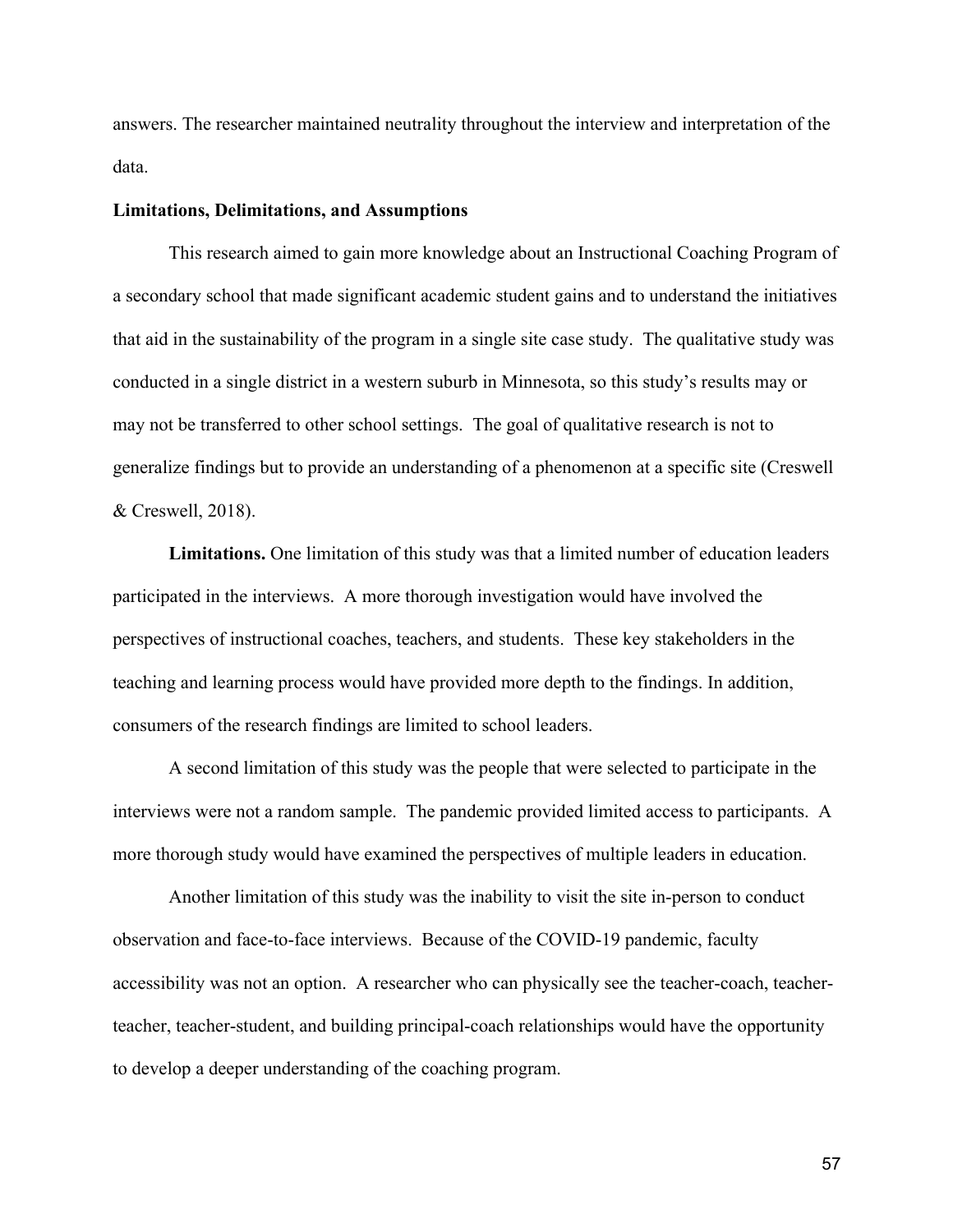answers. The researcher maintained neutrality throughout the interview and interpretation of the data.

**Limitations, Delimitations, and Assumptions**

This research aimed to gain more knowledge about an Instructional Coaching Program of a secondary school that made significant academic student gains and to understand the initiatives that aid in the sustainability of the program in a single site case study. The qualitative study was conducted in a single district in a western suburb in Minnesota, so this study's results may or may not be transferred to other school settings. The goal of qualitative research is not to generalize findings but to provide an understanding of a phenomenon at a specific site (Creswell & Creswell, 2018).

**Limitations.** One limitation of this study was that a limited number of education leaders participated in the interviews. A more thorough investigation would have involved the perspectives of instructional coaches, teachers, and students. These key stakeholders in the teaching and learning process would have provided more depth to the findings. In addition, consumers of the research findings are limited to school leaders.

A second limitation of this study was the people that were selected to participate in the interviews were not a random sample. The pandemic provided limited access to participants. A more thorough study would have examined the perspectives of multiple leaders in education.

Another limitation of this study was the inability to visit the site in-person to conduct observation and face-to-face interviews. Because of the COVID-19 pandemic, faculty accessibility was not an option. A researcher who can physically see the teacher-coach, teacher-teacher, teacher-student, and building principal-coach relationships would have the opportunity to develop a deeper understanding of the coaching program.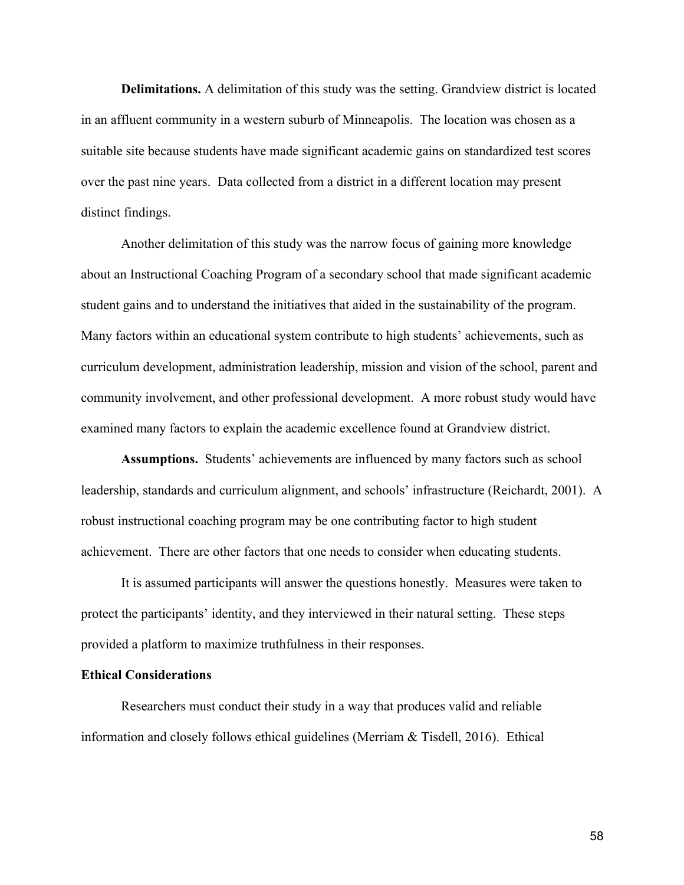**Delimitations.** A delimitation of this study was the setting. Grandview district is located in an affluent community in a western suburb of Minneapolis. The location was chosen as a suitable site because students have made significant academic gains on standardized test scores over the past nine years. Data collected from a district in a different location may present distinct findings.

Another delimitation of this study was the narrow focus of gaining more knowledge about an Instructional Coaching Program of a secondary school that made significant academic student gains and to understand the initiatives that aided in the sustainability of the program. Many factors within an educational system contribute to high students' achievements, such as curriculum development, administration leadership, mission and vision of the school, parent and community involvement, and other professional development. A more robust study would have examined many factors to explain the academic excellence found at Grandview district.

**Assumptions.** Students' achievements are influenced by many factors such as school leadership, standards and curriculum alignment, and schools' infrastructure (Reichardt, 2001). A robust instructional coaching program may be one contributing factor to high student achievement. There are other factors that one needs to consider when educating students.

It is assumed participants will answer the questions honestly. Measures were taken to protect the participants' identity, and they interviewed in their natural setting. These steps provided a platform to maximize truthfulness in their responses.

## Ethical Considerations

Researchers must conduct their study in a way that produces valid and reliable information and closely follows ethical guidelines (Merriam & Tisdell, 2016). Ethical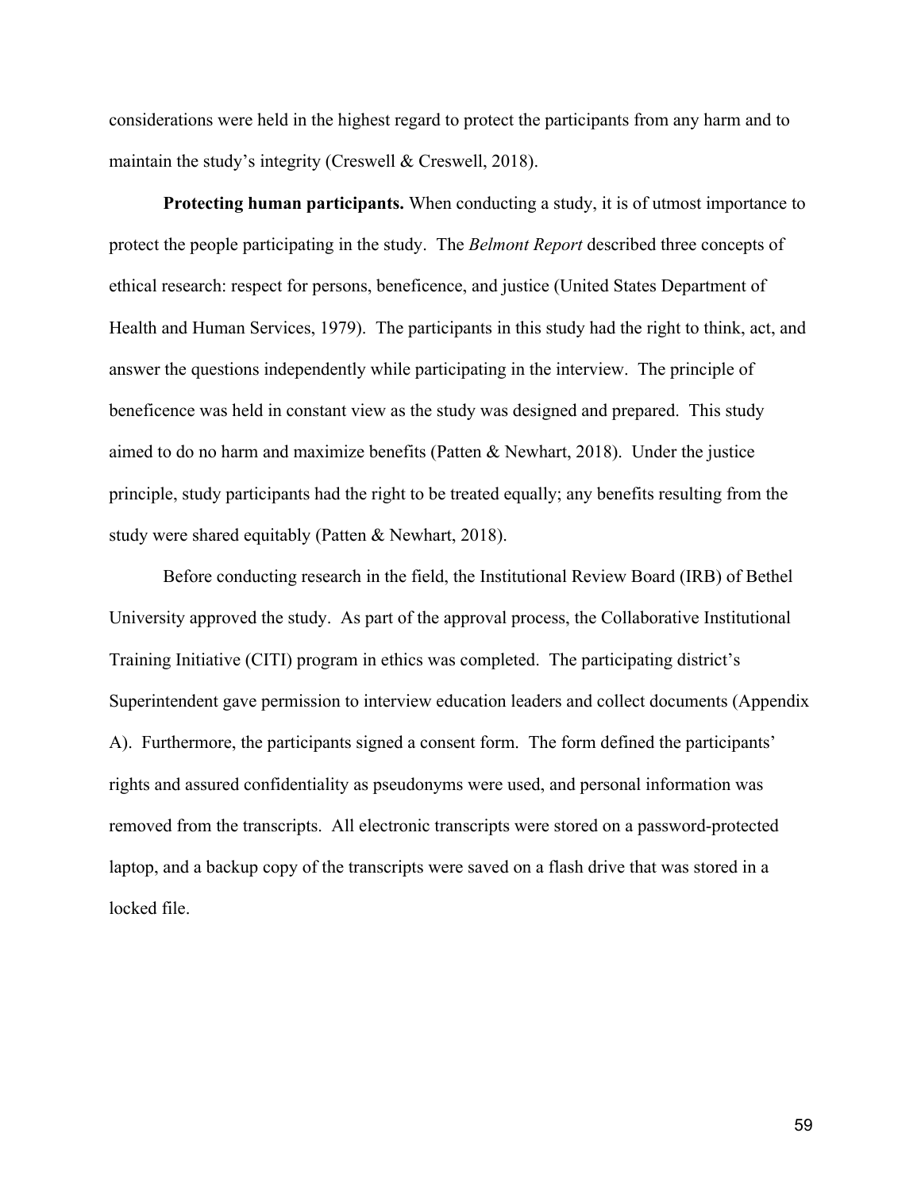considerations were held in the highest regard to protect the participants from any harm and to maintain the study's integrity (Creswell & Creswell, 2018).

**Protecting human participants.** When conducting a study, it is of utmost importance to protect the people participating in the study. The *Belmont Report* described three concepts of ethical research: respect for persons, beneficence, and justice (United States Department of Health and Human Services, 1979). The participants in this study had the right to think, act, and answer the questions independently while participating in the interview. The principle of beneficence was held in constant view as the study was designed and prepared. This study aimed to do no harm and maximize benefits (Patten & Newhart, 2018). Under the justice principle, study participants had the right to be treated equally; any benefits resulting from the study were shared equitably (Patten & Newhart, 2018).

Before conducting research in the field, the Institutional Review Board (IRB) of Bethel University approved the study. As part of the approval process, the Collaborative Institutional Training Initiative (CITI) program in ethics was completed. The participating district's Superintendent gave permission to interview education leaders and collect documents (Appendix A). Furthermore, the participants signed a consent form. The form defined the participants' rights and assured confidentiality as pseudonyms were used, and personal information was removed from the transcripts. All electronic transcripts were stored on a password-protected laptop, and a backup copy of the transcripts were saved on a flash drive that was stored in a locked file.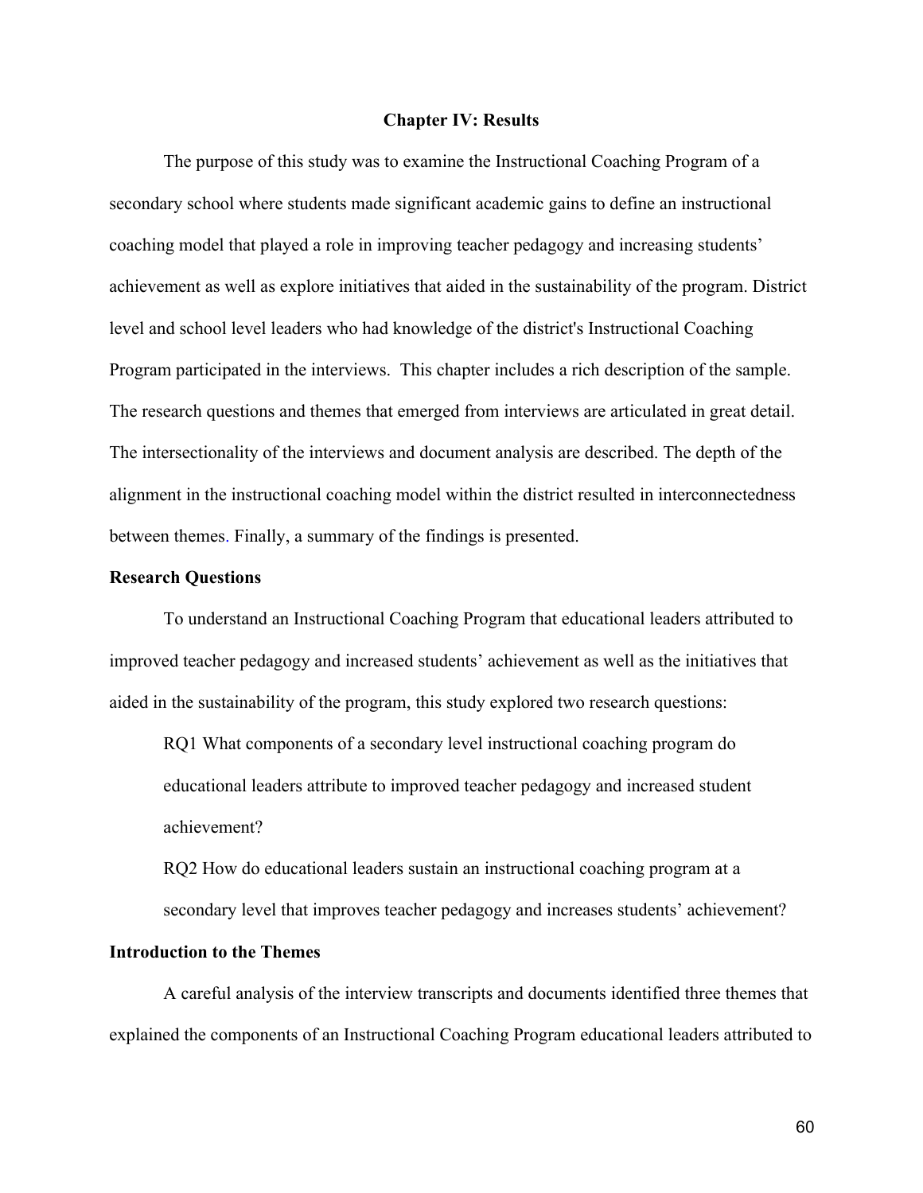## Chapter IV: Results

The purpose of this study was to examine the Instructional Coaching Program of a secondary school where students made significant academic gains to define an instructional coaching model that played a role in improving teacher pedagogy and increasing students' achievement as well as explore initiatives that aided in the sustainability of the program. District level and school level leaders who had knowledge of the district's Instructional Coaching Program participated in the interviews. This chapter includes a rich description of the sample. The research questions and themes that emerged from interviews are articulated in great detail. The intersectionality of the interviews and document analysis are described. The depth of the alignment in the instructional coaching model within the district resulted in interconnectedness between themes. Finally, a summary of the findings is presented.

### Research Questions

To understand an Instructional Coaching Program that educational leaders attributed to improved teacher pedagogy and increased students' achievement as well as the initiatives that aided in the sustainability of the program, this study explored two research questions:

RQ1 What components of a secondary level instructional coaching program do educational leaders attribute to improved teacher pedagogy and increased student achievement?

RQ2 How do educational leaders sustain an instructional coaching program at a secondary level that improves teacher pedagogy and increases students' achievement?

### Introduction to the Themes

A careful analysis of the interview transcripts and documents identified three themes that explained the components of an Instructional Coaching Program educational leaders attributed to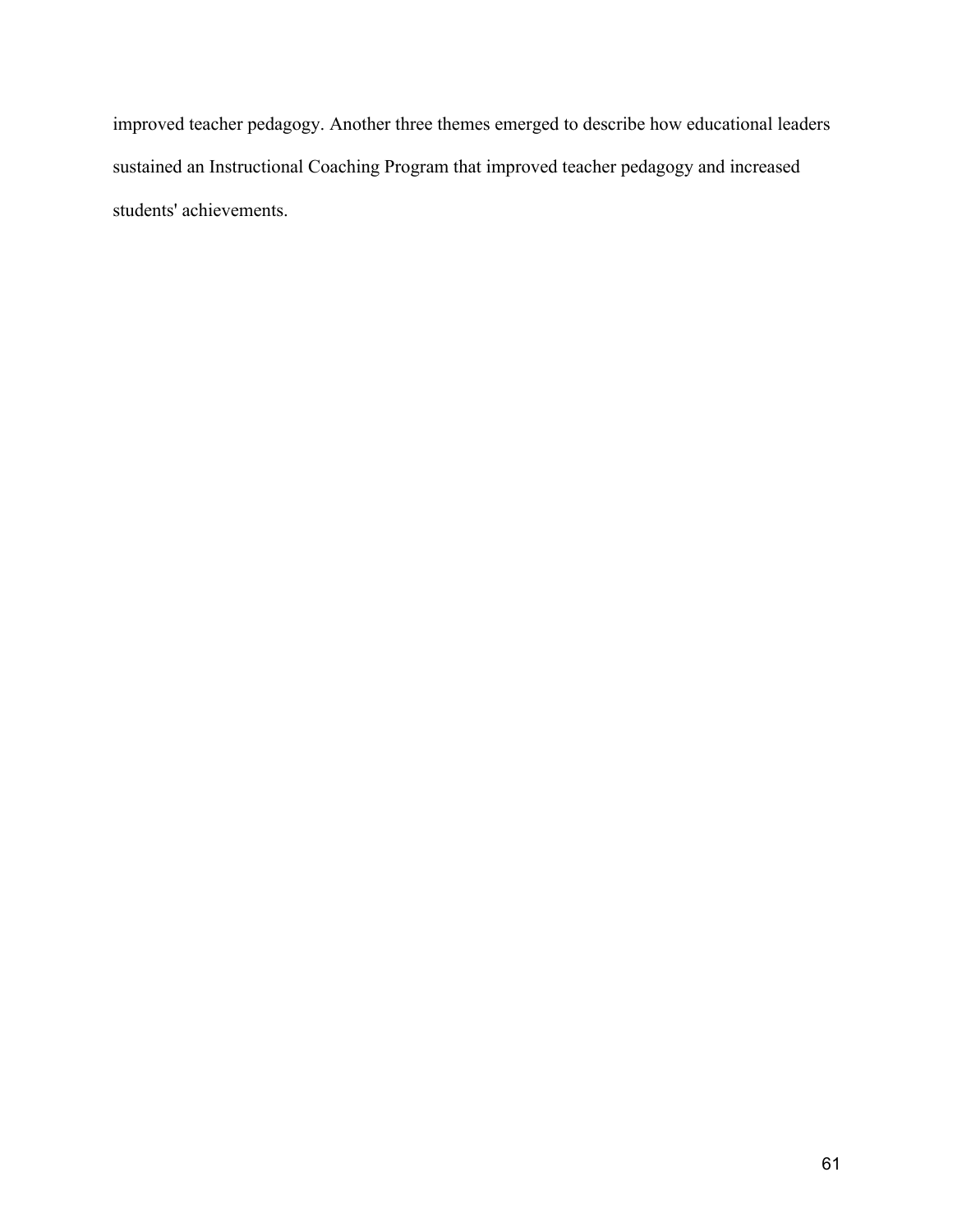improved teacher pedagogy. Another three themes emerged to describe how educational leaders sustained an Instructional Coaching Program that improved teacher pedagogy and increased students' achievements.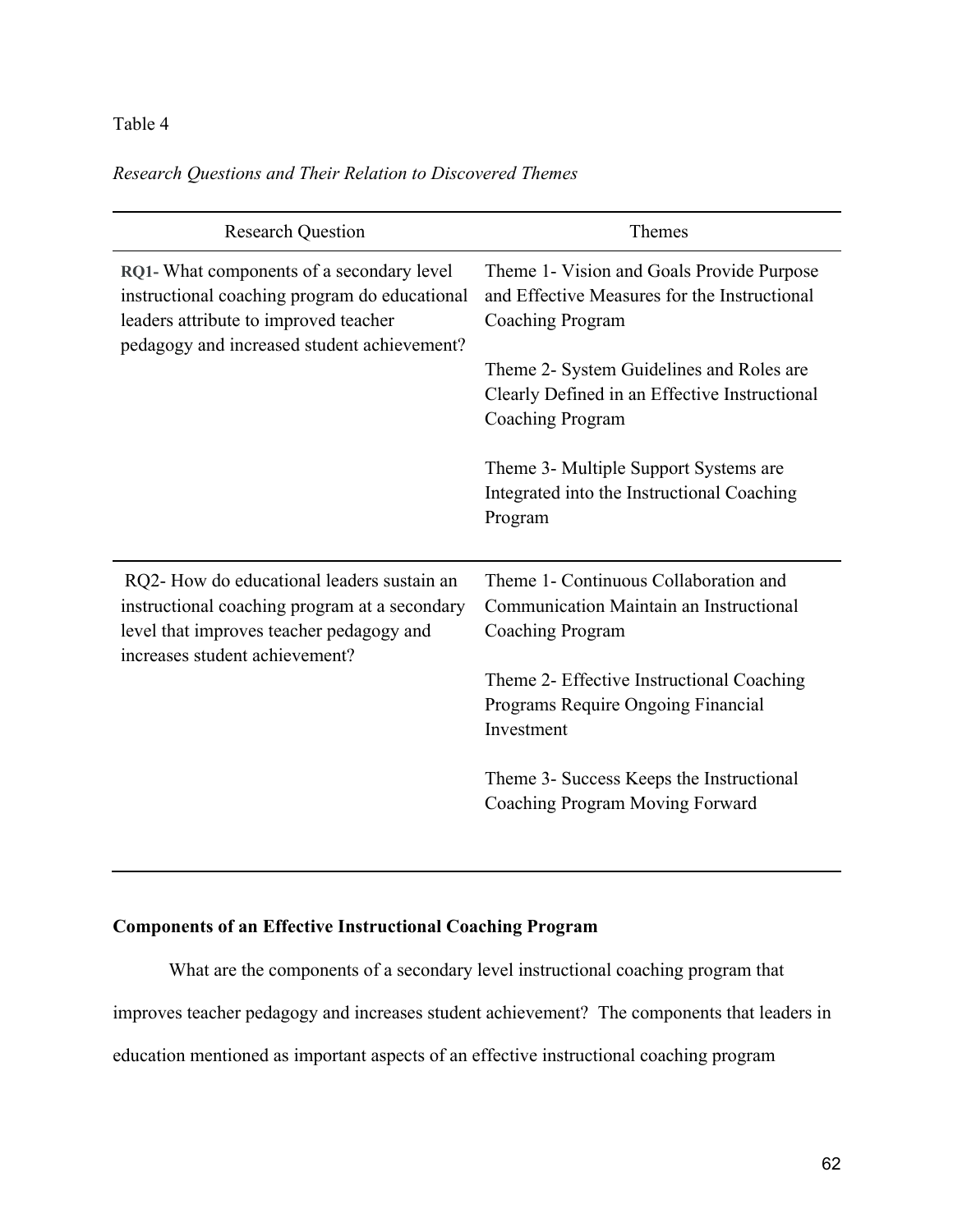Table 4

*Research Questions and Their Relation to Discovered Themes*

| Research Question | Themes |
|---|---|
| **RQ1-** What components of a secondary level instructional coaching program do educational leaders attribute to improved teacher pedagogy and increased student achievement? | Theme 1- Vision and Goals Provide Purpose and Effective Measures for the Instructional Coaching Program |
| | Theme 2- System Guidelines and Roles are Clearly Defined in an Effective Instructional Coaching Program |
| | Theme 3- Multiple Support Systems are Integrated into the Instructional Coaching Program |
| RQ2- How do educational leaders sustain an instructional coaching program at a secondary level that improves teacher pedagogy and increases student achievement? | Theme 1- Continuous Collaboration and Communication Maintain an Instructional Coaching Program |
| | Theme 2- Effective Instructional Coaching Programs Require Ongoing Financial Investment |
| | Theme 3- Success Keeps the Instructional Coaching Program Moving Forward |

**Components of an Effective Instructional Coaching Program**

What are the components of a secondary level instructional coaching program that improves teacher pedagogy and increases student achievement? The components that leaders in education mentioned as important aspects of an effective instructional coaching program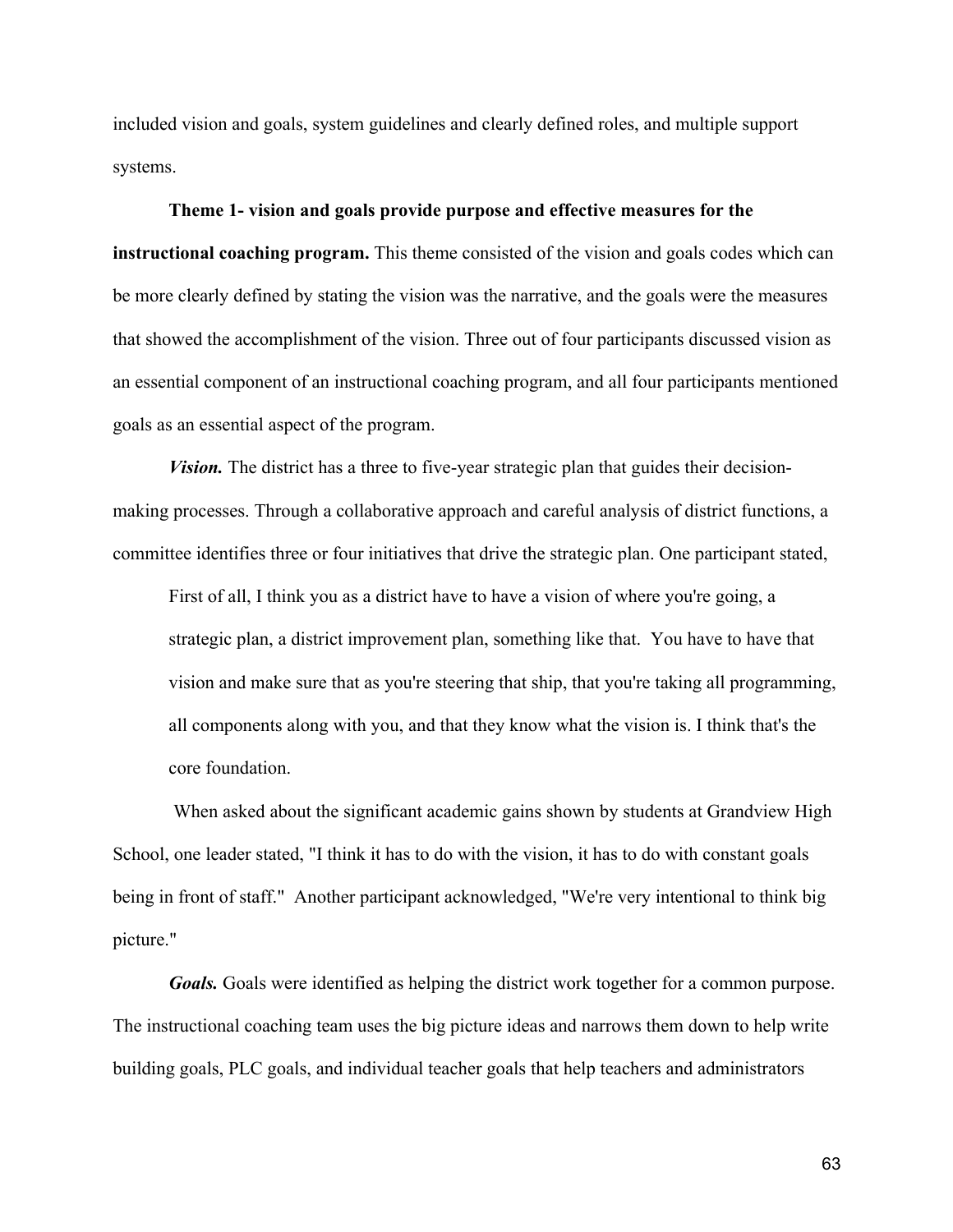included vision and goals, system guidelines and clearly defined roles, and multiple support systems.

**Theme 1- vision and goals provide purpose and effective measures for the instructional coaching program.** This theme consisted of the vision and goals codes which can be more clearly defined by stating the vision was the narrative, and the goals were the measures that showed the accomplishment of the vision. Three out of four participants discussed vision as an essential component of an instructional coaching program, and all four participants mentioned goals as an essential aspect of the program.

***Vision.*** The district has a three to five-year strategic plan that guides their decision-making processes. Through a collaborative approach and careful analysis of district functions, a committee identifies three or four initiatives that drive the strategic plan. One participant stated,

> First of all, I think you as a district have to have a vision of where you're going, a strategic plan, a district improvement plan, something like that. You have to have that vision and make sure that as you're steering that ship, that you're taking all programming, all components along with you, and that they know what the vision is. I think that's the core foundation.

When asked about the significant academic gains shown by students at Grandview High School, one leader stated, "I think it has to do with the vision, it has to do with constant goals being in front of staff." Another participant acknowledged, "We're very intentional to think big picture."

***Goals.*** Goals were identified as helping the district work together for a common purpose. The instructional coaching team uses the big picture ideas and narrows them down to help write building goals, PLC goals, and individual teacher goals that help teachers and administrators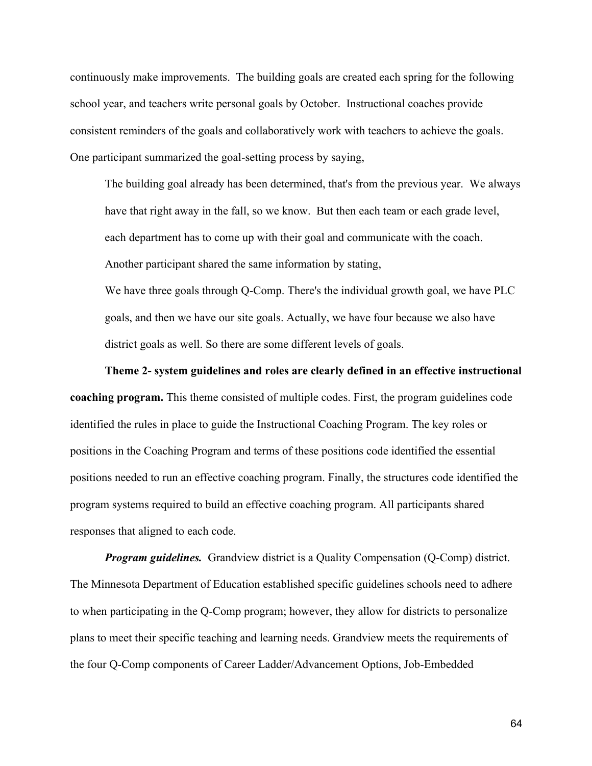continuously make improvements. The building goals are created each spring for the following school year, and teachers write personal goals by October. Instructional coaches provide consistent reminders of the goals and collaboratively work with teachers to achieve the goals. One participant summarized the goal-setting process by saying,

> The building goal already has been determined, that's from the previous year. We always have that right away in the fall, so we know. But then each team or each grade level, each department has to come up with their goal and communicate with the coach.
>
> Another participant shared the same information by stating,
>
> We have three goals through Q-Comp. There's the individual growth goal, we have PLC goals, and then we have our site goals. Actually, we have four because we also have district goals as well. So there are some different levels of goals.

**Theme 2- system guidelines and roles are clearly defined in an effective instructional coaching program.** This theme consisted of multiple codes. First, the program guidelines code identified the rules in place to guide the Instructional Coaching Program. The key roles or positions in the Coaching Program and terms of these positions code identified the essential positions needed to run an effective coaching program. Finally, the structures code identified the program systems required to build an effective coaching program. All participants shared responses that aligned to each code.

***Program guidelines.*** Grandview district is a Quality Compensation (Q-Comp) district. The Minnesota Department of Education established specific guidelines schools need to adhere to when participating in the Q-Comp program; however, they allow for districts to personalize plans to meet their specific teaching and learning needs. Grandview meets the requirements of the four Q-Comp components of Career Ladder/Advancement Options, Job-Embedded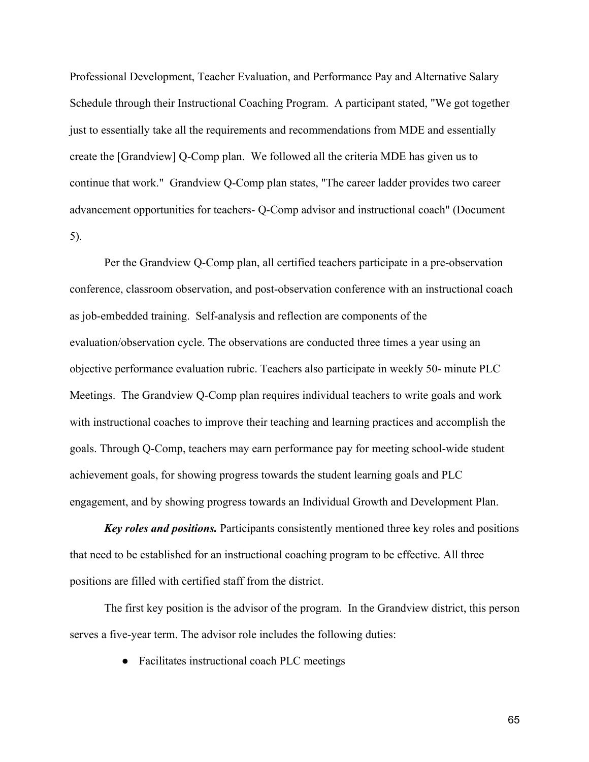Professional Development, Teacher Evaluation, and Performance Pay and Alternative Salary Schedule through their Instructional Coaching Program. A participant stated, "We got together just to essentially take all the requirements and recommendations from MDE and essentially create the [Grandview] Q-Comp plan. We followed all the criteria MDE has given us to continue that work." Grandview Q-Comp plan states, "The career ladder provides two career advancement opportunities for teachers- Q-Comp advisor and instructional coach" (Document 5).

Per the Grandview Q-Comp plan, all certified teachers participate in a pre-observation conference, classroom observation, and post-observation conference with an instructional coach as job-embedded training. Self-analysis and reflection are components of the evaluation/observation cycle. The observations are conducted three times a year using an objective performance evaluation rubric. Teachers also participate in weekly 50- minute PLC Meetings. The Grandview Q-Comp plan requires individual teachers to write goals and work with instructional coaches to improve their teaching and learning practices and accomplish the goals. Through Q-Comp, teachers may earn performance pay for meeting school-wide student achievement goals, for showing progress towards the student learning goals and PLC engagement, and by showing progress towards an Individual Growth and Development Plan.

***Key roles and positions.*** Participants consistently mentioned three key roles and positions that need to be established for an instructional coaching program to be effective. All three positions are filled with certified staff from the district.

The first key position is the advisor of the program. In the Grandview district, this person serves a five-year term. The advisor role includes the following duties:

- Facilitates instructional coach PLC meetings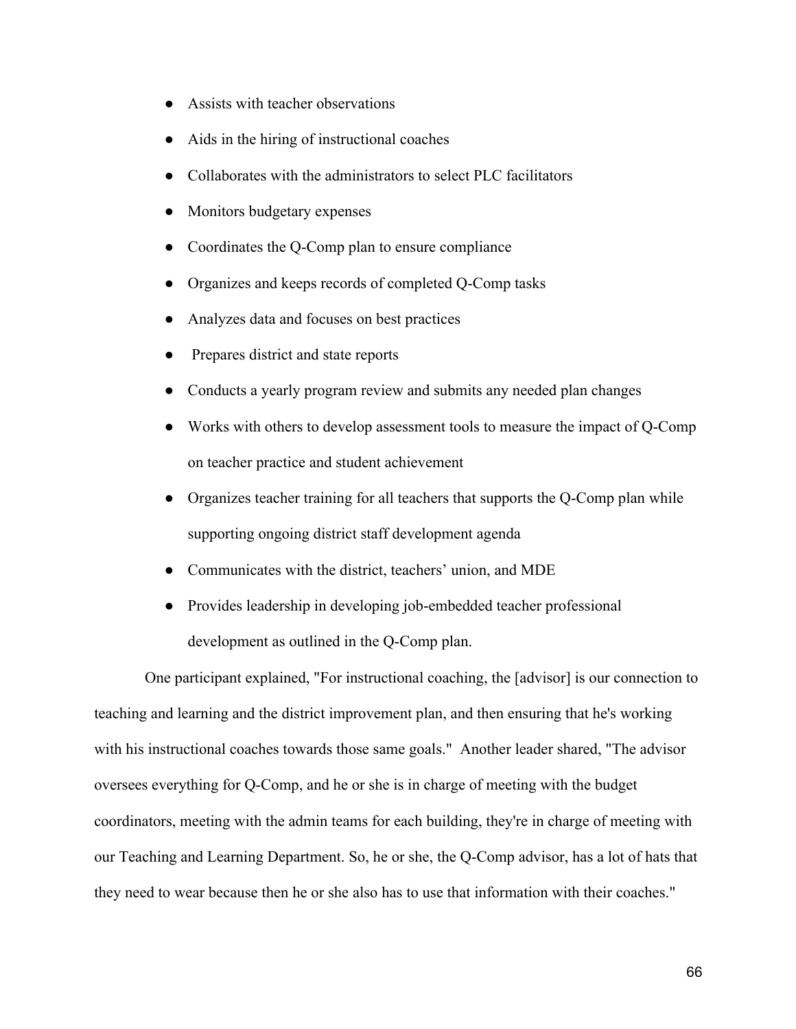- Assists with teacher observations
- Aids in the hiring of instructional coaches
- Collaborates with the administrators to select PLC facilitators
- Monitors budgetary expenses
- Coordinates the Q-Comp plan to ensure compliance
- Organizes and keeps records of completed Q-Comp tasks
- Analyzes data and focuses on best practices
- Prepares district and state reports
- Conducts a yearly program review and submits any needed plan changes
- Works with others to develop assessment tools to measure the impact of Q-Comp on teacher practice and student achievement
- Organizes teacher training for all teachers that supports the Q-Comp plan while supporting ongoing district staff development agenda
- Communicates with the district, teachers' union, and MDE
- Provides leadership in developing job-embedded teacher professional development as outlined in the Q-Comp plan.

One participant explained, "For instructional coaching, the [advisor] is our connection to teaching and learning and the district improvement plan, and then ensuring that he's working with his instructional coaches towards those same goals." Another leader shared, "The advisor oversees everything for Q-Comp, and he or she is in charge of meeting with the budget coordinators, meeting with the admin teams for each building, they're in charge of meeting with our Teaching and Learning Department. So, he or she, the Q-Comp advisor, has a lot of hats that they need to wear because then he or she also has to use that information with their coaches."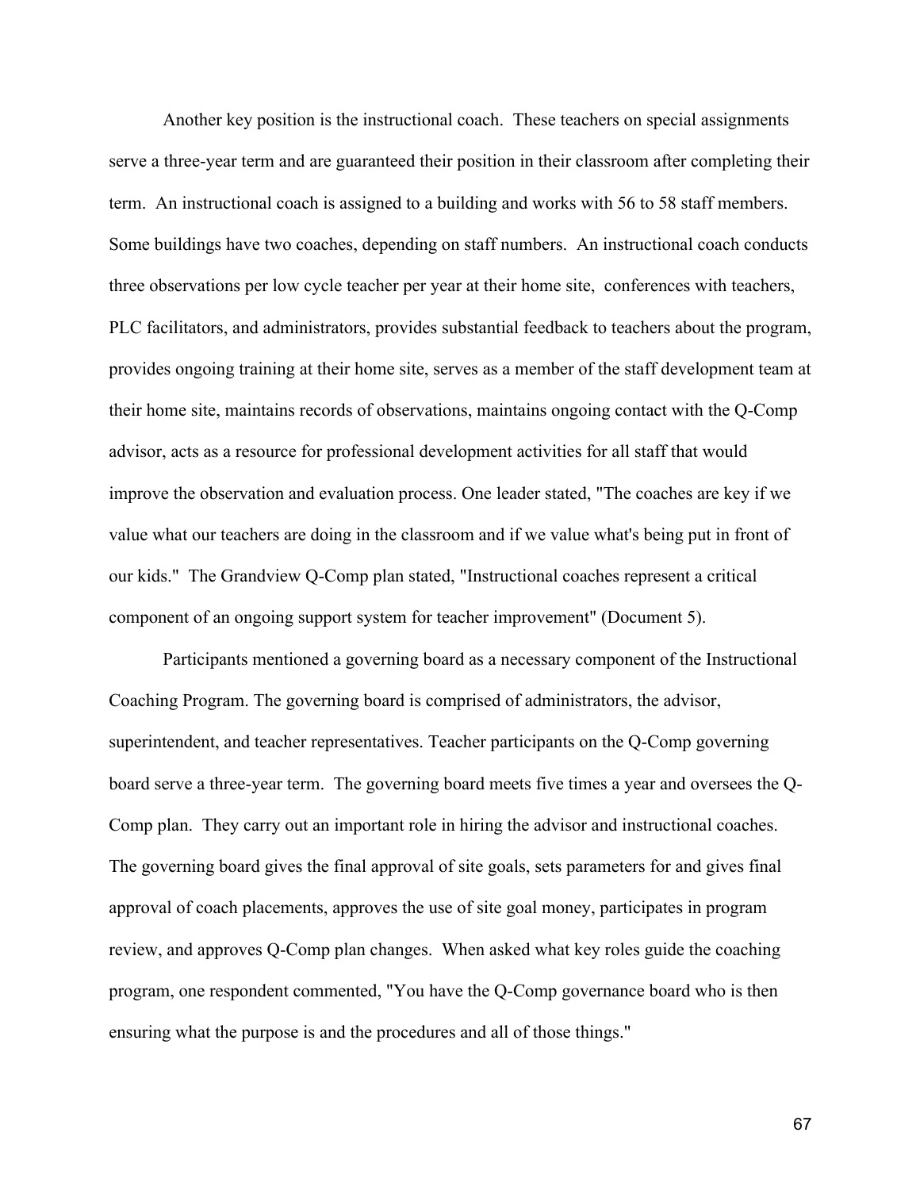Another key position is the instructional coach. These teachers on special assignments serve a three-year term and are guaranteed their position in their classroom after completing their term. An instructional coach is assigned to a building and works with 56 to 58 staff members. Some buildings have two coaches, depending on staff numbers. An instructional coach conducts three observations per low cycle teacher per year at their home site, conferences with teachers, PLC facilitators, and administrators, provides substantial feedback to teachers about the program, provides ongoing training at their home site, serves as a member of the staff development team at their home site, maintains records of observations, maintains ongoing contact with the Q-Comp advisor, acts as a resource for professional development activities for all staff that would improve the observation and evaluation process. One leader stated, "The coaches are key if we value what our teachers are doing in the classroom and if we value what's being put in front of our kids." The Grandview Q-Comp plan stated, "Instructional coaches represent a critical component of an ongoing support system for teacher improvement" (Document 5).

Participants mentioned a governing board as a necessary component of the Instructional Coaching Program. The governing board is comprised of administrators, the advisor, superintendent, and teacher representatives. Teacher participants on the Q-Comp governing board serve a three-year term. The governing board meets five times a year and oversees the Q-Comp plan. They carry out an important role in hiring the advisor and instructional coaches. The governing board gives the final approval of site goals, sets parameters for and gives final approval of coach placements, approves the use of site goal money, participates in program review, and approves Q-Comp plan changes. When asked what key roles guide the coaching program, one respondent commented, "You have the Q-Comp governance board who is then ensuring what the purpose is and the procedures and all of those things."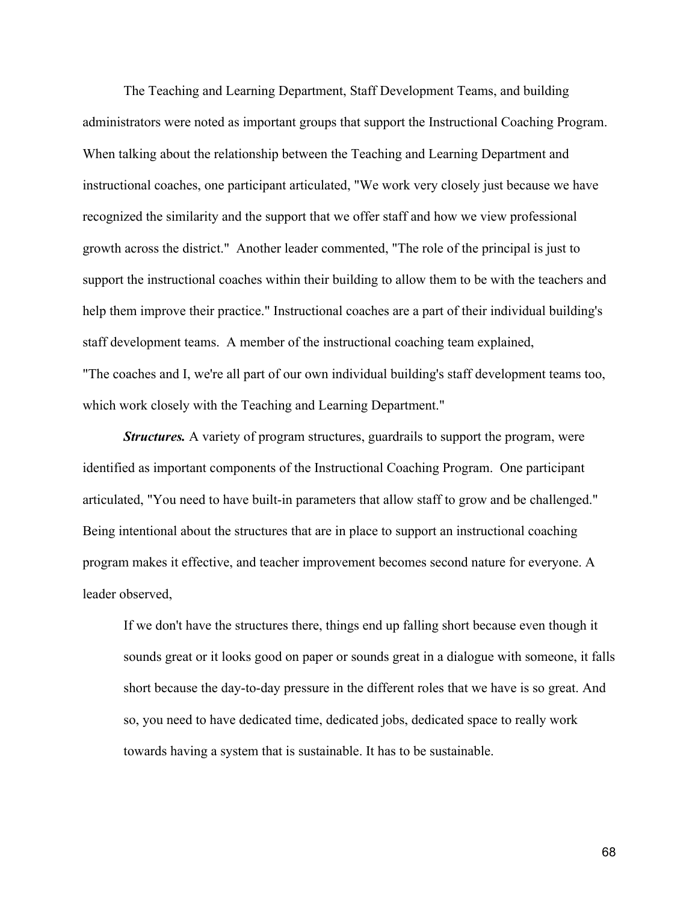The Teaching and Learning Department, Staff Development Teams, and building administrators were noted as important groups that support the Instructional Coaching Program. When talking about the relationship between the Teaching and Learning Department and instructional coaches, one participant articulated, "We work very closely just because we have recognized the similarity and the support that we offer staff and how we view professional growth across the district." Another leader commented, "The role of the principal is just to support the instructional coaches within their building to allow them to be with the teachers and help them improve their practice." Instructional coaches are a part of their individual building's staff development teams. A member of the instructional coaching team explained, "The coaches and I, we're all part of our own individual building's staff development teams too, which work closely with the Teaching and Learning Department."

***Structures.*** A variety of program structures, guardrails to support the program, were identified as important components of the Instructional Coaching Program. One participant articulated, "You need to have built-in parameters that allow staff to grow and be challenged." Being intentional about the structures that are in place to support an instructional coaching program makes it effective, and teacher improvement becomes second nature for everyone. A leader observed,

> If we don't have the structures there, things end up falling short because even though it sounds great or it looks good on paper or sounds great in a dialogue with someone, it falls short because the day-to-day pressure in the different roles that we have is so great. And so, you need to have dedicated time, dedicated jobs, dedicated space to really work towards having a system that is sustainable. It has to be sustainable.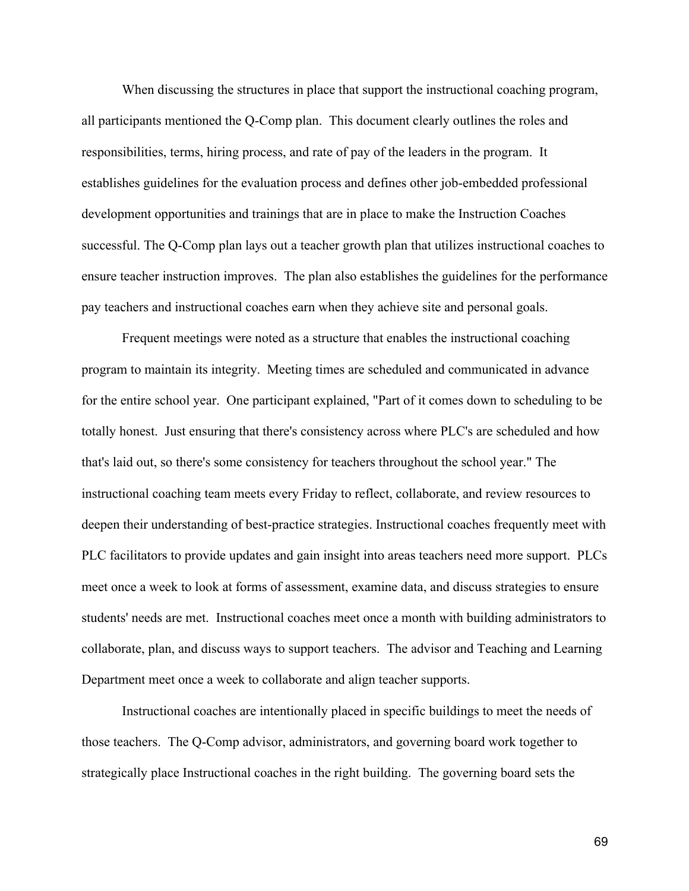When discussing the structures in place that support the instructional coaching program, all participants mentioned the Q-Comp plan. This document clearly outlines the roles and responsibilities, terms, hiring process, and rate of pay of the leaders in the program. It establishes guidelines for the evaluation process and defines other job-embedded professional development opportunities and trainings that are in place to make the Instruction Coaches successful. The Q-Comp plan lays out a teacher growth plan that utilizes instructional coaches to ensure teacher instruction improves. The plan also establishes the guidelines for the performance pay teachers and instructional coaches earn when they achieve site and personal goals.

Frequent meetings were noted as a structure that enables the instructional coaching program to maintain its integrity. Meeting times are scheduled and communicated in advance for the entire school year. One participant explained, "Part of it comes down to scheduling to be totally honest. Just ensuring that there's consistency across where PLC's are scheduled and how that's laid out, so there's some consistency for teachers throughout the school year." The instructional coaching team meets every Friday to reflect, collaborate, and review resources to deepen their understanding of best-practice strategies. Instructional coaches frequently meet with PLC facilitators to provide updates and gain insight into areas teachers need more support. PLCs meet once a week to look at forms of assessment, examine data, and discuss strategies to ensure students' needs are met. Instructional coaches meet once a month with building administrators to collaborate, plan, and discuss ways to support teachers. The advisor and Teaching and Learning Department meet once a week to collaborate and align teacher supports.

Instructional coaches are intentionally placed in specific buildings to meet the needs of those teachers. The Q-Comp advisor, administrators, and governing board work together to strategically place Instructional coaches in the right building. The governing board sets the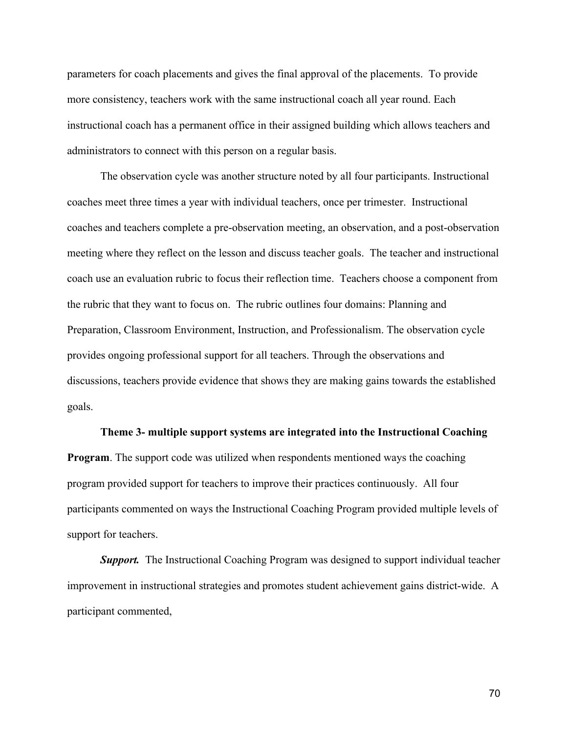parameters for coach placements and gives the final approval of the placements. To provide more consistency, teachers work with the same instructional coach all year round. Each instructional coach has a permanent office in their assigned building which allows teachers and administrators to connect with this person on a regular basis.

The observation cycle was another structure noted by all four participants. Instructional coaches meet three times a year with individual teachers, once per trimester. Instructional coaches and teachers complete a pre-observation meeting, an observation, and a post-observation meeting where they reflect on the lesson and discuss teacher goals. The teacher and instructional coach use an evaluation rubric to focus their reflection time. Teachers choose a component from the rubric that they want to focus on. The rubric outlines four domains: Planning and Preparation, Classroom Environment, Instruction, and Professionalism. The observation cycle provides ongoing professional support for all teachers. Through the observations and discussions, teachers provide evidence that shows they are making gains towards the established goals.

**Theme 3- multiple support systems are integrated into the Instructional Coaching Program**. The support code was utilized when respondents mentioned ways the coaching program provided support for teachers to improve their practices continuously. All four participants commented on ways the Instructional Coaching Program provided multiple levels of support for teachers.

***Support.*** The Instructional Coaching Program was designed to support individual teacher improvement in instructional strategies and promotes student achievement gains district-wide. A participant commented,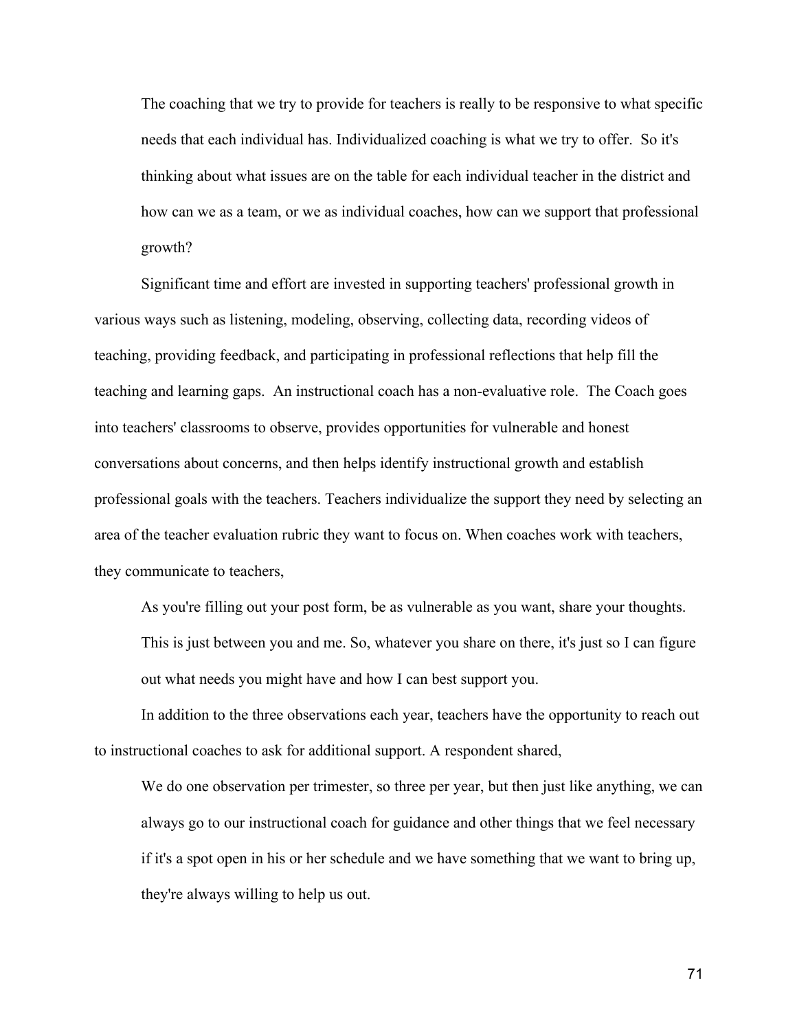> The coaching that we try to provide for teachers is really to be responsive to what specific needs that each individual has. Individualized coaching is what we try to offer. So it's thinking about what issues are on the table for each individual teacher in the district and how can we as a team, or we as individual coaches, how can we support that professional growth?

Significant time and effort are invested in supporting teachers' professional growth in various ways such as listening, modeling, observing, collecting data, recording videos of teaching, providing feedback, and participating in professional reflections that help fill the teaching and learning gaps. An instructional coach has a non-evaluative role. The Coach goes into teachers' classrooms to observe, provides opportunities for vulnerable and honest conversations about concerns, and then helps identify instructional growth and establish professional goals with the teachers. Teachers individualize the support they need by selecting an area of the teacher evaluation rubric they want to focus on. When coaches work with teachers, they communicate to teachers,

> As you're filling out your post form, be as vulnerable as you want, share your thoughts. This is just between you and me. So, whatever you share on there, it's just so I can figure out what needs you might have and how I can best support you.

In addition to the three observations each year, teachers have the opportunity to reach out to instructional coaches to ask for additional support. A respondent shared,

> We do one observation per trimester, so three per year, but then just like anything, we can always go to our instructional coach for guidance and other things that we feel necessary if it's a spot open in his or her schedule and we have something that we want to bring up, they're always willing to help us out.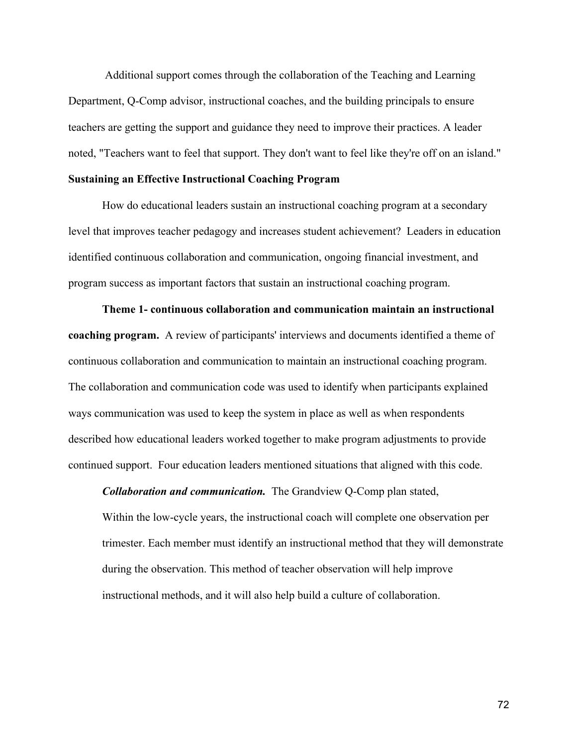Additional support comes through the collaboration of the Teaching and Learning Department, Q-Comp advisor, instructional coaches, and the building principals to ensure teachers are getting the support and guidance they need to improve their practices. A leader noted, "Teachers want to feel that support. They don't want to feel like they're off on an island."

**Sustaining an Effective Instructional Coaching Program**

How do educational leaders sustain an instructional coaching program at a secondary level that improves teacher pedagogy and increases student achievement? Leaders in education identified continuous collaboration and communication, ongoing financial investment, and program success as important factors that sustain an instructional coaching program.

**Theme 1- continuous collaboration and communication maintain an instructional coaching program.** A review of participants' interviews and documents identified a theme of continuous collaboration and communication to maintain an instructional coaching program. The collaboration and communication code was used to identify when participants explained ways communication was used to keep the system in place as well as when respondents described how educational leaders worked together to make program adjustments to provide continued support. Four education leaders mentioned situations that aligned with this code.

***Collaboration and communication.*** The Grandview Q-Comp plan stated,

> Within the low-cycle years, the instructional coach will complete one observation per trimester. Each member must identify an instructional method that they will demonstrate during the observation. This method of teacher observation will help improve instructional methods, and it will also help build a culture of collaboration.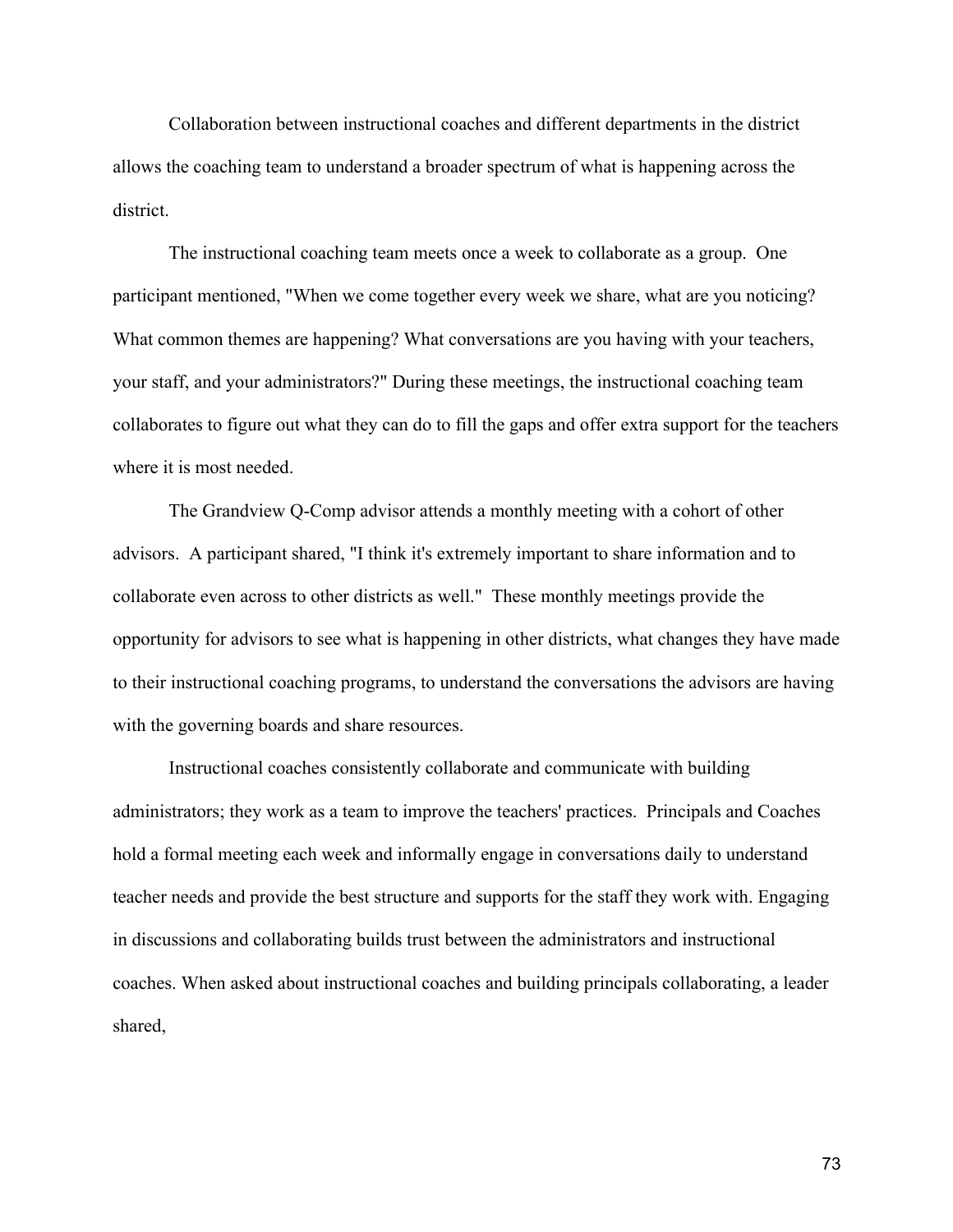Collaboration between instructional coaches and different departments in the district allows the coaching team to understand a broader spectrum of what is happening across the district.

The instructional coaching team meets once a week to collaborate as a group. One participant mentioned, "When we come together every week we share, what are you noticing? What common themes are happening? What conversations are you having with your teachers, your staff, and your administrators?" During these meetings, the instructional coaching team collaborates to figure out what they can do to fill the gaps and offer extra support for the teachers where it is most needed.

The Grandview Q-Comp advisor attends a monthly meeting with a cohort of other advisors. A participant shared, "I think it's extremely important to share information and to collaborate even across to other districts as well." These monthly meetings provide the opportunity for advisors to see what is happening in other districts, what changes they have made to their instructional coaching programs, to understand the conversations the advisors are having with the governing boards and share resources.

Instructional coaches consistently collaborate and communicate with building administrators; they work as a team to improve the teachers' practices. Principals and Coaches hold a formal meeting each week and informally engage in conversations daily to understand teacher needs and provide the best structure and supports for the staff they work with. Engaging in discussions and collaborating builds trust between the administrators and instructional coaches. When asked about instructional coaches and building principals collaborating, a leader shared,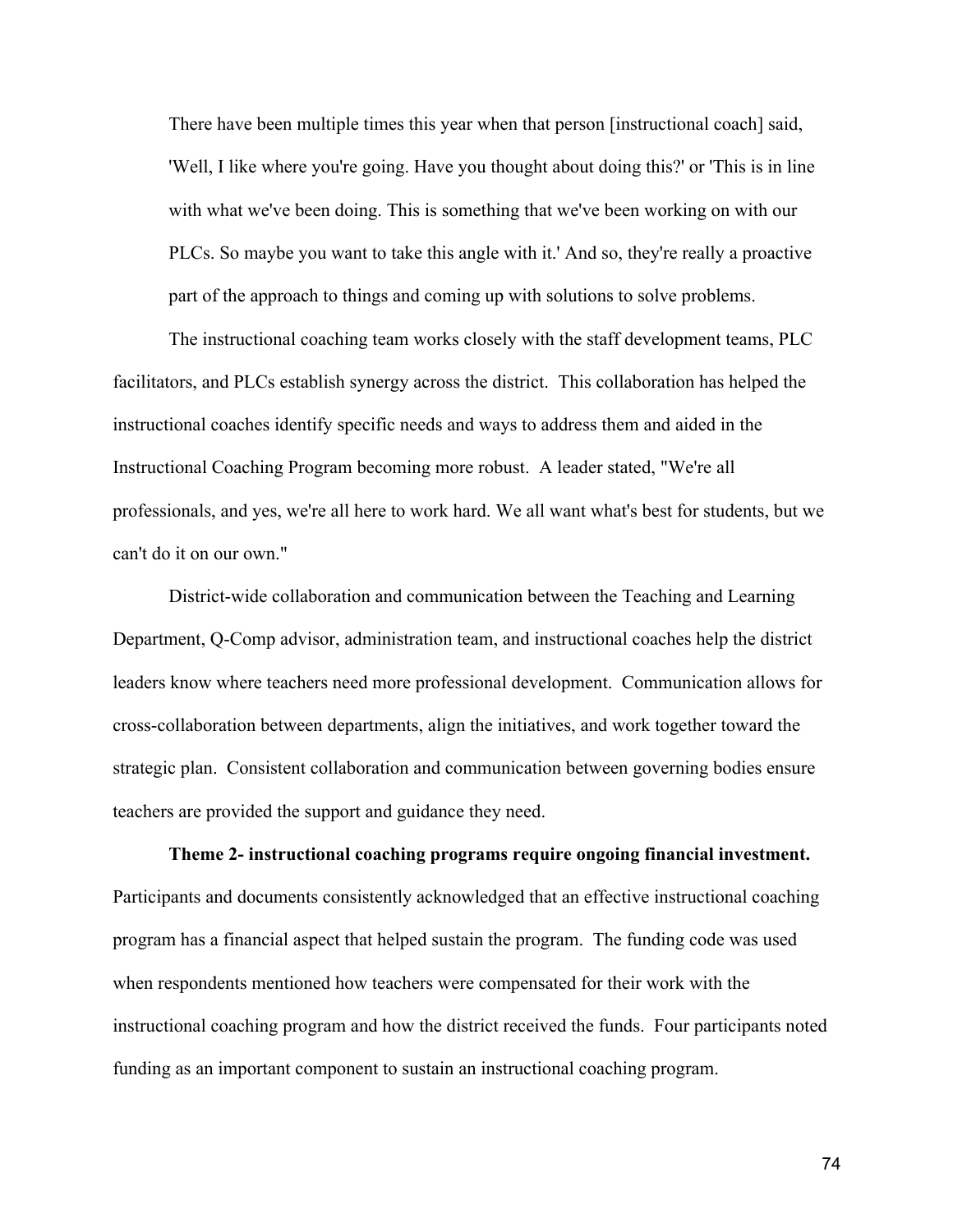> There have been multiple times this year when that person [instructional coach] said, 'Well, I like where you're going. Have you thought about doing this?' or 'This is in line with what we've been doing. This is something that we've been working on with our PLCs. So maybe you want to take this angle with it.' And so, they're really a proactive part of the approach to things and coming up with solutions to solve problems.

The instructional coaching team works closely with the staff development teams, PLC facilitators, and PLCs establish synergy across the district. This collaboration has helped the instructional coaches identify specific needs and ways to address them and aided in the Instructional Coaching Program becoming more robust. A leader stated, "We're all professionals, and yes, we're all here to work hard. We all want what's best for students, but we can't do it on our own."

District-wide collaboration and communication between the Teaching and Learning Department, Q-Comp advisor, administration team, and instructional coaches help the district leaders know where teachers need more professional development. Communication allows for cross-collaboration between departments, align the initiatives, and work together toward the strategic plan. Consistent collaboration and communication between governing bodies ensure teachers are provided the support and guidance they need.

**Theme 2- instructional coaching programs require ongoing financial investment.** Participants and documents consistently acknowledged that an effective instructional coaching program has a financial aspect that helped sustain the program. The funding code was used when respondents mentioned how teachers were compensated for their work with the instructional coaching program and how the district received the funds. Four participants noted funding as an important component to sustain an instructional coaching program.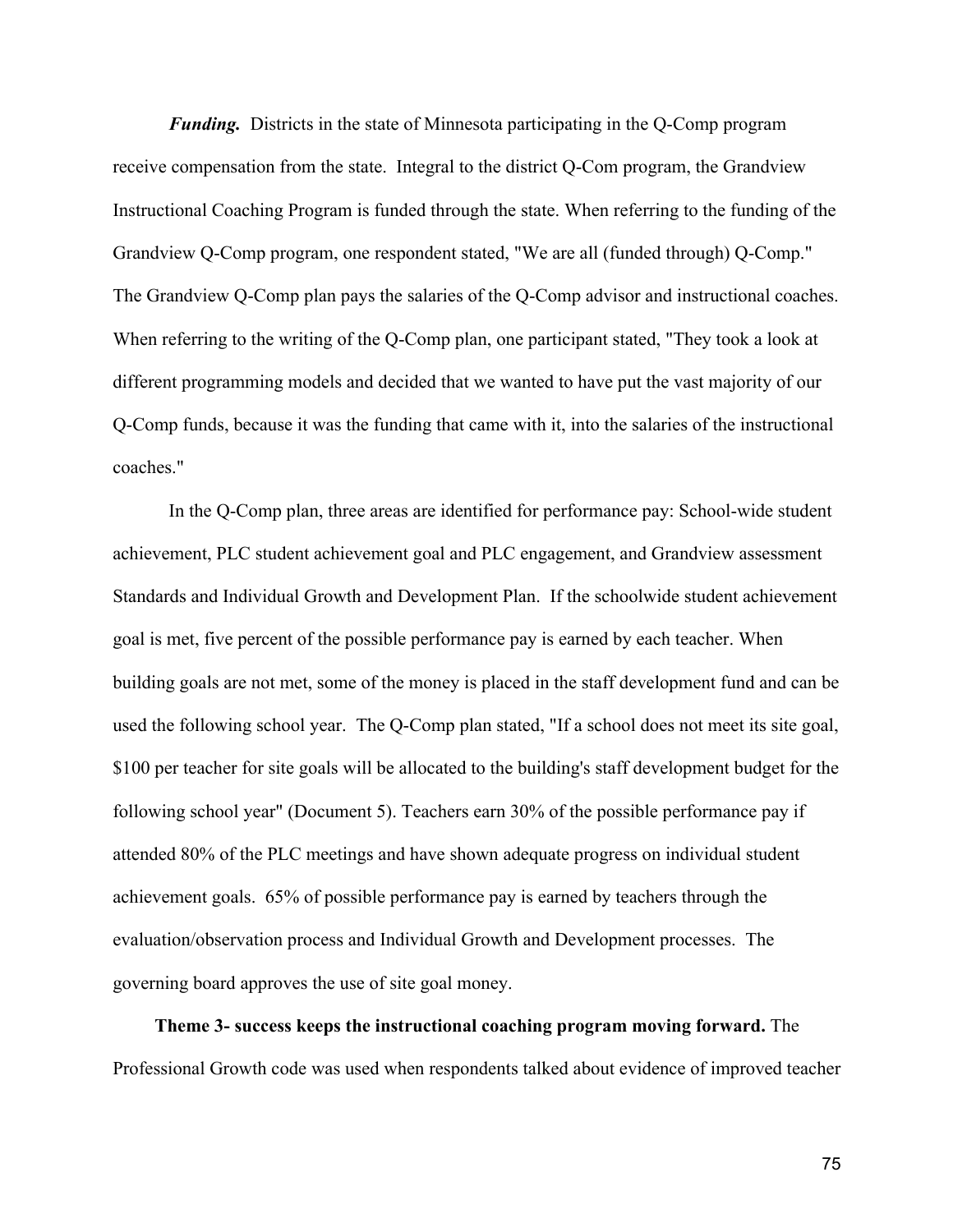***Funding.*** Districts in the state of Minnesota participating in the Q-Comp program receive compensation from the state. Integral to the district Q-Com program, the Grandview Instructional Coaching Program is funded through the state. When referring to the funding of the Grandview Q-Comp program, one respondent stated, "We are all (funded through) Q-Comp." The Grandview Q-Comp plan pays the salaries of the Q-Comp advisor and instructional coaches. When referring to the writing of the Q-Comp plan, one participant stated, "They took a look at different programming models and decided that we wanted to have put the vast majority of our Q-Comp funds, because it was the funding that came with it, into the salaries of the instructional coaches."

In the Q-Comp plan, three areas are identified for performance pay: School-wide student achievement, PLC student achievement goal and PLC engagement, and Grandview assessment Standards and Individual Growth and Development Plan. If the schoolwide student achievement goal is met, five percent of the possible performance pay is earned by each teacher. When building goals are not met, some of the money is placed in the staff development fund and can be used the following school year. The Q-Comp plan stated, "If a school does not meet its site goal, $100 per teacher for site goals will be allocated to the building's staff development budget for the following school year" (Document 5). Teachers earn 30% of the possible performance pay if attended 80% of the PLC meetings and have shown adequate progress on individual student achievement goals. 65% of possible performance pay is earned by teachers through the evaluation/observation process and Individual Growth and Development processes. The governing board approves the use of site goal money.

**Theme 3- success keeps the instructional coaching program moving forward.** The Professional Growth code was used when respondents talked about evidence of improved teacher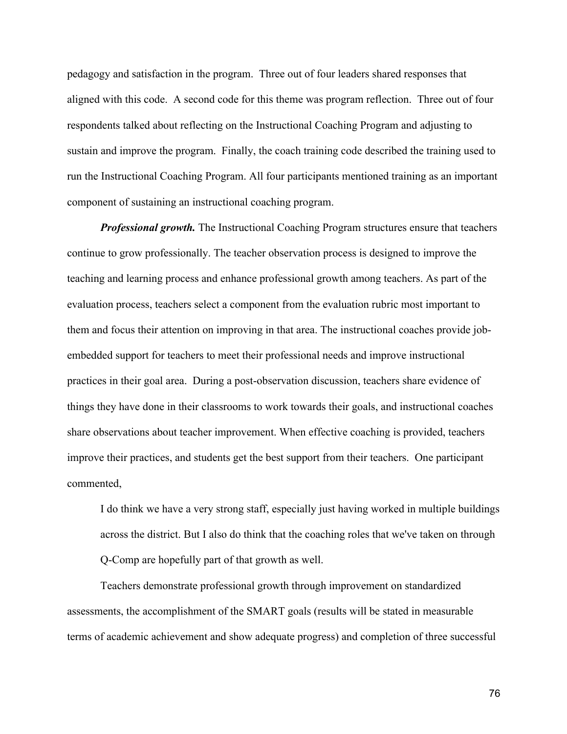pedagogy and satisfaction in the program. Three out of four leaders shared responses that aligned with this code. A second code for this theme was program reflection. Three out of four respondents talked about reflecting on the Instructional Coaching Program and adjusting to sustain and improve the program. Finally, the coach training code described the training used to run the Instructional Coaching Program. All four participants mentioned training as an important component of sustaining an instructional coaching program.

***Professional growth.*** The Instructional Coaching Program structures ensure that teachers continue to grow professionally. The teacher observation process is designed to improve the teaching and learning process and enhance professional growth among teachers. As part of the evaluation process, teachers select a component from the evaluation rubric most important to them and focus their attention on improving in that area. The instructional coaches provide job-embedded support for teachers to meet their professional needs and improve instructional practices in their goal area. During a post-observation discussion, teachers share evidence of things they have done in their classrooms to work towards their goals, and instructional coaches share observations about teacher improvement. When effective coaching is provided, teachers improve their practices, and students get the best support from their teachers. One participant commented,

> I do think we have a very strong staff, especially just having worked in multiple buildings across the district. But I also do think that the coaching roles that we've taken on through Q-Comp are hopefully part of that growth as well.

Teachers demonstrate professional growth through improvement on standardized assessments, the accomplishment of the SMART goals (results will be stated in measurable terms of academic achievement and show adequate progress) and completion of three successful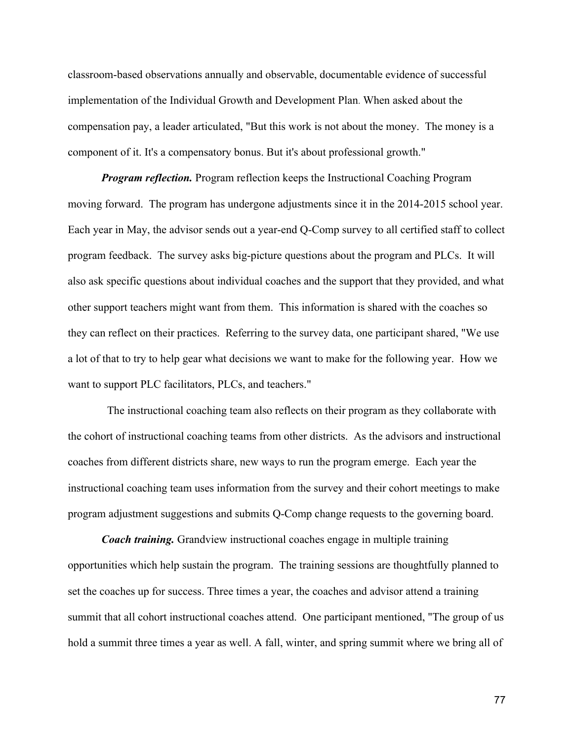classroom-based observations annually and observable, documentable evidence of successful implementation of the Individual Growth and Development Plan. When asked about the compensation pay, a leader articulated, "But this work is not about the money. The money is a component of it. It's a compensatory bonus. But it's about professional growth."

***Program reflection.*** Program reflection keeps the Instructional Coaching Program moving forward. The program has undergone adjustments since it in the 2014-2015 school year. Each year in May, the advisor sends out a year-end Q-Comp survey to all certified staff to collect program feedback. The survey asks big-picture questions about the program and PLCs. It will also ask specific questions about individual coaches and the support that they provided, and what other support teachers might want from them. This information is shared with the coaches so they can reflect on their practices. Referring to the survey data, one participant shared, "We use a lot of that to try to help gear what decisions we want to make for the following year. How we want to support PLC facilitators, PLCs, and teachers."

The instructional coaching team also reflects on their program as they collaborate with the cohort of instructional coaching teams from other districts. As the advisors and instructional coaches from different districts share, new ways to run the program emerge. Each year the instructional coaching team uses information from the survey and their cohort meetings to make program adjustment suggestions and submits Q-Comp change requests to the governing board.

***Coach training.*** Grandview instructional coaches engage in multiple training opportunities which help sustain the program. The training sessions are thoughtfully planned to set the coaches up for success. Three times a year, the coaches and advisor attend a training summit that all cohort instructional coaches attend. One participant mentioned, "The group of us hold a summit three times a year as well. A fall, winter, and spring summit where we bring all of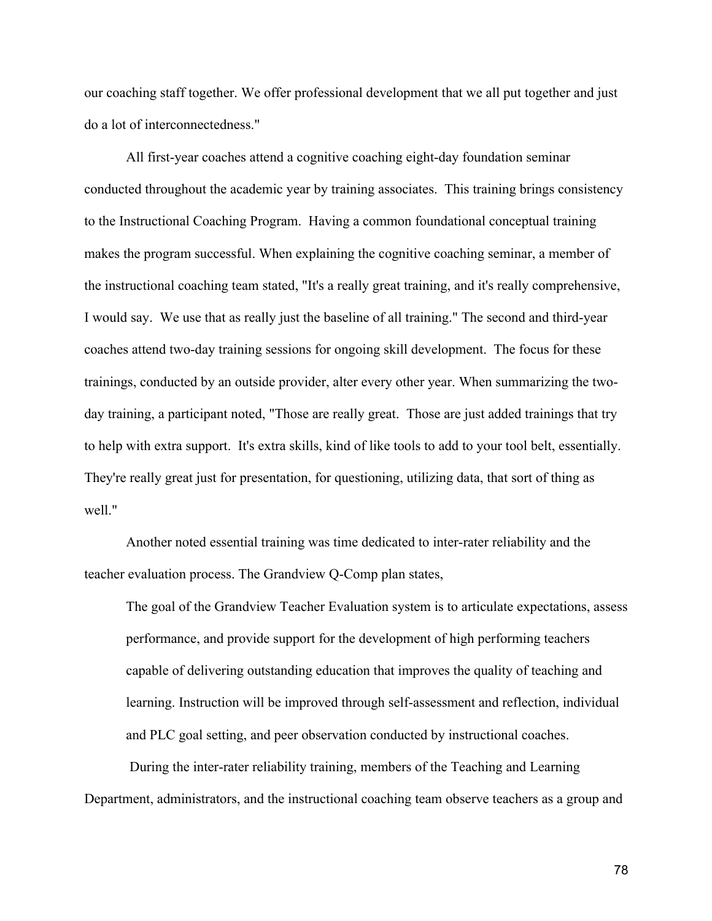our coaching staff together. We offer professional development that we all put together and just do a lot of interconnectedness."

All first-year coaches attend a cognitive coaching eight-day foundation seminar conducted throughout the academic year by training associates. This training brings consistency to the Instructional Coaching Program. Having a common foundational conceptual training makes the program successful. When explaining the cognitive coaching seminar, a member of the instructional coaching team stated, "It's a really great training, and it's really comprehensive, I would say. We use that as really just the baseline of all training." The second and third-year coaches attend two-day training sessions for ongoing skill development. The focus for these trainings, conducted by an outside provider, alter every other year. When summarizing the two-day training, a participant noted, "Those are really great. Those are just added trainings that try to help with extra support. It's extra skills, kind of like tools to add to your tool belt, essentially. They're really great just for presentation, for questioning, utilizing data, that sort of thing as well."

Another noted essential training was time dedicated to inter-rater reliability and the teacher evaluation process. The Grandview Q-Comp plan states,

> The goal of the Grandview Teacher Evaluation system is to articulate expectations, assess performance, and provide support for the development of high performing teachers capable of delivering outstanding education that improves the quality of teaching and learning. Instruction will be improved through self-assessment and reflection, individual and PLC goal setting, and peer observation conducted by instructional coaches.

During the inter-rater reliability training, members of the Teaching and Learning Department, administrators, and the instructional coaching team observe teachers as a group and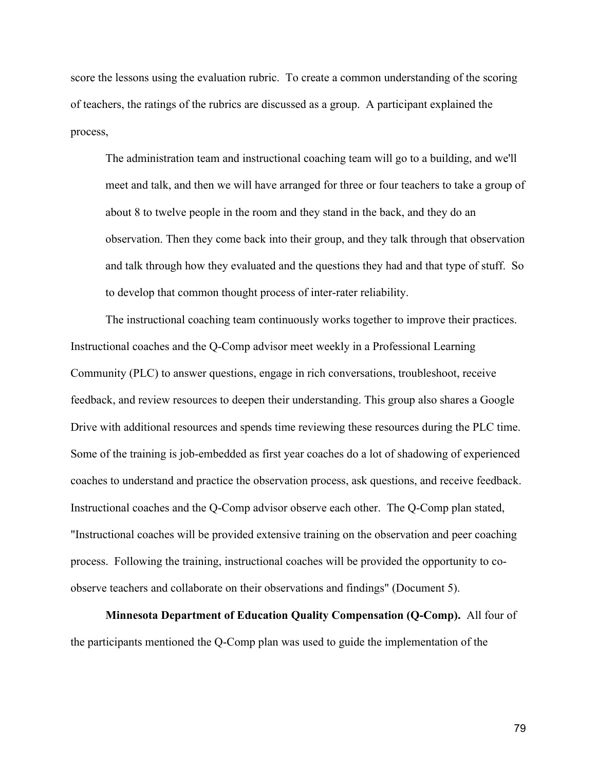score the lessons using the evaluation rubric. To create a common understanding of the scoring of teachers, the ratings of the rubrics are discussed as a group. A participant explained the process,

> The administration team and instructional coaching team will go to a building, and we'll meet and talk, and then we will have arranged for three or four teachers to take a group of about 8 to twelve people in the room and they stand in the back, and they do an observation. Then they come back into their group, and they talk through that observation and talk through how they evaluated and the questions they had and that type of stuff. So to develop that common thought process of inter-rater reliability.

The instructional coaching team continuously works together to improve their practices. Instructional coaches and the Q-Comp advisor meet weekly in a Professional Learning Community (PLC) to answer questions, engage in rich conversations, troubleshoot, receive feedback, and review resources to deepen their understanding. This group also shares a Google Drive with additional resources and spends time reviewing these resources during the PLC time. Some of the training is job-embedded as first year coaches do a lot of shadowing of experienced coaches to understand and practice the observation process, ask questions, and receive feedback. Instructional coaches and the Q-Comp advisor observe each other. The Q-Comp plan stated, "Instructional coaches will be provided extensive training on the observation and peer coaching process. Following the training, instructional coaches will be provided the opportunity to co-observe teachers and collaborate on their observations and findings" (Document 5).

**Minnesota Department of Education Quality Compensation (Q-Comp).** All four of the participants mentioned the Q-Comp plan was used to guide the implementation of the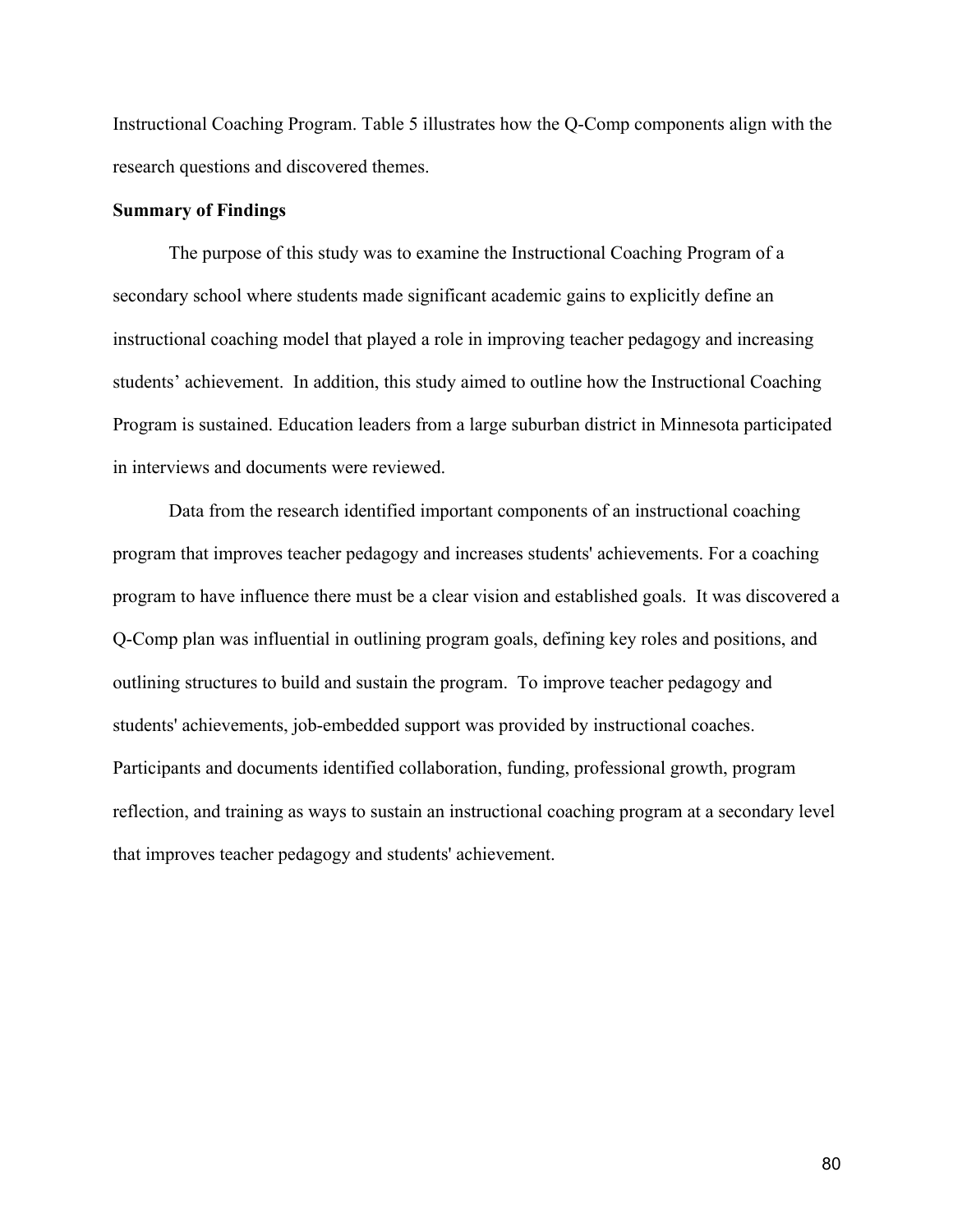Instructional Coaching Program. Table 5 illustrates how the Q-Comp components align with the research questions and discovered themes.

**Summary of Findings**

The purpose of this study was to examine the Instructional Coaching Program of a secondary school where students made significant academic gains to explicitly define an instructional coaching model that played a role in improving teacher pedagogy and increasing students' achievement. In addition, this study aimed to outline how the Instructional Coaching Program is sustained. Education leaders from a large suburban district in Minnesota participated in interviews and documents were reviewed.

Data from the research identified important components of an instructional coaching program that improves teacher pedagogy and increases students' achievements. For a coaching program to have influence there must be a clear vision and established goals. It was discovered a Q-Comp plan was influential in outlining program goals, defining key roles and positions, and outlining structures to build and sustain the program. To improve teacher pedagogy and students' achievements, job-embedded support was provided by instructional coaches. Participants and documents identified collaboration, funding, professional growth, program reflection, and training as ways to sustain an instructional coaching program at a secondary level that improves teacher pedagogy and students' achievement.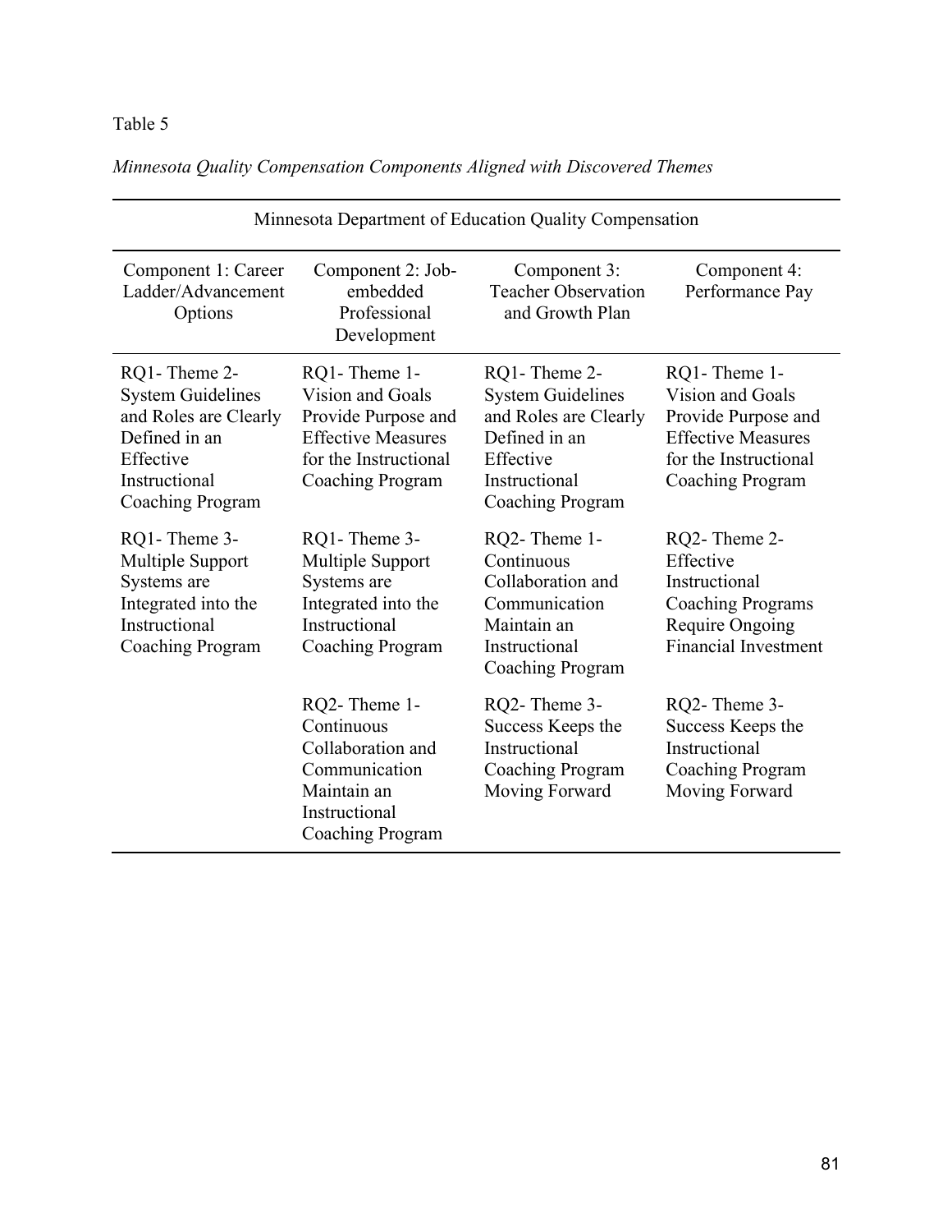Table 5

*Minnesota Quality Compensation Components Aligned with Discovered Themes*

| Minnesota Department of Education Quality Compensation | | | |
|---|---|---|---|
| Component 1: Career Ladder/Advancement Options | Component 2: Job-embedded Professional Development | Component 3: Teacher Observation and Growth Plan | Component 4: Performance Pay |
| RQ1- Theme 2- System Guidelines and Roles are Clearly Defined in an Effective Instructional Coaching Program | RQ1- Theme 1- Vision and Goals Provide Purpose and Effective Measures for the Instructional Coaching Program | RQ1- Theme 2- System Guidelines and Roles are Clearly Defined in an Effective Instructional Coaching Program | RQ1- Theme 1- Vision and Goals Provide Purpose and Effective Measures for the Instructional Coaching Program |
| RQ1- Theme 3- Multiple Support Systems are Integrated into the Instructional Coaching Program | RQ1- Theme 3- Multiple Support Systems are Integrated into the Instructional Coaching Program | RQ2- Theme 1- Continuous Collaboration and Communication Maintain an Instructional Coaching Program | RQ2- Theme 2- Effective Instructional Coaching Programs Require Ongoing Financial Investment |
| | RQ2- Theme 1- Continuous Collaboration and Communication Maintain an Instructional Coaching Program | RQ2- Theme 3- Success Keeps the Instructional Coaching Program Moving Forward | RQ2- Theme 3- Success Keeps the Instructional Coaching Program Moving Forward |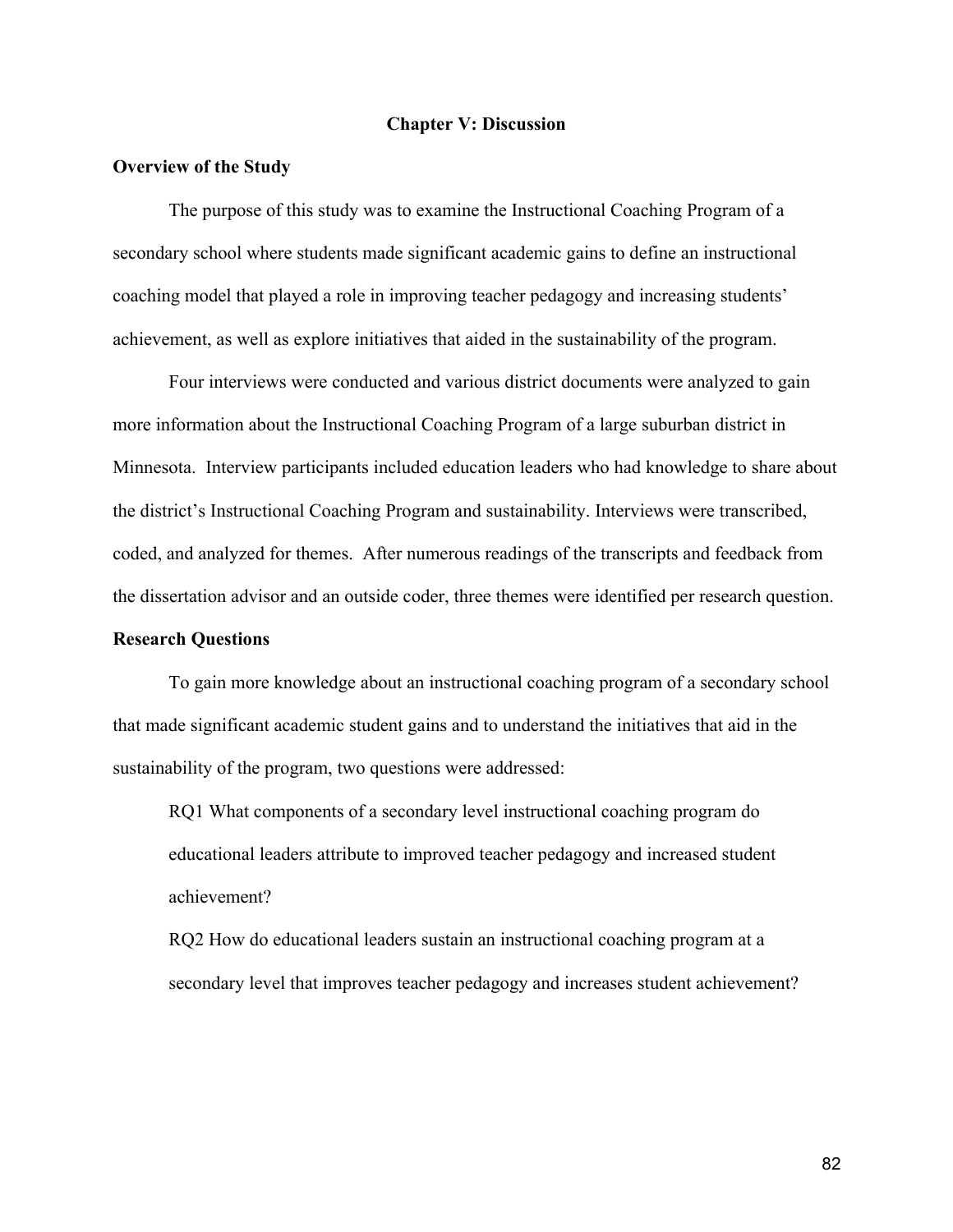# Chapter V: Discussion

## Overview of the Study

The purpose of this study was to examine the Instructional Coaching Program of a secondary school where students made significant academic gains to define an instructional coaching model that played a role in improving teacher pedagogy and increasing students' achievement, as well as explore initiatives that aided in the sustainability of the program.

Four interviews were conducted and various district documents were analyzed to gain more information about the Instructional Coaching Program of a large suburban district in Minnesota. Interview participants included education leaders who had knowledge to share about the district's Instructional Coaching Program and sustainability. Interviews were transcribed, coded, and analyzed for themes. After numerous readings of the transcripts and feedback from the dissertation advisor and an outside coder, three themes were identified per research question.

## Research Questions

To gain more knowledge about an instructional coaching program of a secondary school that made significant academic student gains and to understand the initiatives that aid in the sustainability of the program, two questions were addressed:

RQ1 What components of a secondary level instructional coaching program do educational leaders attribute to improved teacher pedagogy and increased student achievement?

RQ2 How do educational leaders sustain an instructional coaching program at a secondary level that improves teacher pedagogy and increases student achievement?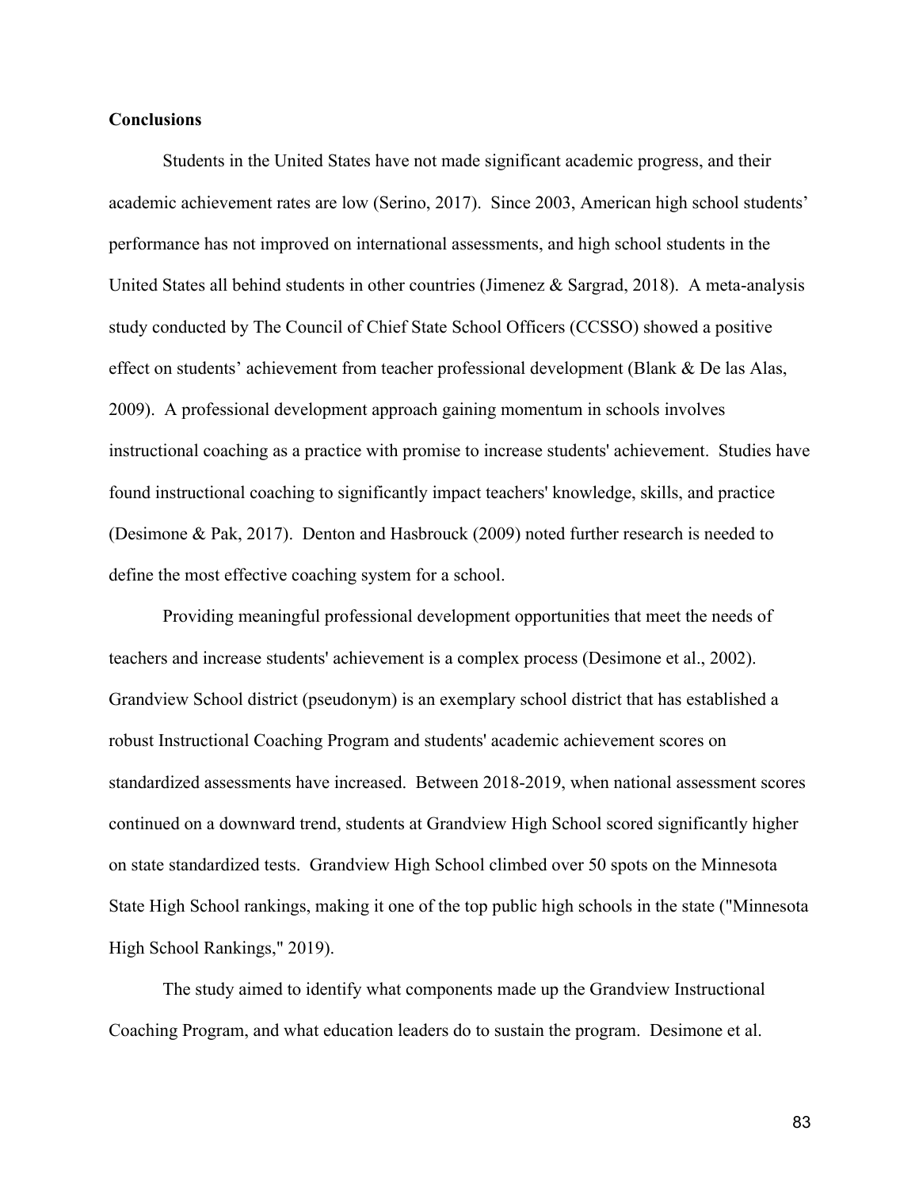**Conclusions**

Students in the United States have not made significant academic progress, and their academic achievement rates are low (Serino, 2017). Since 2003, American high school students' performance has not improved on international assessments, and high school students in the United States all behind students in other countries (Jimenez & Sargrad, 2018). A meta-analysis study conducted by The Council of Chief State School Officers (CCSSO) showed a positive effect on students' achievement from teacher professional development (Blank & De las Alas, 2009). A professional development approach gaining momentum in schools involves instructional coaching as a practice with promise to increase students' achievement. Studies have found instructional coaching to significantly impact teachers' knowledge, skills, and practice (Desimone & Pak, 2017). Denton and Hasbrouck (2009) noted further research is needed to define the most effective coaching system for a school.

Providing meaningful professional development opportunities that meet the needs of teachers and increase students' achievement is a complex process (Desimone et al., 2002). Grandview School district (pseudonym) is an exemplary school district that has established a robust Instructional Coaching Program and students' academic achievement scores on standardized assessments have increased. Between 2018-2019, when national assessment scores continued on a downward trend, students at Grandview High School scored significantly higher on state standardized tests. Grandview High School climbed over 50 spots on the Minnesota State High School rankings, making it one of the top public high schools in the state ("Minnesota High School Rankings," 2019).

The study aimed to identify what components made up the Grandview Instructional Coaching Program, and what education leaders do to sustain the program. Desimone et al.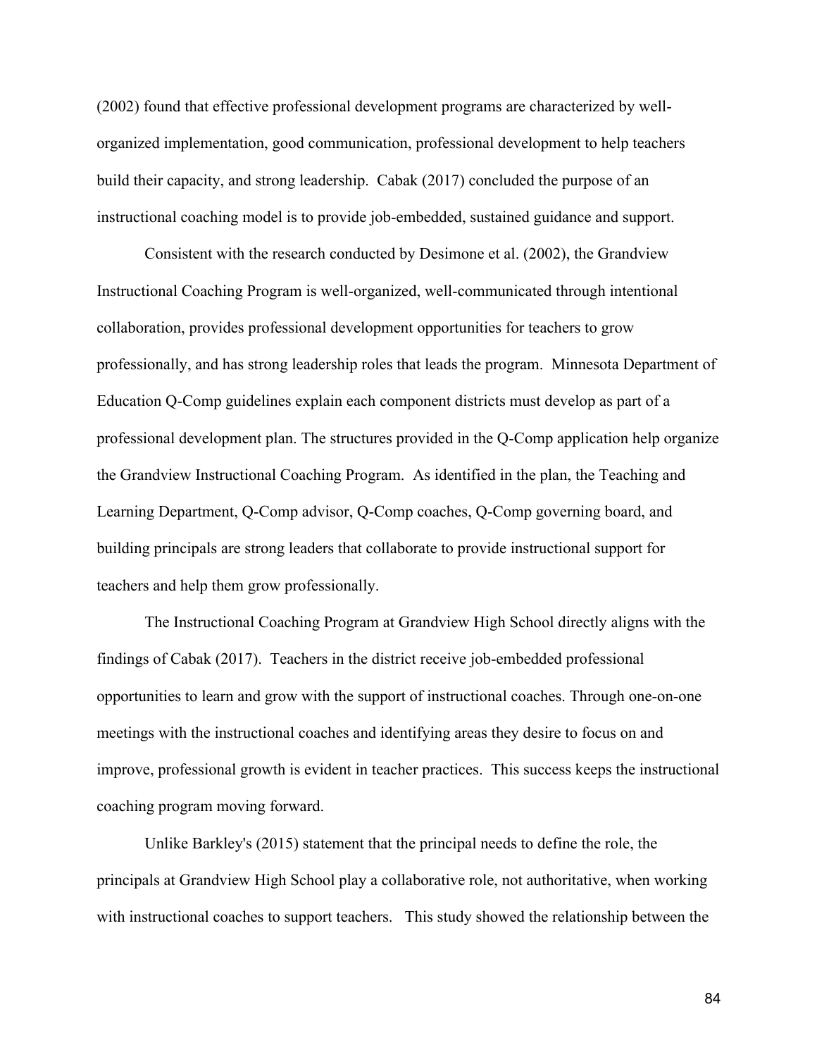(2002) found that effective professional development programs are characterized by well-organized implementation, good communication, professional development to help teachers build their capacity, and strong leadership. Cabak (2017) concluded the purpose of an instructional coaching model is to provide job-embedded, sustained guidance and support.

Consistent with the research conducted by Desimone et al. (2002), the Grandview Instructional Coaching Program is well-organized, well-communicated through intentional collaboration, provides professional development opportunities for teachers to grow professionally, and has strong leadership roles that leads the program. Minnesota Department of Education Q-Comp guidelines explain each component districts must develop as part of a professional development plan. The structures provided in the Q-Comp application help organize the Grandview Instructional Coaching Program. As identified in the plan, the Teaching and Learning Department, Q-Comp advisor, Q-Comp coaches, Q-Comp governing board, and building principals are strong leaders that collaborate to provide instructional support for teachers and help them grow professionally.

The Instructional Coaching Program at Grandview High School directly aligns with the findings of Cabak (2017). Teachers in the district receive job-embedded professional opportunities to learn and grow with the support of instructional coaches. Through one-on-one meetings with the instructional coaches and identifying areas they desire to focus on and improve, professional growth is evident in teacher practices. This success keeps the instructional coaching program moving forward.

Unlike Barkley's (2015) statement that the principal needs to define the role, the principals at Grandview High School play a collaborative role, not authoritative, when working with instructional coaches to support teachers. This study showed the relationship between the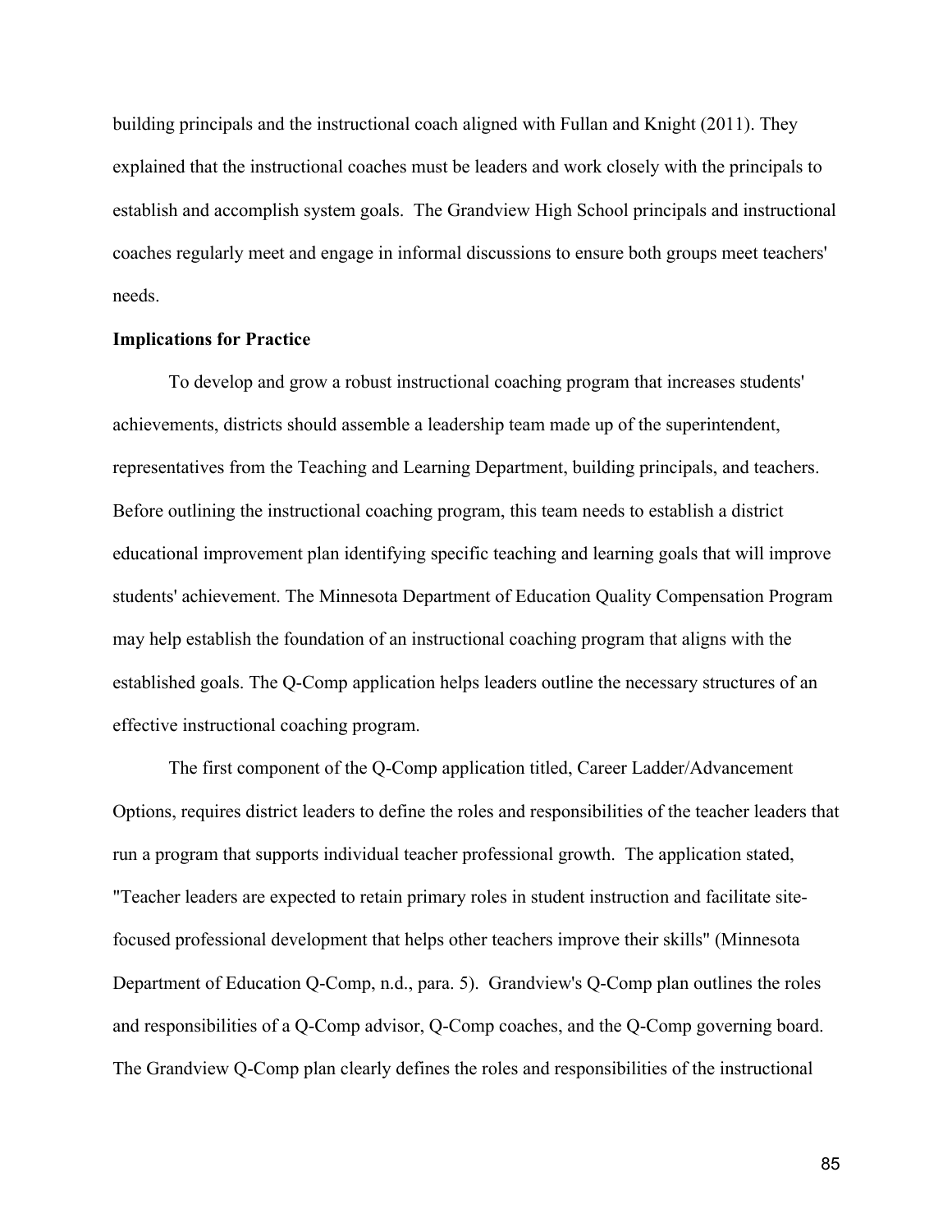building principals and the instructional coach aligned with Fullan and Knight (2011). They explained that the instructional coaches must be leaders and work closely with the principals to establish and accomplish system goals. The Grandview High School principals and instructional coaches regularly meet and engage in informal discussions to ensure both groups meet teachers' needs.

**Implications for Practice**

To develop and grow a robust instructional coaching program that increases students' achievements, districts should assemble a leadership team made up of the superintendent, representatives from the Teaching and Learning Department, building principals, and teachers. Before outlining the instructional coaching program, this team needs to establish a district educational improvement plan identifying specific teaching and learning goals that will improve students' achievement. The Minnesota Department of Education Quality Compensation Program may help establish the foundation of an instructional coaching program that aligns with the established goals. The Q-Comp application helps leaders outline the necessary structures of an effective instructional coaching program.

The first component of the Q-Comp application titled, Career Ladder/Advancement Options, requires district leaders to define the roles and responsibilities of the teacher leaders that run a program that supports individual teacher professional growth. The application stated, "Teacher leaders are expected to retain primary roles in student instruction and facilitate site-focused professional development that helps other teachers improve their skills" (Minnesota Department of Education Q-Comp, n.d., para. 5). Grandview's Q-Comp plan outlines the roles and responsibilities of a Q-Comp advisor, Q-Comp coaches, and the Q-Comp governing board. The Grandview Q-Comp plan clearly defines the roles and responsibilities of the instructional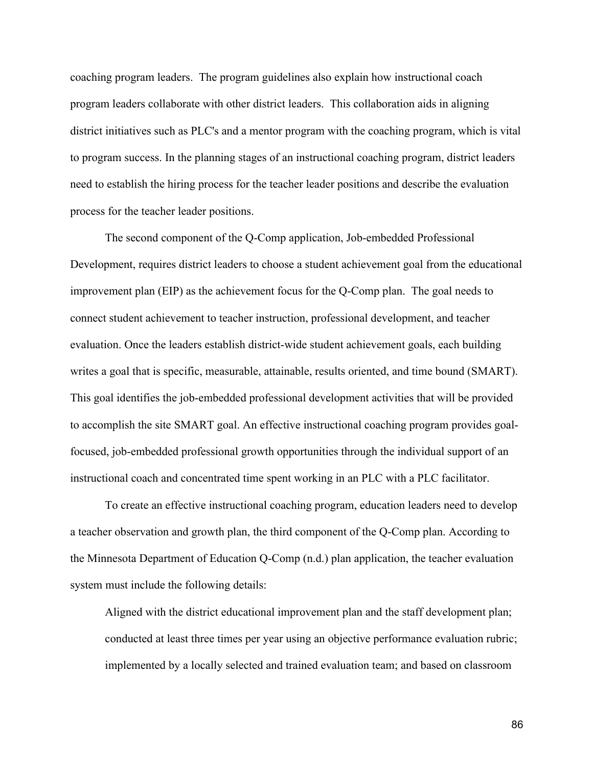coaching program leaders. The program guidelines also explain how instructional coach program leaders collaborate with other district leaders. This collaboration aids in aligning district initiatives such as PLC's and a mentor program with the coaching program, which is vital to program success. In the planning stages of an instructional coaching program, district leaders need to establish the hiring process for the teacher leader positions and describe the evaluation process for the teacher leader positions.

The second component of the Q-Comp application, Job-embedded Professional Development, requires district leaders to choose a student achievement goal from the educational improvement plan (EIP) as the achievement focus for the Q-Comp plan. The goal needs to connect student achievement to teacher instruction, professional development, and teacher evaluation. Once the leaders establish district-wide student achievement goals, each building writes a goal that is specific, measurable, attainable, results oriented, and time bound (SMART). This goal identifies the job-embedded professional development activities that will be provided to accomplish the site SMART goal. An effective instructional coaching program provides goal-focused, job-embedded professional growth opportunities through the individual support of an instructional coach and concentrated time spent working in an PLC with a PLC facilitator.

To create an effective instructional coaching program, education leaders need to develop a teacher observation and growth plan, the third component of the Q-Comp plan. According to the Minnesota Department of Education Q-Comp (n.d.) plan application, the teacher evaluation system must include the following details:

> Aligned with the district educational improvement plan and the staff development plan; conducted at least three times per year using an objective performance evaluation rubric; implemented by a locally selected and trained evaluation team; and based on classroom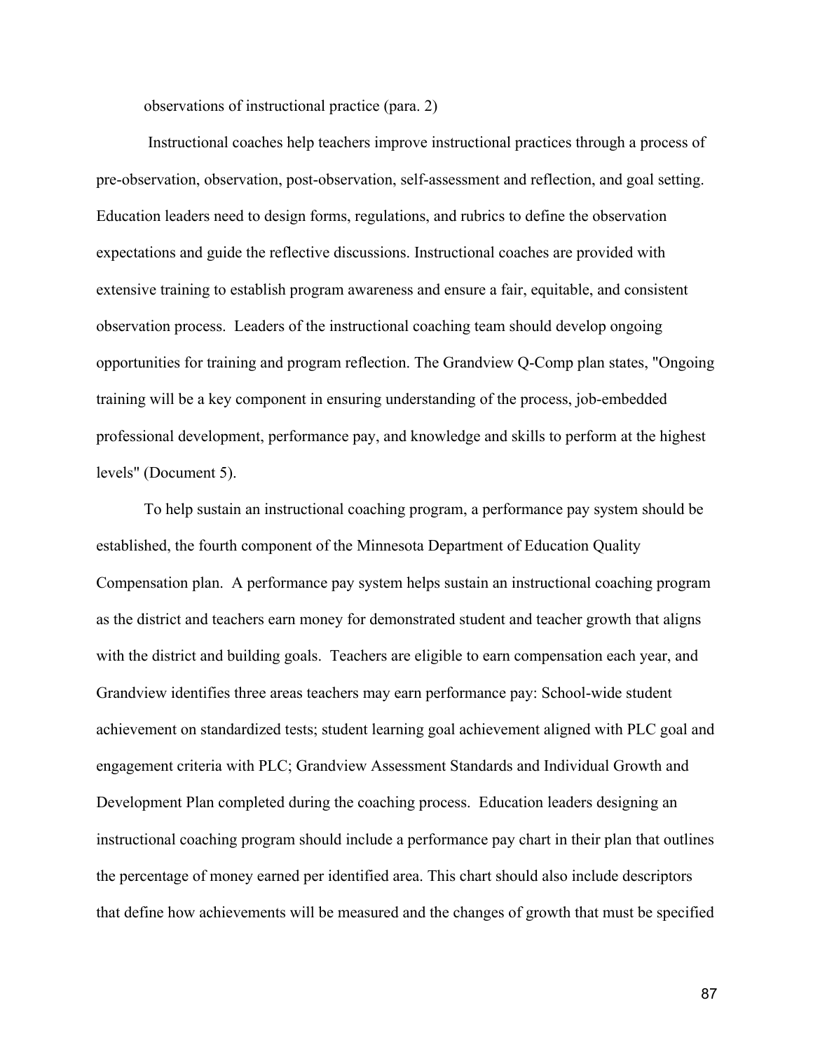observations of instructional practice (para. 2)

Instructional coaches help teachers improve instructional practices through a process of pre-observation, observation, post-observation, self-assessment and reflection, and goal setting. Education leaders need to design forms, regulations, and rubrics to define the observation expectations and guide the reflective discussions. Instructional coaches are provided with extensive training to establish program awareness and ensure a fair, equitable, and consistent observation process. Leaders of the instructional coaching team should develop ongoing opportunities for training and program reflection. The Grandview Q-Comp plan states, "Ongoing training will be a key component in ensuring understanding of the process, job-embedded professional development, performance pay, and knowledge and skills to perform at the highest levels" (Document 5).

To help sustain an instructional coaching program, a performance pay system should be established, the fourth component of the Minnesota Department of Education Quality Compensation plan. A performance pay system helps sustain an instructional coaching program as the district and teachers earn money for demonstrated student and teacher growth that aligns with the district and building goals. Teachers are eligible to earn compensation each year, and Grandview identifies three areas teachers may earn performance pay: School-wide student achievement on standardized tests; student learning goal achievement aligned with PLC goal and engagement criteria with PLC; Grandview Assessment Standards and Individual Growth and Development Plan completed during the coaching process. Education leaders designing an instructional coaching program should include a performance pay chart in their plan that outlines the percentage of money earned per identified area. This chart should also include descriptors that define how achievements will be measured and the changes of growth that must be specified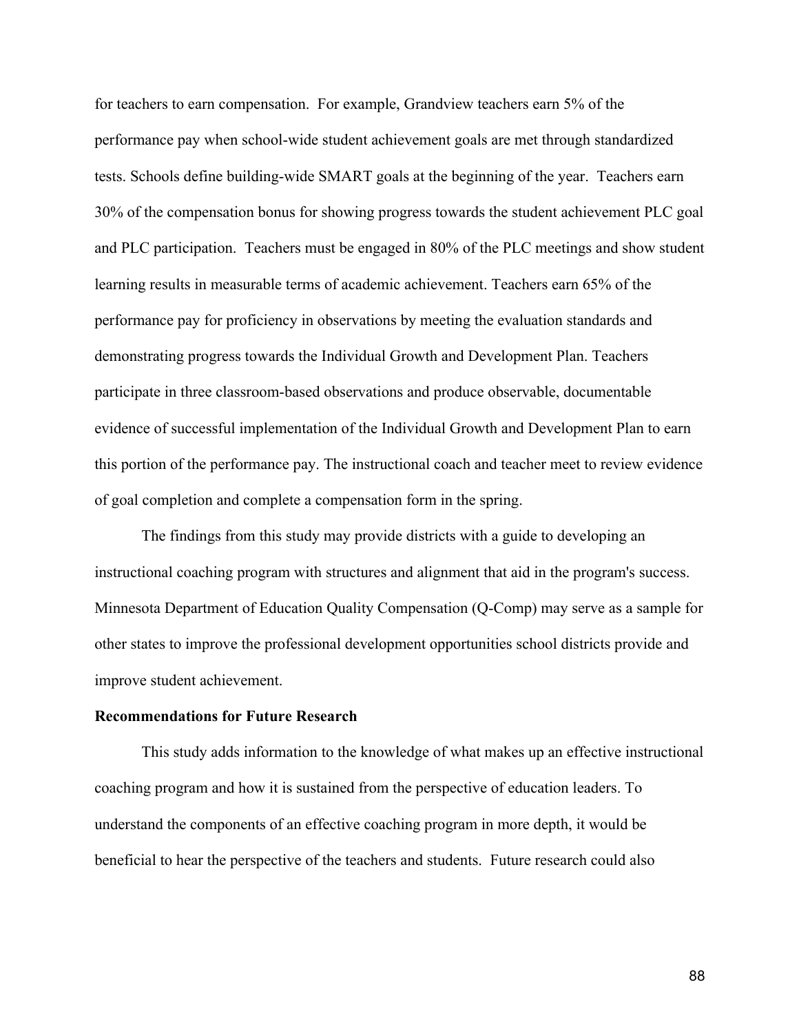for teachers to earn compensation. For example, Grandview teachers earn 5% of the performance pay when school-wide student achievement goals are met through standardized tests. Schools define building-wide SMART goals at the beginning of the year. Teachers earn 30% of the compensation bonus for showing progress towards the student achievement PLC goal and PLC participation. Teachers must be engaged in 80% of the PLC meetings and show student learning results in measurable terms of academic achievement. Teachers earn 65% of the performance pay for proficiency in observations by meeting the evaluation standards and demonstrating progress towards the Individual Growth and Development Plan. Teachers participate in three classroom-based observations and produce observable, documentable evidence of successful implementation of the Individual Growth and Development Plan to earn this portion of the performance pay. The instructional coach and teacher meet to review evidence of goal completion and complete a compensation form in the spring.

The findings from this study may provide districts with a guide to developing an instructional coaching program with structures and alignment that aid in the program's success. Minnesota Department of Education Quality Compensation (Q-Comp) may serve as a sample for other states to improve the professional development opportunities school districts provide and improve student achievement.

**Recommendations for Future Research**

This study adds information to the knowledge of what makes up an effective instructional coaching program and how it is sustained from the perspective of education leaders. To understand the components of an effective coaching program in more depth, it would be beneficial to hear the perspective of the teachers and students. Future research could also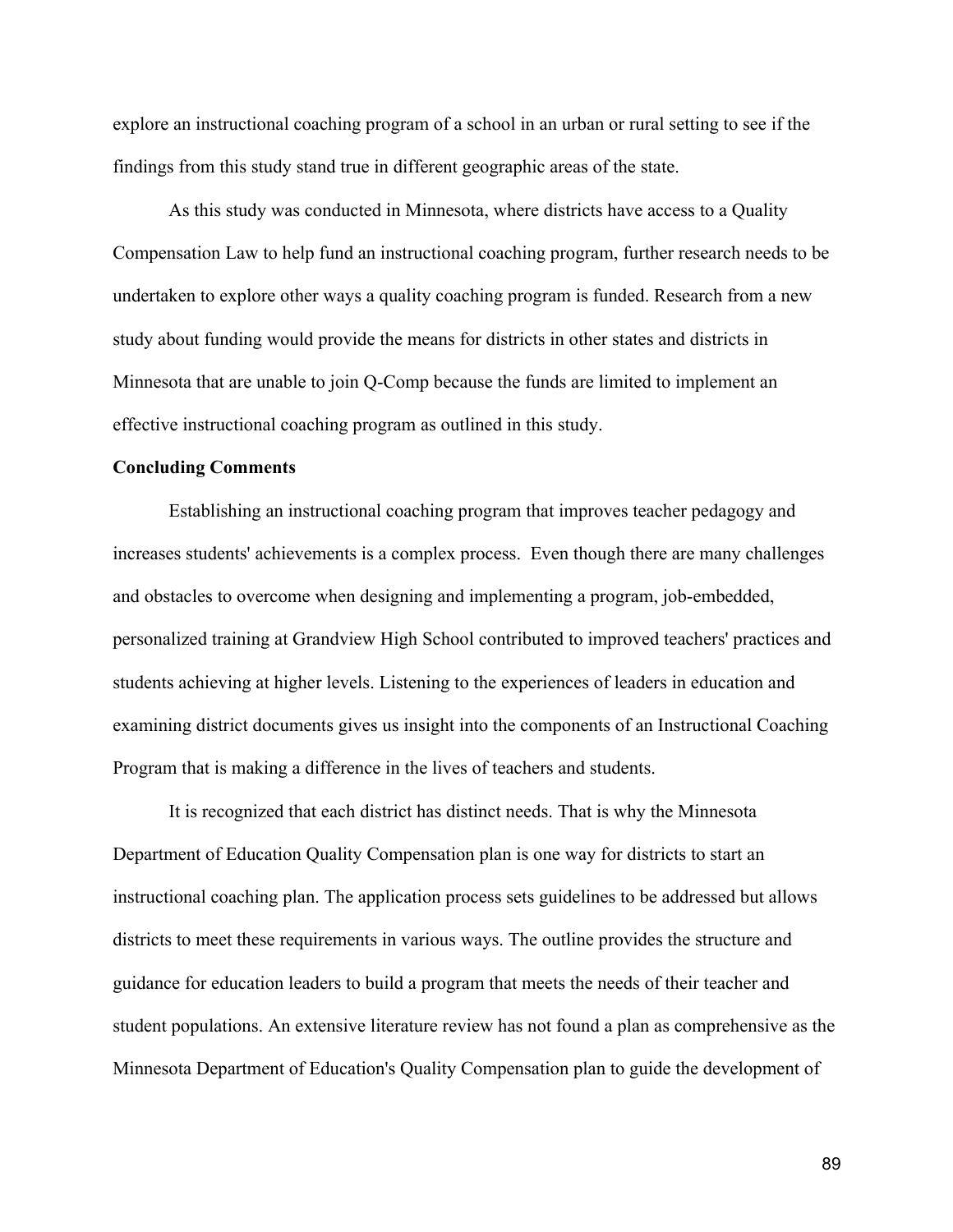explore an instructional coaching program of a school in an urban or rural setting to see if the findings from this study stand true in different geographic areas of the state.

As this study was conducted in Minnesota, where districts have access to a Quality Compensation Law to help fund an instructional coaching program, further research needs to be undertaken to explore other ways a quality coaching program is funded. Research from a new study about funding would provide the means for districts in other states and districts in Minnesota that are unable to join Q-Comp because the funds are limited to implement an effective instructional coaching program as outlined in this study.

**Concluding Comments**

Establishing an instructional coaching program that improves teacher pedagogy and increases students' achievements is a complex process. Even though there are many challenges and obstacles to overcome when designing and implementing a program, job-embedded, personalized training at Grandview High School contributed to improved teachers' practices and students achieving at higher levels. Listening to the experiences of leaders in education and examining district documents gives us insight into the components of an Instructional Coaching Program that is making a difference in the lives of teachers and students.

It is recognized that each district has distinct needs. That is why the Minnesota Department of Education Quality Compensation plan is one way for districts to start an instructional coaching plan. The application process sets guidelines to be addressed but allows districts to meet these requirements in various ways. The outline provides the structure and guidance for education leaders to build a program that meets the needs of their teacher and student populations. An extensive literature review has not found a plan as comprehensive as the Minnesota Department of Education's Quality Compensation plan to guide the development of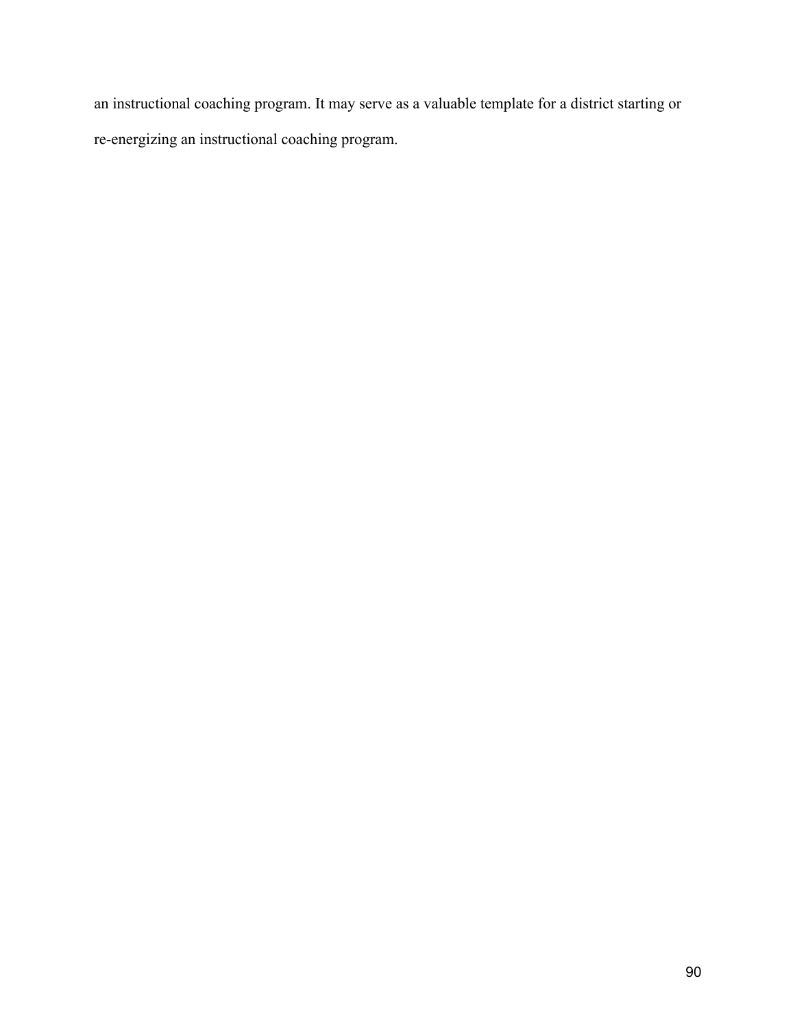an instructional coaching program. It may serve as a valuable template for a district starting or re-energizing an instructional coaching program.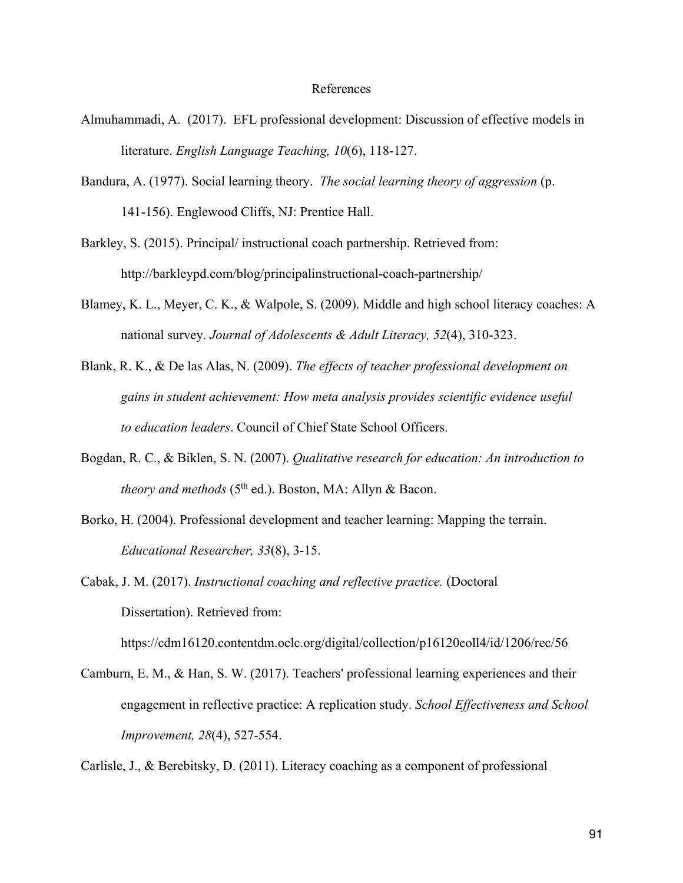# References

Almuhammadi, A. (2017). EFL professional development: Discussion of effective models in literature. *English Language Teaching, 10*(6), 118-127.

Bandura, A. (1977). Social learning theory. *The social learning theory of aggression* (p. 141-156). Englewood Cliffs, NJ: Prentice Hall.

Barkley, S. (2015). Principal/ instructional coach partnership. Retrieved from: http://barkleypd.com/blog/principalinstructional-coach-partnership/

Blamey, K. L., Meyer, C. K., & Walpole, S. (2009). Middle and high school literacy coaches: A national survey. *Journal of Adolescents & Adult Literacy, 52*(4), 310-323.

Blank, R. K., & De las Alas, N. (2009). *The effects of teacher professional development on gains in student achievement: How meta analysis provides scientific evidence useful to education leaders*. Council of Chief State School Officers.

Bogdan, R. C., & Biklen, S. N. (2007). *Qualitative research for education: An introduction to theory and methods* (5th ed.). Boston, MA: Allyn & Bacon.

Borko, H. (2004). Professional development and teacher learning: Mapping the terrain. *Educational Researcher, 33*(8), 3-15.

Cabak, J. M. (2017). *Instructional coaching and reflective practice.* (Doctoral Dissertation). Retrieved from: https://cdm16120.contentdm.oclc.org/digital/collection/p16120coll4/id/1206/rec/56

Camburn, E. M., & Han, S. W. (2017). Teachers' professional learning experiences and their engagement in reflective practice: A replication study. *School Effectiveness and School Improvement, 28*(4), 527-554.

Carlisle, J., & Berebitsky, D. (2011). Literacy coaching as a component of professional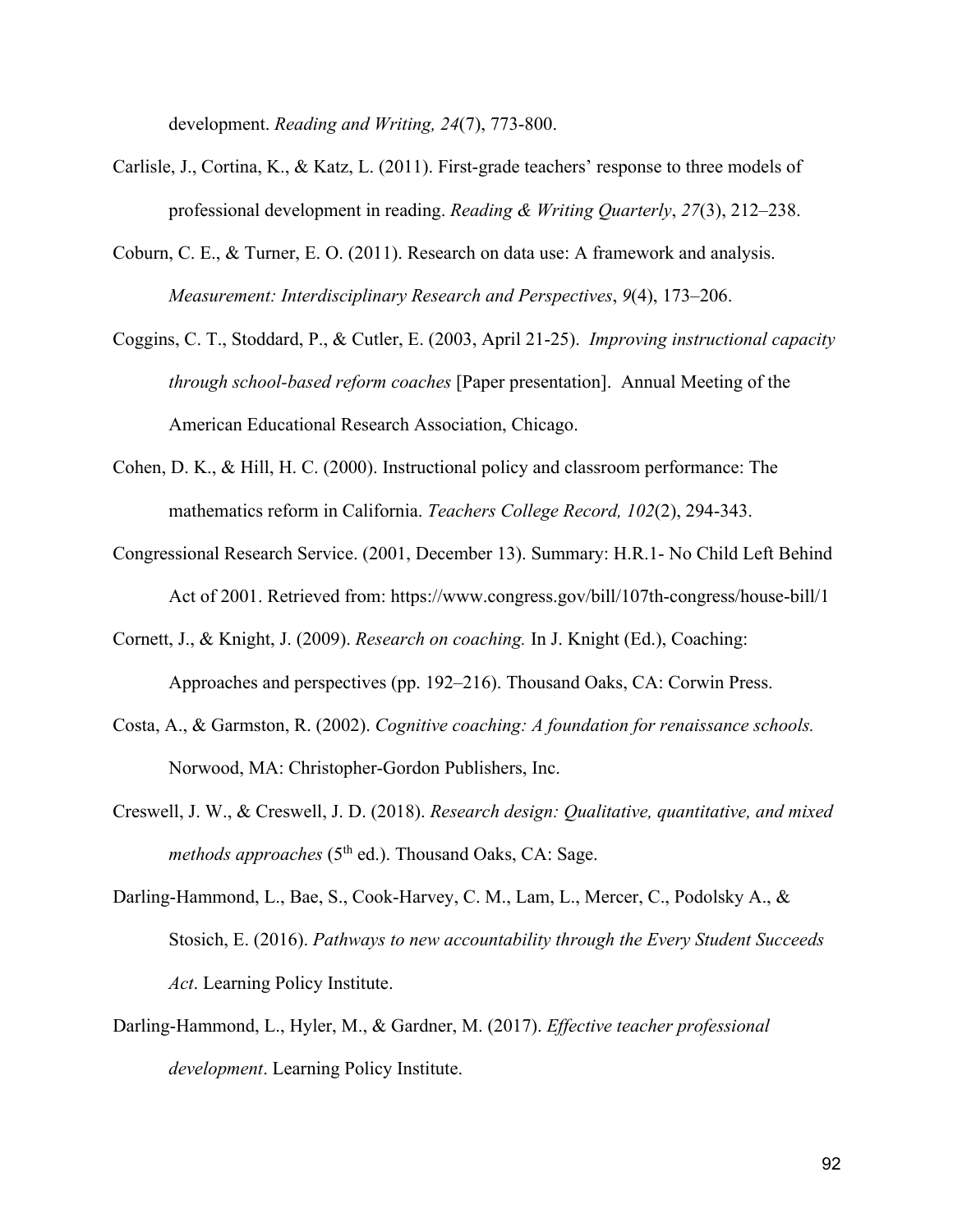development. *Reading and Writing, 24*(7), 773-800.

Carlisle, J., Cortina, K., & Katz, L. (2011). First-grade teachers' response to three models of professional development in reading. *Reading & Writing Quarterly*, *27*(3), 212–238.

Coburn, C. E., & Turner, E. O. (2011). Research on data use: A framework and analysis. *Measurement: Interdisciplinary Research and Perspectives*, *9*(4), 173–206.

Coggins, C. T., Stoddard, P., & Cutler, E. (2003, April 21-25). *Improving instructional capacity through school-based reform coaches* [Paper presentation]. Annual Meeting of the American Educational Research Association, Chicago.

Cohen, D. K., & Hill, H. C. (2000). Instructional policy and classroom performance: The mathematics reform in California. *Teachers College Record, 102*(2), 294-343.

Congressional Research Service. (2001, December 13). Summary: H.R.1- No Child Left Behind Act of 2001. Retrieved from: https://www.congress.gov/bill/107th-congress/house-bill/1

Cornett, J., & Knight, J. (2009). *Research on coaching.* In J. Knight (Ed.), Coaching: Approaches and perspectives (pp. 192–216). Thousand Oaks, CA: Corwin Press.

Costa, A., & Garmston, R. (2002). *Cognitive coaching: A foundation for renaissance schools.* Norwood, MA: Christopher-Gordon Publishers, Inc.

Creswell, J. W., & Creswell, J. D. (2018). *Research design: Qualitative, quantitative, and mixed methods approaches* (5th ed.). Thousand Oaks, CA: Sage.

Darling-Hammond, L., Bae, S., Cook-Harvey, C. M., Lam, L., Mercer, C., Podolsky A., & Stosich, E. (2016). *Pathways to new accountability through the Every Student Succeeds Act*. Learning Policy Institute.

Darling-Hammond, L., Hyler, M., & Gardner, M. (2017). *Effective teacher professional development*. Learning Policy Institute.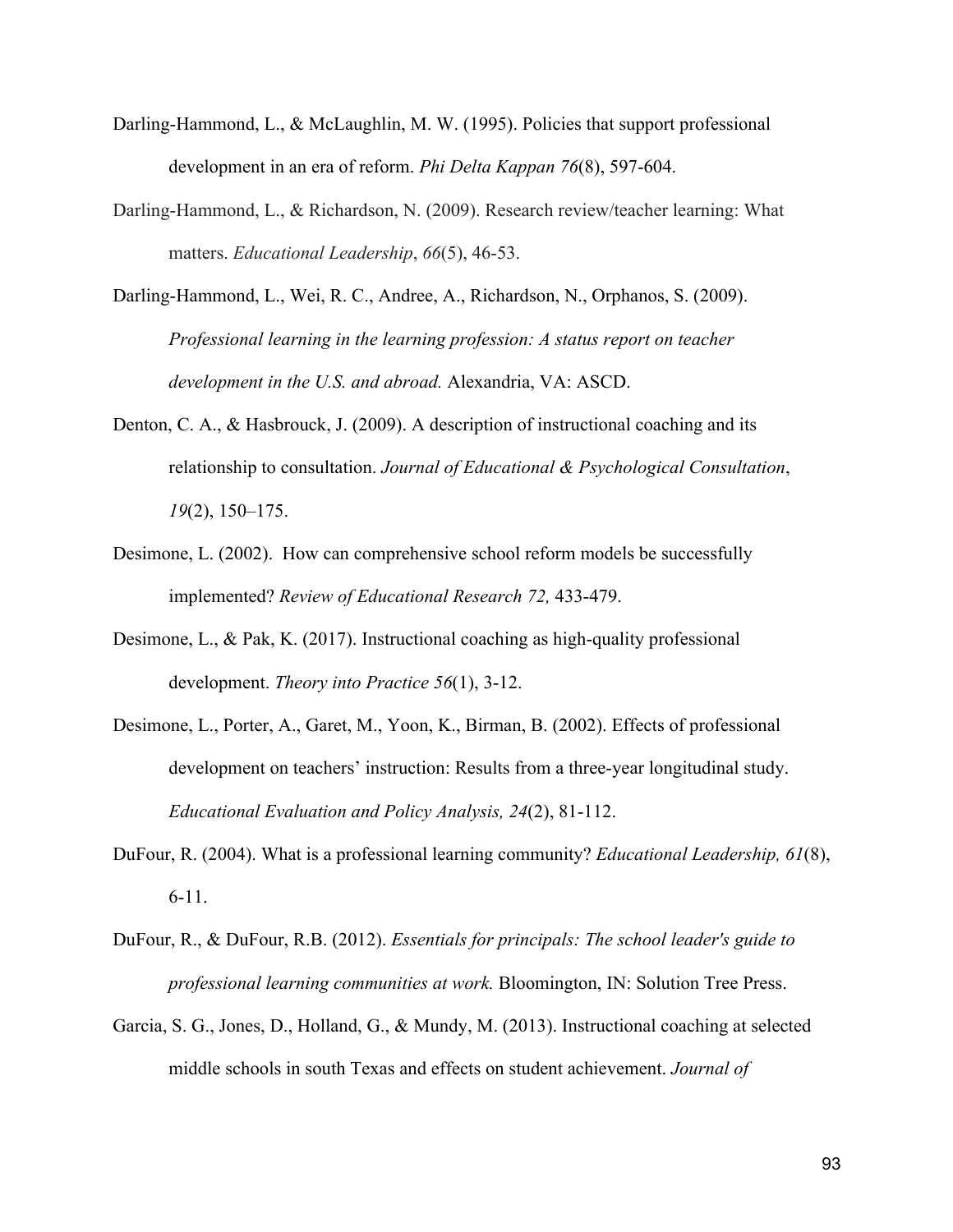Darling-Hammond, L., & McLaughlin, M. W. (1995). Policies that support professional development in an era of reform. *Phi Delta Kappan 76*(8), 597-604.

Darling-Hammond, L., & Richardson, N. (2009). Research review/teacher learning: What matters. *Educational Leadership*, *66*(5), 46-53.

Darling-Hammond, L., Wei, R. C., Andree, A., Richardson, N., Orphanos, S. (2009). *Professional learning in the learning profession: A status report on teacher development in the U.S. and abroad.* Alexandria, VA: ASCD.

Denton, C. A., & Hasbrouck, J. (2009). A description of instructional coaching and its relationship to consultation. *Journal of Educational & Psychological Consultation*, *19*(2), 150–175.

Desimone, L. (2002). How can comprehensive school reform models be successfully implemented? *Review of Educational Research 72,* 433-479.

Desimone, L., & Pak, K. (2017). Instructional coaching as high-quality professional development. *Theory into Practice 56*(1), 3-12.

Desimone, L., Porter, A., Garet, M., Yoon, K., Birman, B. (2002). Effects of professional development on teachers' instruction: Results from a three-year longitudinal study. *Educational Evaluation and Policy Analysis, 24*(2), 81-112.

DuFour, R. (2004). What is a professional learning community? *Educational Leadership, 61*(8), 6-11.

DuFour, R., & DuFour, R.B. (2012). *Essentials for principals: The school leader's guide to professional learning communities at work.* Bloomington, IN: Solution Tree Press.

Garcia, S. G., Jones, D., Holland, G., & Mundy, M. (2013). Instructional coaching at selected middle schools in south Texas and effects on student achievement. *Journal of*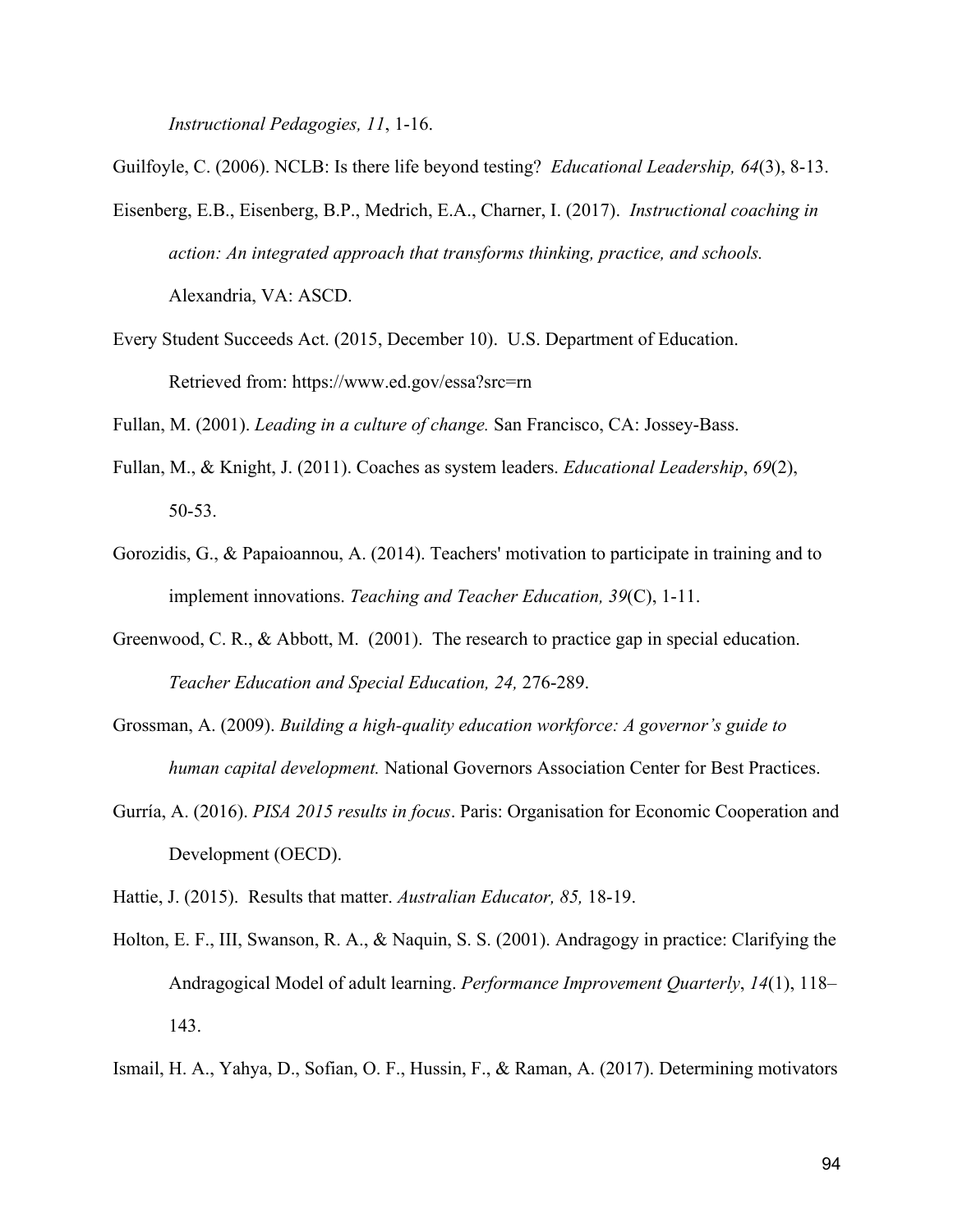*Instructional Pedagogies, 11*, 1-16.

Guilfoyle, C. (2006). NCLB: Is there life beyond testing? *Educational Leadership, 64*(3), 8-13.

Eisenberg, E.B., Eisenberg, B.P., Medrich, E.A., Charner, I. (2017). *Instructional coaching in action: An integrated approach that transforms thinking, practice, and schools.* Alexandria, VA: ASCD.

Every Student Succeeds Act. (2015, December 10). U.S. Department of Education. Retrieved from: https://www.ed.gov/essa?src=rn

Fullan, M. (2001). *Leading in a culture of change.* San Francisco, CA: Jossey-Bass.

Fullan, M., & Knight, J. (2011). Coaches as system leaders. *Educational Leadership*, *69*(2), 50-53.

Gorozidis, G., & Papaioannou, A. (2014). Teachers' motivation to participate in training and to implement innovations. *Teaching and Teacher Education, 39*(C), 1-11.

Greenwood, C. R., & Abbott, M. (2001). The research to practice gap in special education. *Teacher Education and Special Education, 24,* 276-289.

Grossman, A. (2009). *Building a high-quality education workforce: A governor's guide to human capital development.* National Governors Association Center for Best Practices.

Gurría, A. (2016). *PISA 2015 results in focus*. Paris: Organisation for Economic Cooperation and Development (OECD).

Hattie, J. (2015). Results that matter. *Australian Educator, 85,* 18-19.

Holton, E. F., III, Swanson, R. A., & Naquin, S. S. (2001). Andragogy in practice: Clarifying the Andragogical Model of adult learning. *Performance Improvement Quarterly*, *14*(1), 118–143.

Ismail, H. A., Yahya, D., Sofian, O. F., Hussin, F., & Raman, A. (2017). Determining motivators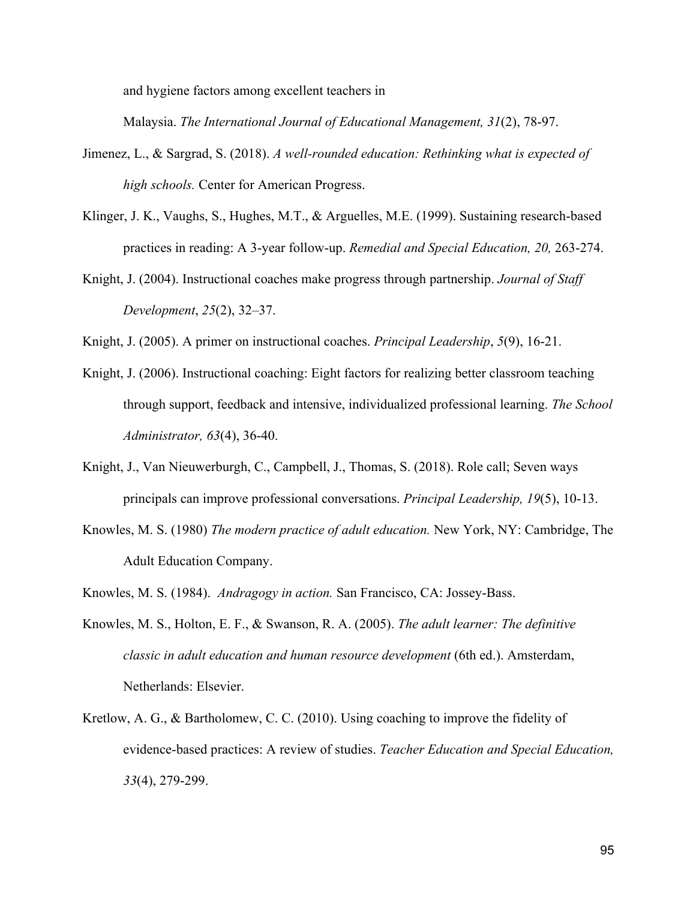and hygiene factors among excellent teachers in Malaysia. *The International Journal of Educational Management, 31*(2), 78-97.

Jimenez, L., & Sargrad, S. (2018). *A well-rounded education: Rethinking what is expected of high schools.* Center for American Progress.

Klinger, J. K., Vaughs, S., Hughes, M.T., & Arguelles, M.E. (1999). Sustaining research-based practices in reading: A 3-year follow-up. *Remedial and Special Education, 20,* 263-274.

Knight, J. (2004). Instructional coaches make progress through partnership. *Journal of Staff Development*, *25*(2), 32–37.

Knight, J. (2005). A primer on instructional coaches. *Principal Leadership*, *5*(9), 16-21.

Knight, J. (2006). Instructional coaching: Eight factors for realizing better classroom teaching through support, feedback and intensive, individualized professional learning. *The School Administrator, 63*(4), 36-40.

Knight, J., Van Nieuwerburgh, C., Campbell, J., Thomas, S. (2018). Role call; Seven ways principals can improve professional conversations. *Principal Leadership, 19*(5), 10-13.

Knowles, M. S. (1980) *The modern practice of adult education.* New York, NY: Cambridge, The Adult Education Company.

Knowles, M. S. (1984). *Andragogy in action.* San Francisco, CA: Jossey-Bass.

Knowles, M. S., Holton, E. F., & Swanson, R. A. (2005). *The adult learner: The definitive classic in adult education and human resource development* (6th ed.). Amsterdam, Netherlands: Elsevier.

Kretlow, A. G., & Bartholomew, C. C. (2010). Using coaching to improve the fidelity of evidence-based practices: A review of studies. *Teacher Education and Special Education, 33*(4), 279-299.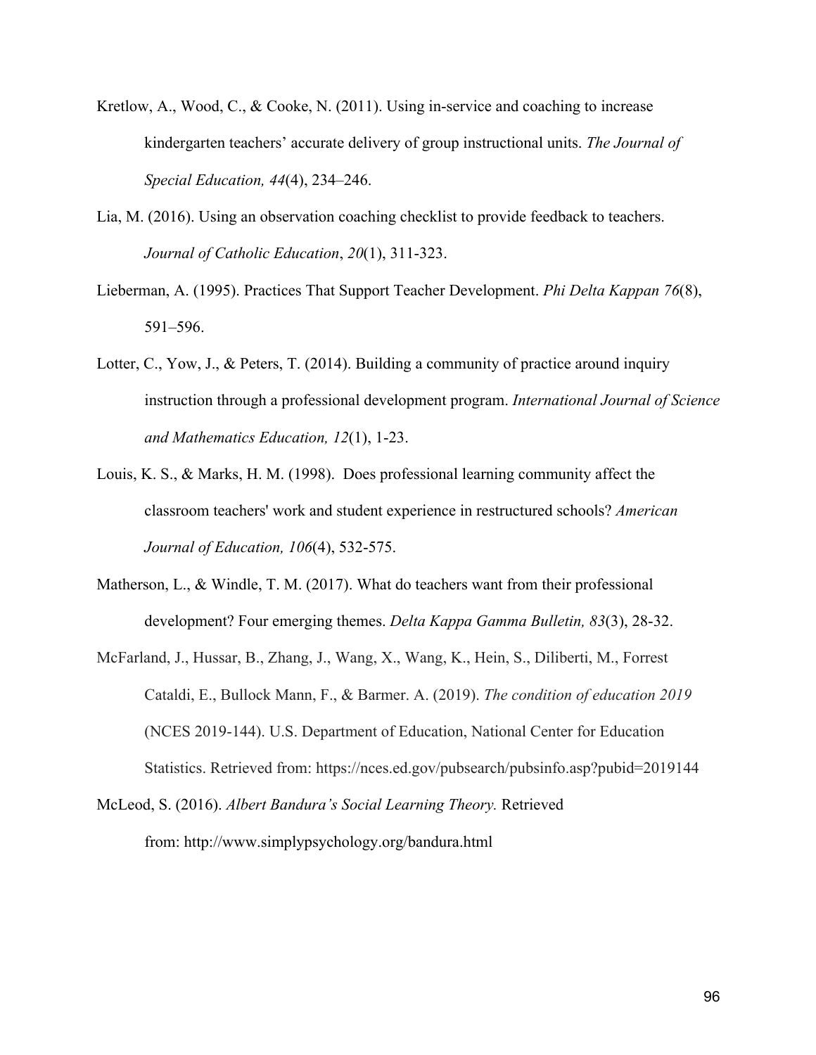Kretlow, A., Wood, C., & Cooke, N. (2011). Using in-service and coaching to increase kindergarten teachers' accurate delivery of group instructional units. *The Journal of Special Education, 44*(4), 234–246.

Lia, M. (2016). Using an observation coaching checklist to provide feedback to teachers. *Journal of Catholic Education*, *20*(1), 311-323.

Lieberman, A. (1995). Practices That Support Teacher Development. *Phi Delta Kappan 76*(8), 591–596.

Lotter, C., Yow, J., & Peters, T. (2014). Building a community of practice around inquiry instruction through a professional development program. *International Journal of Science and Mathematics Education, 12*(1), 1-23.

Louis, K. S., & Marks, H. M. (1998). Does professional learning community affect the classroom teachers' work and student experience in restructured schools? *American Journal of Education, 106*(4), 532-575.

Matherson, L., & Windle, T. M. (2017). What do teachers want from their professional development? Four emerging themes. *Delta Kappa Gamma Bulletin, 83*(3), 28-32.

McFarland, J., Hussar, B., Zhang, J., Wang, X., Wang, K., Hein, S., Diliberti, M., Forrest Cataldi, E., Bullock Mann, F., & Barmer. A. (2019). *The condition of education 2019* (NCES 2019-144). U.S. Department of Education, National Center for Education Statistics. Retrieved from: https://nces.ed.gov/pubsearch/pubsinfo.asp?pubid=2019144

McLeod, S. (2016). *Albert Bandura's Social Learning Theory.* Retrieved from: http://www.simplypsychology.org/bandura.html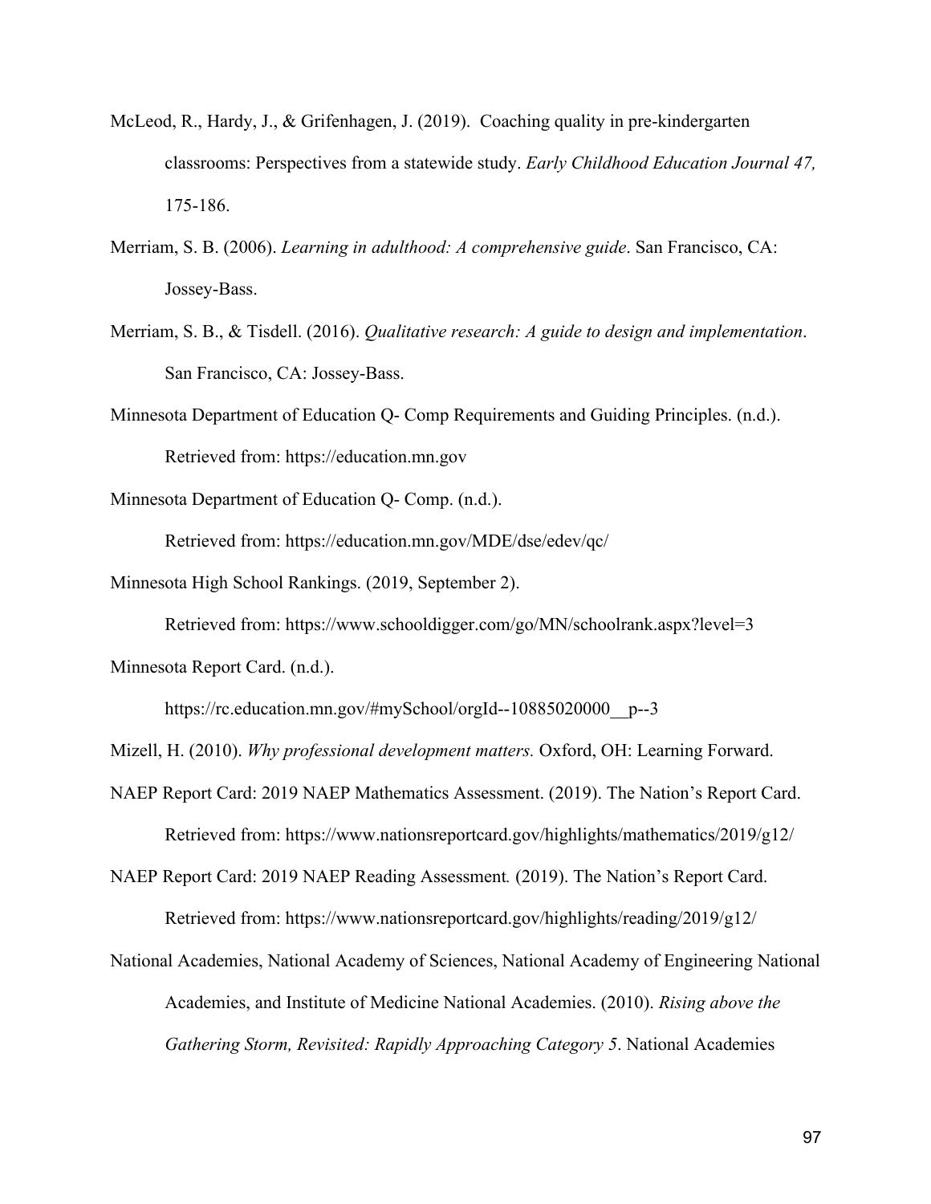McLeod, R., Hardy, J., & Grifenhagen, J. (2019). Coaching quality in pre-kindergarten classrooms: Perspectives from a statewide study. *Early Childhood Education Journal 47,* 175-186.

Merriam, S. B. (2006). *Learning in adulthood: A comprehensive guide*. San Francisco, CA: Jossey-Bass.

Merriam, S. B., & Tisdell. (2016). *Qualitative research: A guide to design and implementation*. San Francisco, CA: Jossey-Bass.

Minnesota Department of Education Q- Comp Requirements and Guiding Principles. (n.d.). Retrieved from: https://education.mn.gov

Minnesota Department of Education Q- Comp. (n.d.). Retrieved from: https://education.mn.gov/MDE/dse/edev/qc/

Minnesota High School Rankings. (2019, September 2). Retrieved from: https://www.schooldigger.com/go/MN/schoolrank.aspx?level=3

Minnesota Report Card. (n.d.). https://rc.education.mn.gov/#mySchool/orgId--10885020000__p--3

Mizell, H. (2010). *Why professional development matters.* Oxford, OH: Learning Forward.

NAEP Report Card: 2019 NAEP Mathematics Assessment. (2019). The Nation's Report Card. Retrieved from: https://www.nationsreportcard.gov/highlights/mathematics/2019/g12/

NAEP Report Card: 2019 NAEP Reading Assessment*.* (2019). The Nation's Report Card. Retrieved from: https://www.nationsreportcard.gov/highlights/reading/2019/g12/

National Academies, National Academy of Sciences, National Academy of Engineering National Academies, and Institute of Medicine National Academies. (2010). *Rising above the Gathering Storm, Revisited: Rapidly Approaching Category 5*. National Academies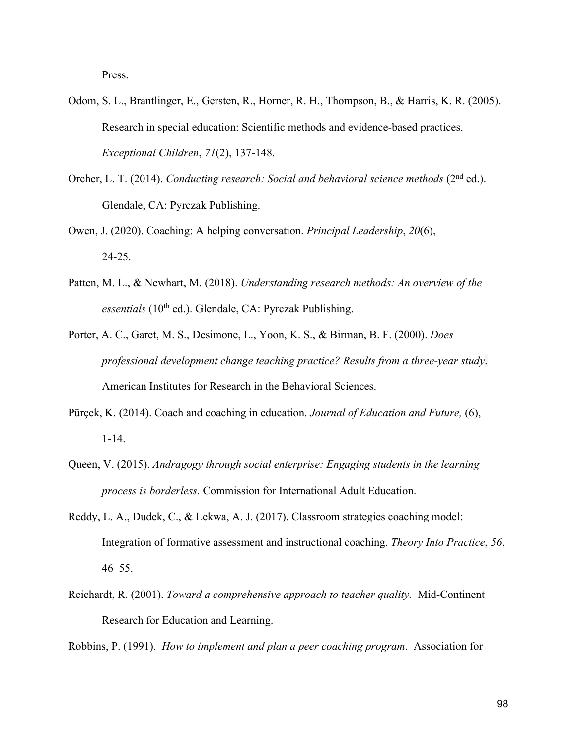Press.

Odom, S. L., Brantlinger, E., Gersten, R., Horner, R. H., Thompson, B., & Harris, K. R. (2005). Research in special education: Scientific methods and evidence-based practices. *Exceptional Children*, *71*(2), 137-148.

Orcher, L. T. (2014). *Conducting research: Social and behavioral science methods* (2nd ed.). Glendale, CA: Pyrczak Publishing.

Owen, J. (2020). Coaching: A helping conversation. *Principal Leadership*, *20*(6), 24-25.

Patten, M. L., & Newhart, M. (2018). *Understanding research methods: An overview of the essentials* (10th ed.). Glendale, CA: Pyrczak Publishing.

Porter, A. C., Garet, M. S., Desimone, L., Yoon, K. S., & Birman, B. F. (2000). *Does professional development change teaching practice? Results from a three-year study*. American Institutes for Research in the Behavioral Sciences.

Pürçek, K. (2014). Coach and coaching in education. *Journal of Education and Future,* (6), 1-14.

Queen, V. (2015). *Andragogy through social enterprise: Engaging students in the learning process is borderless.* Commission for International Adult Education.

Reddy, L. A., Dudek, C., & Lekwa, A. J. (2017). Classroom strategies coaching model: Integration of formative assessment and instructional coaching. *Theory Into Practice*, *56*, 46–55.

Reichardt, R. (2001). *Toward a comprehensive approach to teacher quality.* Mid-Continent Research for Education and Learning.

Robbins, P. (1991). *How to implement and plan a peer coaching program*. Association for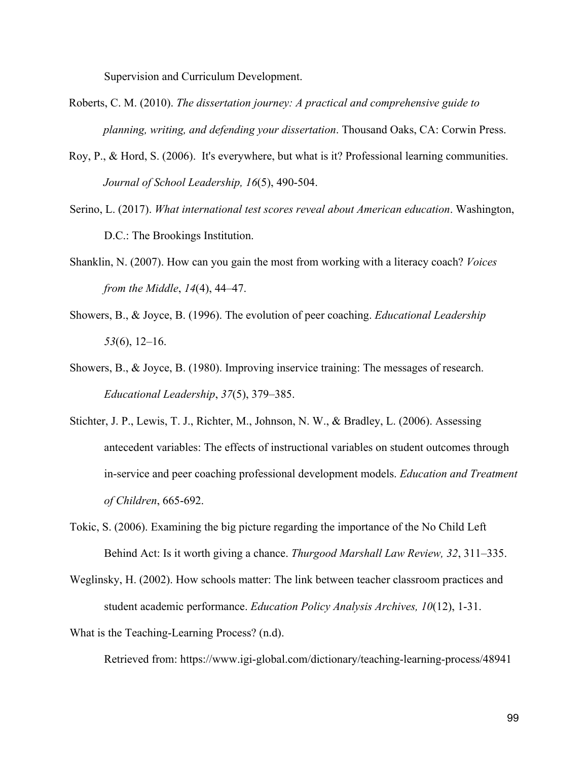Supervision and Curriculum Development.

Roberts, C. M. (2010). *The dissertation journey: A practical and comprehensive guide to planning, writing, and defending your dissertation*. Thousand Oaks, CA: Corwin Press.

Roy, P., & Hord, S. (2006). It's everywhere, but what is it? Professional learning communities. *Journal of School Leadership, 16*(5), 490-504.

Serino, L. (2017). *What international test scores reveal about American education*. Washington, D.C.: The Brookings Institution.

Shanklin, N. (2007). How can you gain the most from working with a literacy coach? *Voices from the Middle*, *14*(4), 44–47.

Showers, B., & Joyce, B. (1996). The evolution of peer coaching. *Educational Leadership* *53*(6), 12–16.

Showers, B., & Joyce, B. (1980). Improving inservice training: The messages of research. *Educational Leadership*, *37*(5), 379–385.

Stichter, J. P., Lewis, T. J., Richter, M., Johnson, N. W., & Bradley, L. (2006). Assessing antecedent variables: The effects of instructional variables on student outcomes through in-service and peer coaching professional development models. *Education and Treatment of Children*, 665-692.

Tokic, S. (2006). Examining the big picture regarding the importance of the No Child Left Behind Act: Is it worth giving a chance. *Thurgood Marshall Law Review, 32*, 311–335.

Weglinsky, H. (2002). How schools matter: The link between teacher classroom practices and student academic performance. *Education Policy Analysis Archives, 10*(12), 1-31.

What is the Teaching-Learning Process? (n.d).

Retrieved from: https://www.igi-global.com/dictionary/teaching-learning-process/48941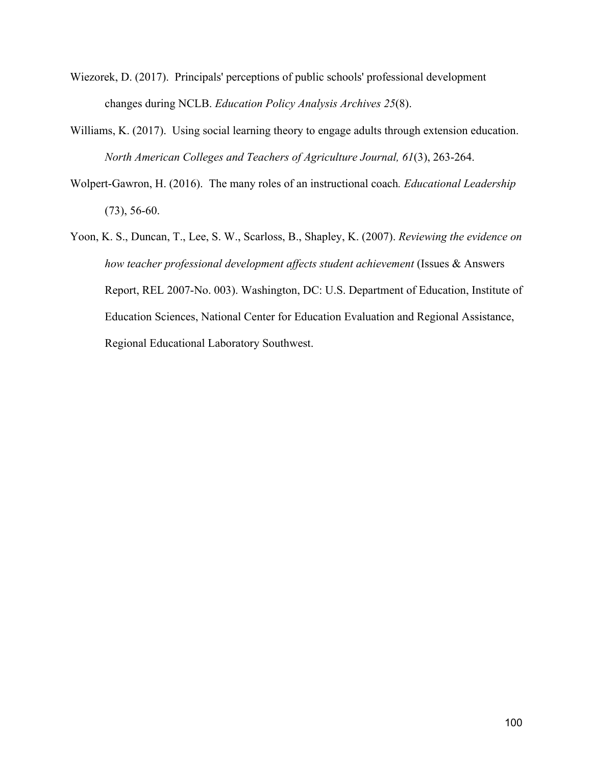Wiezorek, D. (2017). Principals' perceptions of public schools' professional development changes during NCLB. *Education Policy Analysis Archives 25*(8).

Williams, K. (2017). Using social learning theory to engage adults through extension education. *North American Colleges and Teachers of Agriculture Journal, 61*(3), 263-264.

Wolpert-Gawron, H. (2016). The many roles of an instructional coach*. Educational Leadership* (73), 56-60.

Yoon, K. S., Duncan, T., Lee, S. W., Scarloss, B., Shapley, K. (2007). *Reviewing the evidence on how teacher professional development affects student achievement* (Issues & Answers Report, REL 2007-No. 003). Washington, DC: U.S. Department of Education, Institute of Education Sciences, National Center for Education Evaluation and Regional Assistance, Regional Educational Laboratory Southwest.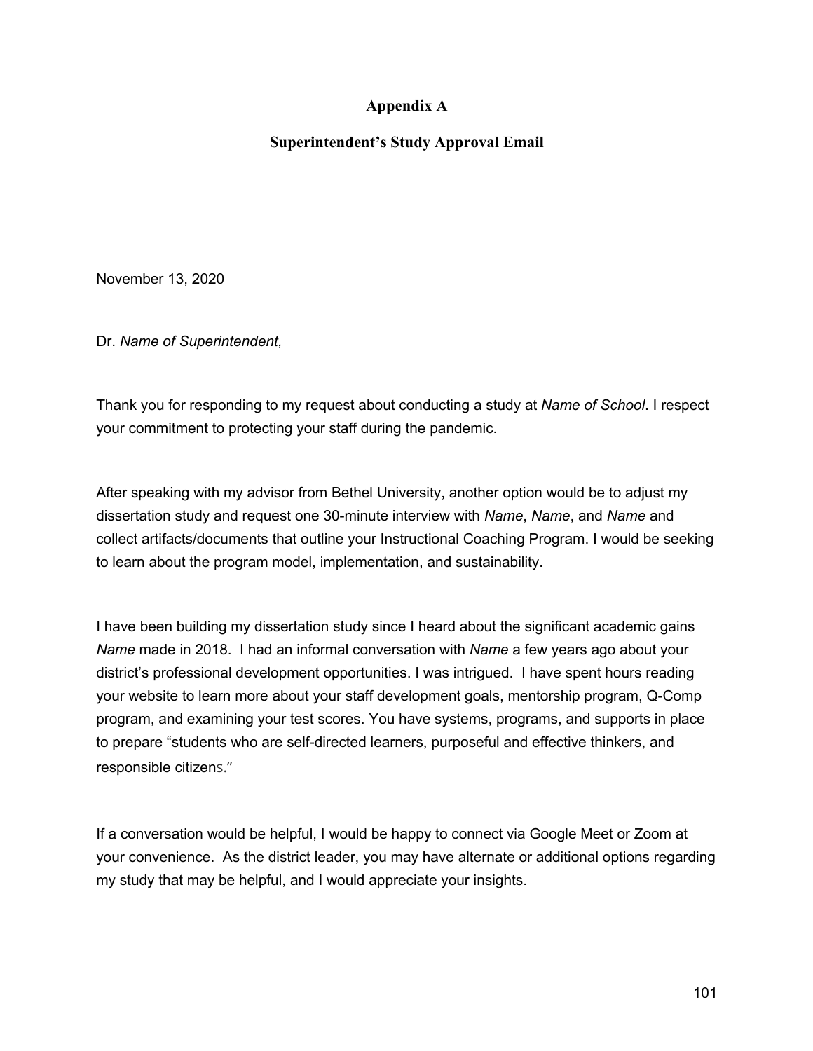# Appendix A

## Superintendent's Study Approval Email

November 13, 2020

Dr. *Name of Superintendent,*

Thank you for responding to my request about conducting a study at *Name of School*. I respect your commitment to protecting your staff during the pandemic.

After speaking with my advisor from Bethel University, another option would be to adjust my dissertation study and request one 30-minute interview with *Name*, *Name*, and *Name* and collect artifacts/documents that outline your Instructional Coaching Program. I would be seeking to learn about the program model, implementation, and sustainability.

I have been building my dissertation study since I heard about the significant academic gains *Name* made in 2018. I had an informal conversation with *Name* a few years ago about your district's professional development opportunities. I was intrigued. I have spent hours reading your website to learn more about your staff development goals, mentorship program, Q-Comp program, and examining your test scores. You have systems, programs, and supports in place to prepare "students who are self-directed learners, purposeful and effective thinkers, and responsible citizens."

If a conversation would be helpful, I would be happy to connect via Google Meet or Zoom at your convenience. As the district leader, you may have alternate or additional options regarding my study that may be helpful, and I would appreciate your insights.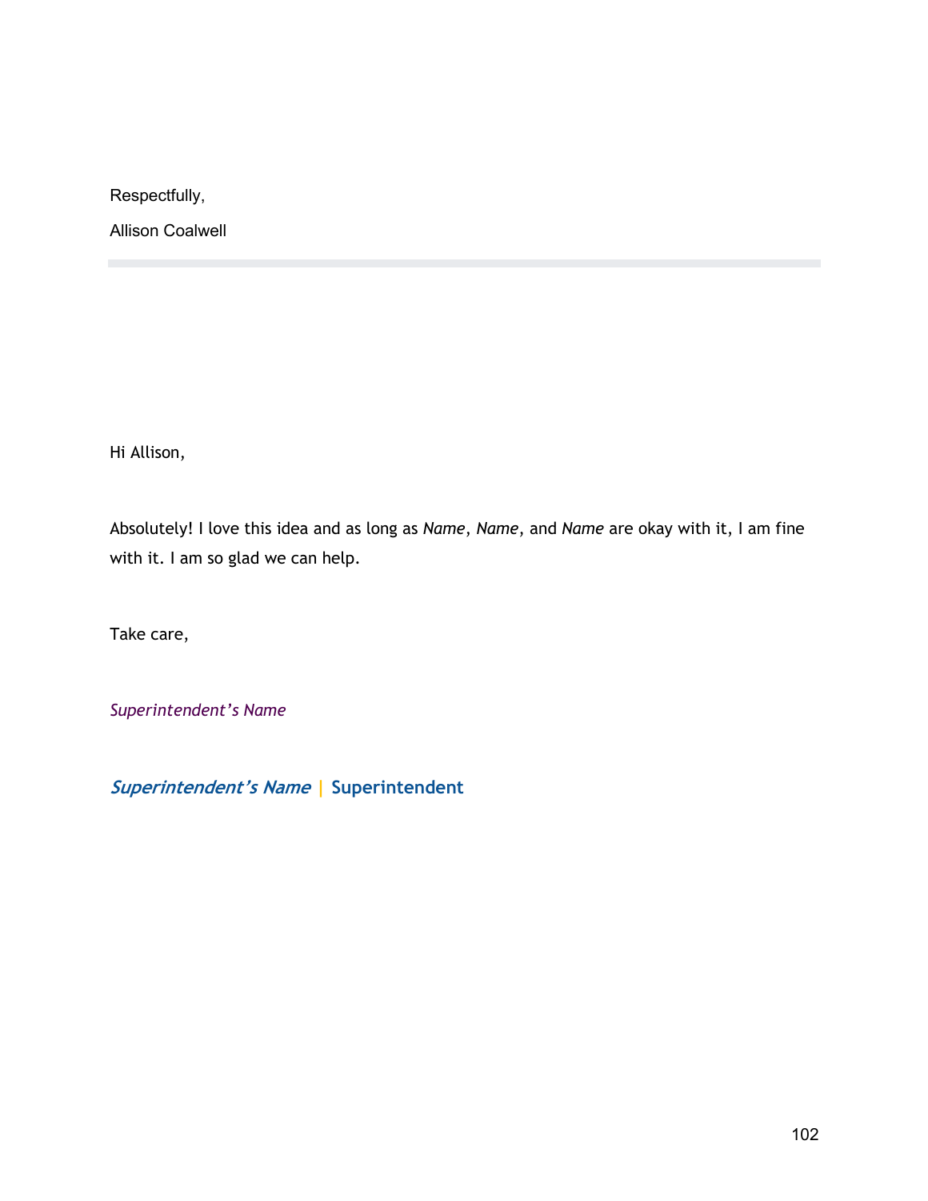Respectfully,

Allison Coalwell

---

Hi Allison,

Absolutely! I love this idea and as long as *Name*, *Name*, and *Name* are okay with it, I am fine with it. I am so glad we can help.

Take care,

*Superintendent's Name*

***Superintendent's Name*** | **Superintendent**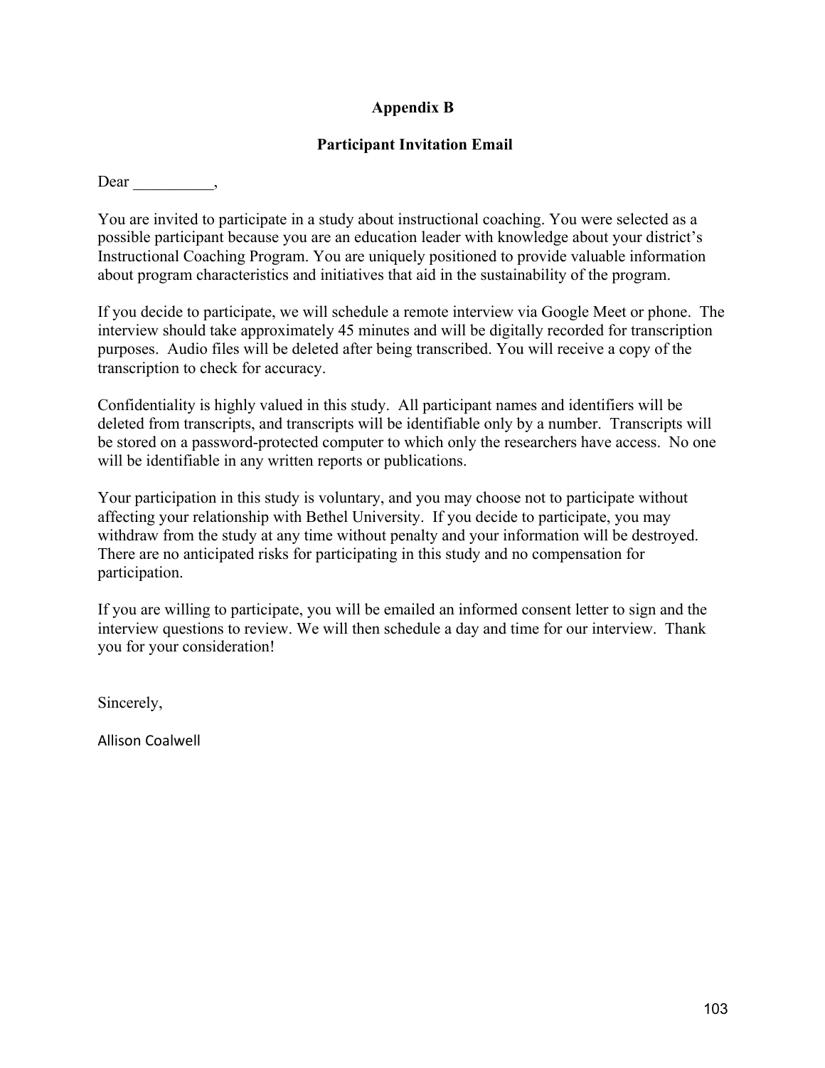# Appendix B

## Participant Invitation Email

Dear __________,

You are invited to participate in a study about instructional coaching. You were selected as a possible participant because you are an education leader with knowledge about your district's Instructional Coaching Program. You are uniquely positioned to provide valuable information about program characteristics and initiatives that aid in the sustainability of the program.

If you decide to participate, we will schedule a remote interview via Google Meet or phone. The interview should take approximately 45 minutes and will be digitally recorded for transcription purposes. Audio files will be deleted after being transcribed. You will receive a copy of the transcription to check for accuracy.

Confidentiality is highly valued in this study. All participant names and identifiers will be deleted from transcripts, and transcripts will be identifiable only by a number. Transcripts will be stored on a password-protected computer to which only the researchers have access. No one will be identifiable in any written reports or publications.

Your participation in this study is voluntary, and you may choose not to participate without affecting your relationship with Bethel University. If you decide to participate, you may withdraw from the study at any time without penalty and your information will be destroyed. There are no anticipated risks for participating in this study and no compensation for participation.

If you are willing to participate, you will be emailed an informed consent letter to sign and the interview questions to review. We will then schedule a day and time for our interview. Thank you for your consideration!

Sincerely,

Allison Coalwell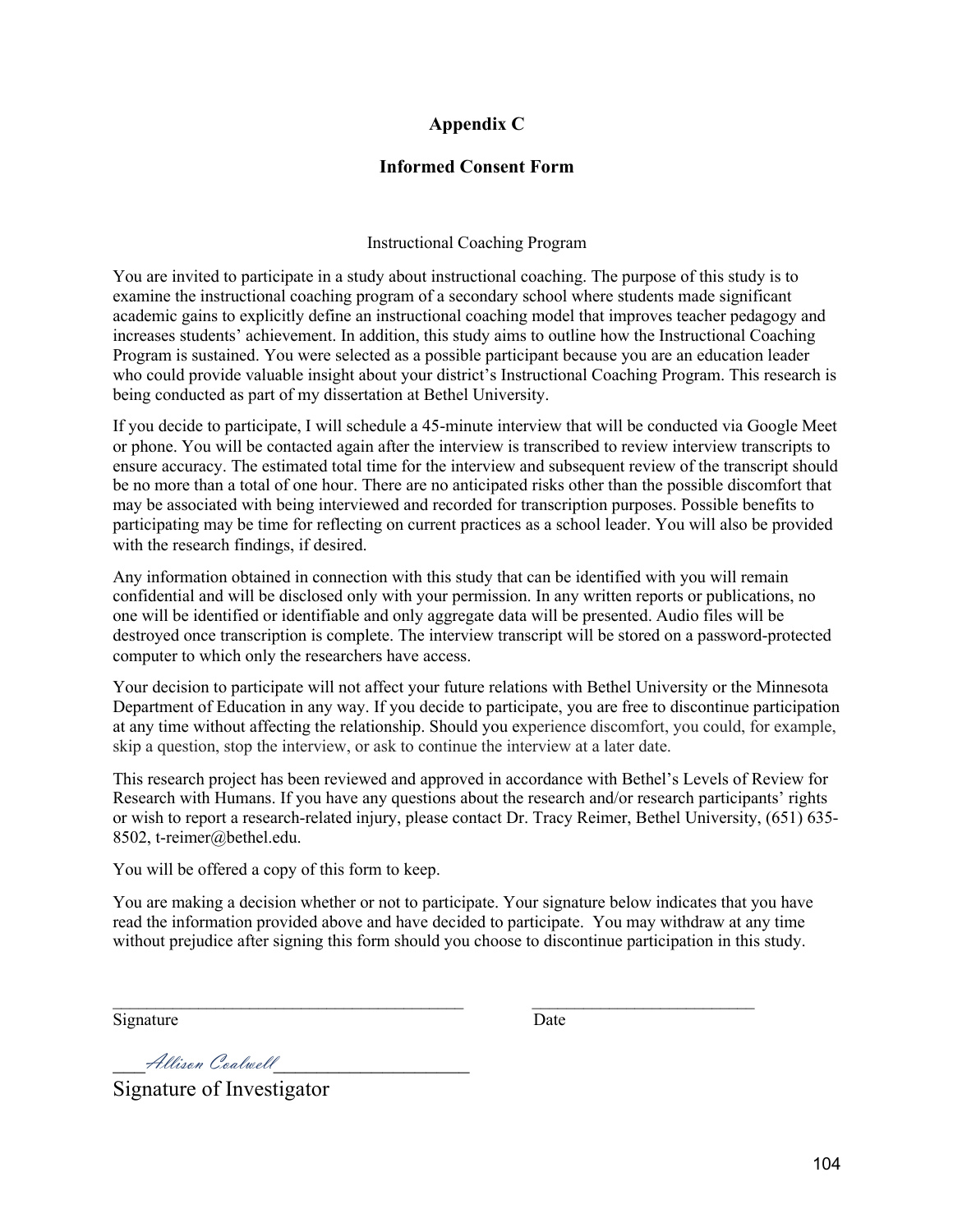## Appendix C

## Informed Consent Form

Instructional Coaching Program

You are invited to participate in a study about instructional coaching. The purpose of this study is to examine the instructional coaching program of a secondary school where students made significant academic gains to explicitly define an instructional coaching model that improves teacher pedagogy and increases students' achievement. In addition, this study aims to outline how the Instructional Coaching Program is sustained. You were selected as a possible participant because you are an education leader who could provide valuable insight about your district's Instructional Coaching Program. This research is being conducted as part of my dissertation at Bethel University.

If you decide to participate, I will schedule a 45-minute interview that will be conducted via Google Meet or phone. You will be contacted again after the interview is transcribed to review interview transcripts to ensure accuracy. The estimated total time for the interview and subsequent review of the transcript should be no more than a total of one hour. There are no anticipated risks other than the possible discomfort that may be associated with being interviewed and recorded for transcription purposes. Possible benefits to participating may be time for reflecting on current practices as a school leader. You will also be provided with the research findings, if desired.

Any information obtained in connection with this study that can be identified with you will remain confidential and will be disclosed only with your permission. In any written reports or publications, no one will be identified or identifiable and only aggregate data will be presented. Audio files will be destroyed once transcription is complete. The interview transcript will be stored on a password-protected computer to which only the researchers have access.

Your decision to participate will not affect your future relations with Bethel University or the Minnesota Department of Education in any way. If you decide to participate, you are free to discontinue participation at any time without affecting the relationship. Should you experience discomfort, you could, for example, skip a question, stop the interview, or ask to continue the interview at a later date.

This research project has been reviewed and approved in accordance with Bethel's Levels of Review for Research with Humans. If you have any questions about the research and/or research participants' rights or wish to report a research-related injury, please contact Dr. Tracy Reimer, Bethel University, (651) 635-8502, t-reimer@bethel.edu.

You will be offered a copy of this form to keep.

You are making a decision whether or not to participate. Your signature below indicates that you have read the information provided above and have decided to participate. You may withdraw at any time without prejudice after signing this form should you choose to discontinue participation in this study.

_________________________________________ __________________________

Signature Date

\_\_\_Allison Coalwell\_\_\_\_\_\_\_\_\_\_\_\_\_\_\_\_\_\_\_\_

Signature of Investigator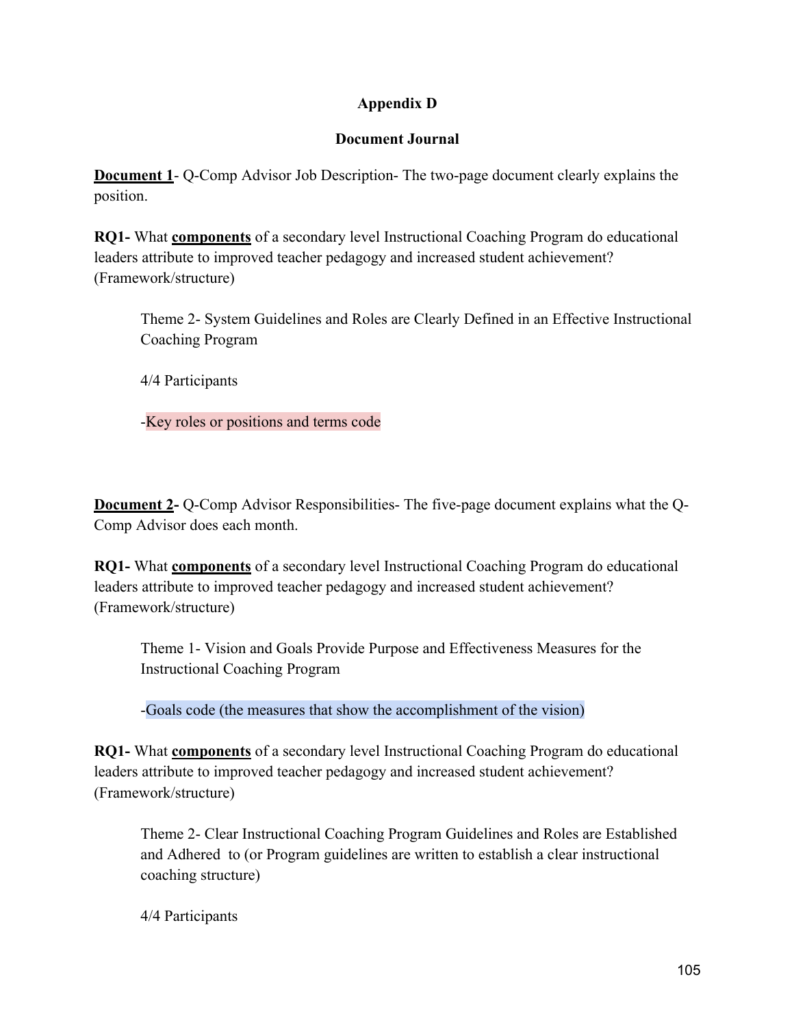**Appendix D**

**Document Journal**

**<u>Document 1</u>**- Q-Comp Advisor Job Description- The two-page document clearly explains the position.

**RQ1-** What **<u>components</u>** of a secondary level Instructional Coaching Program do educational leaders attribute to improved teacher pedagogy and increased student achievement? (Framework/structure)

> Theme 2- System Guidelines and Roles are Clearly Defined in an Effective Instructional Coaching Program
>
> 4/4 Participants
>
> -Key roles or positions and terms code

**<u>Document 2</u>-** Q-Comp Advisor Responsibilities- The five-page document explains what the Q-Comp Advisor does each month.

**RQ1-** What **<u>components</u>** of a secondary level Instructional Coaching Program do educational leaders attribute to improved teacher pedagogy and increased student achievement? (Framework/structure)

> Theme 1- Vision and Goals Provide Purpose and Effectiveness Measures for the Instructional Coaching Program
>
> -Goals code (the measures that show the accomplishment of the vision)

**RQ1-** What **<u>components</u>** of a secondary level Instructional Coaching Program do educational leaders attribute to improved teacher pedagogy and increased student achievement? (Framework/structure)

> Theme 2- Clear Instructional Coaching Program Guidelines and Roles are Established and Adhered to (or Program guidelines are written to establish a clear instructional coaching structure)
>
> 4/4 Participants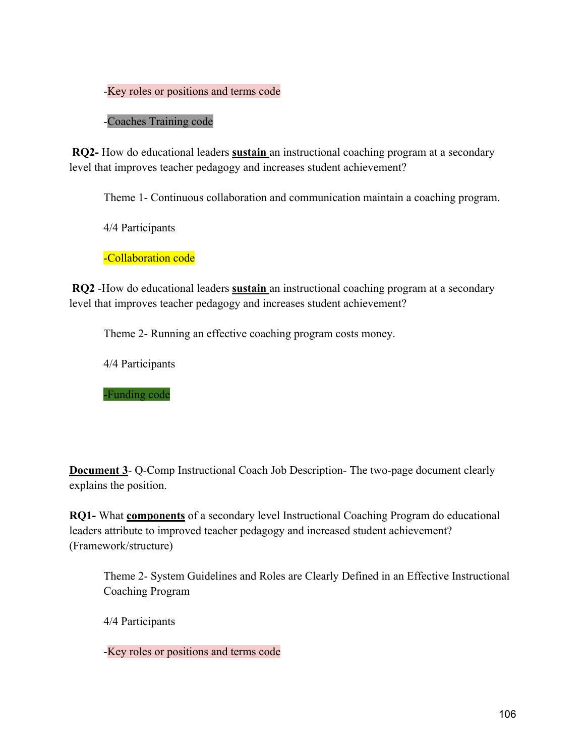-Key roles or positions and terms code

-Coaches Training code

**RQ2-** How do educational leaders **sustain** an instructional coaching program at a secondary level that improves teacher pedagogy and increases student achievement?

Theme 1- Continuous collaboration and communication maintain a coaching program.

4/4 Participants

-Collaboration code

**RQ2** -How do educational leaders **sustain** an instructional coaching program at a secondary level that improves teacher pedagogy and increases student achievement?

Theme 2- Running an effective coaching program costs money.

4/4 Participants

-Funding code

**Document 3**- Q-Comp Instructional Coach Job Description- The two-page document clearly explains the position.

**RQ1-** What **components** of a secondary level Instructional Coaching Program do educational leaders attribute to improved teacher pedagogy and increased student achievement? (Framework/structure)

Theme 2- System Guidelines and Roles are Clearly Defined in an Effective Instructional Coaching Program

4/4 Participants

-Key roles or positions and terms code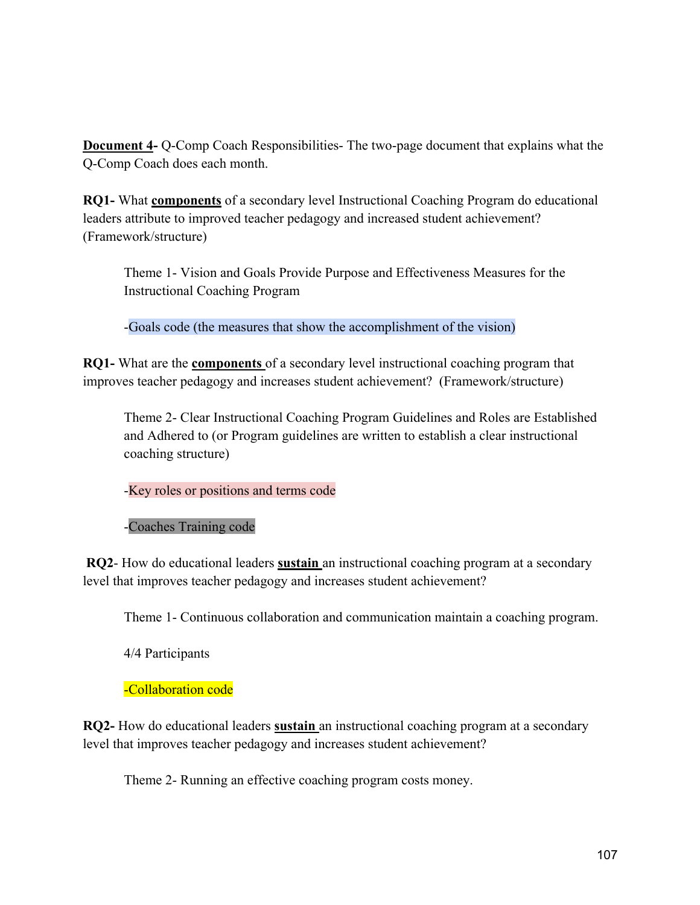**<u>Document 4</u>-** Q-Comp Coach Responsibilities- The two-page document that explains what the Q-Comp Coach does each month.

**RQ1-** What **<u>components</u>** of a secondary level Instructional Coaching Program do educational leaders attribute to improved teacher pedagogy and increased student achievement? (Framework/structure)

> Theme 1- Vision and Goals Provide Purpose and Effectiveness Measures for the Instructional Coaching Program
>
> -Goals code (the measures that show the accomplishment of the vision)

**RQ1-** What are the **<u>components</u>** of a secondary level instructional coaching program that improves teacher pedagogy and increases student achievement? (Framework/structure)

> Theme 2- Clear Instructional Coaching Program Guidelines and Roles are Established and Adhered to (or Program guidelines are written to establish a clear instructional coaching structure)
>
> -Key roles or positions and terms code
>
> -Coaches Training code

**RQ2**- How do educational leaders **<u>sustain</u>** an instructional coaching program at a secondary level that improves teacher pedagogy and increases student achievement?

> Theme 1- Continuous collaboration and communication maintain a coaching program.
>
> 4/4 Participants
>
> -Collaboration code

**RQ2-** How do educational leaders **<u>sustain</u>** an instructional coaching program at a secondary level that improves teacher pedagogy and increases student achievement?

> Theme 2- Running an effective coaching program costs money.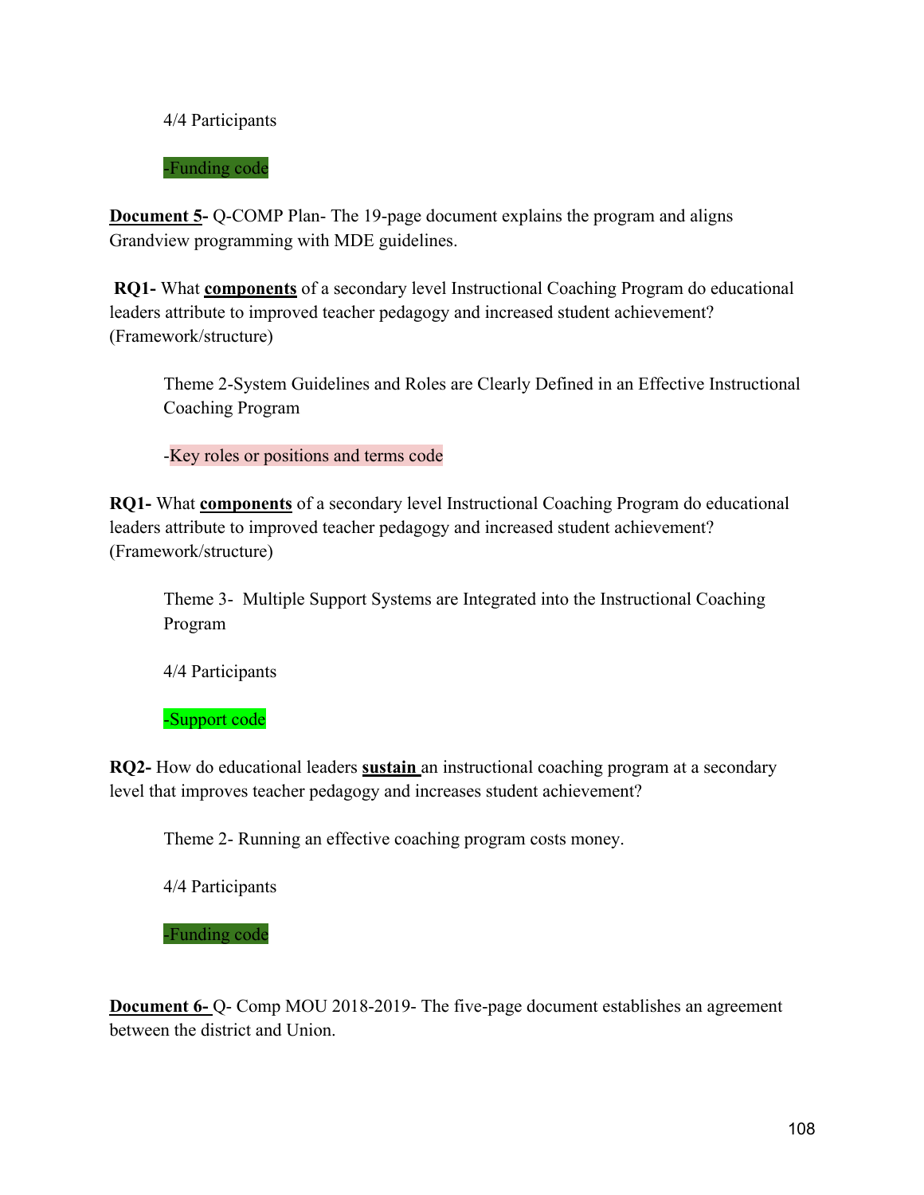4/4 Participants

-Funding code

**<u>Document 5</u>-** Q-COMP Plan- The 19-page document explains the program and aligns Grandview programming with MDE guidelines.

**RQ1-** What **<u>components</u>** of a secondary level Instructional Coaching Program do educational leaders attribute to improved teacher pedagogy and increased student achievement? (Framework/structure)

Theme 2-System Guidelines and Roles are Clearly Defined in an Effective Instructional Coaching Program

-Key roles or positions and terms code

**RQ1-** What **<u>components</u>** of a secondary level Instructional Coaching Program do educational leaders attribute to improved teacher pedagogy and increased student achievement? (Framework/structure)

Theme 3- Multiple Support Systems are Integrated into the Instructional Coaching Program

4/4 Participants

-Support code

**RQ2-** How do educational leaders **<u>sustain</u>** an instructional coaching program at a secondary level that improves teacher pedagogy and increases student achievement?

Theme 2- Running an effective coaching program costs money.

4/4 Participants

-Funding code

**<u>Document 6-</u>** Q- Comp MOU 2018-2019- The five-page document establishes an agreement between the district and Union.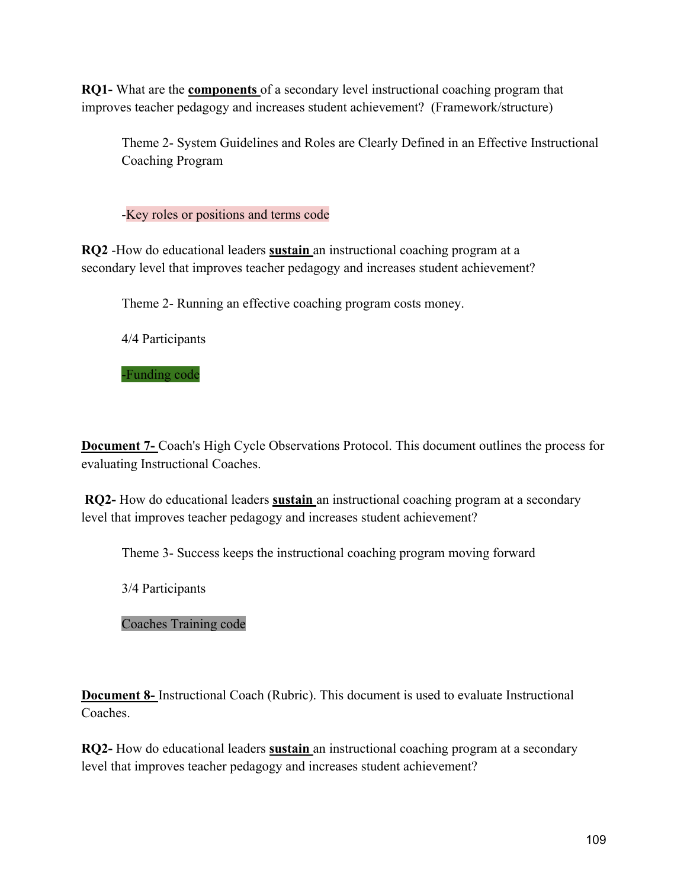**RQ1-** What are the **components** of a secondary level instructional coaching program that improves teacher pedagogy and increases student achievement? (Framework/structure)

> Theme 2- System Guidelines and Roles are Clearly Defined in an Effective Instructional Coaching Program
>
> -Key roles or positions and terms code

**RQ2** -How do educational leaders **sustain** an instructional coaching program at a secondary level that improves teacher pedagogy and increases student achievement?

> Theme 2- Running an effective coaching program costs money.
>
> 4/4 Participants
>
> -Funding code

**Document 7-** Coach's High Cycle Observations Protocol. This document outlines the process for evaluating Instructional Coaches.

**RQ2-** How do educational leaders **sustain** an instructional coaching program at a secondary level that improves teacher pedagogy and increases student achievement?

> Theme 3- Success keeps the instructional coaching program moving forward
>
> 3/4 Participants
>
> Coaches Training code

**Document 8-** Instructional Coach (Rubric). This document is used to evaluate Instructional Coaches.

**RQ2-** How do educational leaders **sustain** an instructional coaching program at a secondary level that improves teacher pedagogy and increases student achievement?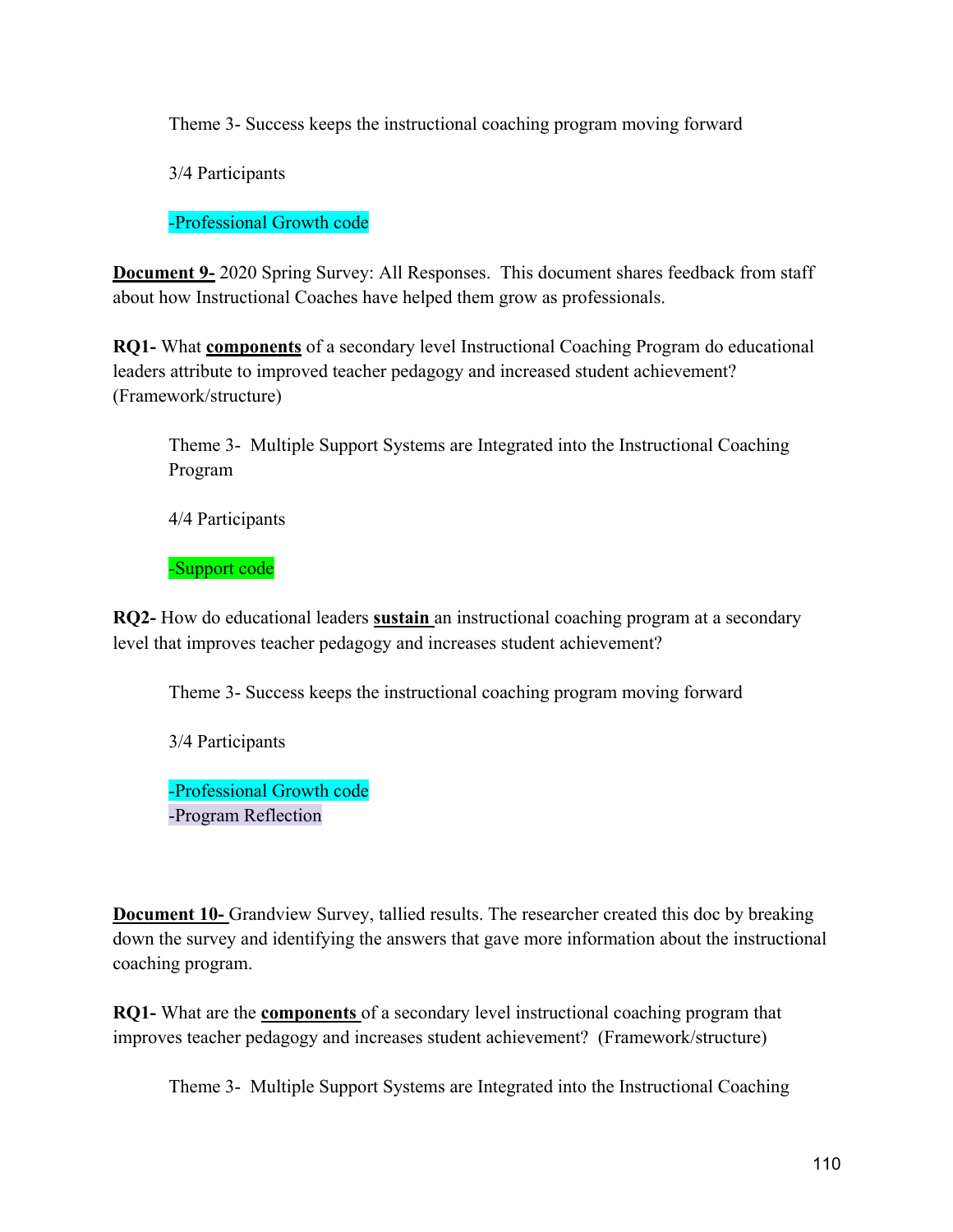Theme 3- Success keeps the instructional coaching program moving forward

3/4 Participants

-Professional Growth code

**Document 9-** 2020 Spring Survey: All Responses. This document shares feedback from staff about how Instructional Coaches have helped them grow as professionals.

**RQ1-** What **components** of a secondary level Instructional Coaching Program do educational leaders attribute to improved teacher pedagogy and increased student achievement? (Framework/structure)

Theme 3- Multiple Support Systems are Integrated into the Instructional Coaching Program

4/4 Participants

-Support code

**RQ2-** How do educational leaders **sustain** an instructional coaching program at a secondary level that improves teacher pedagogy and increases student achievement?

Theme 3- Success keeps the instructional coaching program moving forward

3/4 Participants

-Professional Growth code
-Program Reflection

**Document 10-** Grandview Survey, tallied results. The researcher created this doc by breaking down the survey and identifying the answers that gave more information about the instructional coaching program.

**RQ1-** What are the **components** of a secondary level instructional coaching program that improves teacher pedagogy and increases student achievement? (Framework/structure)

Theme 3- Multiple Support Systems are Integrated into the Instructional Coaching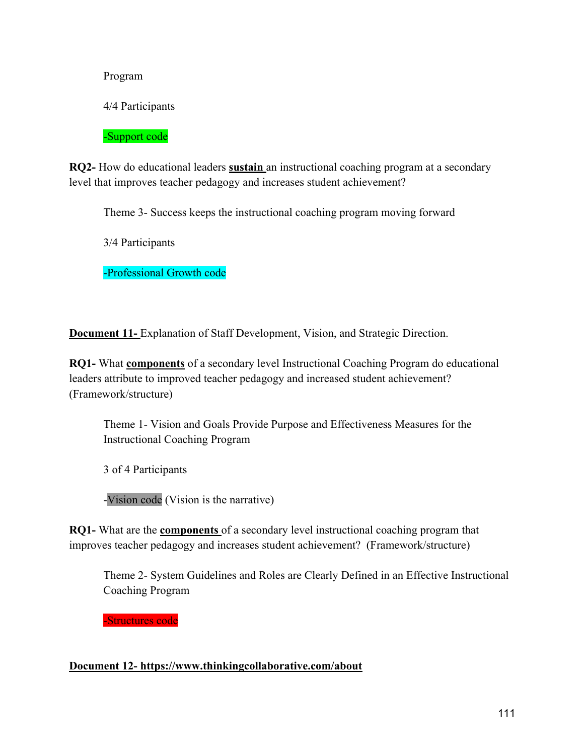Program

4/4 Participants

-Support code

**RQ2-** How do educational leaders **sustain** an instructional coaching program at a secondary level that improves teacher pedagogy and increases student achievement?

Theme 3- Success keeps the instructional coaching program moving forward

3/4 Participants

-Professional Growth code

**Document 11-** Explanation of Staff Development, Vision, and Strategic Direction.

**RQ1-** What **components** of a secondary level Instructional Coaching Program do educational leaders attribute to improved teacher pedagogy and increased student achievement? (Framework/structure)

Theme 1- Vision and Goals Provide Purpose and Effectiveness Measures for the Instructional Coaching Program

3 of 4 Participants

-Vision code (Vision is the narrative)

**RQ1-** What are the **components** of a secondary level instructional coaching program that improves teacher pedagogy and increases student achievement? (Framework/structure)

Theme 2- System Guidelines and Roles are Clearly Defined in an Effective Instructional Coaching Program

-Structures code

**Document 12- https://www.thinkingcollaborative.com/about**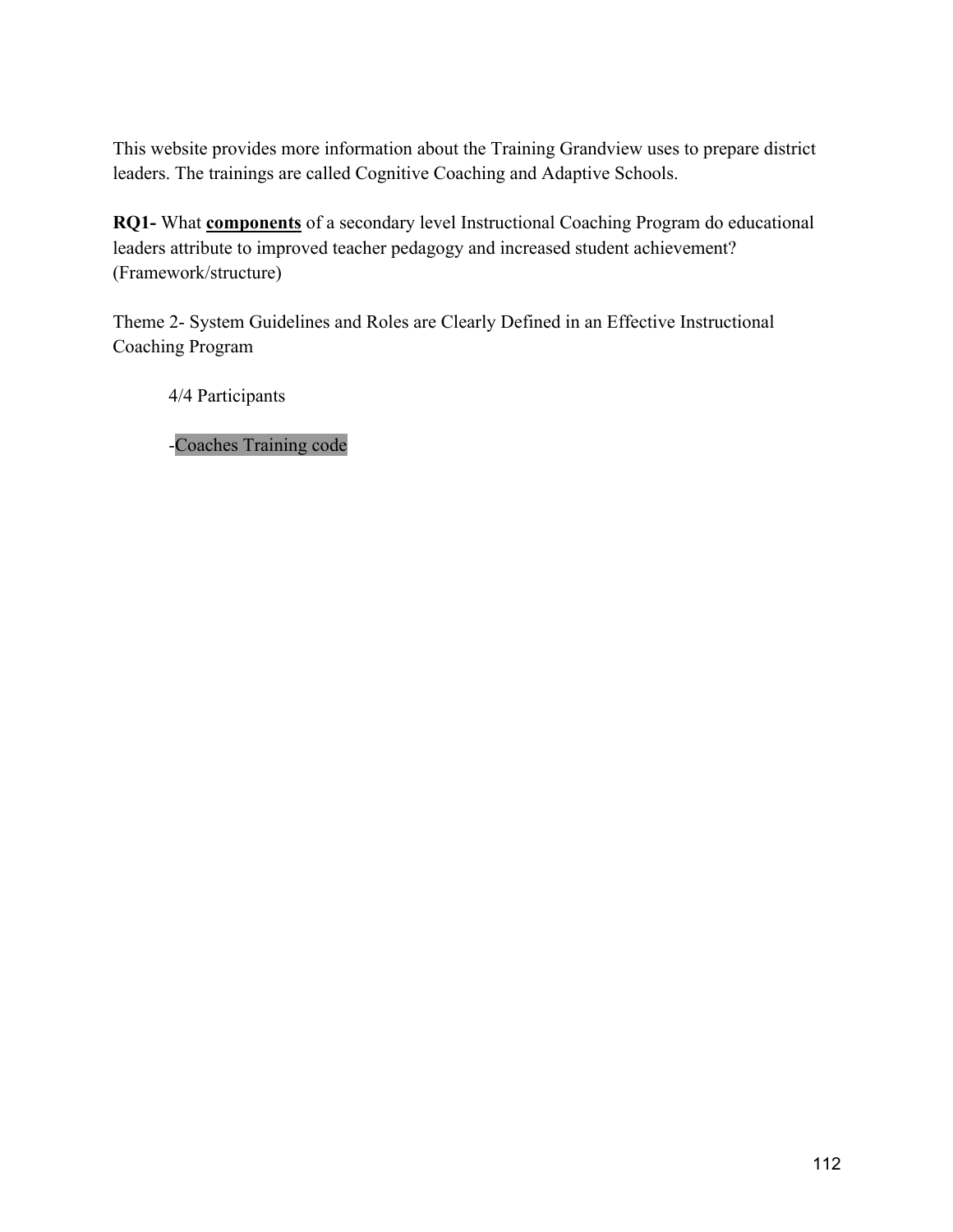This website provides more information about the Training Grandview uses to prepare district leaders. The trainings are called Cognitive Coaching and Adaptive Schools.

**RQ1-** What **components** of a secondary level Instructional Coaching Program do educational leaders attribute to improved teacher pedagogy and increased student achievement? (Framework/structure)

Theme 2- System Guidelines and Roles are Clearly Defined in an Effective Instructional Coaching Program

4/4 Participants

-Coaches Training code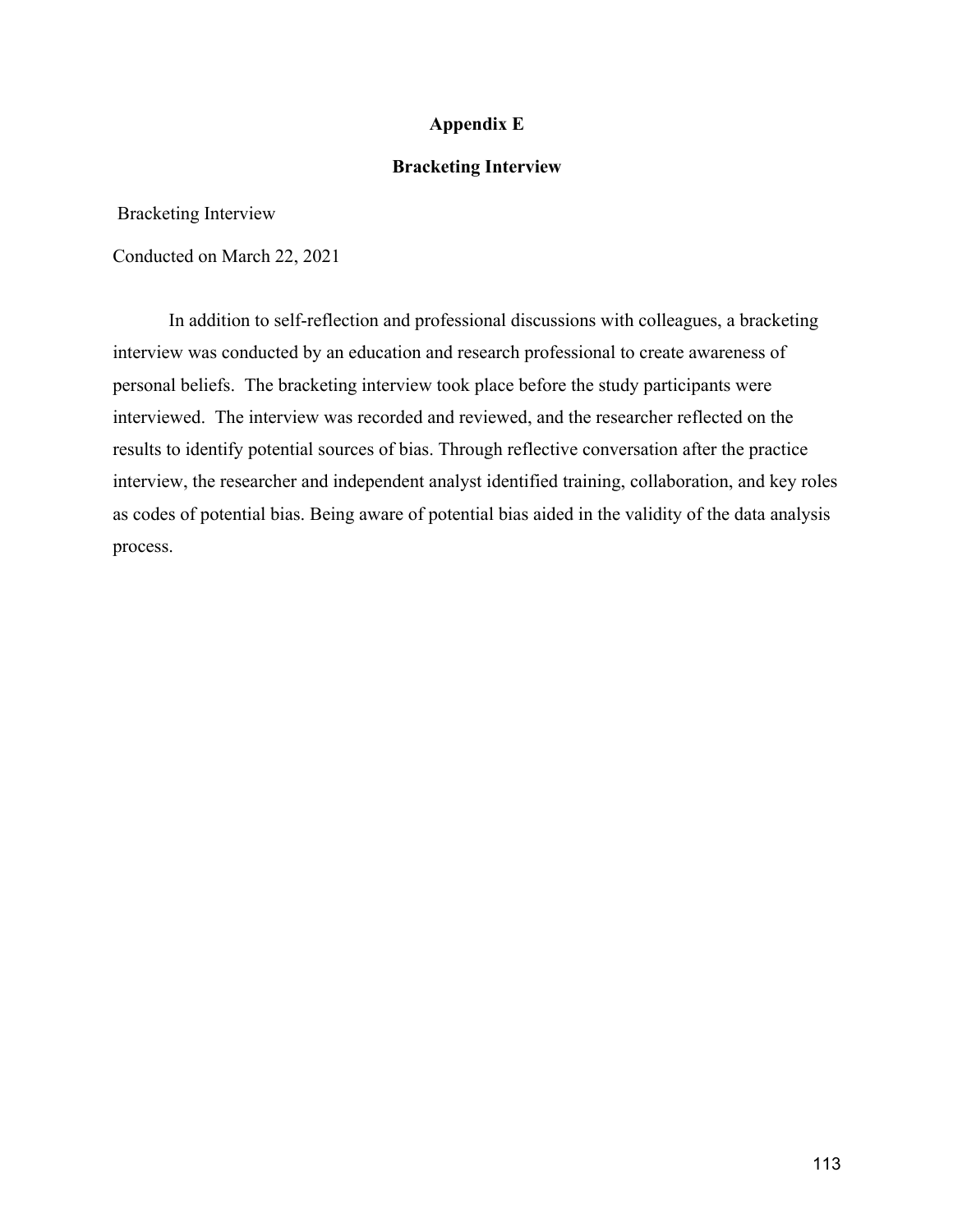## Appendix E

## Bracketing Interview

Bracketing Interview

Conducted on March 22, 2021

In addition to self-reflection and professional discussions with colleagues, a bracketing interview was conducted by an education and research professional to create awareness of personal beliefs. The bracketing interview took place before the study participants were interviewed. The interview was recorded and reviewed, and the researcher reflected on the results to identify potential sources of bias. Through reflective conversation after the practice interview, the researcher and independent analyst identified training, collaboration, and key roles as codes of potential bias. Being aware of potential bias aided in the validity of the data analysis process.